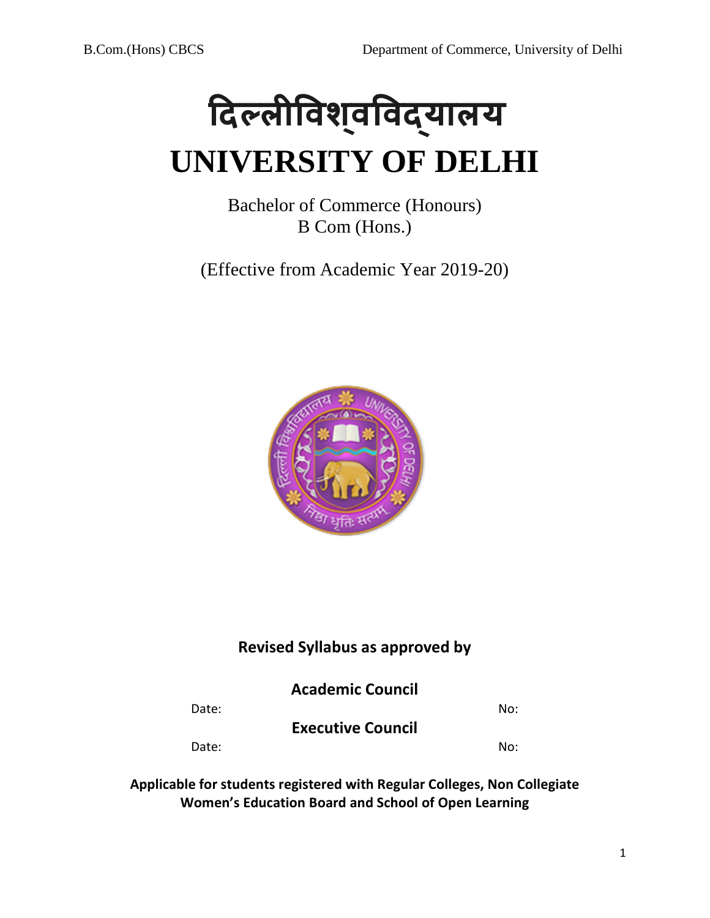# दिल्लीविश्वविद्यालय

# UNIVERSITY OF DELHI

Bachelor of Commerce (Honours)
B Com (Hons.)

(Effective from Academic Year 2019-20)

**Revised Syllabus as approved by**

**Academic Council**

Date: No:

**Executive Council**

Date: No:

**Applicable for students registered with Regular Colleges, Non Collegiate Women's Education Board and School of Open Learning**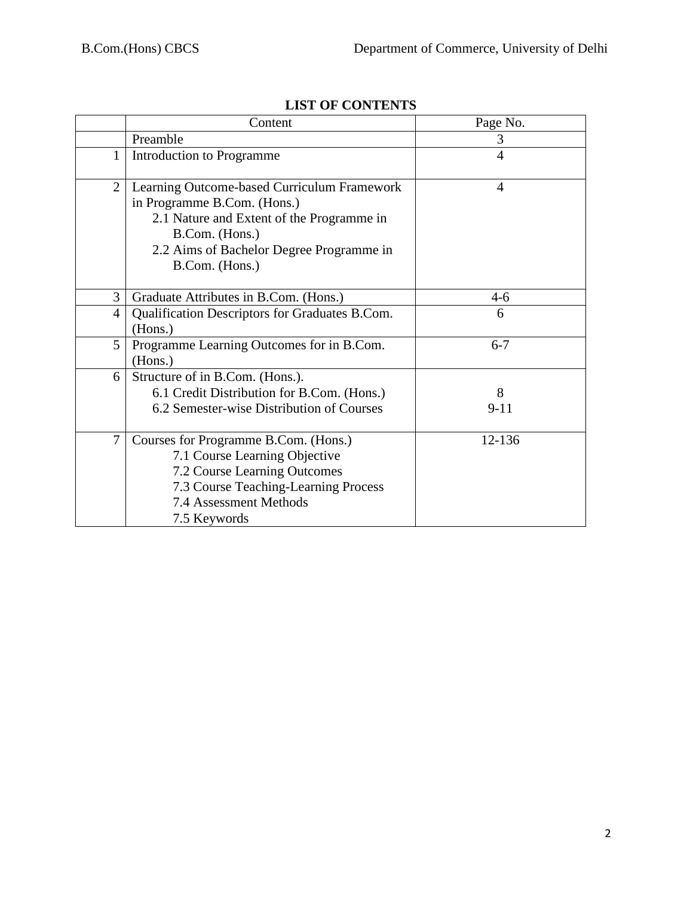**LIST OF CONTENTS**

| | Content | Page No. |
|---|---|---|
| | Preamble | 3 |
| 1 | Introduction to Programme | 4 |
| 2 | Learning Outcome-based Curriculum Framework in Programme B.Com. (Hons.)<br>2.1 Nature and Extent of the Programme in B.Com. (Hons.)<br>2.2 Aims of Bachelor Degree Programme in B.Com. (Hons.) | 4 |
| 3 | Graduate Attributes in B.Com. (Hons.) | 4-6 |
| 4 | Qualification Descriptors for Graduates B.Com. (Hons.) | 6 |
| 5 | Programme Learning Outcomes for in B.Com. (Hons.) | 6-7 |
| 6 | Structure of in B.Com. (Hons.).<br>6.1 Credit Distribution for B.Com. (Hons.)<br>6.2 Semester-wise Distribution of Courses | <br>8<br>9-11 |
| 7 | Courses for Programme B.Com. (Hons.)<br>7.1 Course Learning Objective<br>7.2 Course Learning Outcomes<br>7.3 Course Teaching-Learning Process<br>7.4 Assessment Methods<br>7.5 Keywords | 12-136 |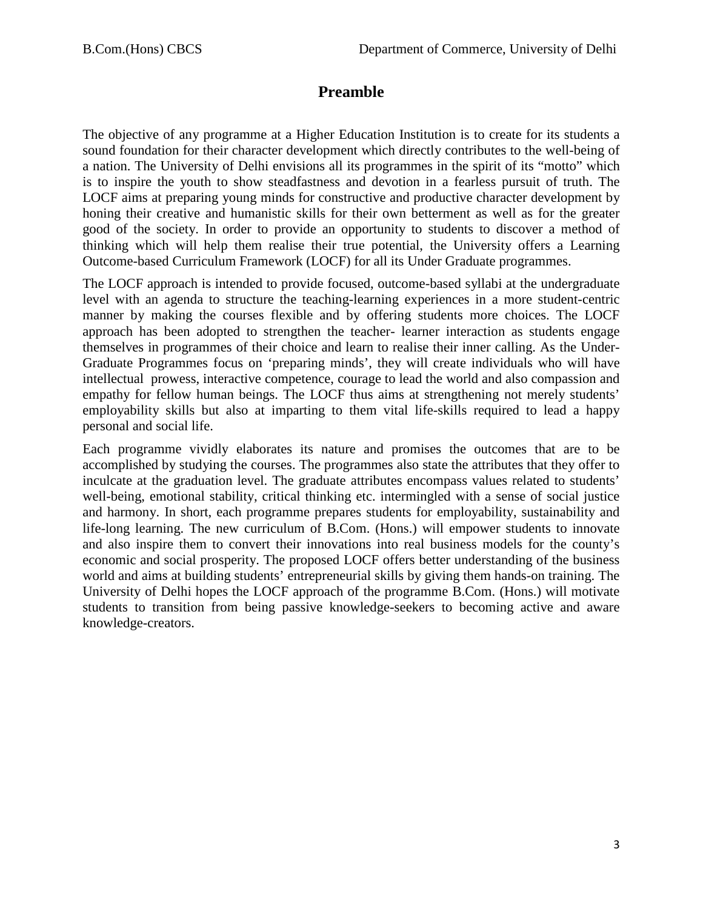# Preamble

The objective of any programme at a Higher Education Institution is to create for its students a sound foundation for their character development which directly contributes to the well-being of a nation. The University of Delhi envisions all its programmes in the spirit of its "motto" which is to inspire the youth to show steadfastness and devotion in a fearless pursuit of truth. The LOCF aims at preparing young minds for constructive and productive character development by honing their creative and humanistic skills for their own betterment as well as for the greater good of the society. In order to provide an opportunity to students to discover a method of thinking which will help them realise their true potential, the University offers a Learning Outcome-based Curriculum Framework (LOCF) for all its Under Graduate programmes.

The LOCF approach is intended to provide focused, outcome-based syllabi at the undergraduate level with an agenda to structure the teaching-learning experiences in a more student-centric manner by making the courses flexible and by offering students more choices. The LOCF approach has been adopted to strengthen the teacher- learner interaction as students engage themselves in programmes of their choice and learn to realise their inner calling. As the Under-Graduate Programmes focus on 'preparing minds', they will create individuals who will have intellectual prowess, interactive competence, courage to lead the world and also compassion and empathy for fellow human beings. The LOCF thus aims at strengthening not merely students' employability skills but also at imparting to them vital life-skills required to lead a happy personal and social life.

Each programme vividly elaborates its nature and promises the outcomes that are to be accomplished by studying the courses. The programmes also state the attributes that they offer to inculcate at the graduation level. The graduate attributes encompass values related to students' well-being, emotional stability, critical thinking etc. intermingled with a sense of social justice and harmony. In short, each programme prepares students for employability, sustainability and life-long learning. The new curriculum of B.Com. (Hons.) will empower students to innovate and also inspire them to convert their innovations into real business models for the county's economic and social prosperity. The proposed LOCF offers better understanding of the business world and aims at building students' entrepreneurial skills by giving them hands-on training. The University of Delhi hopes the LOCF approach of the programme B.Com. (Hons.) will motivate students to transition from being passive knowledge-seekers to becoming active and aware knowledge-creators.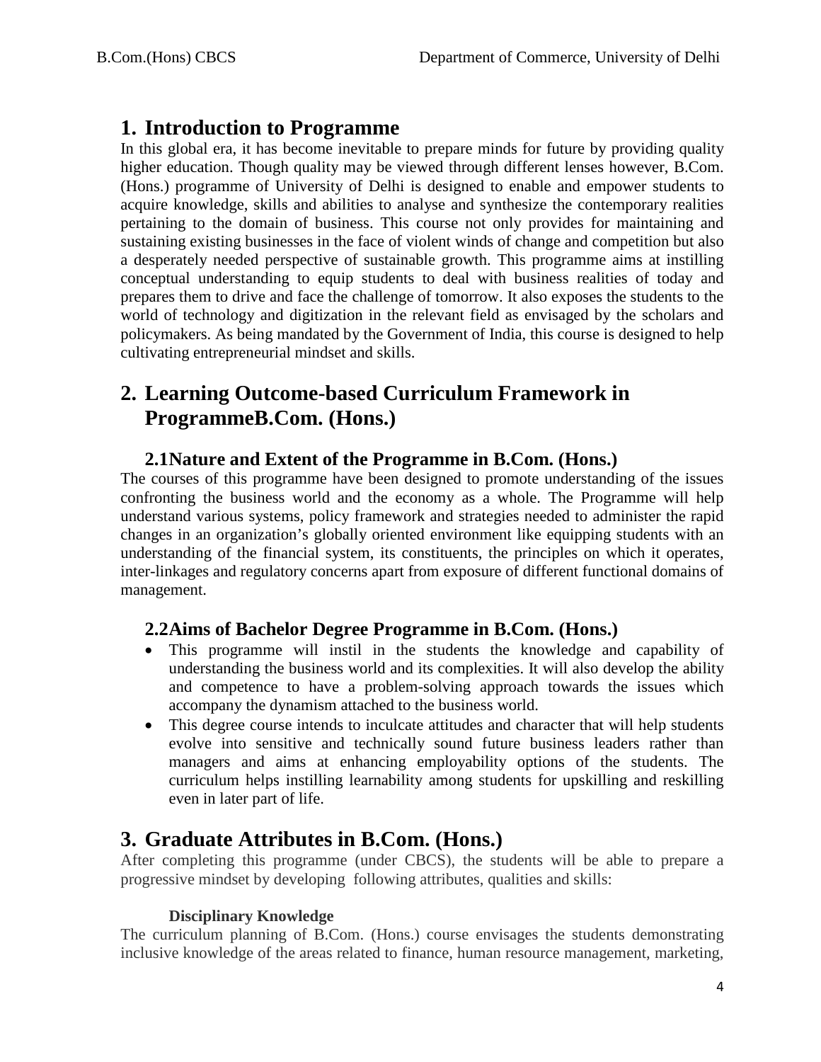# 1. Introduction to Programme

In this global era, it has become inevitable to prepare minds for future by providing quality higher education. Though quality may be viewed through different lenses however, B.Com. (Hons.) programme of University of Delhi is designed to enable and empower students to acquire knowledge, skills and abilities to analyse and synthesize the contemporary realities pertaining to the domain of business. This course not only provides for maintaining and sustaining existing businesses in the face of violent winds of change and competition but also a desperately needed perspective of sustainable growth. This programme aims at instilling conceptual understanding to equip students to deal with business realities of today and prepares them to drive and face the challenge of tomorrow. It also exposes the students to the world of technology and digitization in the relevant field as envisaged by the scholars and policymakers. As being mandated by the Government of India, this course is designed to help cultivating entrepreneurial mindset and skills.

# 2. Learning Outcome-based Curriculum Framework in ProgrammeB.Com. (Hons.)

## 2.1Nature and Extent of the Programme in B.Com. (Hons.)

The courses of this programme have been designed to promote understanding of the issues confronting the business world and the economy as a whole. The Programme will help understand various systems, policy framework and strategies needed to administer the rapid changes in an organization's globally oriented environment like equipping students with an understanding of the financial system, its constituents, the principles on which it operates, inter-linkages and regulatory concerns apart from exposure of different functional domains of management.

## 2.2Aims of Bachelor Degree Programme in B.Com. (Hons.)

- This programme will instil in the students the knowledge and capability of understanding the business world and its complexities. It will also develop the ability and competence to have a problem-solving approach towards the issues which accompany the dynamism attached to the business world.
- This degree course intends to inculcate attitudes and character that will help students evolve into sensitive and technically sound future business leaders rather than managers and aims at enhancing employability options of the students. The curriculum helps instilling learnability among students for upskilling and reskilling even in later part of life.

# 3. Graduate Attributes in B.Com. (Hons.)

After completing this programme (under CBCS), the students will be able to prepare a progressive mindset by developing following attributes, qualities and skills:

**Disciplinary Knowledge**

The curriculum planning of B.Com. (Hons.) course envisages the students demonstrating inclusive knowledge of the areas related to finance, human resource management, marketing,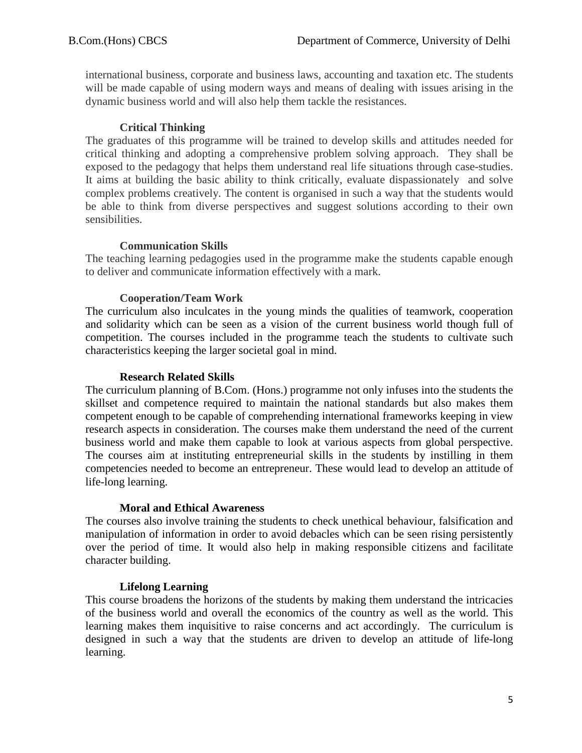international business, corporate and business laws, accounting and taxation etc. The students will be made capable of using modern ways and means of dealing with issues arising in the dynamic business world and will also help them tackle the resistances.

**Critical Thinking**

The graduates of this programme will be trained to develop skills and attitudes needed for critical thinking and adopting a comprehensive problem solving approach. They shall be exposed to the pedagogy that helps them understand real life situations through case-studies. It aims at building the basic ability to think critically, evaluate dispassionately and solve complex problems creatively. The content is organised in such a way that the students would be able to think from diverse perspectives and suggest solutions according to their own sensibilities.

**Communication Skills**

The teaching learning pedagogies used in the programme make the students capable enough to deliver and communicate information effectively with a mark.

**Cooperation/Team Work**

The curriculum also inculcates in the young minds the qualities of teamwork, cooperation and solidarity which can be seen as a vision of the current business world though full of competition. The courses included in the programme teach the students to cultivate such characteristics keeping the larger societal goal in mind.

**Research Related Skills**

The curriculum planning of B.Com. (Hons.) programme not only infuses into the students the skillset and competence required to maintain the national standards but also makes them competent enough to be capable of comprehending international frameworks keeping in view research aspects in consideration. The courses make them understand the need of the current business world and make them capable to look at various aspects from global perspective. The courses aim at instituting entrepreneurial skills in the students by instilling in them competencies needed to become an entrepreneur. These would lead to develop an attitude of life-long learning.

**Moral and Ethical Awareness**

The courses also involve training the students to check unethical behaviour, falsification and manipulation of information in order to avoid debacles which can be seen rising persistently over the period of time. It would also help in making responsible citizens and facilitate character building.

**Lifelong Learning**

This course broadens the horizons of the students by making them understand the intricacies of the business world and overall the economics of the country as well as the world. This learning makes them inquisitive to raise concerns and act accordingly. The curriculum is designed in such a way that the students are driven to develop an attitude of life-long learning.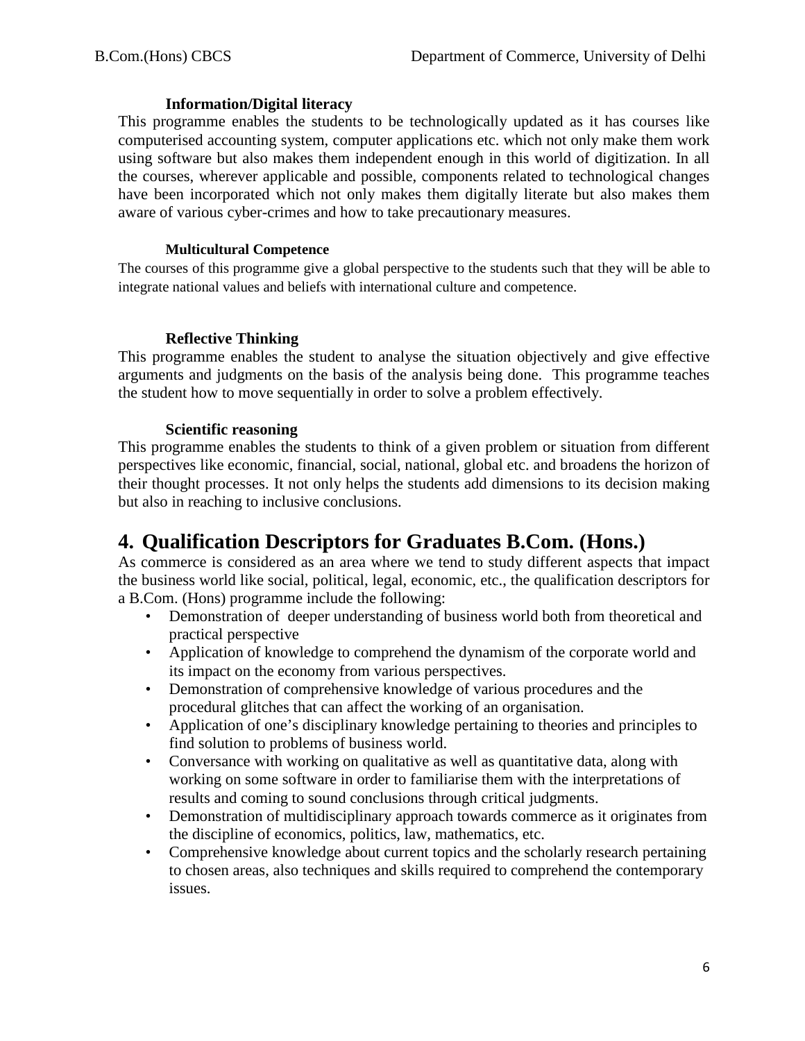**Information/Digital literacy**

This programme enables the students to be technologically updated as it has courses like computerised accounting system, computer applications etc. which not only make them work using software but also makes them independent enough in this world of digitization. In all the courses, wherever applicable and possible, components related to technological changes have been incorporated which not only makes them digitally literate but also makes them aware of various cyber-crimes and how to take precautionary measures.

**Multicultural Competence**

The courses of this programme give a global perspective to the students such that they will be able to integrate national values and beliefs with international culture and competence.

**Reflective Thinking**

This programme enables the student to analyse the situation objectively and give effective arguments and judgments on the basis of the analysis being done. This programme teaches the student how to move sequentially in order to solve a problem effectively.

**Scientific reasoning**

This programme enables the students to think of a given problem or situation from different perspectives like economic, financial, social, national, global etc. and broadens the horizon of their thought processes. It not only helps the students add dimensions to its decision making but also in reaching to inclusive conclusions.

## 4. Qualification Descriptors for Graduates B.Com. (Hons.)

As commerce is considered as an area where we tend to study different aspects that impact the business world like social, political, legal, economic, etc., the qualification descriptors for a B.Com. (Hons) programme include the following:

- Demonstration of deeper understanding of business world both from theoretical and practical perspective
- Application of knowledge to comprehend the dynamism of the corporate world and its impact on the economy from various perspectives.
- Demonstration of comprehensive knowledge of various procedures and the procedural glitches that can affect the working of an organisation.
- Application of one's disciplinary knowledge pertaining to theories and principles to find solution to problems of business world.
- Conversance with working on qualitative as well as quantitative data, along with working on some software in order to familiarise them with the interpretations of results and coming to sound conclusions through critical judgments.
- Demonstration of multidisciplinary approach towards commerce as it originates from the discipline of economics, politics, law, mathematics, etc.
- Comprehensive knowledge about current topics and the scholarly research pertaining to chosen areas, also techniques and skills required to comprehend the contemporary issues.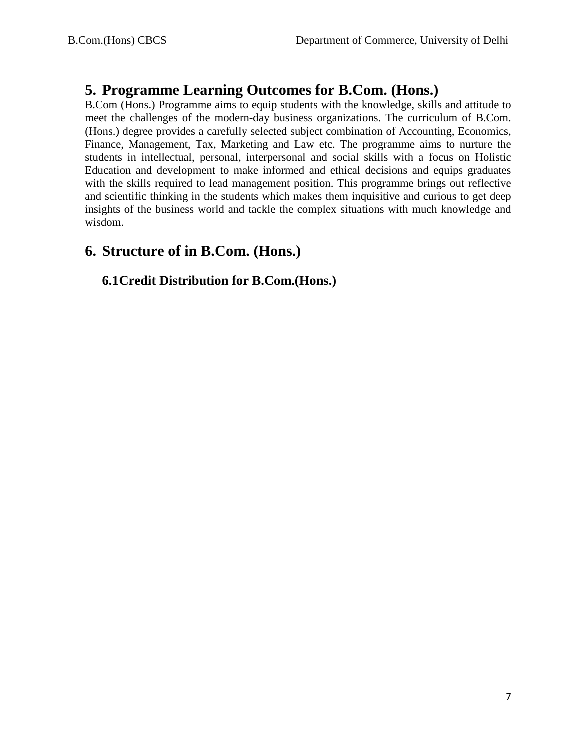## 5. Programme Learning Outcomes for B.Com. (Hons.)

B.Com (Hons.) Programme aims to equip students with the knowledge, skills and attitude to meet the challenges of the modern-day business organizations. The curriculum of B.Com. (Hons.) degree provides a carefully selected subject combination of Accounting, Economics, Finance, Management, Tax, Marketing and Law etc. The programme aims to nurture the students in intellectual, personal, interpersonal and social skills with a focus on Holistic Education and development to make informed and ethical decisions and equips graduates with the skills required to lead management position. This programme brings out reflective and scientific thinking in the students which makes them inquisitive and curious to get deep insights of the business world and tackle the complex situations with much knowledge and wisdom.

## 6. Structure of in B.Com. (Hons.)

### 6.1Credit Distribution for B.Com.(Hons.)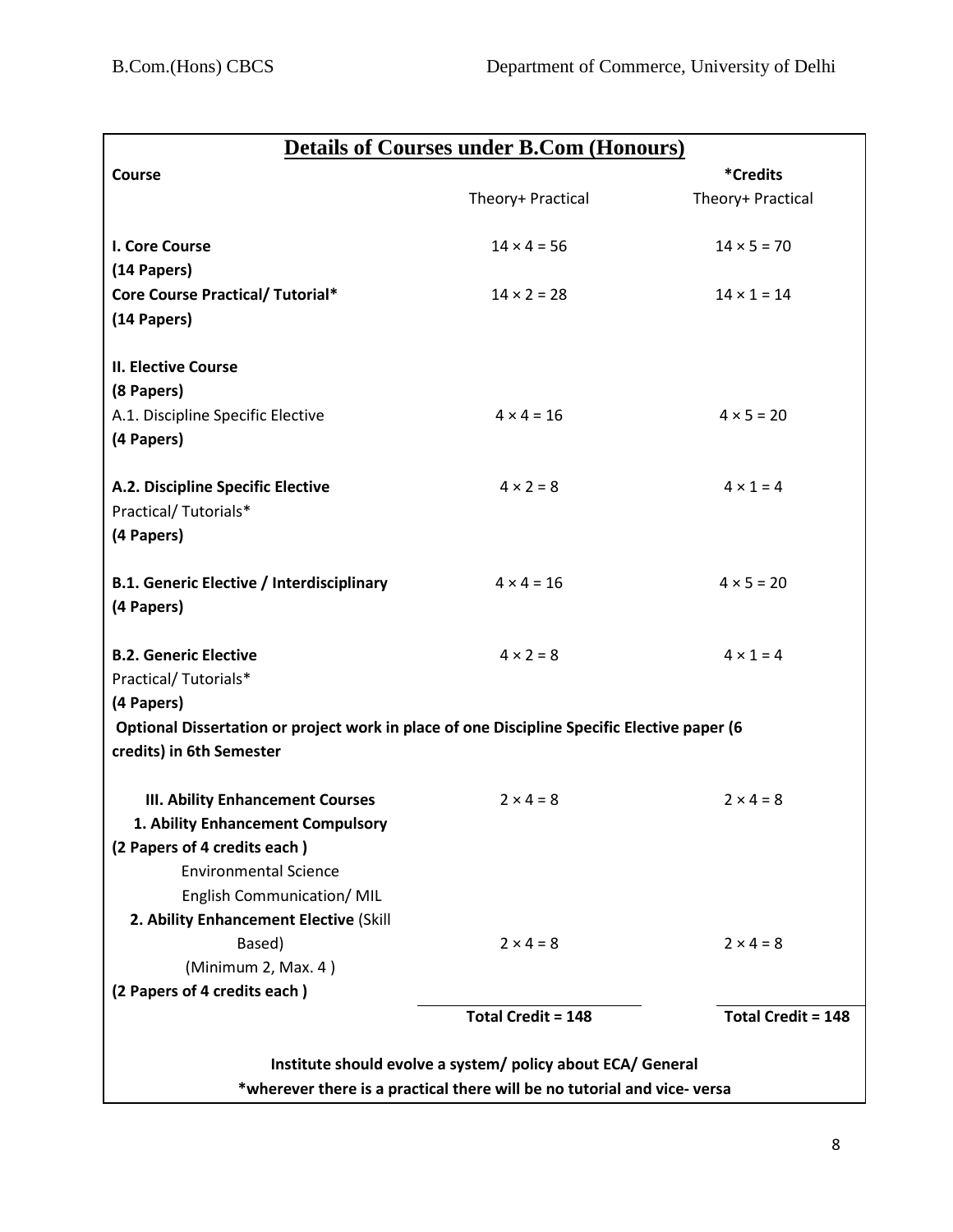## Details of Courses under B.Com (Honours)

| Course | Theory+ Practical | *Credits Theory+ Practical |
|---|---|---|
| **I. Core Course (14 Papers)** | 14 × 4 = 56 | 14 × 5 = 70 |
| **Core Course Practical/ Tutorial* (14 Papers)** | 14 × 2 = 28 | 14 × 1 = 14 |
| **II. Elective Course (8 Papers)** | | |
| A.1. Discipline Specific Elective **(4 Papers)** | 4 × 4 = 16 | 4 × 5 = 20 |
| **A.2. Discipline Specific Elective** Practical/ Tutorials* **(4 Papers)** | 4 × 2 = 8 | 4 × 1 = 4 |
| **B.1. Generic Elective / Interdisciplinary (4 Papers)** | 4 × 4 = 16 | 4 × 5 = 20 |
| **B.2. Generic Elective** Practical/ Tutorials* **(4 Papers)** | 4 × 2 = 8 | 4 × 1 = 4 |
| **Optional Dissertation or project work in place of one Discipline Specific Elective paper (6 credits) in 6th Semester** | | |
| **III. Ability Enhancement Courses** **1. Ability Enhancement Compulsory (2 Papers of 4 credits each )** Environmental Science; English Communication/ MIL | 2 × 4 = 8 | 2 × 4 = 8 |
| **2. Ability Enhancement Elective** (Skill Based) (Minimum 2, Max. 4 ) **(2 Papers of 4 credits each )** | 2 × 4 = 8 | 2 × 4 = 8 |
| | **Total Credit = 148** | **Total Credit = 148** |

**Institute should evolve a system/ policy about ECA/ General**

***wherever there is a practical there will be no tutorial and vice- versa**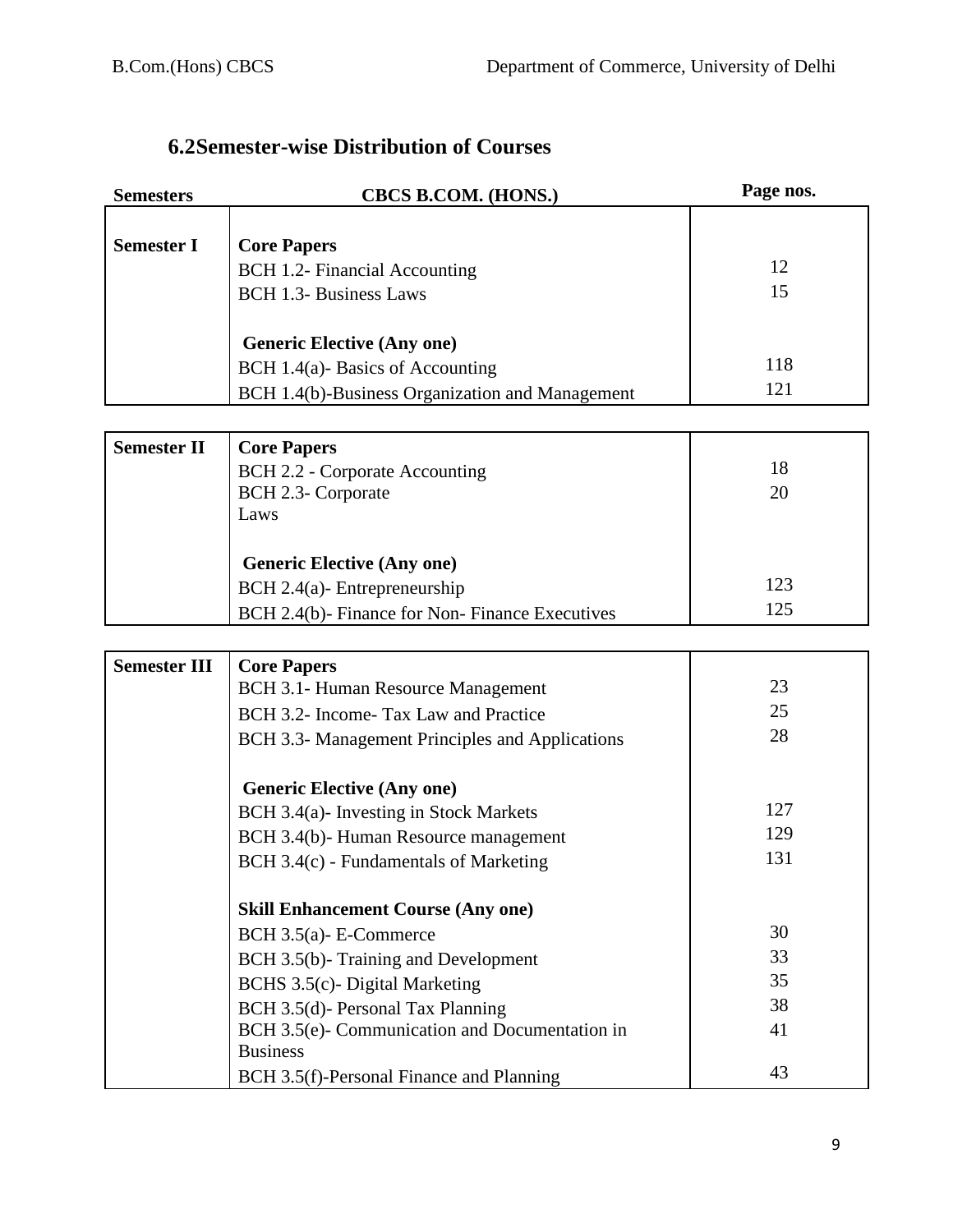## 6.2Semester-wise Distribution of Courses

| Semesters | CBCS B.COM. (HONS.) | Page nos. |
|---|---|---|
| **Semester I** | **Core Papers** | |
| | BCH 1.2- Financial Accounting | 12 |
| | BCH 1.3- Business Laws | 15 |
| | **Generic Elective (Any one)** | |
| | BCH 1.4(a)- Basics of Accounting | 118 |
| | BCH 1.4(b)-Business Organization and Management | 121 |
| **Semester II** | **Core Papers** | |
| | BCH 2.2 - Corporate Accounting | 18 |
| | BCH 2.3- Corporate Laws | 20 |
| | **Generic Elective (Any one)** | |
| | BCH 2.4(a)- Entrepreneurship | 123 |
| | BCH 2.4(b)- Finance for Non- Finance Executives | 125 |
| **Semester III** | **Core Papers** | |
| | BCH 3.1- Human Resource Management | 23 |
| | BCH 3.2- Income- Tax Law and Practice | 25 |
| | BCH 3.3- Management Principles and Applications | 28 |
| | **Generic Elective (Any one)** | |
| | BCH 3.4(a)- Investing in Stock Markets | 127 |
| | BCH 3.4(b)- Human Resource management | 129 |
| | BCH 3.4(c) - Fundamentals of Marketing | 131 |
| | **Skill Enhancement Course (Any one)** | |
| | BCH 3.5(a)- E-Commerce | 30 |
| | BCH 3.5(b)- Training and Development | 33 |
| | BCHS 3.5(c)- Digital Marketing | 35 |
| | BCH 3.5(d)- Personal Tax Planning | 38 |
| | BCH 3.5(e)- Communication and Documentation in Business | 41 |
| | BCH 3.5(f)-Personal Finance and Planning | 43 |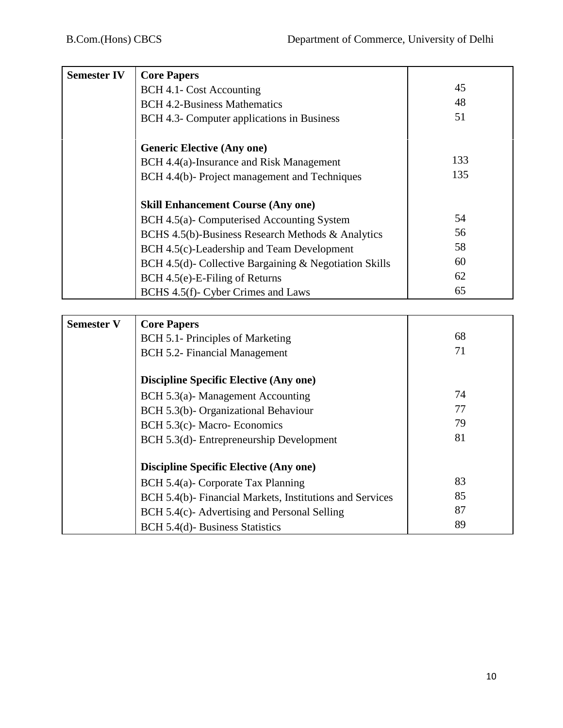| Semester | Papers | Page |
|---|---|---|
| **Semester IV** | **Core Papers** | |
| | BCH 4.1- Cost Accounting | 45 |
| | BCH 4.2-Business Mathematics | 48 |
| | BCH 4.3- Computer applications in Business | 51 |
| | **Generic Elective (Any one)** | |
| | BCH 4.4(a)-Insurance and Risk Management | 133 |
| | BCH 4.4(b)- Project management and Techniques | 135 |
| | **Skill Enhancement Course (Any one)** | |
| | BCH 4.5(a)- Computerised Accounting System | 54 |
| | BCHS 4.5(b)-Business Research Methods & Analytics | 56 |
| | BCH 4.5(c)-Leadership and Team Development | 58 |
| | BCH 4.5(d)- Collective Bargaining & Negotiation Skills | 60 |
| | BCH 4.5(e)-E-Filing of Returns | 62 |
| | BCHS 4.5(f)- Cyber Crimes and Laws | 65 |

| Semester | Papers | Page |
|---|---|---|
| **Semester V** | **Core Papers** | |
| | BCH 5.1- Principles of Marketing | 68 |
| | BCH 5.2- Financial Management | 71 |
| | **Discipline Specific Elective (Any one)** | |
| | BCH 5.3(a)- Management Accounting | 74 |
| | BCH 5.3(b)- Organizational Behaviour | 77 |
| | BCH 5.3(c)- Macro- Economics | 79 |
| | BCH 5.3(d)- Entrepreneurship Development | 81 |
| | **Discipline Specific Elective (Any one)** | |
| | BCH 5.4(a)- Corporate Tax Planning | 83 |
| | BCH 5.4(b)- Financial Markets, Institutions and Services | 85 |
| | BCH 5.4(c)- Advertising and Personal Selling | 87 |
| | BCH 5.4(d)- Business Statistics | 89 |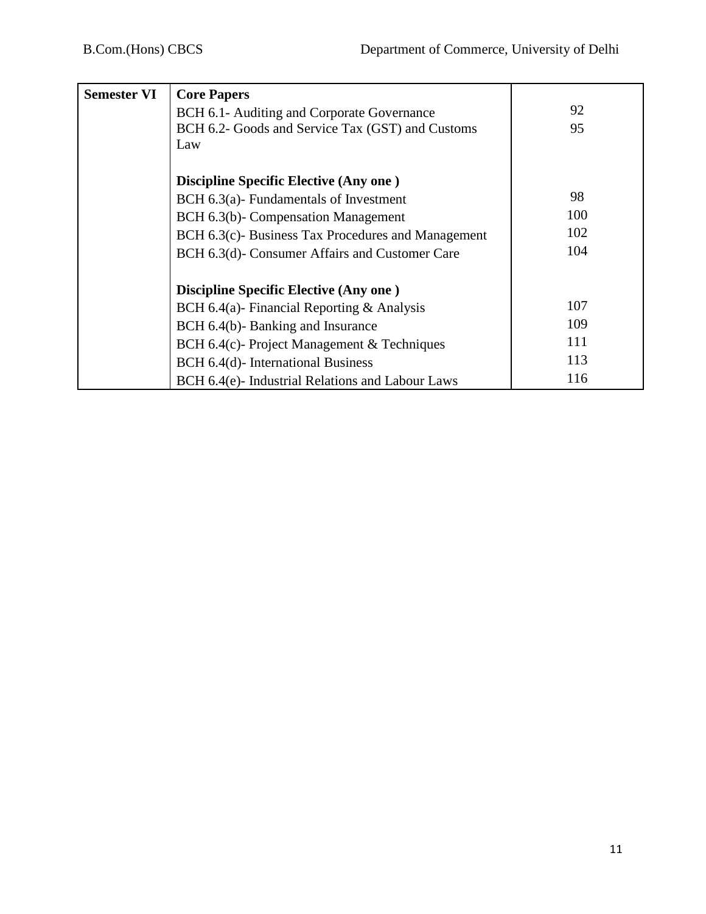| Semester VI | **Core Papers** | |
|---|---|---|
| | BCH 6.1- Auditing and Corporate Governance | 92 |
| | BCH 6.2- Goods and Service Tax (GST) and Customs Law | 95 |
| | **Discipline Specific Elective (Any one )** | |
| | BCH 6.3(a)- Fundamentals of Investment | 98 |
| | BCH 6.3(b)- Compensation Management | 100 |
| | BCH 6.3(c)- Business Tax Procedures and Management | 102 |
| | BCH 6.3(d)- Consumer Affairs and Customer Care | 104 |
| | **Discipline Specific Elective (Any one )** | |
| | BCH 6.4(a)- Financial Reporting & Analysis | 107 |
| | BCH 6.4(b)- Banking and Insurance | 109 |
| | BCH 6.4(c)- Project Management & Techniques | 111 |
| | BCH 6.4(d)- International Business | 113 |
| | BCH 6.4(e)- Industrial Relations and Labour Laws | 116 |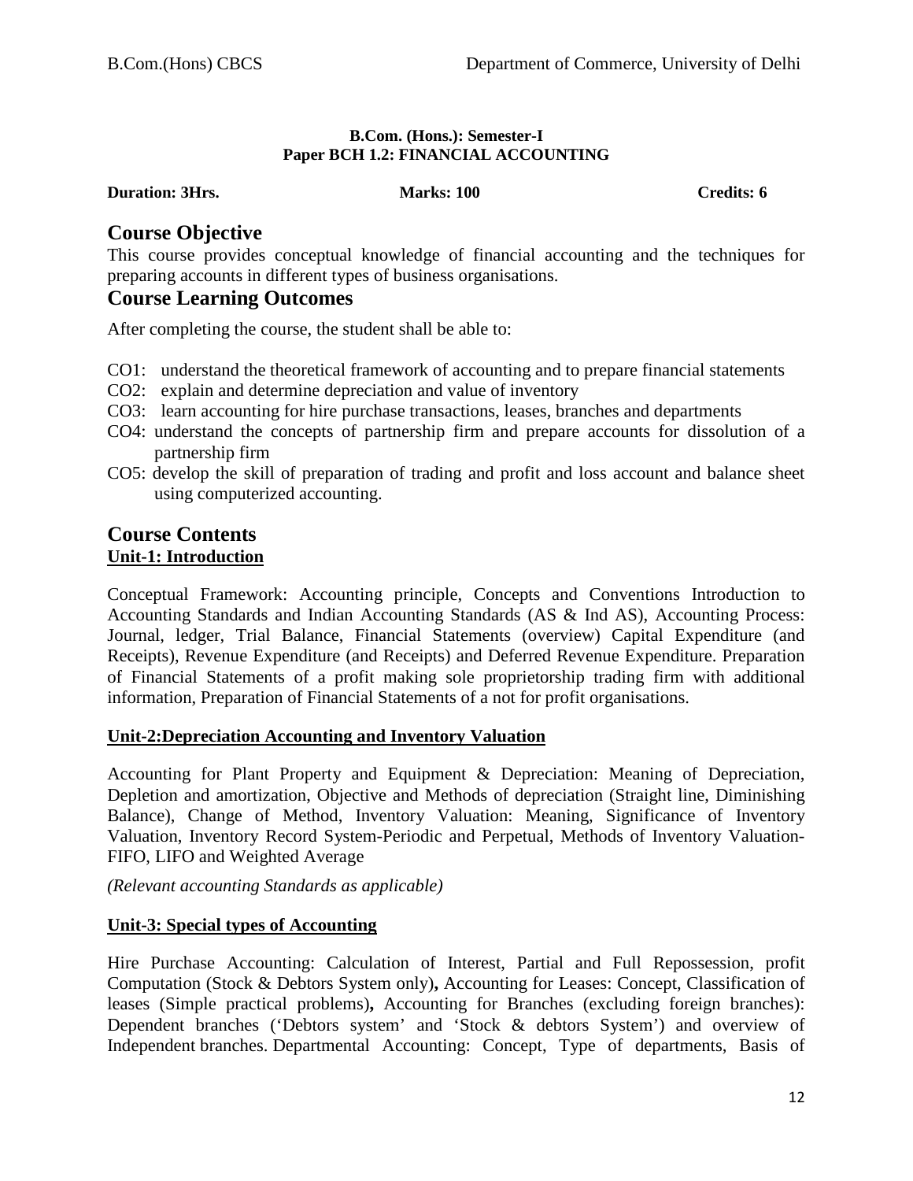**B.Com. (Hons.): Semester-I**
**Paper BCH 1.2: FINANCIAL ACCOUNTING**

**Duration: 3Hrs.** **Marks: 100** **Credits: 6**

## Course Objective

This course provides conceptual knowledge of financial accounting and the techniques for preparing accounts in different types of business organisations.

## Course Learning Outcomes

After completing the course, the student shall be able to:

- CO1: understand the theoretical framework of accounting and to prepare financial statements
- CO2: explain and determine depreciation and value of inventory
- CO3: learn accounting for hire purchase transactions, leases, branches and departments
- CO4: understand the concepts of partnership firm and prepare accounts for dissolution of a partnership firm
- CO5: develop the skill of preparation of trading and profit and loss account and balance sheet using computerized accounting.

## Course Contents

### Unit-1: Introduction

Conceptual Framework: Accounting principle, Concepts and Conventions Introduction to Accounting Standards and Indian Accounting Standards (AS & Ind AS), Accounting Process: Journal, ledger, Trial Balance, Financial Statements (overview) Capital Expenditure (and Receipts), Revenue Expenditure (and Receipts) and Deferred Revenue Expenditure. Preparation of Financial Statements of a profit making sole proprietorship trading firm with additional information, Preparation of Financial Statements of a not for profit organisations.

### Unit-2:Depreciation Accounting and Inventory Valuation

Accounting for Plant Property and Equipment & Depreciation: Meaning of Depreciation, Depletion and amortization, Objective and Methods of depreciation (Straight line, Diminishing Balance), Change of Method, Inventory Valuation: Meaning, Significance of Inventory Valuation, Inventory Record System-Periodic and Perpetual, Methods of Inventory Valuation- FIFO, LIFO and Weighted Average

*(Relevant accounting Standards as applicable)*

### Unit-3: Special types of Accounting

Hire Purchase Accounting: Calculation of Interest, Partial and Full Repossession, profit Computation (Stock & Debtors System only)**,** Accounting for Leases: Concept, Classification of leases (Simple practical problems)**,** Accounting for Branches (excluding foreign branches): Dependent branches ('Debtors system' and 'Stock & debtors System') and overview of Independent branches. Departmental Accounting: Concept, Type of departments, Basis of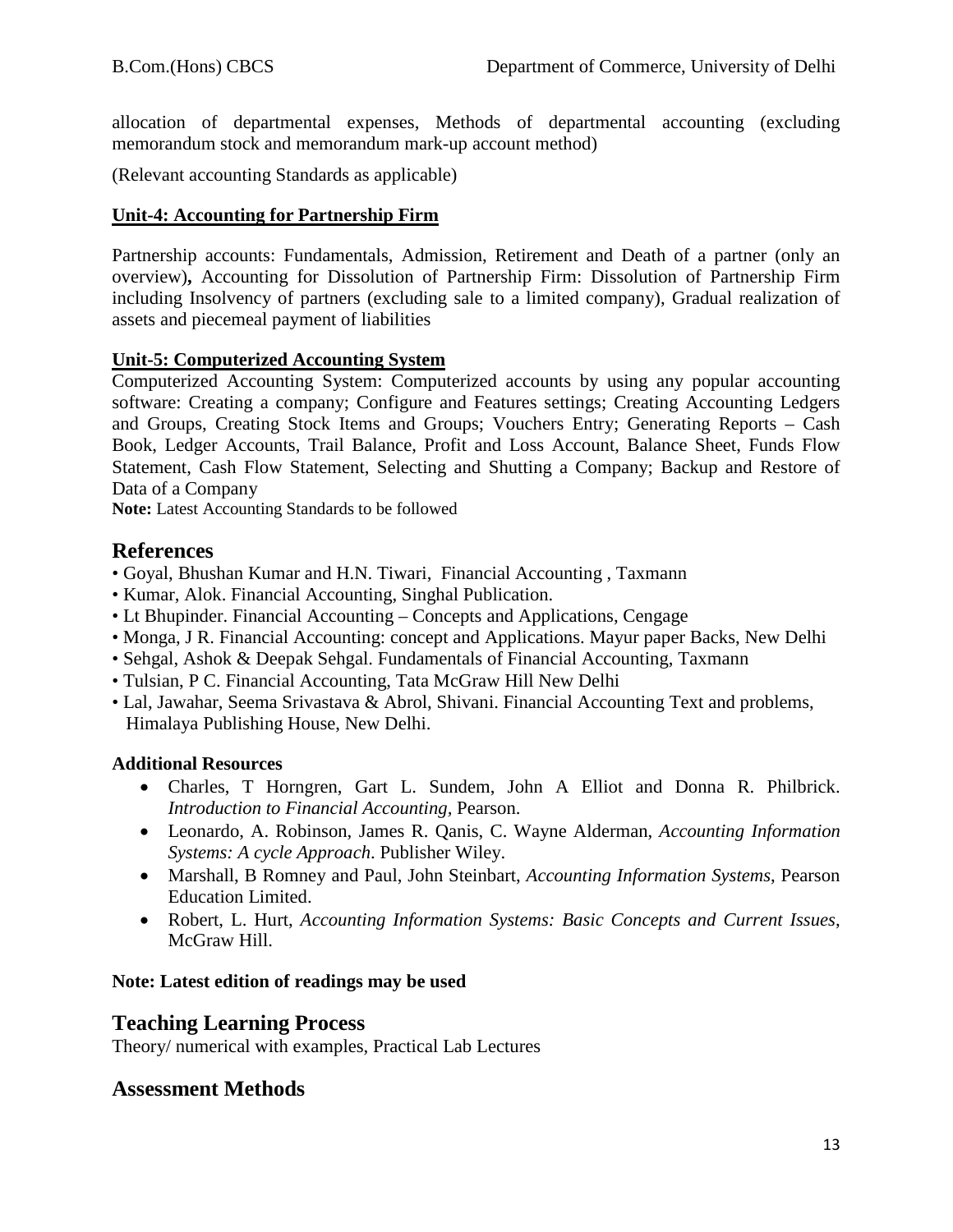allocation of departmental expenses, Methods of departmental accounting (excluding memorandum stock and memorandum mark-up account method)

(Relevant accounting Standards as applicable)

**Unit-4: Accounting for Partnership Firm**

Partnership accounts: Fundamentals, Admission, Retirement and Death of a partner (only an overview)**,** Accounting for Dissolution of Partnership Firm: Dissolution of Partnership Firm including Insolvency of partners (excluding sale to a limited company), Gradual realization of assets and piecemeal payment of liabilities

**Unit-5: Computerized Accounting System**

Computerized Accounting System: Computerized accounts by using any popular accounting software: Creating a company; Configure and Features settings; Creating Accounting Ledgers and Groups, Creating Stock Items and Groups; Vouchers Entry; Generating Reports – Cash Book, Ledger Accounts, Trail Balance, Profit and Loss Account, Balance Sheet, Funds Flow Statement, Cash Flow Statement, Selecting and Shutting a Company; Backup and Restore of Data of a Company

**Note:** Latest Accounting Standards to be followed

## References

- Goyal, Bhushan Kumar and H.N. Tiwari, Financial Accounting , Taxmann
- Kumar, Alok. Financial Accounting, Singhal Publication.
- Lt Bhupinder. Financial Accounting – Concepts and Applications, Cengage
- Monga, J R. Financial Accounting: concept and Applications. Mayur paper Backs, New Delhi
- Sehgal, Ashok & Deepak Sehgal. Fundamentals of Financial Accounting, Taxmann
- Tulsian, P C. Financial Accounting, Tata McGraw Hill New Delhi
- Lal, Jawahar, Seema Srivastava & Abrol, Shivani. Financial Accounting Text and problems, Himalaya Publishing House, New Delhi.

**Additional Resources**

- Charles, T Horngren, Gart L. Sundem, John A Elliot and Donna R. Philbrick. *Introduction to Financial Accounting*, Pearson.
- Leonardo, A. Robinson, James R. Qanis, C. Wayne Alderman, *Accounting Information Systems: A cycle Approach*. Publisher Wiley.
- Marshall, B Romney and Paul, John Steinbart, *Accounting Information Systems*, Pearson Education Limited.
- Robert, L. Hurt, *Accounting Information Systems: Basic Concepts and Current Issues*, McGraw Hill.

**Note: Latest edition of readings may be used**

## Teaching Learning Process

Theory/ numerical with examples, Practical Lab Lectures

## Assessment Methods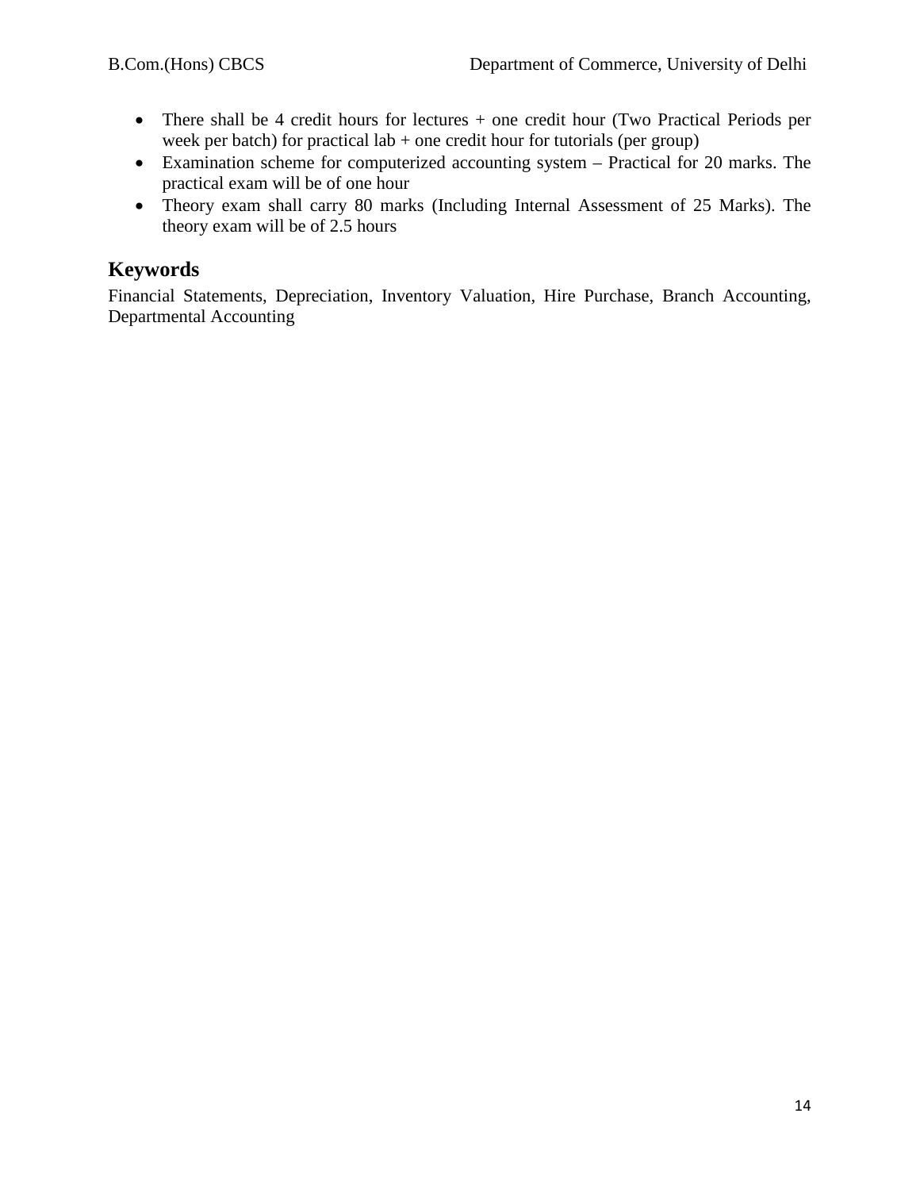- There shall be 4 credit hours for lectures + one credit hour (Two Practical Periods per week per batch) for practical lab + one credit hour for tutorials (per group)
- Examination scheme for computerized accounting system – Practical for 20 marks. The practical exam will be of one hour
- Theory exam shall carry 80 marks (Including Internal Assessment of 25 Marks). The theory exam will be of 2.5 hours

## Keywords

Financial Statements, Depreciation, Inventory Valuation, Hire Purchase, Branch Accounting, Departmental Accounting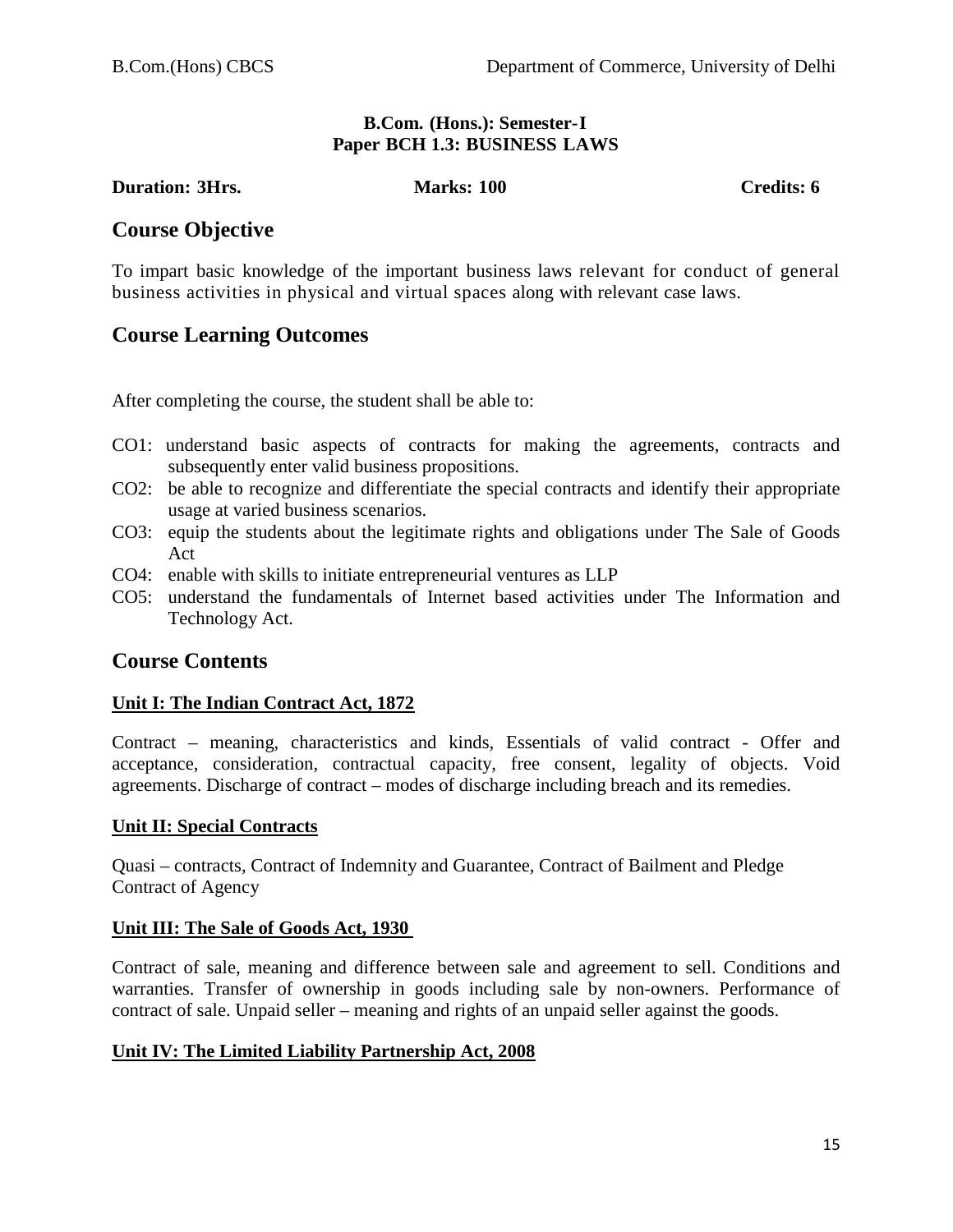**B.Com. (Hons.): Semester-I**
**Paper BCH 1.3: BUSINESS LAWS**

**Duration: 3Hrs.** **Marks: 100** **Credits: 6**

## Course Objective

To impart basic knowledge of the important business laws relevant for conduct of general business activities in physical and virtual spaces along with relevant case laws.

## Course Learning Outcomes

After completing the course, the student shall be able to:

- CO1: understand basic aspects of contracts for making the agreements, contracts and subsequently enter valid business propositions.
- CO2: be able to recognize and differentiate the special contracts and identify their appropriate usage at varied business scenarios.
- CO3: equip the students about the legitimate rights and obligations under The Sale of Goods Act
- CO4: enable with skills to initiate entrepreneurial ventures as LLP
- CO5: understand the fundamentals of Internet based activities under The Information and Technology Act.

## Course Contents

### Unit I: The Indian Contract Act, 1872

Contract – meaning, characteristics and kinds, Essentials of valid contract - Offer and acceptance, consideration, contractual capacity, free consent, legality of objects. Void agreements. Discharge of contract – modes of discharge including breach and its remedies.

### Unit II: Special Contracts

Quasi – contracts, Contract of Indemnity and Guarantee, Contract of Bailment and Pledge
Contract of Agency

### Unit III: The Sale of Goods Act, 1930

Contract of sale, meaning and difference between sale and agreement to sell. Conditions and warranties. Transfer of ownership in goods including sale by non-owners. Performance of contract of sale. Unpaid seller – meaning and rights of an unpaid seller against the goods.

### Unit IV: The Limited Liability Partnership Act, 2008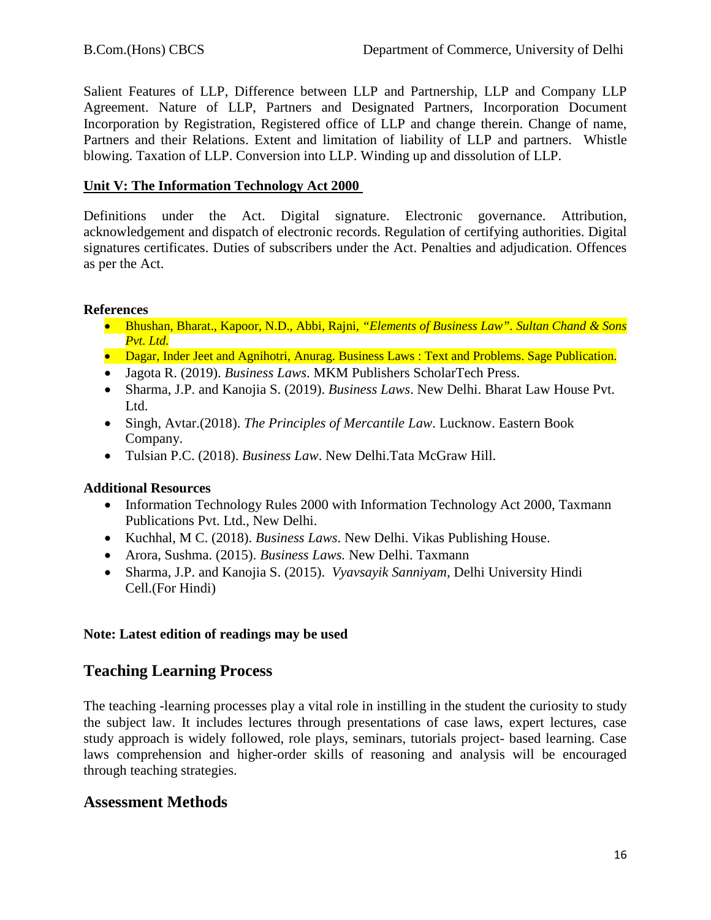Salient Features of LLP, Difference between LLP and Partnership, LLP and Company LLP Agreement. Nature of LLP, Partners and Designated Partners, Incorporation Document Incorporation by Registration, Registered office of LLP and change therein. Change of name, Partners and their Relations. Extent and limitation of liability of LLP and partners. Whistle blowing. Taxation of LLP. Conversion into LLP. Winding up and dissolution of LLP.

**Unit V: The Information Technology Act 2000**

Definitions under the Act. Digital signature. Electronic governance. Attribution, acknowledgement and dispatch of electronic records. Regulation of certifying authorities. Digital signatures certificates. Duties of subscribers under the Act. Penalties and adjudication. Offences as per the Act.

**References**

- Bhushan, Bharat., Kapoor, N.D., Abbi, Rajni, *"Elements of Business Law". Sultan Chand & Sons Pvt. Ltd.*
- Dagar, Inder Jeet and Agnihotri, Anurag. Business Laws : Text and Problems. Sage Publication.
- Jagota R. (2019). *Business Laws*. MKM Publishers ScholarTech Press.
- Sharma, J.P. and Kanojia S. (2019). *Business Laws*. New Delhi. Bharat Law House Pvt. Ltd.
- Singh, Avtar.(2018). *The Principles of Mercantile Law*. Lucknow. Eastern Book Company.
- Tulsian P.C. (2018). *Business Law*. New Delhi.Tata McGraw Hill.

**Additional Resources**

- Information Technology Rules 2000 with Information Technology Act 2000, Taxmann Publications Pvt. Ltd., New Delhi.
- Kuchhal, M C. (2018). *Business Laws*. New Delhi. Vikas Publishing House.
- Arora, Sushma. (2015). *Business Laws.* New Delhi. Taxmann
- Sharma, J.P. and Kanojia S. (2015). *Vyavsayik Sanniyam,* Delhi University Hindi Cell.(For Hindi)

**Note: Latest edition of readings may be used**

## Teaching Learning Process

The teaching -learning processes play a vital role in instilling in the student the curiosity to study the subject law. It includes lectures through presentations of case laws, expert lectures, case study approach is widely followed, role plays, seminars, tutorials project- based learning. Case laws comprehension and higher-order skills of reasoning and analysis will be encouraged through teaching strategies.

## Assessment Methods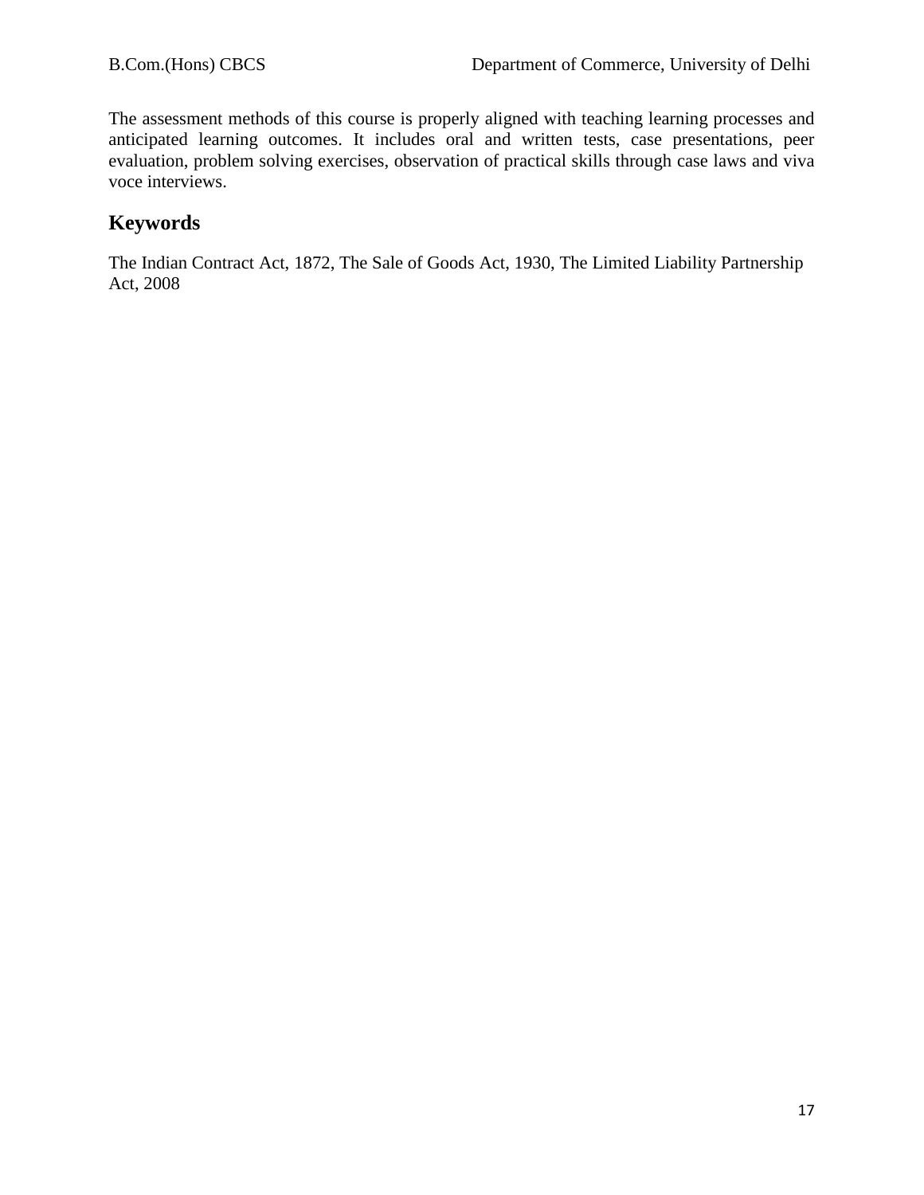The assessment methods of this course is properly aligned with teaching learning processes and anticipated learning outcomes. It includes oral and written tests, case presentations, peer evaluation, problem solving exercises, observation of practical skills through case laws and viva voce interviews.

## Keywords

The Indian Contract Act, 1872, The Sale of Goods Act, 1930, The Limited Liability Partnership Act, 2008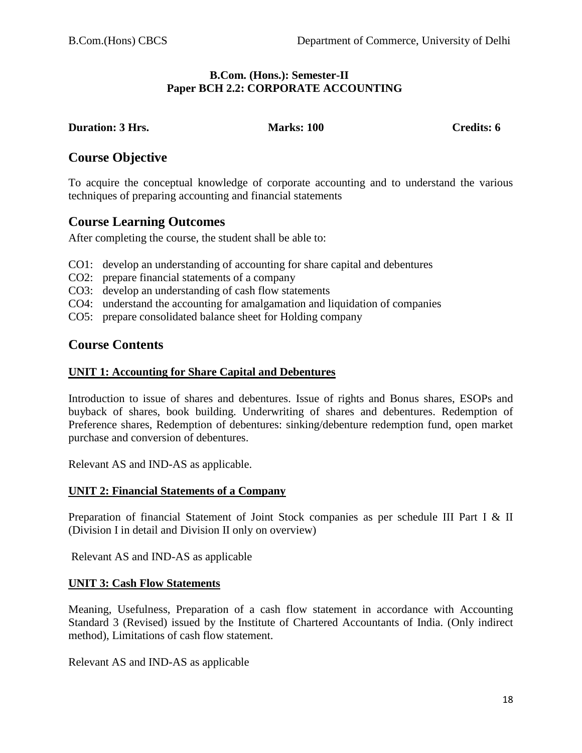**B.Com. (Hons.): Semester-II**
**Paper BCH 2.2: CORPORATE ACCOUNTING**

**Duration: 3 Hrs.** **Marks: 100** **Credits: 6**

## Course Objective

To acquire the conceptual knowledge of corporate accounting and to understand the various techniques of preparing accounting and financial statements

## Course Learning Outcomes

After completing the course, the student shall be able to:

- CO1: develop an understanding of accounting for share capital and debentures
- CO2: prepare financial statements of a company
- CO3: develop an understanding of cash flow statements
- CO4: understand the accounting for amalgamation and liquidation of companies
- CO5: prepare consolidated balance sheet for Holding company

## Course Contents

### UNIT 1: Accounting for Share Capital and Debentures

Introduction to issue of shares and debentures. Issue of rights and Bonus shares, ESOPs and buyback of shares, book building. Underwriting of shares and debentures. Redemption of Preference shares, Redemption of debentures: sinking/debenture redemption fund, open market purchase and conversion of debentures.

Relevant AS and IND-AS as applicable.

### UNIT 2: Financial Statements of a Company

Preparation of financial Statement of Joint Stock companies as per schedule III Part I & II (Division I in detail and Division II only on overview)

Relevant AS and IND-AS as applicable

### UNIT 3: Cash Flow Statements

Meaning, Usefulness, Preparation of a cash flow statement in accordance with Accounting Standard 3 (Revised) issued by the Institute of Chartered Accountants of India. (Only indirect method), Limitations of cash flow statement.

Relevant AS and IND-AS as applicable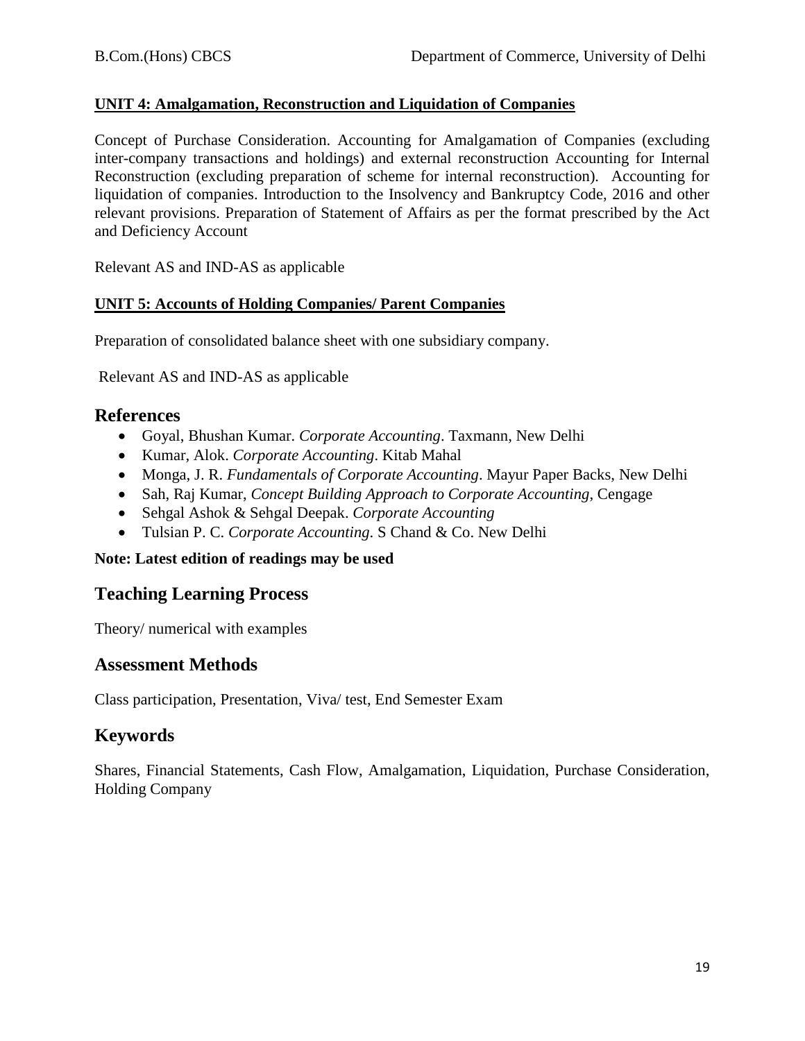**UNIT 4: Amalgamation, Reconstruction and Liquidation of Companies**

Concept of Purchase Consideration. Accounting for Amalgamation of Companies (excluding inter-company transactions and holdings) and external reconstruction Accounting for Internal Reconstruction (excluding preparation of scheme for internal reconstruction). Accounting for liquidation of companies. Introduction to the Insolvency and Bankruptcy Code, 2016 and other relevant provisions. Preparation of Statement of Affairs as per the format prescribed by the Act and Deficiency Account

Relevant AS and IND-AS as applicable

**UNIT 5: Accounts of Holding Companies/ Parent Companies**

Preparation of consolidated balance sheet with one subsidiary company.

Relevant AS and IND-AS as applicable

## References

- Goyal, Bhushan Kumar. *Corporate Accounting*. Taxmann, New Delhi
- Kumar, Alok. *Corporate Accounting*. Kitab Mahal
- Monga, J. R. *Fundamentals of Corporate Accounting*. Mayur Paper Backs, New Delhi
- Sah, Raj Kumar, *Concept Building Approach to Corporate Accounting*, Cengage
- Sehgal Ashok & Sehgal Deepak. *Corporate Accounting*
- Tulsian P. C. *Corporate Accounting*. S Chand & Co. New Delhi

**Note: Latest edition of readings may be used**

## Teaching Learning Process

Theory/ numerical with examples

## Assessment Methods

Class participation, Presentation, Viva/ test, End Semester Exam

## Keywords

Shares, Financial Statements, Cash Flow, Amalgamation, Liquidation, Purchase Consideration, Holding Company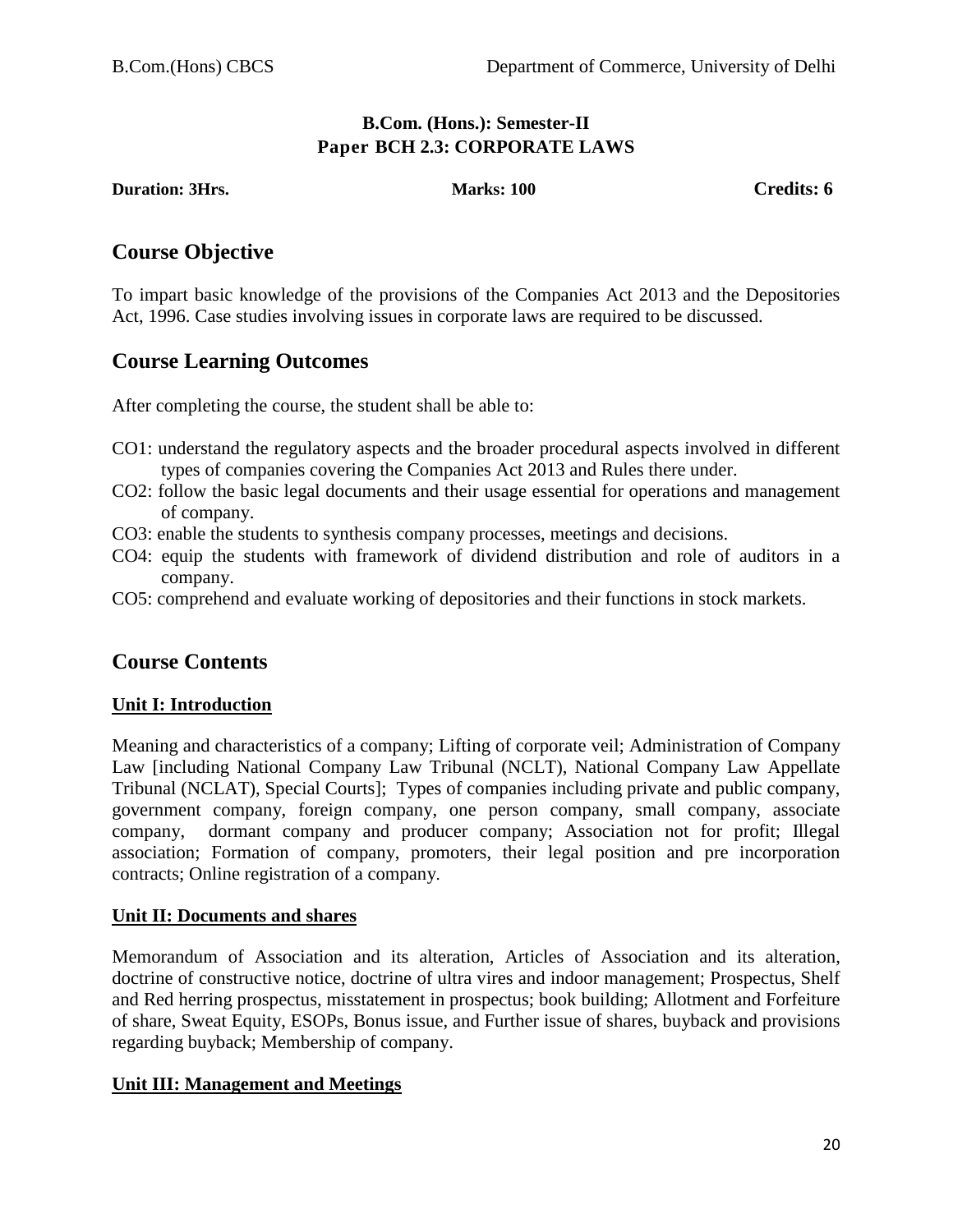### B.Com. (Hons.): Semester-II
### Paper BCH 2.3: CORPORATE LAWS

**Duration: 3Hrs.** **Marks: 100** **Credits: 6**

## Course Objective

To impart basic knowledge of the provisions of the Companies Act 2013 and the Depositories Act, 1996. Case studies involving issues in corporate laws are required to be discussed.

## Course Learning Outcomes

After completing the course, the student shall be able to:

- CO1: understand the regulatory aspects and the broader procedural aspects involved in different types of companies covering the Companies Act 2013 and Rules there under.
- CO2: follow the basic legal documents and their usage essential for operations and management of company.
- CO3: enable the students to synthesis company processes, meetings and decisions.
- CO4: equip the students with framework of dividend distribution and role of auditors in a company.
- CO5: comprehend and evaluate working of depositories and their functions in stock markets.

## Course Contents

**Unit I: Introduction**

Meaning and characteristics of a company; Lifting of corporate veil; Administration of Company Law [including National Company Law Tribunal (NCLT), National Company Law Appellate Tribunal (NCLAT), Special Courts]; Types of companies including private and public company, government company, foreign company, one person company, small company, associate company, dormant company and producer company; Association not for profit; Illegal association; Formation of company, promoters, their legal position and pre incorporation contracts; Online registration of a company.

**Unit II: Documents and shares**

Memorandum of Association and its alteration, Articles of Association and its alteration, doctrine of constructive notice, doctrine of ultra vires and indoor management; Prospectus, Shelf and Red herring prospectus, misstatement in prospectus; book building; Allotment and Forfeiture of share, Sweat Equity, ESOPs, Bonus issue, and Further issue of shares, buyback and provisions regarding buyback; Membership of company.

**Unit III: Management and Meetings**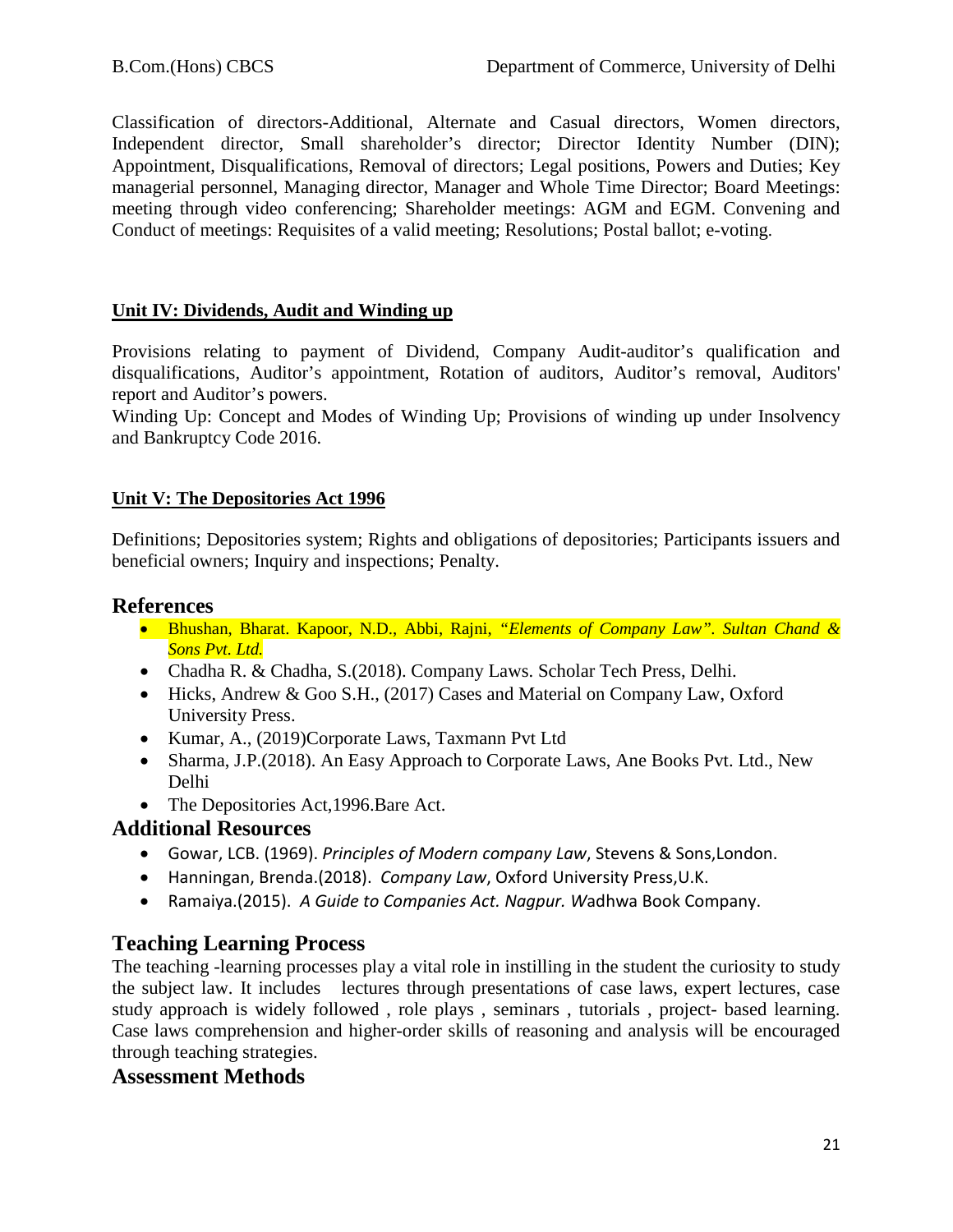Classification of directors-Additional, Alternate and Casual directors, Women directors, Independent director, Small shareholder's director; Director Identity Number (DIN); Appointment, Disqualifications, Removal of directors; Legal positions, Powers and Duties; Key managerial personnel, Managing director, Manager and Whole Time Director; Board Meetings: meeting through video conferencing; Shareholder meetings: AGM and EGM. Convening and Conduct of meetings: Requisites of a valid meeting; Resolutions; Postal ballot; e-voting.

**Unit IV: Dividends, Audit and Winding up**

Provisions relating to payment of Dividend, Company Audit-auditor's qualification and disqualifications, Auditor's appointment, Rotation of auditors, Auditor's removal, Auditors' report and Auditor's powers.

Winding Up: Concept and Modes of Winding Up; Provisions of winding up under Insolvency and Bankruptcy Code 2016.

**Unit V: The Depositories Act 1996**

Definitions; Depositories system; Rights and obligations of depositories; Participants issuers and beneficial owners; Inquiry and inspections; Penalty.

## References

- Bhushan, Bharat. Kapoor, N.D., Abbi, Rajni, *"Elements of Company Law". Sultan Chand & Sons Pvt. Ltd.*
- Chadha R. & Chadha, S.(2018). Company Laws. Scholar Tech Press, Delhi.
- Hicks, Andrew & Goo S.H., (2017) Cases and Material on Company Law, Oxford University Press.
- Kumar, A., (2019)Corporate Laws, Taxmann Pvt Ltd
- Sharma, J.P.(2018). An Easy Approach to Corporate Laws, Ane Books Pvt. Ltd., New Delhi
- The Depositories Act,1996.Bare Act.

## Additional Resources

- Gowar, LCB. (1969). *Principles of Modern company Law*, Stevens & Sons,London.
- Hanningan, Brenda.(2018). *Company Law*, Oxford University Press,U.K.
- Ramaiya.(2015). *A Guide to Companies Act. Nagpur. W*adhwa Book Company.

## Teaching Learning Process

The teaching -learning processes play a vital role in instilling in the student the curiosity to study the subject law. It includes lectures through presentations of case laws, expert lectures, case study approach is widely followed , role plays , seminars , tutorials , project- based learning. Case laws comprehension and higher-order skills of reasoning and analysis will be encouraged through teaching strategies.

## Assessment Methods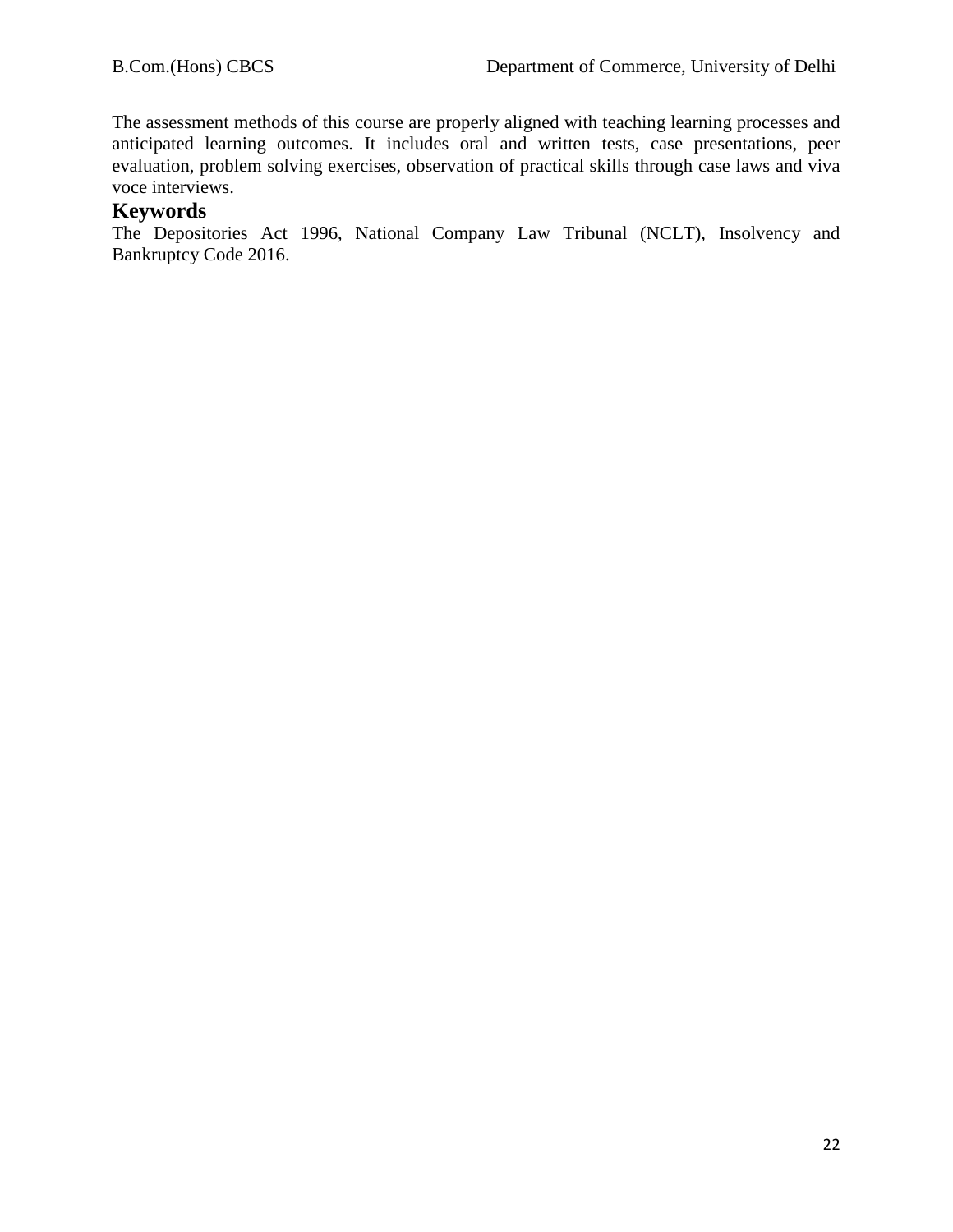The assessment methods of this course are properly aligned with teaching learning processes and anticipated learning outcomes. It includes oral and written tests, case presentations, peer evaluation, problem solving exercises, observation of practical skills through case laws and viva voce interviews.

## Keywords

The Depositories Act 1996, National Company Law Tribunal (NCLT), Insolvency and Bankruptcy Code 2016.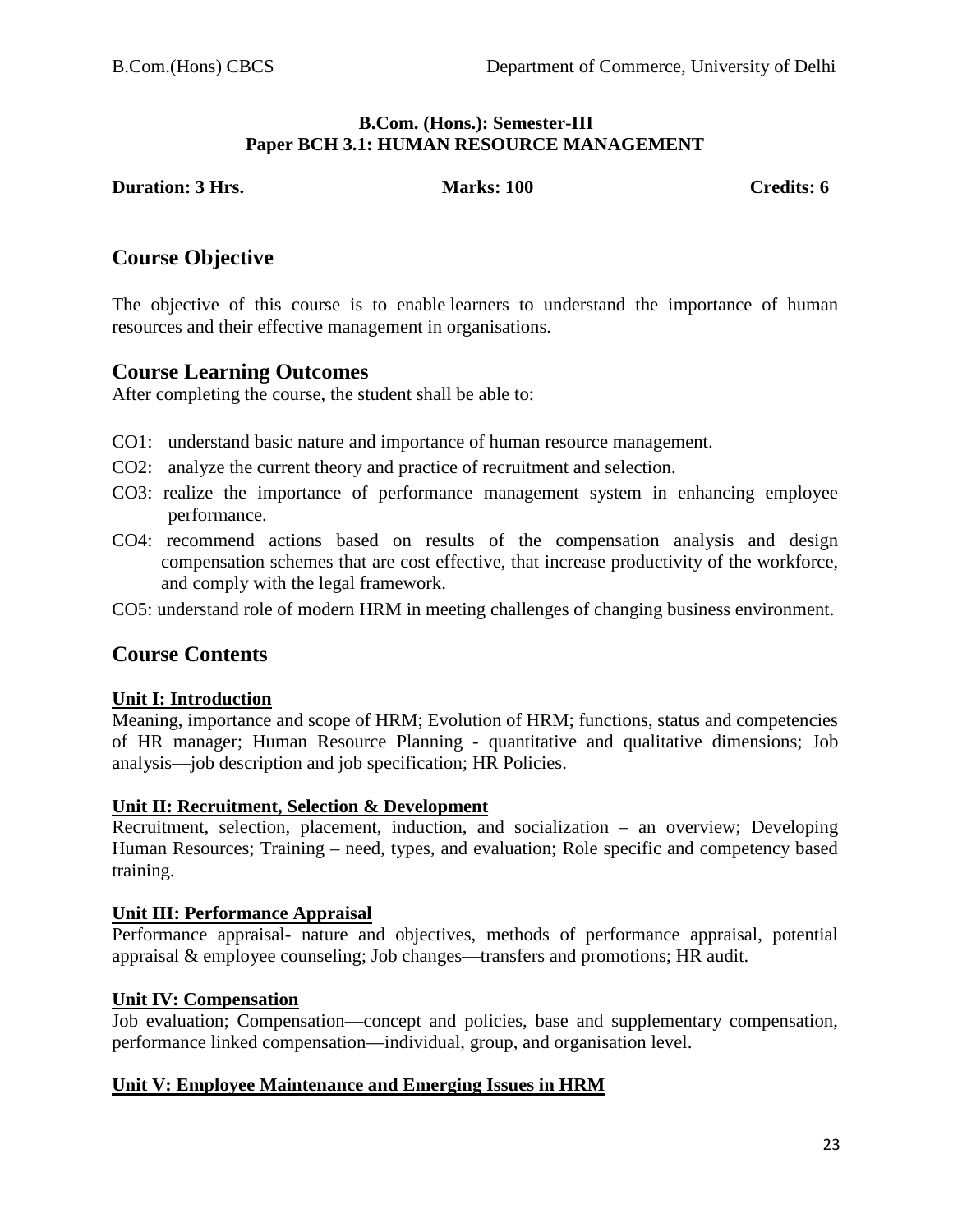**B.Com. (Hons.): Semester-III**
**Paper BCH 3.1: HUMAN RESOURCE MANAGEMENT**

**Duration: 3 Hrs.** **Marks: 100** **Credits: 6**

## Course Objective

The objective of this course is to enable learners to understand the importance of human resources and their effective management in organisations.

## Course Learning Outcomes

After completing the course, the student shall be able to:

CO1: understand basic nature and importance of human resource management.

CO2: analyze the current theory and practice of recruitment and selection.

CO3: realize the importance of performance management system in enhancing employee performance.

CO4: recommend actions based on results of the compensation analysis and design compensation schemes that are cost effective, that increase productivity of the workforce, and comply with the legal framework.

CO5: understand role of modern HRM in meeting challenges of changing business environment.

## Course Contents

**Unit I: Introduction**

Meaning, importance and scope of HRM; Evolution of HRM; functions, status and competencies of HR manager; Human Resource Planning - quantitative and qualitative dimensions; Job analysis—job description and job specification; HR Policies.

**Unit II: Recruitment, Selection & Development**

Recruitment, selection, placement, induction, and socialization – an overview; Developing Human Resources; Training – need, types, and evaluation; Role specific and competency based training.

**Unit III: Performance Appraisal**

Performance appraisal- nature and objectives, methods of performance appraisal, potential appraisal & employee counseling; Job changes—transfers and promotions; HR audit.

**Unit IV: Compensation**

Job evaluation; Compensation—concept and policies, base and supplementary compensation, performance linked compensation—individual, group, and organisation level.

**Unit V: Employee Maintenance and Emerging Issues in HRM**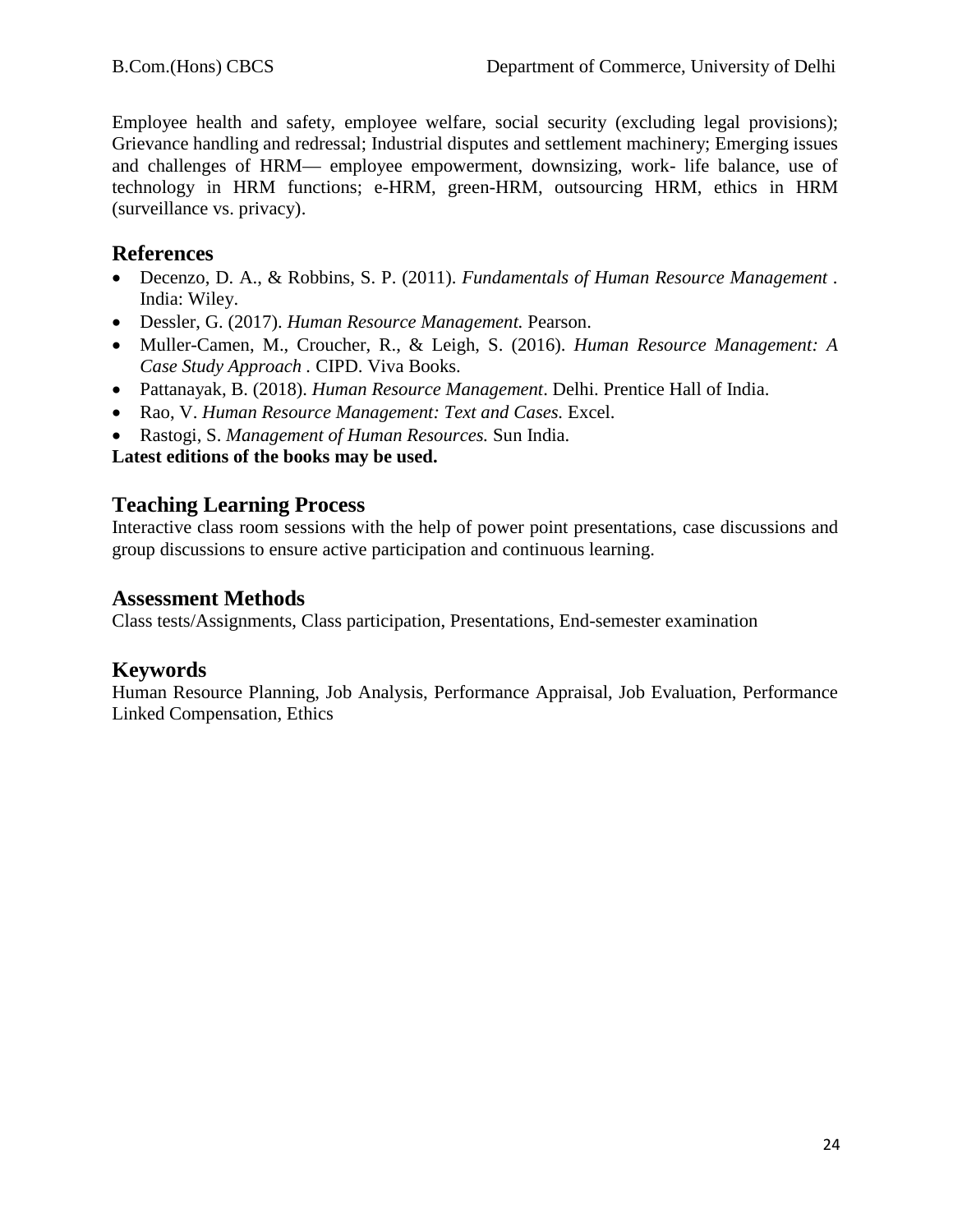Employee health and safety, employee welfare, social security (excluding legal provisions); Grievance handling and redressal; Industrial disputes and settlement machinery; Emerging issues and challenges of HRM— employee empowerment, downsizing, work- life balance, use of technology in HRM functions; e-HRM, green-HRM, outsourcing HRM, ethics in HRM (surveillance vs. privacy).

## References

- Decenzo, D. A., & Robbins, S. P. (2011). *Fundamentals of Human Resource Management* . India: Wiley.
- Dessler, G. (2017). *Human Resource Management.* Pearson.
- Muller-Camen, M., Croucher, R., & Leigh, S. (2016). *Human Resource Management: A Case Study Approach* . CIPD. Viva Books.
- Pattanayak, B. (2018). *Human Resource Management*. Delhi. Prentice Hall of India.
- Rao, V. *Human Resource Management: Text and Cases.* Excel.
- Rastogi, S. *Management of Human Resources.* Sun India.

**Latest editions of the books may be used.**

## Teaching Learning Process

Interactive class room sessions with the help of power point presentations, case discussions and group discussions to ensure active participation and continuous learning.

## Assessment Methods

Class tests/Assignments, Class participation, Presentations, End-semester examination

## Keywords

Human Resource Planning, Job Analysis, Performance Appraisal, Job Evaluation, Performance Linked Compensation, Ethics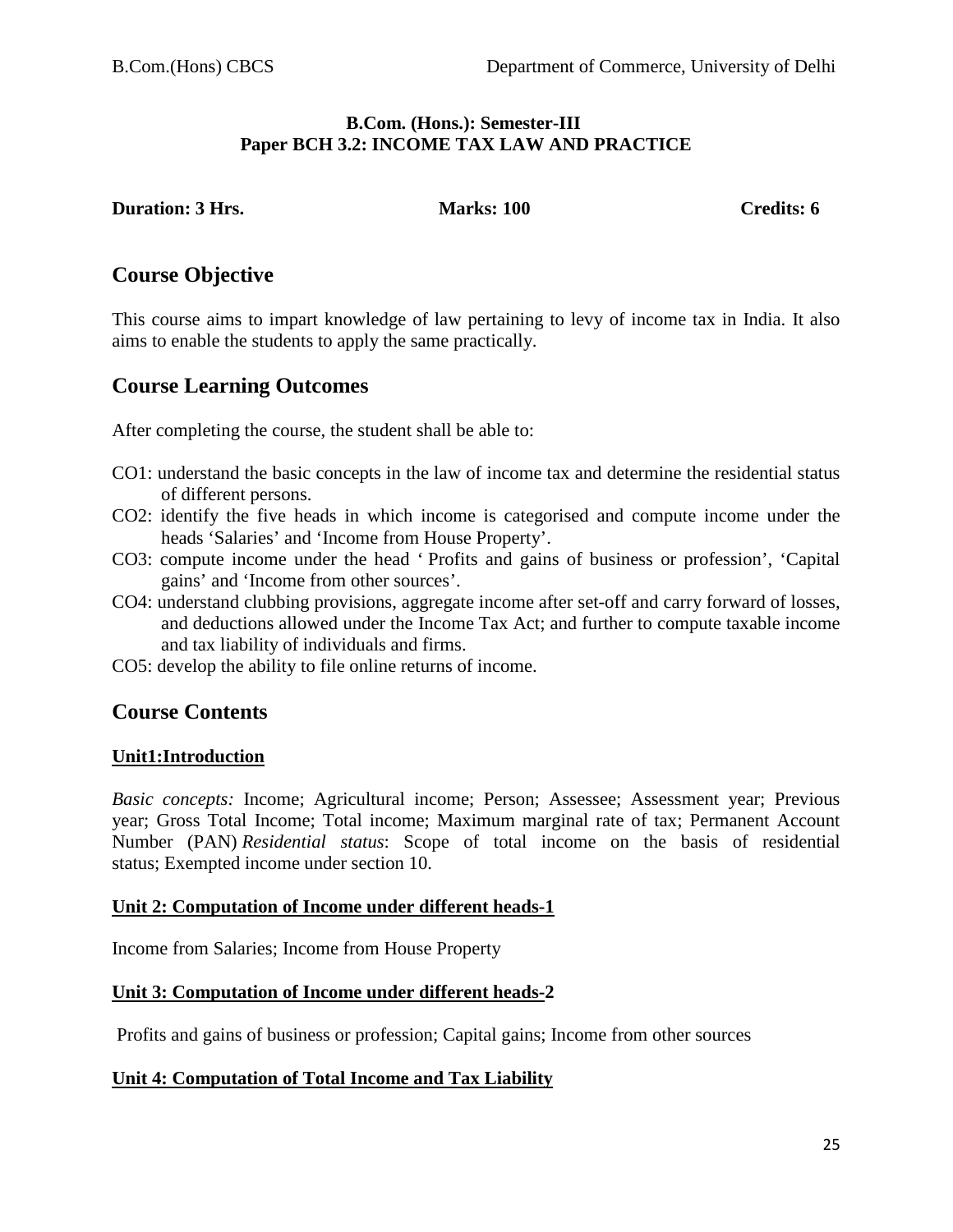**B.Com. (Hons.): Semester-III**
**Paper BCH 3.2: INCOME TAX LAW AND PRACTICE**

**Duration: 3 Hrs.** **Marks: 100** **Credits: 6**

## Course Objective

This course aims to impart knowledge of law pertaining to levy of income tax in India. It also aims to enable the students to apply the same practically.

## Course Learning Outcomes

After completing the course, the student shall be able to:

- CO1: understand the basic concepts in the law of income tax and determine the residential status of different persons.
- CO2: identify the five heads in which income is categorised and compute income under the heads 'Salaries' and 'Income from House Property'.
- CO3: compute income under the head ' Profits and gains of business or profession', 'Capital gains' and 'Income from other sources'.
- CO4: understand clubbing provisions, aggregate income after set-off and carry forward of losses, and deductions allowed under the Income Tax Act; and further to compute taxable income and tax liability of individuals and firms.
- CO5: develop the ability to file online returns of income.

## Course Contents

### Unit1:Introduction

*Basic concepts:* Income; Agricultural income; Person; Assessee; Assessment year; Previous year; Gross Total Income; Total income; Maximum marginal rate of tax; Permanent Account Number (PAN) *Residential status*: Scope of total income on the basis of residential status; Exempted income under section 10.

### Unit 2: Computation of Income under different heads-1

Income from Salaries; Income from House Property

### Unit 3: Computation of Income under different heads-2

Profits and gains of business or profession; Capital gains; Income from other sources

### Unit 4: Computation of Total Income and Tax Liability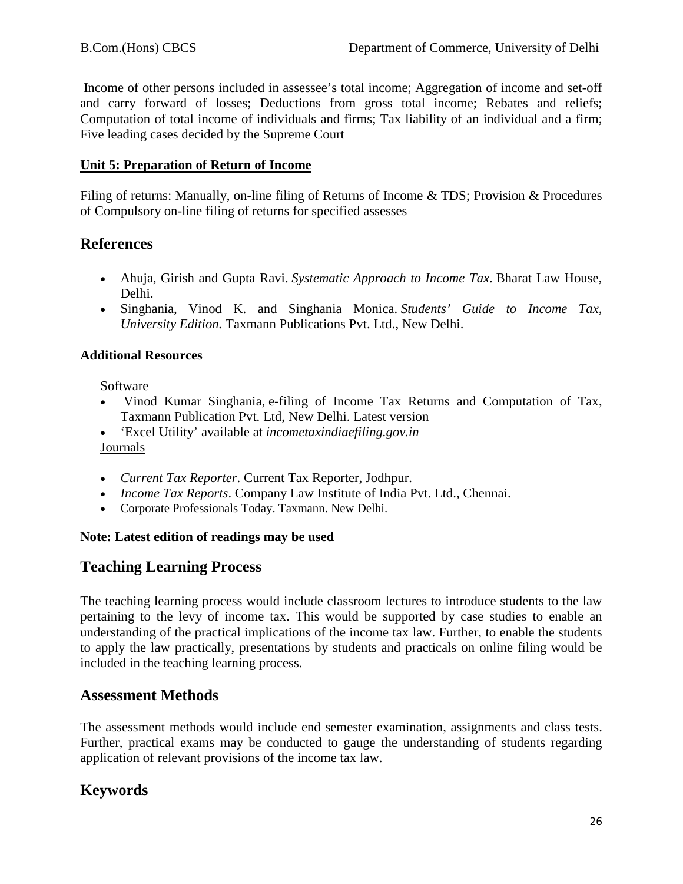Income of other persons included in assessee's total income; Aggregation of income and set-off and carry forward of losses; Deductions from gross total income; Rebates and reliefs; Computation of total income of individuals and firms; Tax liability of an individual and a firm; Five leading cases decided by the Supreme Court

**Unit 5: Preparation of Return of Income**

Filing of returns: Manually, on-line filing of Returns of Income & TDS; Provision & Procedures of Compulsory on-line filing of returns for specified assesses

## References

- Ahuja, Girish and Gupta Ravi. *Systematic Approach to Income Tax*. Bharat Law House, Delhi.
- Singhania, Vinod K. and Singhania Monica. *Students' Guide to Income Tax, University Edition.* Taxmann Publications Pvt. Ltd., New Delhi.

**Additional Resources**

Software

- Vinod Kumar Singhania, e-filing of Income Tax Returns and Computation of Tax, Taxmann Publication Pvt. Ltd, New Delhi. Latest version
- 'Excel Utility' available at *incometaxindiaefiling.gov.in*

Journals

- *Current Tax Reporter*. Current Tax Reporter, Jodhpur.
- *Income Tax Reports*. Company Law Institute of India Pvt. Ltd., Chennai.
- Corporate Professionals Today. Taxmann. New Delhi.

**Note: Latest edition of readings may be used**

## Teaching Learning Process

The teaching learning process would include classroom lectures to introduce students to the law pertaining to the levy of income tax. This would be supported by case studies to enable an understanding of the practical implications of the income tax law. Further, to enable the students to apply the law practically, presentations by students and practicals on online filing would be included in the teaching learning process.

## Assessment Methods

The assessment methods would include end semester examination, assignments and class tests. Further, practical exams may be conducted to gauge the understanding of students regarding application of relevant provisions of the income tax law.

## Keywords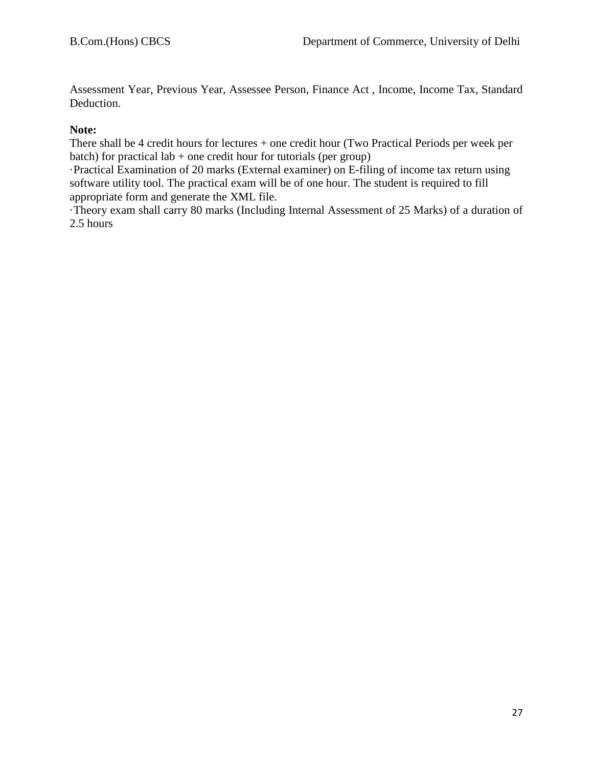Assessment Year, Previous Year, Assessee Person, Finance Act , Income, Income Tax, Standard Deduction.

**Note:**

There shall be 4 credit hours for lectures + one credit hour (Two Practical Periods per week per batch) for practical lab + one credit hour for tutorials (per group)

·Practical Examination of 20 marks (External examiner) on E-filing of income tax return using software utility tool. The practical exam will be of one hour. The student is required to fill appropriate form and generate the XML file.

·Theory exam shall carry 80 marks (Including Internal Assessment of 25 Marks) of a duration of 2.5 hours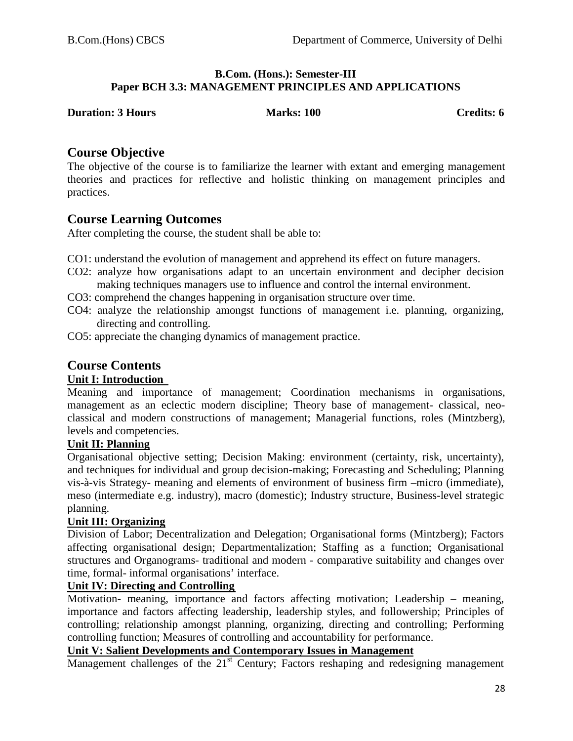**B.Com. (Hons.): Semester-III**
**Paper BCH 3.3: MANAGEMENT PRINCIPLES AND APPLICATIONS**

**Duration: 3 Hours** **Marks: 100** **Credits: 6**

## Course Objective

The objective of the course is to familiarize the learner with extant and emerging management theories and practices for reflective and holistic thinking on management principles and practices.

## Course Learning Outcomes

After completing the course, the student shall be able to:

CO1: understand the evolution of management and apprehend its effect on future managers.
CO2: analyze how organisations adapt to an uncertain environment and decipher decision making techniques managers use to influence and control the internal environment.
CO3: comprehend the changes happening in organisation structure over time.
CO4: analyze the relationship amongst functions of management i.e. planning, organizing, directing and controlling.
CO5: appreciate the changing dynamics of management practice.

## Course Contents

**Unit I: Introduction**

Meaning and importance of management; Coordination mechanisms in organisations, management as an eclectic modern discipline; Theory base of management- classical, neo-classical and modern constructions of management; Managerial functions, roles (Mintzberg), levels and competencies.

**Unit II: Planning**

Organisational objective setting; Decision Making: environment (certainty, risk, uncertainty), and techniques for individual and group decision-making; Forecasting and Scheduling; Planning vis-à-vis Strategy- meaning and elements of environment of business firm –micro (immediate), meso (intermediate e.g. industry), macro (domestic); Industry structure, Business-level strategic planning.

**Unit III: Organizing**

Division of Labor; Decentralization and Delegation; Organisational forms (Mintzberg); Factors affecting organisational design; Departmentalization; Staffing as a function; Organisational structures and Organograms- traditional and modern - comparative suitability and changes over time, formal- informal organisations' interface.

**Unit IV: Directing and Controlling**

Motivation- meaning, importance and factors affecting motivation; Leadership – meaning, importance and factors affecting leadership, leadership styles, and followership; Principles of controlling; relationship amongst planning, organizing, directing and controlling; Performing controlling function; Measures of controlling and accountability for performance.

**Unit V: Salient Developments and Contemporary Issues in Management**

Management challenges of the 21st Century; Factors reshaping and redesigning management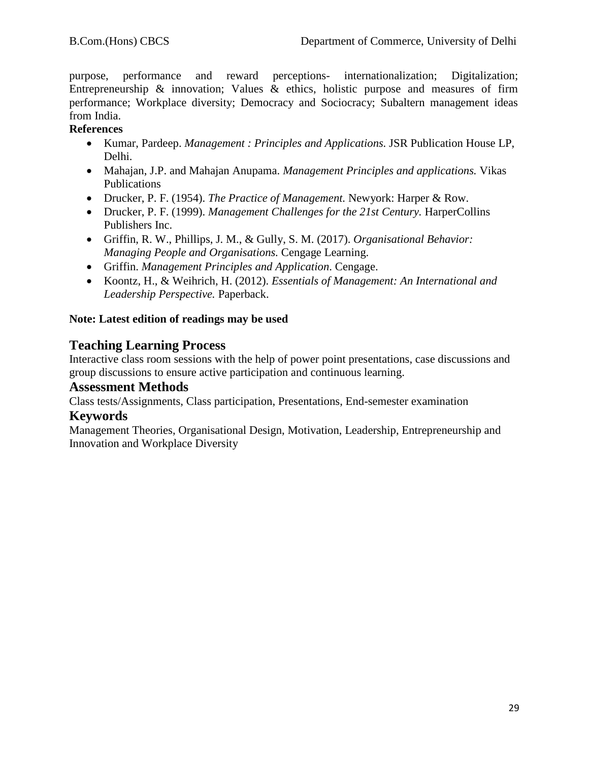purpose, performance and reward perceptions- internationalization; Digitalization; Entrepreneurship & innovation; Values & ethics, holistic purpose and measures of firm performance; Workplace diversity; Democracy and Sociocracy; Subaltern management ideas from India.

**References**

- Kumar, Pardeep. *Management : Principles and Applications.* JSR Publication House LP, Delhi.
- Mahajan, J.P. and Mahajan Anupama. *Management Principles and applications.* Vikas Publications
- Drucker, P. F. (1954). *The Practice of Management.* Newyork: Harper & Row.
- Drucker, P. F. (1999). *Management Challenges for the 21st Century.* HarperCollins Publishers Inc.
- Griffin, R. W., Phillips, J. M., & Gully, S. M. (2017). *Organisational Behavior: Managing People and Organisations.* Cengage Learning.
- Griffin. *Management Principles and Application*. Cengage.
- Koontz, H., & Weihrich, H. (2012). *Essentials of Management: An International and Leadership Perspective.* Paperback.

**Note: Latest edition of readings may be used**

## Teaching Learning Process

Interactive class room sessions with the help of power point presentations, case discussions and group discussions to ensure active participation and continuous learning.

## Assessment Methods

Class tests/Assignments, Class participation, Presentations, End-semester examination

## Keywords

Management Theories, Organisational Design, Motivation, Leadership, Entrepreneurship and Innovation and Workplace Diversity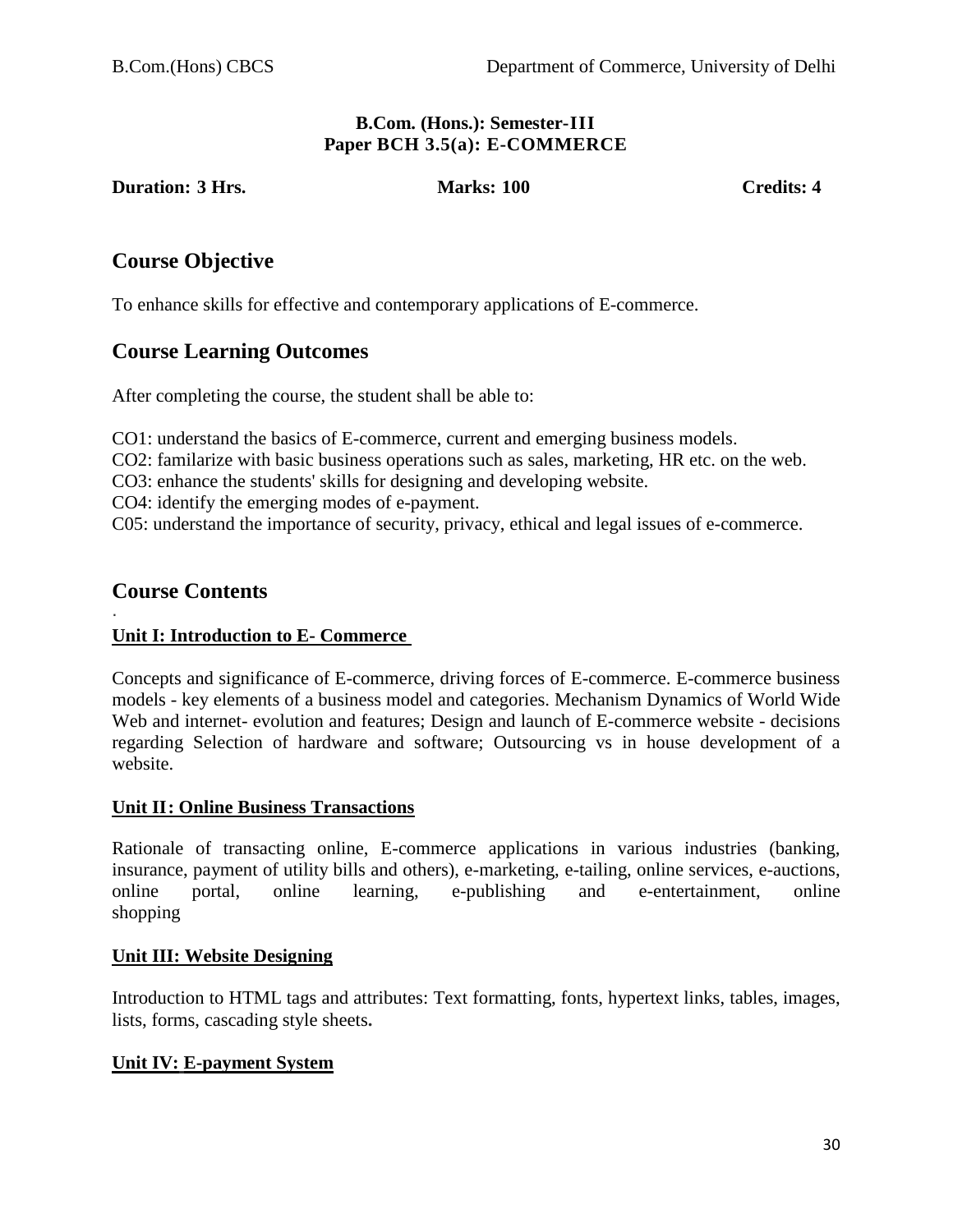**B.Com. (Hons.): Semester-III**
**Paper BCH 3.5(a): E-COMMERCE**

**Duration: 3 Hrs.** **Marks: 100** **Credits: 4**

## Course Objective

To enhance skills for effective and contemporary applications of E-commerce.

## Course Learning Outcomes

After completing the course, the student shall be able to:

CO1: understand the basics of E-commerce, current and emerging business models.
CO2: familarize with basic business operations such as sales, marketing, HR etc. on the web.
CO3: enhance the students' skills for designing and developing website.
CO4: identify the emerging modes of e-payment.
C05: understand the importance of security, privacy, ethical and legal issues of e-commerce.

## Course Contents

### Unit I: Introduction to E- Commerce

Concepts and significance of E-commerce, driving forces of E-commerce. E-commerce business models - key elements of a business model and categories. Mechanism Dynamics of World Wide Web and internet- evolution and features; Design and launch of E-commerce website - decisions regarding Selection of hardware and software; Outsourcing vs in house development of a website.

### Unit II: Online Business Transactions

Rationale of transacting online, E-commerce applications in various industries (banking, insurance, payment of utility bills and others), e-marketing, e-tailing, online services, e-auctions, online portal, online learning, e-publishing and e-entertainment, online shopping

### Unit III: Website Designing

Introduction to HTML tags and attributes: Text formatting, fonts, hypertext links, tables, images, lists, forms, cascading style sheets**.**

### Unit IV: E-payment System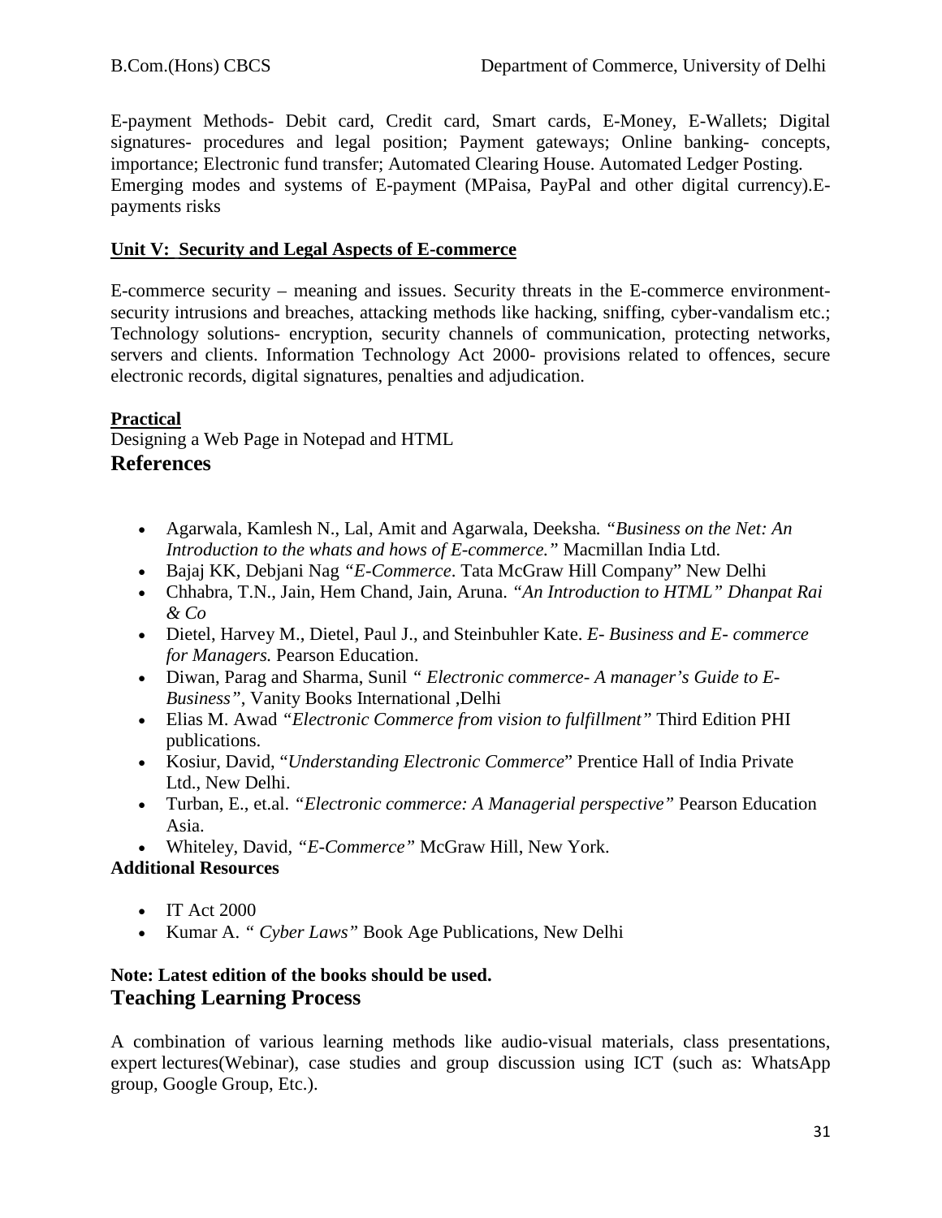E-payment Methods- Debit card, Credit card, Smart cards, E-Money, E-Wallets; Digital signatures- procedures and legal position; Payment gateways; Online banking- concepts, importance; Electronic fund transfer; Automated Clearing House. Automated Ledger Posting. Emerging modes and systems of E-payment (MPaisa, PayPal and other digital currency).E-payments risks

**Unit V: Security and Legal Aspects of E-commerce**

E-commerce security – meaning and issues. Security threats in the E-commerce environment- security intrusions and breaches, attacking methods like hacking, sniffing, cyber-vandalism etc.; Technology solutions- encryption, security channels of communication, protecting networks, servers and clients. Information Technology Act 2000- provisions related to offences, secure electronic records, digital signatures, penalties and adjudication.

**Practical**

Designing a Web Page in Notepad and HTML

## References

- Agarwala, Kamlesh N., Lal, Amit and Agarwala, Deeksha. *"Business on the Net: An Introduction to the whats and hows of E-commerce."* Macmillan India Ltd.
- Bajaj KK, Debjani Nag *"E-Commerce*. Tata McGraw Hill Company" New Delhi
- Chhabra, T.N., Jain, Hem Chand, Jain, Aruna. *"An Introduction to HTML" Dhanpat Rai & Co*
- Dietel, Harvey M., Dietel, Paul J., and Steinbuhler Kate. *E- Business and E- commerce for Managers.* Pearson Education.
- Diwan, Parag and Sharma, Sunil *" Electronic commerce- A manager's Guide to E-Business"*, Vanity Books International ,Delhi
- Elias M. Awad *"Electronic Commerce from vision to fulfillment"* Third Edition PHI publications.
- Kosiur, David, "*Understanding Electronic Commerce*" Prentice Hall of India Private Ltd., New Delhi.
- Turban, E., et.al. *"Electronic commerce: A Managerial perspective"* Pearson Education Asia.
- Whiteley, David, *"E-Commerce"* McGraw Hill, New York.

**Additional Resources**

- IT Act 2000
- Kumar A. *" Cyber Laws"* Book Age Publications, New Delhi

**Note: Latest edition of the books should be used.**

## Teaching Learning Process

A combination of various learning methods like audio-visual materials, class presentations, expert lectures(Webinar), case studies and group discussion using ICT (such as: WhatsApp group, Google Group, Etc.).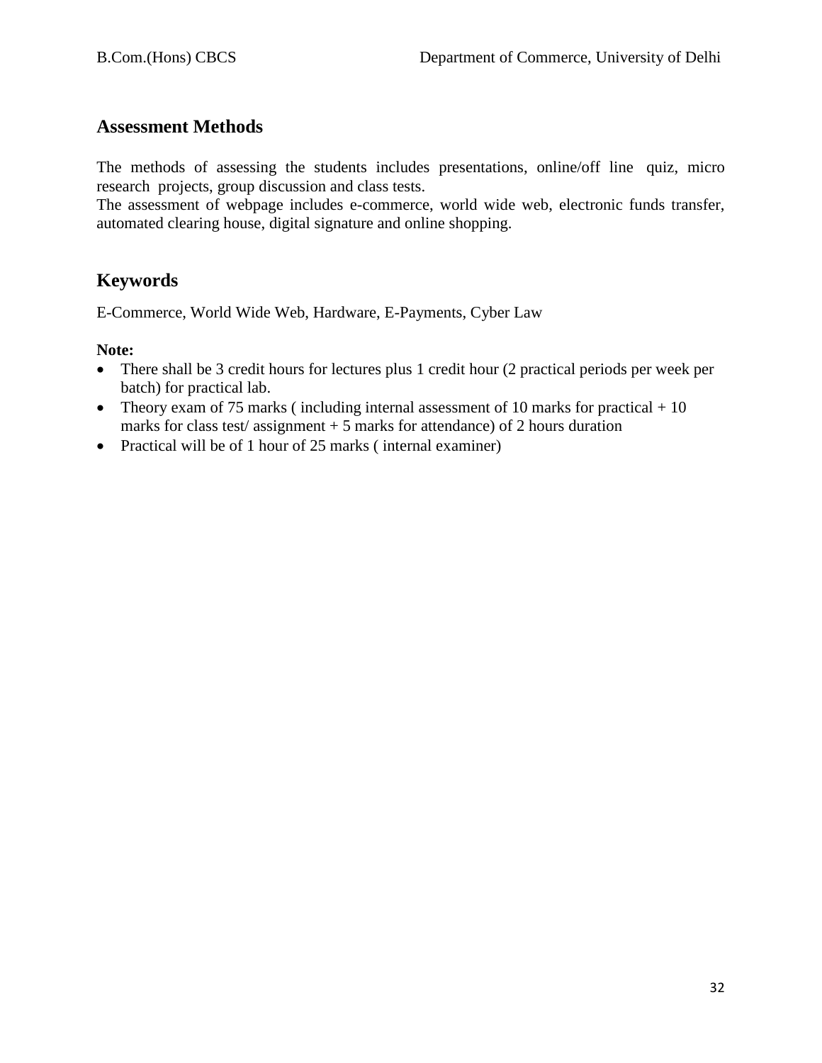## Assessment Methods

The methods of assessing the students includes presentations, online/off line quiz, micro research projects, group discussion and class tests.
The assessment of webpage includes e-commerce, world wide web, electronic funds transfer, automated clearing house, digital signature and online shopping.

## Keywords

E-Commerce, World Wide Web, Hardware, E-Payments, Cyber Law

**Note:**

- There shall be 3 credit hours for lectures plus 1 credit hour (2 practical periods per week per batch) for practical lab.
- Theory exam of 75 marks ( including internal assessment of 10 marks for practical + 10 marks for class test/ assignment + 5 marks for attendance) of 2 hours duration
- Practical will be of 1 hour of 25 marks ( internal examiner)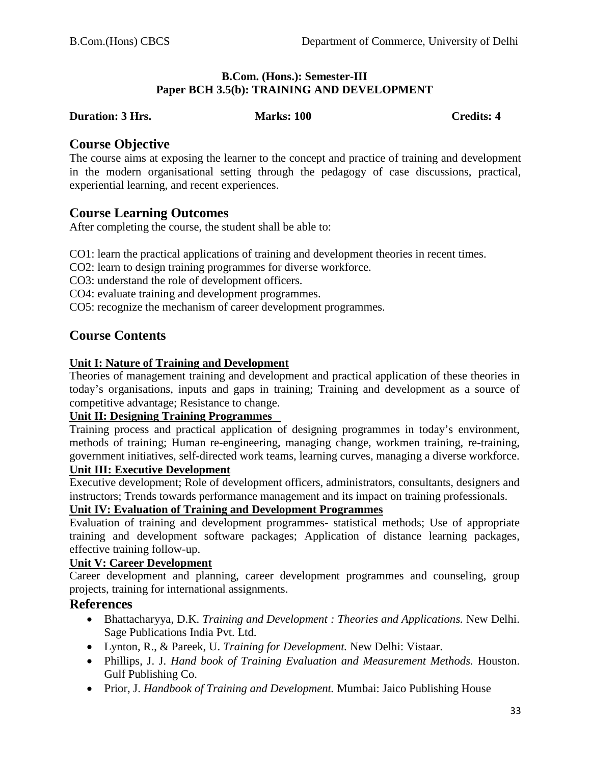**B.Com. (Hons.): Semester-III**
**Paper BCH 3.5(b): TRAINING AND DEVELOPMENT**

**Duration: 3 Hrs.** **Marks: 100** **Credits: 4**

## Course Objective

The course aims at exposing the learner to the concept and practice of training and development in the modern organisational setting through the pedagogy of case discussions, practical, experiential learning, and recent experiences.

## Course Learning Outcomes

After completing the course, the student shall be able to:

CO1: learn the practical applications of training and development theories in recent times.
CO2: learn to design training programmes for diverse workforce.
CO3: understand the role of development officers.
CO4: evaluate training and development programmes.
CO5: recognize the mechanism of career development programmes.

## Course Contents

**Unit I: Nature of Training and Development**

Theories of management training and development and practical application of these theories in today's organisations, inputs and gaps in training; Training and development as a source of competitive advantage; Resistance to change.

**Unit II: Designing Training Programmes**

Training process and practical application of designing programmes in today's environment, methods of training; Human re-engineering, managing change, workmen training, re-training, government initiatives, self-directed work teams, learning curves, managing a diverse workforce.

**Unit III: Executive Development**

Executive development; Role of development officers, administrators, consultants, designers and instructors; Trends towards performance management and its impact on training professionals.

**Unit IV: Evaluation of Training and Development Programmes**

Evaluation of training and development programmes- statistical methods; Use of appropriate training and development software packages; Application of distance learning packages, effective training follow-up.

**Unit V: Career Development**

Career development and planning, career development programmes and counseling, group projects, training for international assignments.

## References

- Bhattacharyya, D.K. *Training and Development : Theories and Applications.* New Delhi. Sage Publications India Pvt. Ltd.
- Lynton, R., & Pareek, U. *Training for Development.* New Delhi: Vistaar.
- Phillips, J. J. *Hand book of Training Evaluation and Measurement Methods.* Houston. Gulf Publishing Co.
- Prior, J. *Handbook of Training and Development.* Mumbai: Jaico Publishing House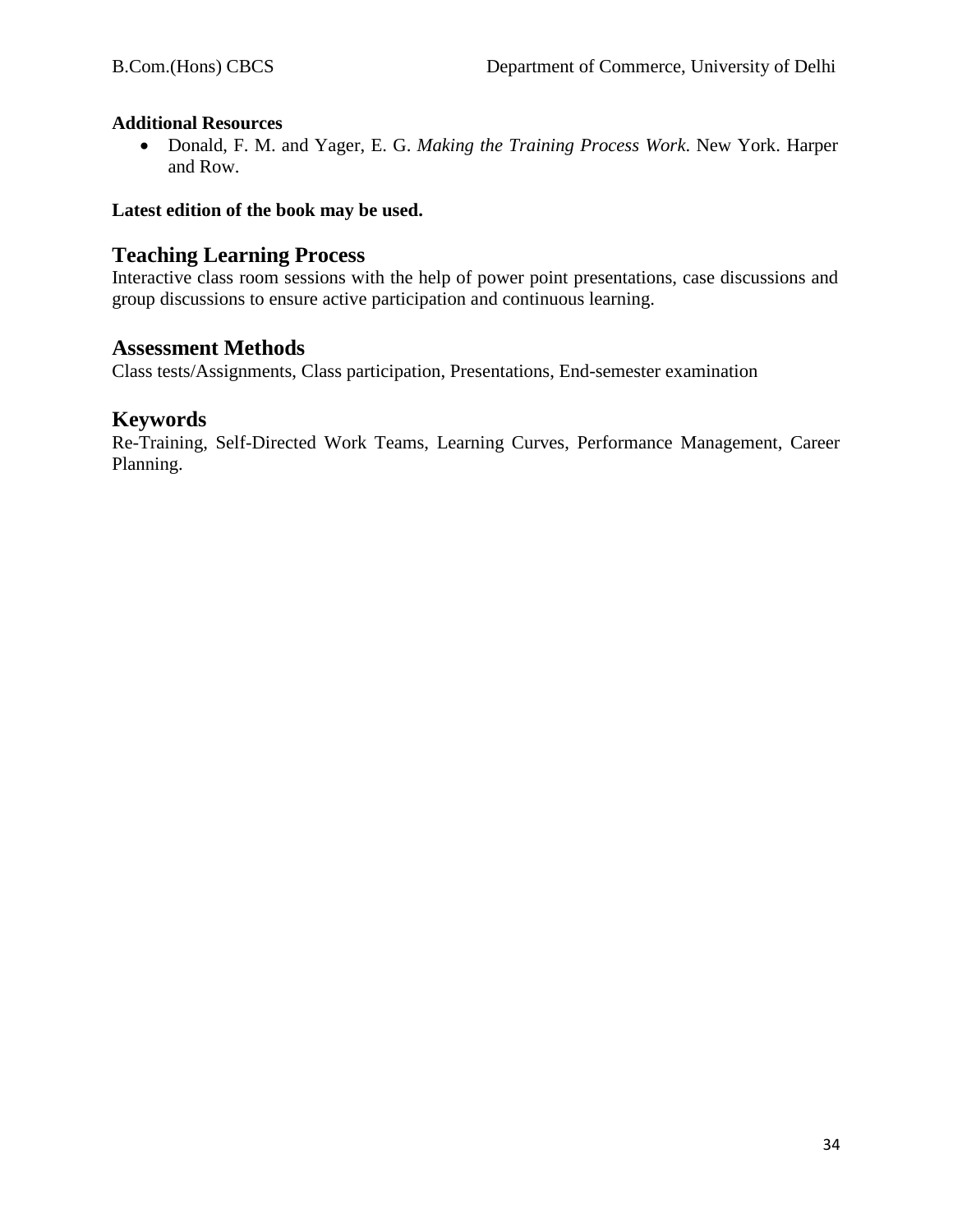**Additional Resources**

- Donald, F. M. and Yager, E. G. *Making the Training Process Work*. New York. Harper and Row.

**Latest edition of the book may be used.**

## Teaching Learning Process

Interactive class room sessions with the help of power point presentations, case discussions and group discussions to ensure active participation and continuous learning.

## Assessment Methods

Class tests/Assignments, Class participation, Presentations, End-semester examination

## Keywords

Re-Training, Self-Directed Work Teams, Learning Curves, Performance Management, Career Planning.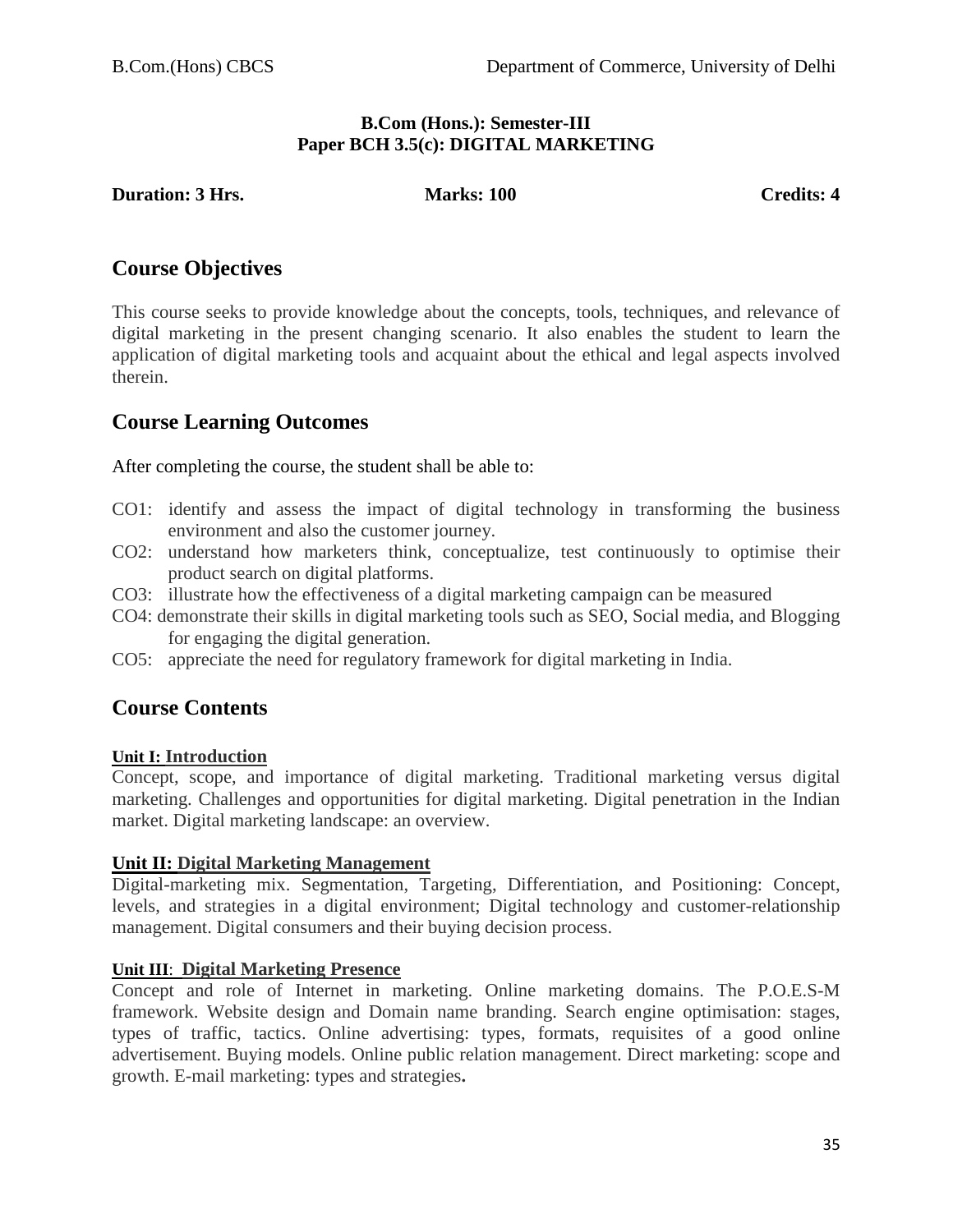**B.Com (Hons.): Semester-III**
**Paper BCH 3.5(c): DIGITAL MARKETING**

**Duration: 3 Hrs.** **Marks: 100** **Credits: 4**

## Course Objectives

This course seeks to provide knowledge about the concepts, tools, techniques, and relevance of digital marketing in the present changing scenario. It also enables the student to learn the application of digital marketing tools and acquaint about the ethical and legal aspects involved therein.

## Course Learning Outcomes

After completing the course, the student shall be able to:

- CO1: identify and assess the impact of digital technology in transforming the business environment and also the customer journey.
- CO2: understand how marketers think, conceptualize, test continuously to optimise their product search on digital platforms.
- CO3: illustrate how the effectiveness of a digital marketing campaign can be measured
- CO4: demonstrate their skills in digital marketing tools such as SEO, Social media, and Blogging for engaging the digital generation.
- CO5: appreciate the need for regulatory framework for digital marketing in India.

## Course Contents

**Unit I: Introduction**

Concept, scope, and importance of digital marketing. Traditional marketing versus digital marketing. Challenges and opportunities for digital marketing. Digital penetration in the Indian market. Digital marketing landscape: an overview.

**Unit II: Digital Marketing Management**

Digital-marketing mix. Segmentation, Targeting, Differentiation, and Positioning: Concept, levels, and strategies in a digital environment; Digital technology and customer-relationship management. Digital consumers and their buying decision process.

**Unit III: Digital Marketing Presence**

Concept and role of Internet in marketing. Online marketing domains. The P.O.E.S-M framework. Website design and Domain name branding. Search engine optimisation: stages, types of traffic, tactics. Online advertising: types, formats, requisites of a good online advertisement. Buying models. Online public relation management. Direct marketing: scope and growth. E-mail marketing: types and strategies**.**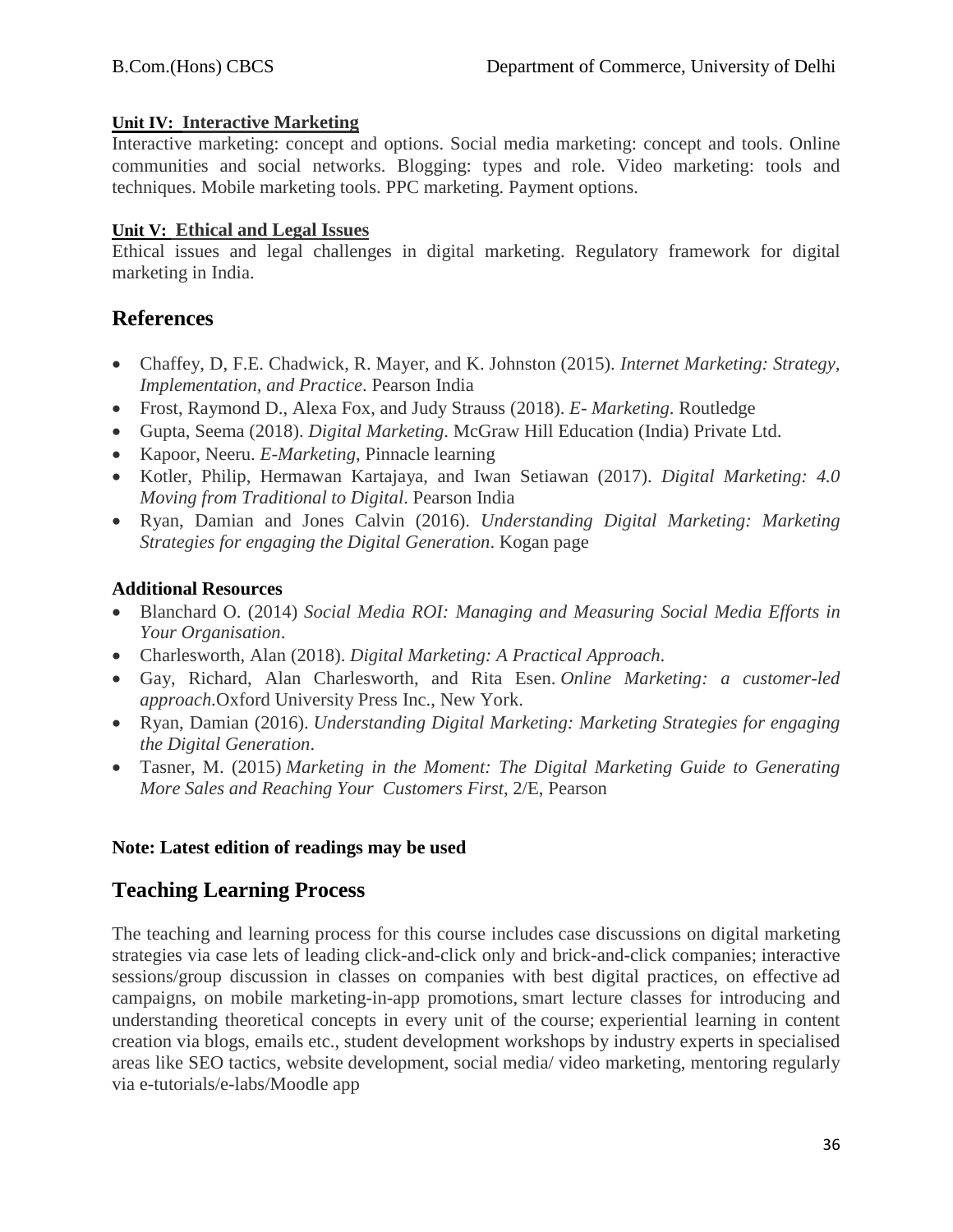**Unit IV: Interactive Marketing**

Interactive marketing: concept and options. Social media marketing: concept and tools. Online communities and social networks. Blogging: types and role. Video marketing: tools and techniques. Mobile marketing tools. PPC marketing. Payment options.

**Unit V: Ethical and Legal Issues**

Ethical issues and legal challenges in digital marketing. Regulatory framework for digital marketing in India.

## References

- Chaffey, D, F.E. Chadwick, R. Mayer, and K. Johnston (2015). *Internet Marketing: Strategy, Implementation, and Practice*. Pearson India
- Frost, Raymond D., Alexa Fox, and Judy Strauss (2018). *E- Marketing*. Routledge
- Gupta, Seema (2018). *Digital Marketing*. McGraw Hill Education (India) Private Ltd.
- Kapoor, Neeru. *E-Marketing*, Pinnacle learning
- Kotler, Philip, Hermawan Kartajaya, and Iwan Setiawan (2017). *Digital Marketing: 4.0 Moving from Traditional to Digital*. Pearson India
- Ryan, Damian and Jones Calvin (2016). *Understanding Digital Marketing: Marketing Strategies for engaging the Digital Generation*. Kogan page

**Additional Resources**

- Blanchard O. (2014) *Social Media ROI: Managing and Measuring Social Media Efforts in Your Organisation*.
- Charlesworth, Alan (2018). *Digital Marketing: A Practical Approach*.
- Gay, Richard, Alan Charlesworth, and Rita Esen. *Online Marketing: a customer-led approach.*Oxford University Press Inc., New York.
- Ryan, Damian (2016). *Understanding Digital Marketing: Marketing Strategies for engaging the Digital Generation*.
- Tasner, M. (2015) *Marketing in the Moment: The Digital Marketing Guide to Generating More Sales and Reaching Your Customers First*, 2/E, Pearson

**Note: Latest edition of readings may be used**

## Teaching Learning Process

The teaching and learning process for this course includes case discussions on digital marketing strategies via case lets of leading click-and-click only and brick-and-click companies; interactive sessions/group discussion in classes on companies with best digital practices, on effective ad campaigns, on mobile marketing-in-app promotions, smart lecture classes for introducing and understanding theoretical concepts in every unit of the course; experiential learning in content creation via blogs, emails etc., student development workshops by industry experts in specialised areas like SEO tactics, website development, social media/ video marketing, mentoring regularly via e-tutorials/e-labs/Moodle app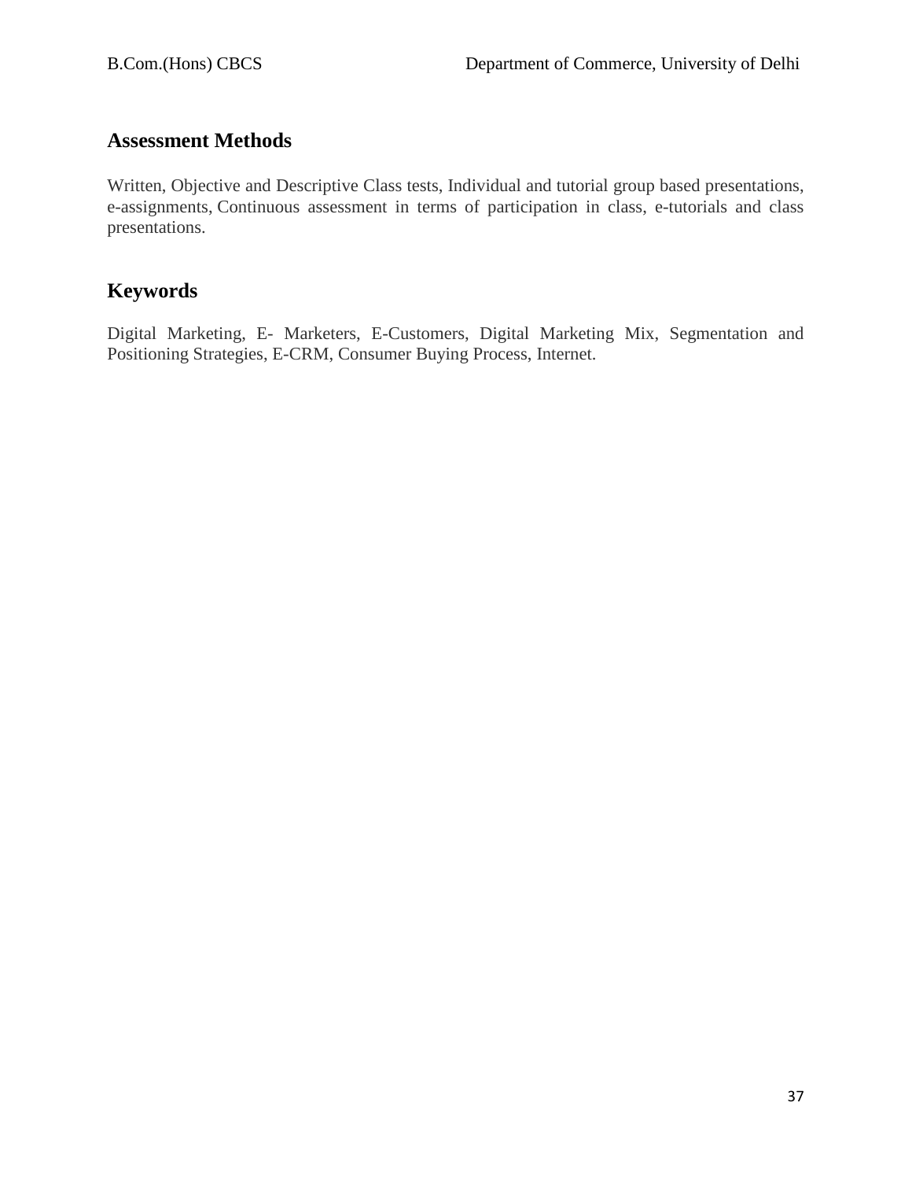## Assessment Methods

Written, Objective and Descriptive Class tests, Individual and tutorial group based presentations, e-assignments, Continuous assessment in terms of participation in class, e-tutorials and class presentations.

## Keywords

Digital Marketing, E- Marketers, E-Customers, Digital Marketing Mix, Segmentation and Positioning Strategies, E-CRM, Consumer Buying Process, Internet.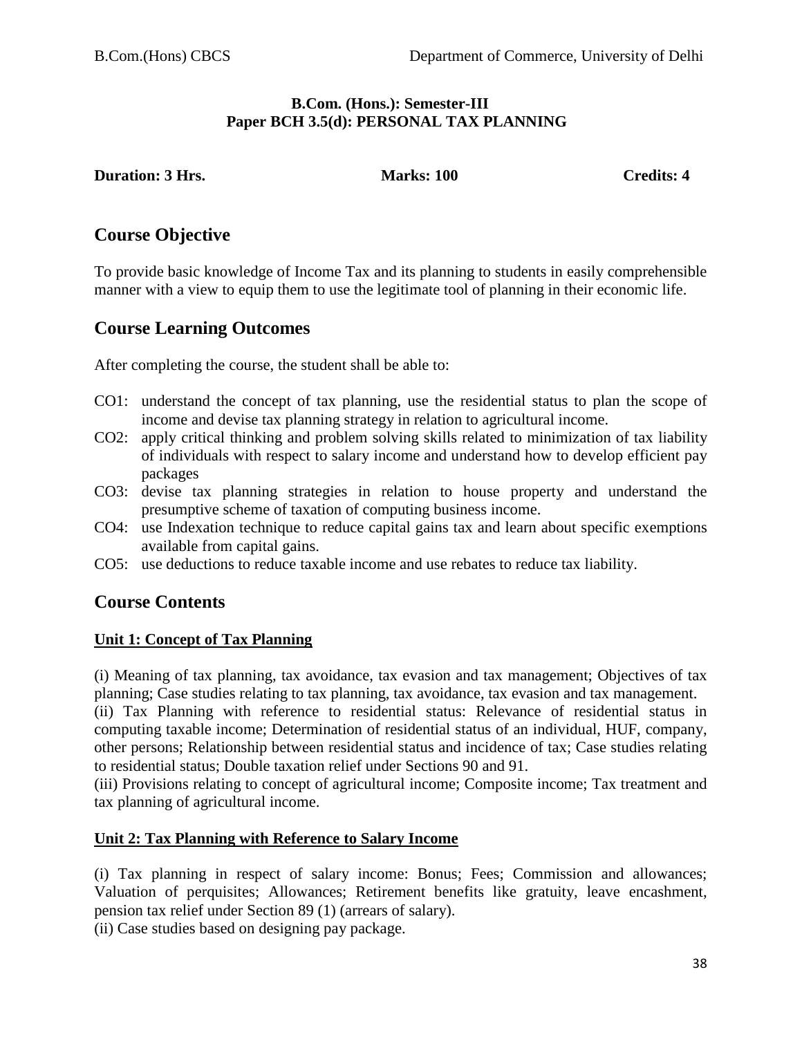**B.Com. (Hons.): Semester-III**
**Paper BCH 3.5(d): PERSONAL TAX PLANNING**

**Duration: 3 Hrs.** **Marks: 100** **Credits: 4**

## Course Objective

To provide basic knowledge of Income Tax and its planning to students in easily comprehensible manner with a view to equip them to use the legitimate tool of planning in their economic life.

## Course Learning Outcomes

After completing the course, the student shall be able to:

- CO1: understand the concept of tax planning, use the residential status to plan the scope of income and devise tax planning strategy in relation to agricultural income.
- CO2: apply critical thinking and problem solving skills related to minimization of tax liability of individuals with respect to salary income and understand how to develop efficient pay packages
- CO3: devise tax planning strategies in relation to house property and understand the presumptive scheme of taxation of computing business income.
- CO4: use Indexation technique to reduce capital gains tax and learn about specific exemptions available from capital gains.
- CO5: use deductions to reduce taxable income and use rebates to reduce tax liability.

## Course Contents

### Unit 1: Concept of Tax Planning

(i) Meaning of tax planning, tax avoidance, tax evasion and tax management; Objectives of tax planning; Case studies relating to tax planning, tax avoidance, tax evasion and tax management.
(ii) Tax Planning with reference to residential status: Relevance of residential status in computing taxable income; Determination of residential status of an individual, HUF, company, other persons; Relationship between residential status and incidence of tax; Case studies relating to residential status; Double taxation relief under Sections 90 and 91.
(iii) Provisions relating to concept of agricultural income; Composite income; Tax treatment and tax planning of agricultural income.

### Unit 2: Tax Planning with Reference to Salary Income

(i) Tax planning in respect of salary income: Bonus; Fees; Commission and allowances; Valuation of perquisites; Allowances; Retirement benefits like gratuity, leave encashment, pension tax relief under Section 89 (1) (arrears of salary).
(ii) Case studies based on designing pay package.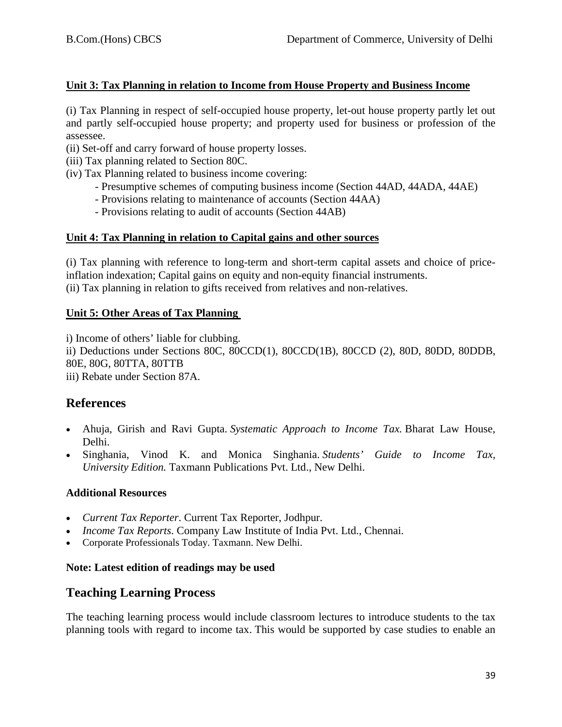**Unit 3: Tax Planning in relation to Income from House Property and Business Income**

(i) Tax Planning in respect of self-occupied house property, let-out house property partly let out and partly self-occupied house property; and property used for business or profession of the assessee.
(ii) Set-off and carry forward of house property losses.
(iii) Tax planning related to Section 80C.
(iv) Tax Planning related to business income covering:
  - Presumptive schemes of computing business income (Section 44AD, 44ADA, 44AE)
  - Provisions relating to maintenance of accounts (Section 44AA)
  - Provisions relating to audit of accounts (Section 44AB)

**Unit 4: Tax Planning in relation to Capital gains and other sources**

(i) Tax planning with reference to long-term and short-term capital assets and choice of price-inflation indexation; Capital gains on equity and non-equity financial instruments.
(ii) Tax planning in relation to gifts received from relatives and non-relatives.

**Unit 5: Other Areas of Tax Planning**

i) Income of others' liable for clubbing.
ii) Deductions under Sections 80C, 80CCD(1), 80CCD(1B), 80CCD (2), 80D, 80DD, 80DDB, 80E, 80G, 80TTA, 80TTB
iii) Rebate under Section 87A.

## References

- Ahuja, Girish and Ravi Gupta. *Systematic Approach to Income Tax.* Bharat Law House, Delhi.
- Singhania, Vinod K. and Monica Singhania. *Students' Guide to Income Tax, University Edition.* Taxmann Publications Pvt. Ltd., New Delhi.

**Additional Resources**

- *Current Tax Reporter*. Current Tax Reporter, Jodhpur.
- *Income Tax Reports*. Company Law Institute of India Pvt. Ltd., Chennai.
- Corporate Professionals Today. Taxmann. New Delhi.

**Note: Latest edition of readings may be used**

## Teaching Learning Process

The teaching learning process would include classroom lectures to introduce students to the tax planning tools with regard to income tax. This would be supported by case studies to enable an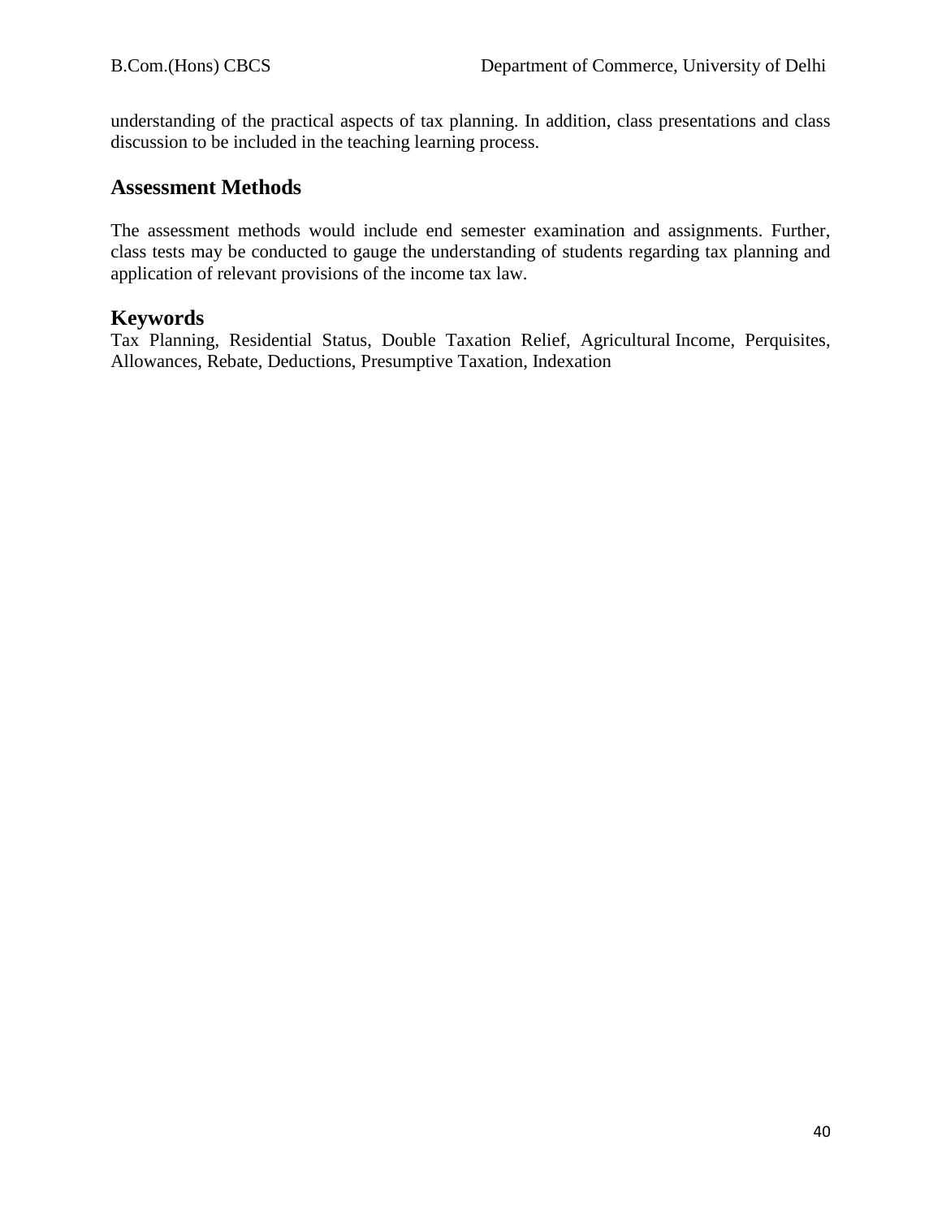understanding of the practical aspects of tax planning. In addition, class presentations and class discussion to be included in the teaching learning process.

## Assessment Methods

The assessment methods would include end semester examination and assignments. Further, class tests may be conducted to gauge the understanding of students regarding tax planning and application of relevant provisions of the income tax law.

## Keywords

Tax Planning, Residential Status, Double Taxation Relief, Agricultural Income, Perquisites, Allowances, Rebate, Deductions, Presumptive Taxation, Indexation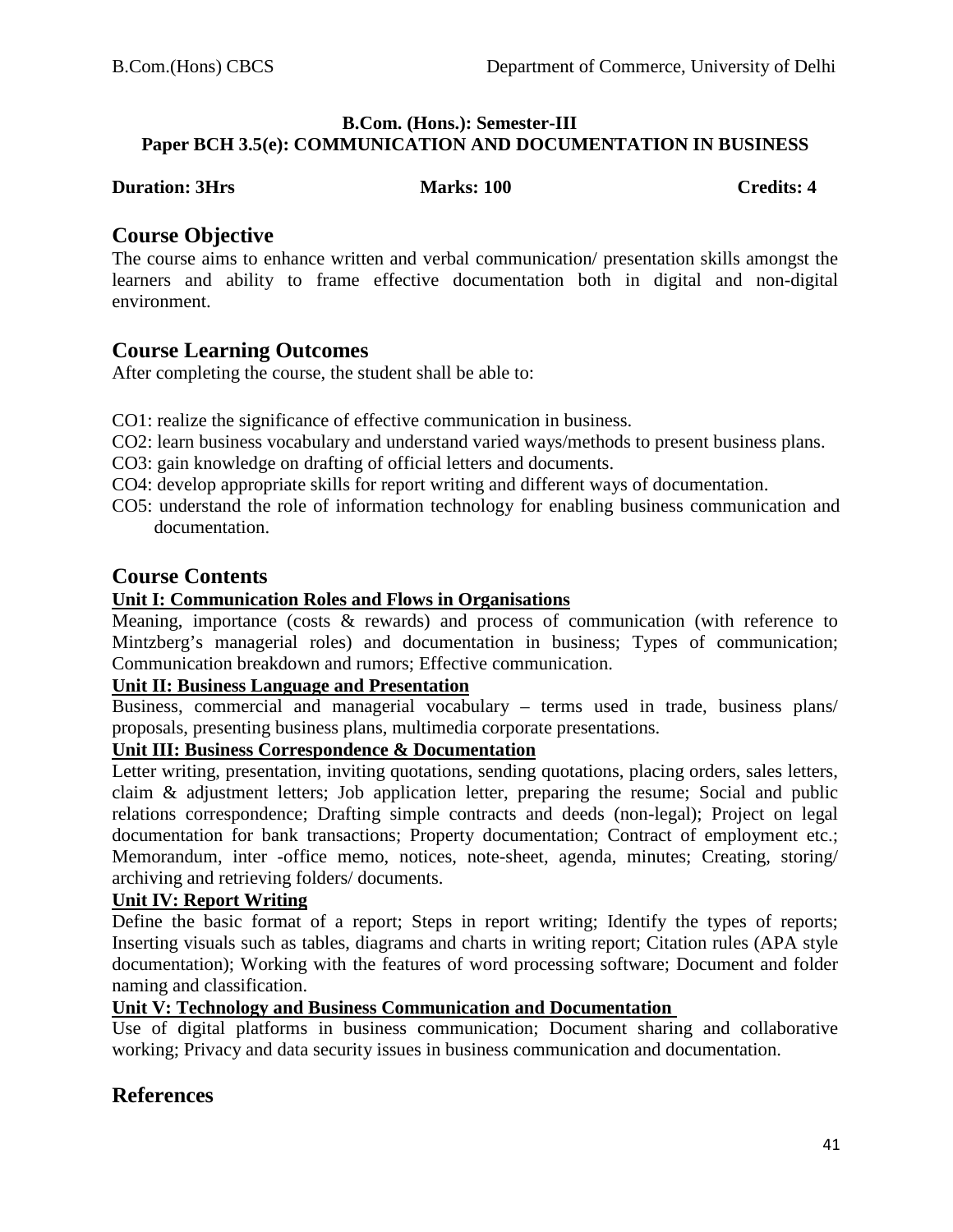**B.Com. (Hons.): Semester-III**
**Paper BCH 3.5(e): COMMUNICATION AND DOCUMENTATION IN BUSINESS**

**Duration: 3Hrs** **Marks: 100** **Credits: 4**

## Course Objective

The course aims to enhance written and verbal communication/ presentation skills amongst the learners and ability to frame effective documentation both in digital and non-digital environment.

## Course Learning Outcomes

After completing the course, the student shall be able to:

CO1: realize the significance of effective communication in business.
CO2: learn business vocabulary and understand varied ways/methods to present business plans.
CO3: gain knowledge on drafting of official letters and documents.
CO4: develop appropriate skills for report writing and different ways of documentation.
CO5: understand the role of information technology for enabling business communication and documentation.

## Course Contents

**Unit I: Communication Roles and Flows in Organisations**

Meaning, importance (costs & rewards) and process of communication (with reference to Mintzberg's managerial roles) and documentation in business; Types of communication; Communication breakdown and rumors; Effective communication.

**Unit II: Business Language and Presentation**

Business, commercial and managerial vocabulary – terms used in trade, business plans/ proposals, presenting business plans, multimedia corporate presentations.

**Unit III: Business Correspondence & Documentation**

Letter writing, presentation, inviting quotations, sending quotations, placing orders, sales letters, claim & adjustment letters; Job application letter, preparing the resume; Social and public relations correspondence; Drafting simple contracts and deeds (non-legal); Project on legal documentation for bank transactions; Property documentation; Contract of employment etc.; Memorandum, inter -office memo, notices, note-sheet, agenda, minutes; Creating, storing/ archiving and retrieving folders/ documents.

**Unit IV: Report Writing**

Define the basic format of a report; Steps in report writing; Identify the types of reports; Inserting visuals such as tables, diagrams and charts in writing report; Citation rules (APA style documentation); Working with the features of word processing software; Document and folder naming and classification.

**Unit V: Technology and Business Communication and Documentation**

Use of digital platforms in business communication; Document sharing and collaborative working; Privacy and data security issues in business communication and documentation.

## References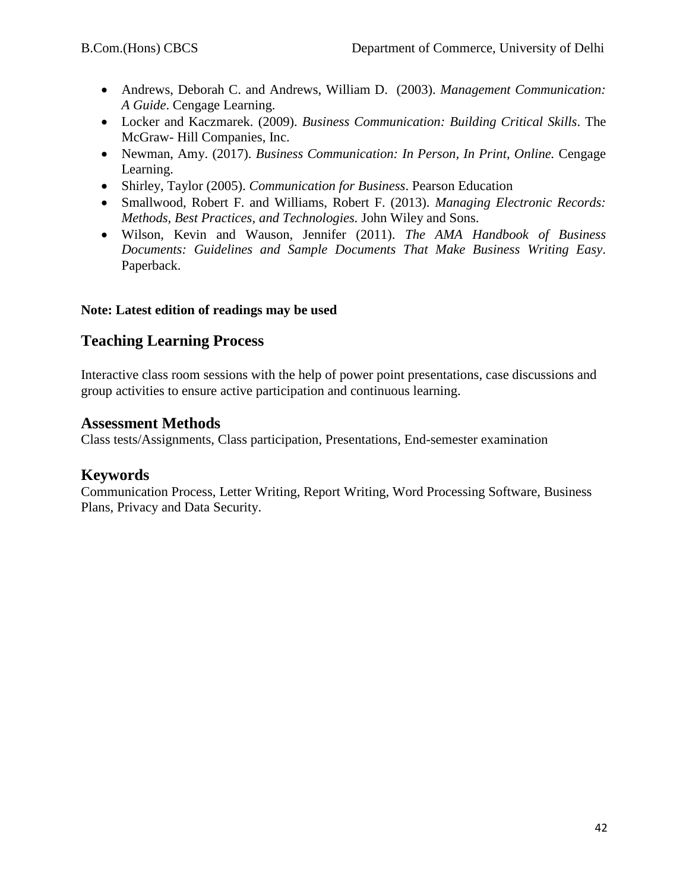- Andrews, Deborah C. and Andrews, William D. (2003). *Management Communication: A Guide*. Cengage Learning.
- Locker and Kaczmarek. (2009). *Business Communication: Building Critical Skills*. The McGraw- Hill Companies, Inc.
- Newman, Amy. (2017). *Business Communication: In Person, In Print, Online.* Cengage Learning.
- Shirley, Taylor (2005). *Communication for Business*. Pearson Education
- Smallwood, Robert F. and Williams, Robert F. (2013). *Managing Electronic Records: Methods, Best Practices, and Technologies.* John Wiley and Sons.
- Wilson, Kevin and Wauson, Jennifer (2011). *The AMA Handbook of Business Documents: Guidelines and Sample Documents That Make Business Writing Easy*. Paperback.

**Note: Latest edition of readings may be used**

## Teaching Learning Process

Interactive class room sessions with the help of power point presentations, case discussions and group activities to ensure active participation and continuous learning.

## Assessment Methods

Class tests/Assignments, Class participation, Presentations, End-semester examination

## Keywords

Communication Process, Letter Writing, Report Writing, Word Processing Software, Business Plans, Privacy and Data Security.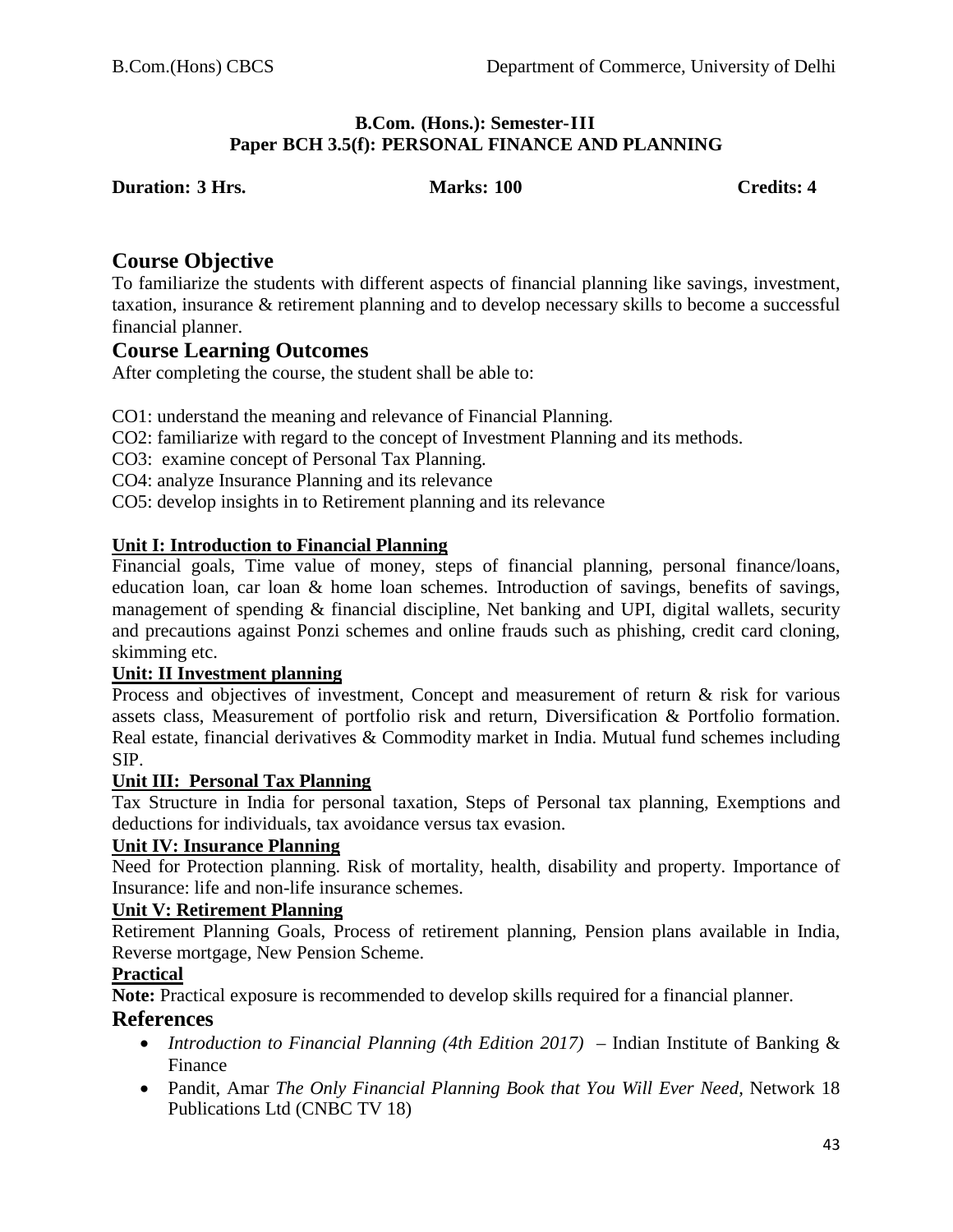**B.Com. (Hons.): Semester-III**
**Paper BCH 3.5(f): PERSONAL FINANCE AND PLANNING**

**Duration: 3 Hrs.** **Marks: 100** **Credits: 4**

## Course Objective

To familiarize the students with different aspects of financial planning like savings, investment, taxation, insurance & retirement planning and to develop necessary skills to become a successful financial planner.

## Course Learning Outcomes

After completing the course, the student shall be able to:

CO1: understand the meaning and relevance of Financial Planning.

CO2: familiarize with regard to the concept of Investment Planning and its methods.

CO3: examine concept of Personal Tax Planning.

CO4: analyze Insurance Planning and its relevance

CO5: develop insights in to Retirement planning and its relevance

### Unit I: Introduction to Financial Planning

Financial goals, Time value of money, steps of financial planning, personal finance/loans, education loan, car loan & home loan schemes. Introduction of savings, benefits of savings, management of spending & financial discipline, Net banking and UPI, digital wallets, security and precautions against Ponzi schemes and online frauds such as phishing, credit card cloning, skimming etc.

### Unit: II Investment planning

Process and objectives of investment, Concept and measurement of return & risk for various assets class, Measurement of portfolio risk and return, Diversification & Portfolio formation. Real estate, financial derivatives & Commodity market in India. Mutual fund schemes including SIP.

### Unit III: Personal Tax Planning

Tax Structure in India for personal taxation, Steps of Personal tax planning, Exemptions and deductions for individuals, tax avoidance versus tax evasion.

### Unit IV: Insurance Planning

Need for Protection planning. Risk of mortality, health, disability and property. Importance of Insurance: life and non-life insurance schemes.

### Unit V: Retirement Planning

Retirement Planning Goals, Process of retirement planning, Pension plans available in India, Reverse mortgage, New Pension Scheme.

### Practical

**Note:** Practical exposure is recommended to develop skills required for a financial planner.

## References

- *Introduction to Financial Planning (4th Edition 2017)* – Indian Institute of Banking & Finance
- Pandit, Amar *The Only Financial Planning Book that You Will Ever Need*, Network 18 Publications Ltd (CNBC TV 18)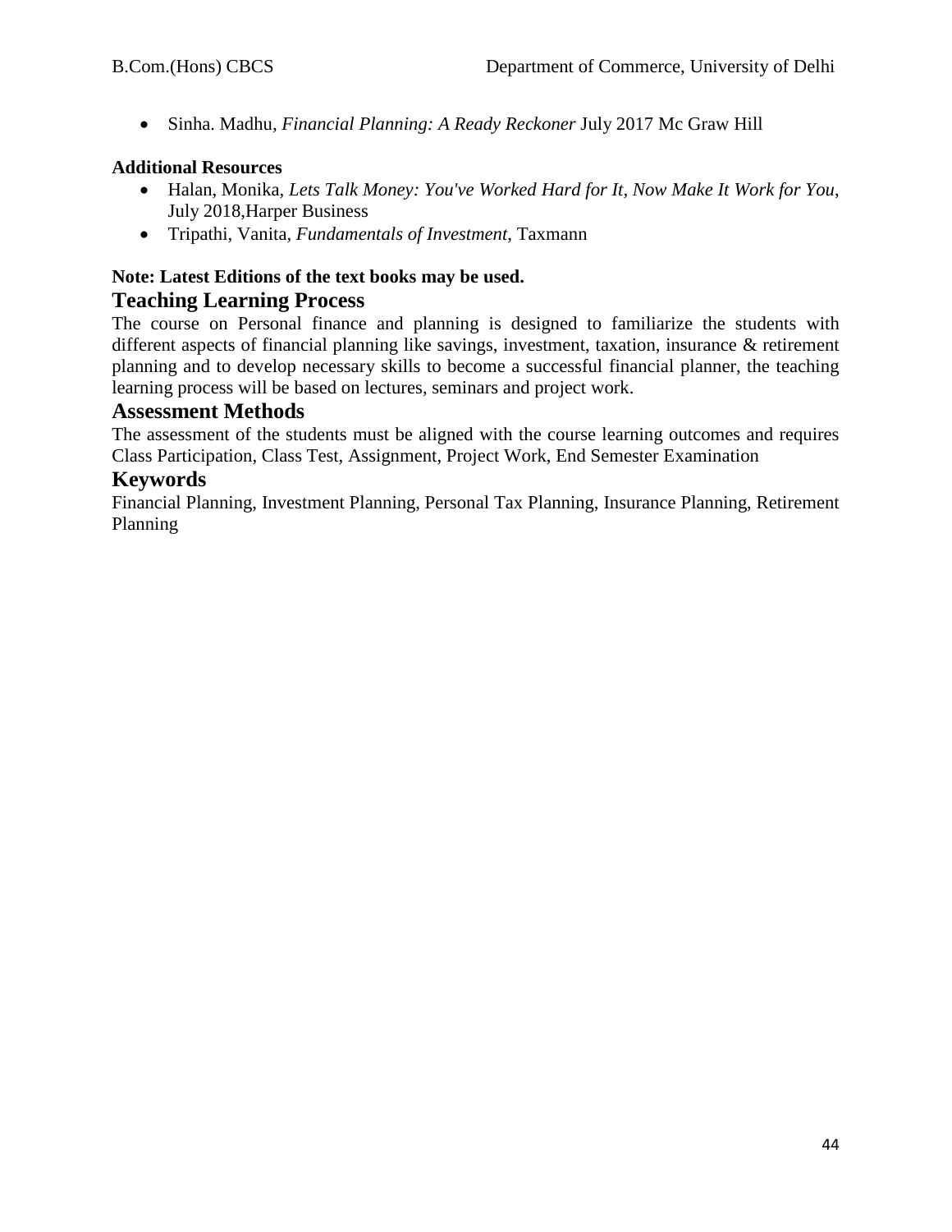- Sinha. Madhu, *Financial Planning: A Ready Reckoner* July 2017 Mc Graw Hill

**Additional Resources**

- Halan, Monika, *Lets Talk Money: You've Worked Hard for It, Now Make It Work for You*, July 2018,Harper Business
- Tripathi, Vanita, *Fundamentals of Investment*, Taxmann

**Note: Latest Editions of the text books may be used.**

## Teaching Learning Process

The course on Personal finance and planning is designed to familiarize the students with different aspects of financial planning like savings, investment, taxation, insurance & retirement planning and to develop necessary skills to become a successful financial planner, the teaching learning process will be based on lectures, seminars and project work.

## Assessment Methods

The assessment of the students must be aligned with the course learning outcomes and requires Class Participation, Class Test, Assignment, Project Work, End Semester Examination

## Keywords

Financial Planning, Investment Planning, Personal Tax Planning, Insurance Planning, Retirement Planning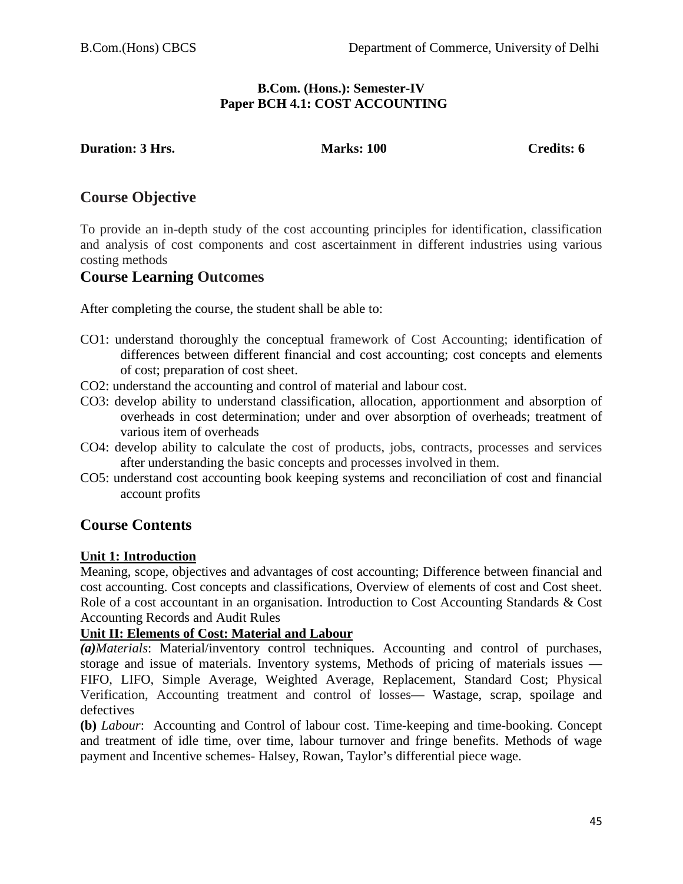**B.Com. (Hons.): Semester-IV**
**Paper BCH 4.1: COST ACCOUNTING**

**Duration: 3 Hrs.** **Marks: 100** **Credits: 6**

## Course Objective

To provide an in-depth study of the cost accounting principles for identification, classification and analysis of cost components and cost ascertainment in different industries using various costing methods

## Course Learning Outcomes

After completing the course, the student shall be able to:

- CO1: understand thoroughly the conceptual framework of Cost Accounting; identification of differences between different financial and cost accounting; cost concepts and elements of cost; preparation of cost sheet.
- CO2: understand the accounting and control of material and labour cost.
- CO3: develop ability to understand classification, allocation, apportionment and absorption of overheads in cost determination; under and over absorption of overheads; treatment of various item of overheads
- CO4: develop ability to calculate the cost of products, jobs, contracts, processes and services after understanding the basic concepts and processes involved in them.
- CO5: understand cost accounting book keeping systems and reconciliation of cost and financial account profits

## Course Contents

**Unit 1: Introduction**

Meaning, scope, objectives and advantages of cost accounting; Difference between financial and cost accounting. Cost concepts and classifications, Overview of elements of cost and Cost sheet. Role of a cost accountant in an organisation. Introduction to Cost Accounting Standards & Cost Accounting Records and Audit Rules

**Unit II: Elements of Cost: Material and Labour**

***(a)****Materials*: Material/inventory control techniques. Accounting and control of purchases, storage and issue of materials. Inventory systems, Methods of pricing of materials issues — FIFO, LIFO, Simple Average, Weighted Average, Replacement, Standard Cost; Physical Verification, Accounting treatment and control of losses— Wastage, scrap, spoilage and defectives

**(b)** *Labour*: Accounting and Control of labour cost. Time-keeping and time-booking. Concept and treatment of idle time, over time, labour turnover and fringe benefits. Methods of wage payment and Incentive schemes- Halsey, Rowan, Taylor's differential piece wage.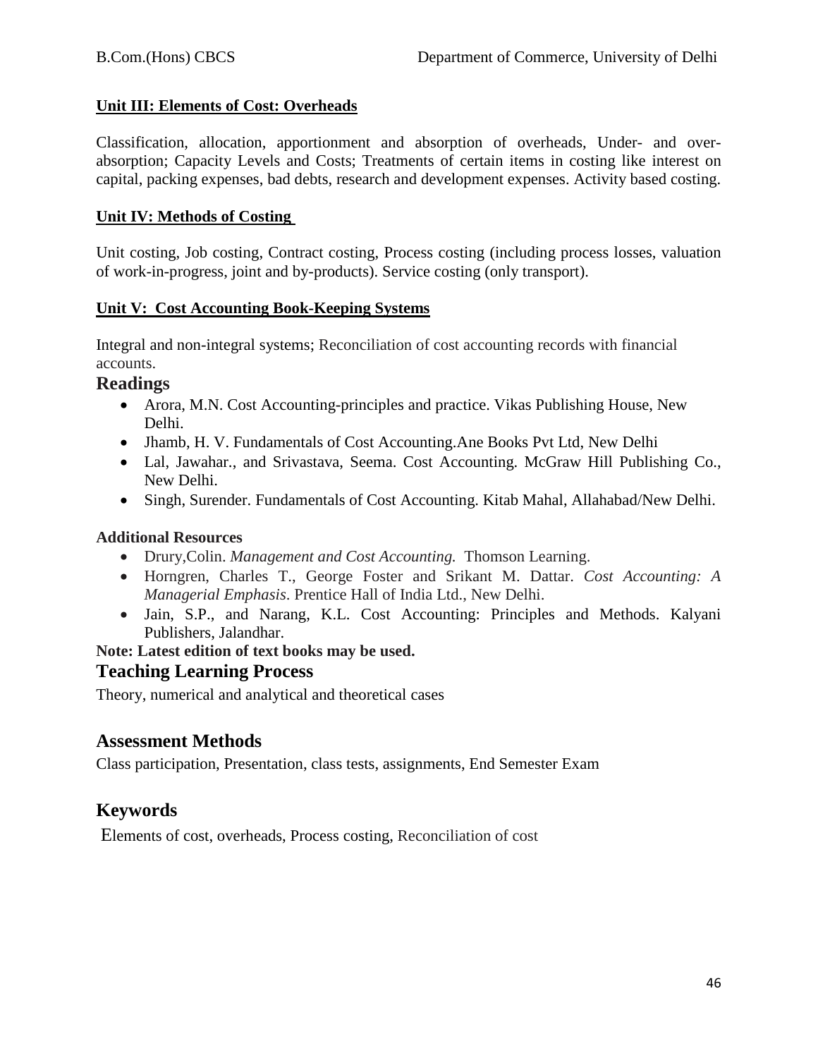**Unit III: Elements of Cost: Overheads**

Classification, allocation, apportionment and absorption of overheads, Under- and over-absorption; Capacity Levels and Costs; Treatments of certain items in costing like interest on capital, packing expenses, bad debts, research and development expenses. Activity based costing.

**Unit IV: Methods of Costing**

Unit costing, Job costing, Contract costing, Process costing (including process losses, valuation of work-in-progress, joint and by-products). Service costing (only transport).

**Unit V: Cost Accounting Book-Keeping Systems**

Integral and non-integral systems; Reconciliation of cost accounting records with financial accounts.

## Readings

- Arora, M.N. Cost Accounting-principles and practice. Vikas Publishing House, New Delhi.
- Jhamb, H. V. Fundamentals of Cost Accounting.Ane Books Pvt Ltd, New Delhi
- Lal, Jawahar., and Srivastava, Seema. Cost Accounting. McGraw Hill Publishing Co., New Delhi.
- Singh, Surender. Fundamentals of Cost Accounting. Kitab Mahal, Allahabad/New Delhi.

**Additional Resources**

- Drury,Colin. *Management and Cost Accounting.* Thomson Learning.
- Horngren, Charles T., George Foster and Srikant M. Dattar. *Cost Accounting: A Managerial Emphasis*. Prentice Hall of India Ltd., New Delhi.
- Jain, S.P., and Narang, K.L. Cost Accounting: Principles and Methods. Kalyani Publishers, Jalandhar.

**Note: Latest edition of text books may be used.**

## Teaching Learning Process

Theory, numerical and analytical and theoretical cases

## Assessment Methods

Class participation, Presentation, class tests, assignments, End Semester Exam

## Keywords

Elements of cost, overheads, Process costing, Reconciliation of cost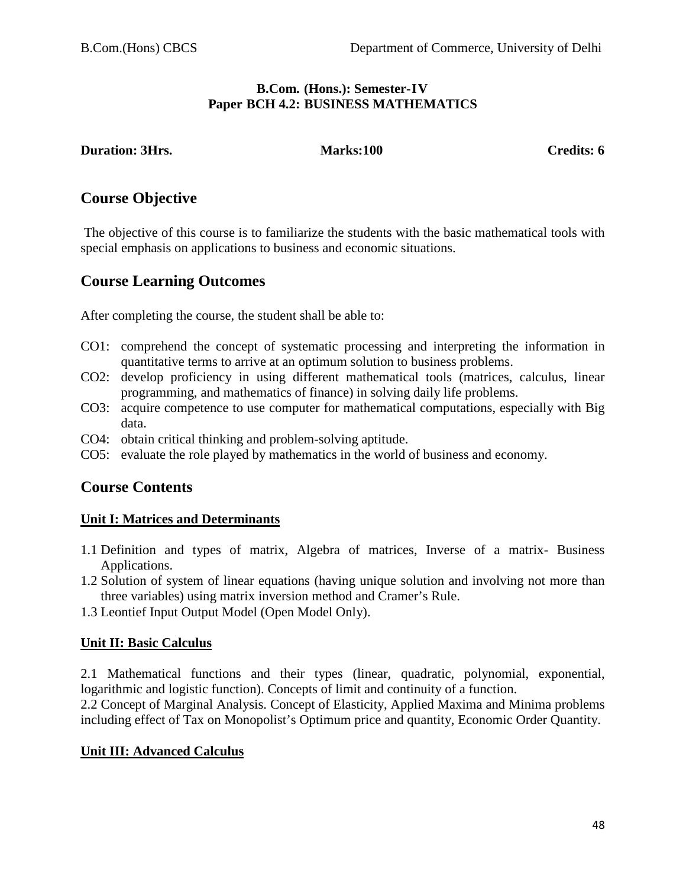**B.Com. (Hons.): Semester-IV**
**Paper BCH 4.2: BUSINESS MATHEMATICS**

**Duration: 3Hrs.** **Marks:100** **Credits: 6**

## Course Objective

The objective of this course is to familiarize the students with the basic mathematical tools with special emphasis on applications to business and economic situations.

## Course Learning Outcomes

After completing the course, the student shall be able to:

CO1: comprehend the concept of systematic processing and interpreting the information in quantitative terms to arrive at an optimum solution to business problems.

CO2: develop proficiency in using different mathematical tools (matrices, calculus, linear programming, and mathematics of finance) in solving daily life problems.

CO3: acquire competence to use computer for mathematical computations, especially with Big data.

CO4: obtain critical thinking and problem-solving aptitude.

CO5: evaluate the role played by mathematics in the world of business and economy.

## Course Contents

### Unit I: Matrices and Determinants

1.1 Definition and types of matrix, Algebra of matrices, Inverse of a matrix- Business Applications.

1.2 Solution of system of linear equations (having unique solution and involving not more than three variables) using matrix inversion method and Cramer's Rule.

1.3 Leontief Input Output Model (Open Model Only).

### Unit II: Basic Calculus

2.1 Mathematical functions and their types (linear, quadratic, polynomial, exponential, logarithmic and logistic function). Concepts of limit and continuity of a function.

2.2 Concept of Marginal Analysis. Concept of Elasticity, Applied Maxima and Minima problems including effect of Tax on Monopolist's Optimum price and quantity, Economic Order Quantity.

### Unit III: Advanced Calculus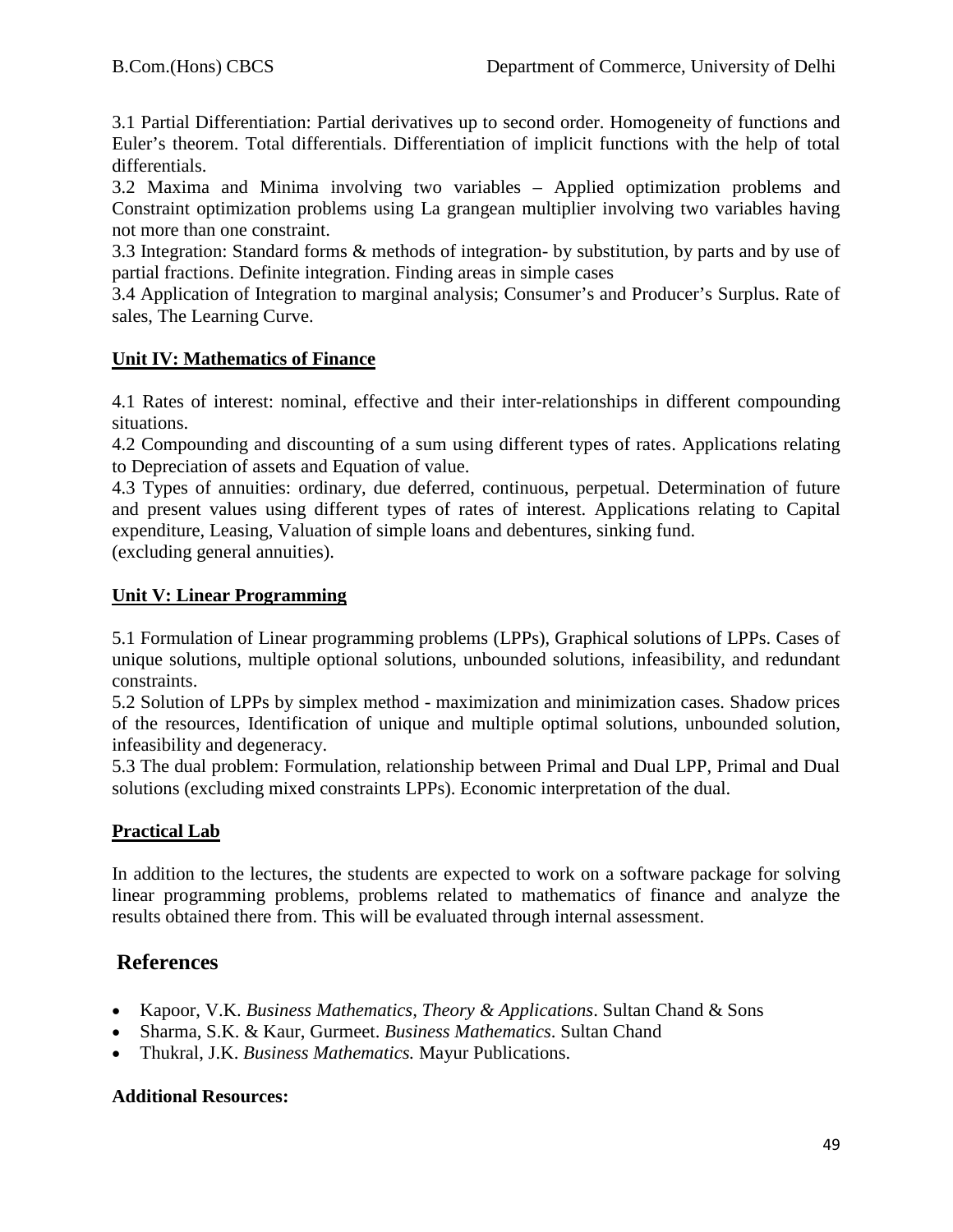3.1 Partial Differentiation: Partial derivatives up to second order. Homogeneity of functions and Euler's theorem. Total differentials. Differentiation of implicit functions with the help of total differentials.

3.2 Maxima and Minima involving two variables – Applied optimization problems and Constraint optimization problems using La grangean multiplier involving two variables having not more than one constraint.

3.3 Integration: Standard forms & methods of integration- by substitution, by parts and by use of partial fractions. Definite integration. Finding areas in simple cases

3.4 Application of Integration to marginal analysis; Consumer's and Producer's Surplus. Rate of sales, The Learning Curve.

**Unit IV: Mathematics of Finance**

4.1 Rates of interest: nominal, effective and their inter-relationships in different compounding situations.

4.2 Compounding and discounting of a sum using different types of rates. Applications relating to Depreciation of assets and Equation of value.

4.3 Types of annuities: ordinary, due deferred, continuous, perpetual. Determination of future and present values using different types of rates of interest. Applications relating to Capital expenditure, Leasing, Valuation of simple loans and debentures, sinking fund.
(excluding general annuities).

**Unit V: Linear Programming**

5.1 Formulation of Linear programming problems (LPPs), Graphical solutions of LPPs. Cases of unique solutions, multiple optional solutions, unbounded solutions, infeasibility, and redundant constraints.

5.2 Solution of LPPs by simplex method - maximization and minimization cases. Shadow prices of the resources, Identification of unique and multiple optimal solutions, unbounded solution, infeasibility and degeneracy.

5.3 The dual problem: Formulation, relationship between Primal and Dual LPP, Primal and Dual solutions (excluding mixed constraints LPPs). Economic interpretation of the dual.

**Practical Lab**

In addition to the lectures, the students are expected to work on a software package for solving linear programming problems, problems related to mathematics of finance and analyze the results obtained there from. This will be evaluated through internal assessment.

## References

- Kapoor, V.K. *Business Mathematics, Theory & Applications*. Sultan Chand & Sons
- Sharma, S.K. & Kaur, Gurmeet. *Business Mathematics*. Sultan Chand
- Thukral, J.K. *Business Mathematics.* Mayur Publications.

**Additional Resources:**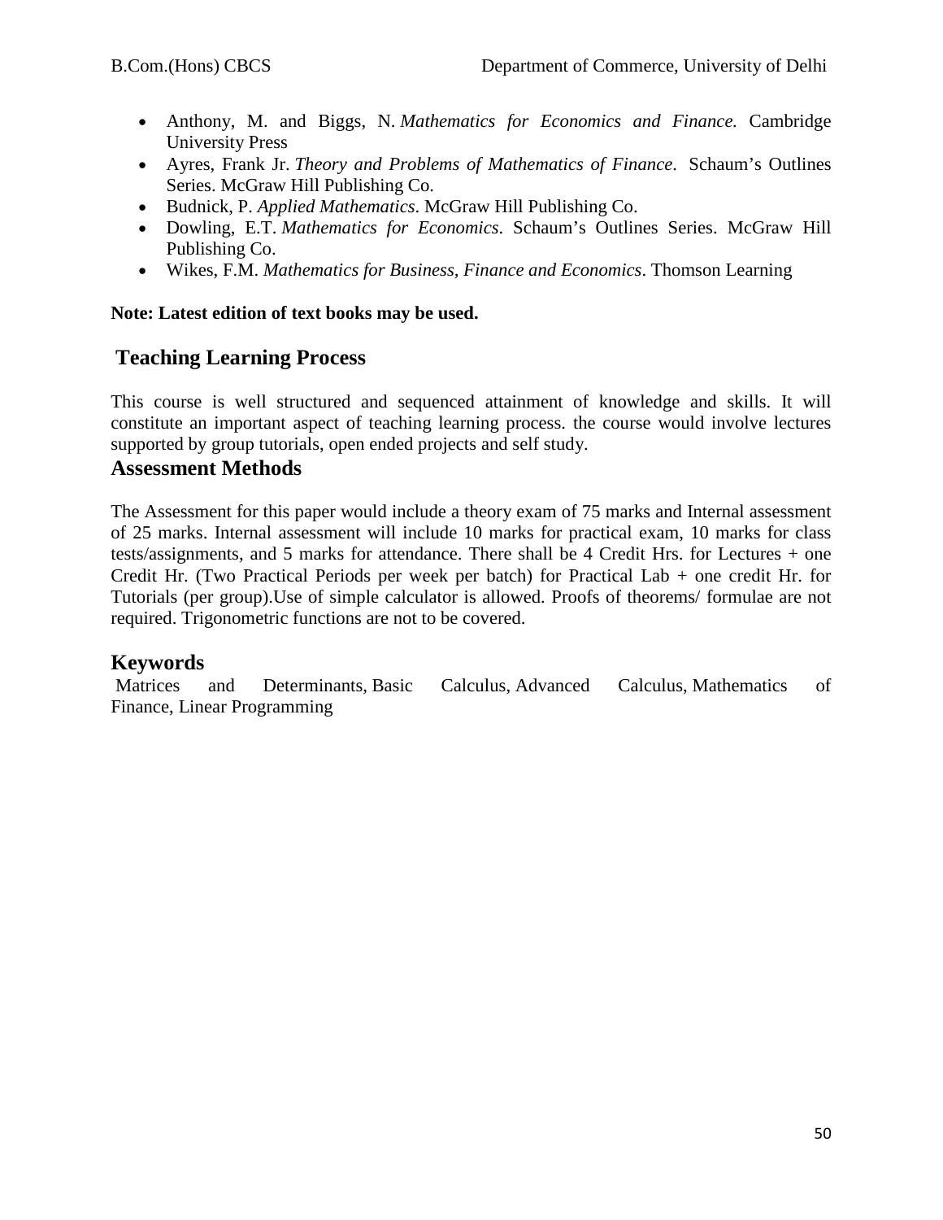- Anthony, M. and Biggs, N. *Mathematics for Economics and Finance.* Cambridge University Press
- Ayres, Frank Jr. *Theory and Problems of Mathematics of Finance*. Schaum's Outlines Series. McGraw Hill Publishing Co.
- Budnick, P. *Applied Mathematics*. McGraw Hill Publishing Co.
- Dowling, E.T. *Mathematics for Economics*. Schaum's Outlines Series. McGraw Hill Publishing Co.
- Wikes, F.M. *Mathematics for Business, Finance and Economics*. Thomson Learning

**Note: Latest edition of text books may be used.**

## Teaching Learning Process

This course is well structured and sequenced attainment of knowledge and skills. It will constitute an important aspect of teaching learning process. the course would involve lectures supported by group tutorials, open ended projects and self study.

## Assessment Methods

The Assessment for this paper would include a theory exam of 75 marks and Internal assessment of 25 marks. Internal assessment will include 10 marks for practical exam, 10 marks for class tests/assignments, and 5 marks for attendance. There shall be 4 Credit Hrs. for Lectures + one Credit Hr. (Two Practical Periods per week per batch) for Practical Lab + one credit Hr. for Tutorials (per group).Use of simple calculator is allowed. Proofs of theorems/ formulae are not required. Trigonometric functions are not to be covered.

## Keywords

Matrices and Determinants, Basic Calculus, Advanced Calculus, Mathematics of Finance, Linear Programming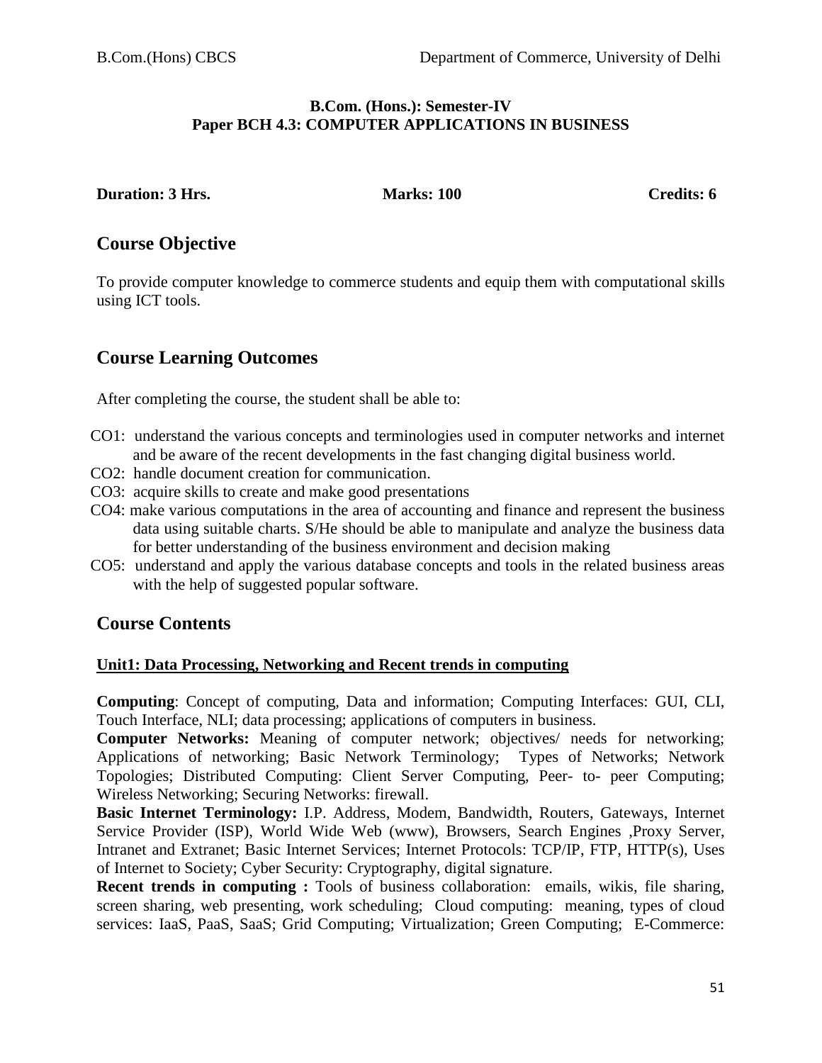**B.Com. (Hons.): Semester-IV**
**Paper BCH 4.3: COMPUTER APPLICATIONS IN BUSINESS**

**Duration: 3 Hrs.** **Marks: 100** **Credits: 6**

## Course Objective

To provide computer knowledge to commerce students and equip them with computational skills using ICT tools.

## Course Learning Outcomes

After completing the course, the student shall be able to:

CO1: understand the various concepts and terminologies used in computer networks and internet and be aware of the recent developments in the fast changing digital business world.
CO2: handle document creation for communication.
CO3: acquire skills to create and make good presentations
CO4: make various computations in the area of accounting and finance and represent the business data using suitable charts. S/He should be able to manipulate and analyze the business data for better understanding of the business environment and decision making
CO5: understand and apply the various database concepts and tools in the related business areas with the help of suggested popular software.

## Course Contents

### Unit1: Data Processing, Networking and Recent trends in computing

**Computing**: Concept of computing, Data and information; Computing Interfaces: GUI, CLI, Touch Interface, NLI; data processing; applications of computers in business.
**Computer Networks:** Meaning of computer network; objectives/ needs for networking; Applications of networking; Basic Network Terminology; Types of Networks; Network Topologies; Distributed Computing: Client Server Computing, Peer- to- peer Computing; Wireless Networking; Securing Networks: firewall.
**Basic Internet Terminology:** I.P. Address, Modem, Bandwidth, Routers, Gateways, Internet Service Provider (ISP), World Wide Web (www), Browsers, Search Engines ,Proxy Server, Intranet and Extranet; Basic Internet Services; Internet Protocols: TCP/IP, FTP, HTTP(s), Uses of Internet to Society; Cyber Security: Cryptography, digital signature.
**Recent trends in computing :** Tools of business collaboration: emails, wikis, file sharing, screen sharing, web presenting, work scheduling; Cloud computing: meaning, types of cloud services: IaaS, PaaS, SaaS; Grid Computing; Virtualization; Green Computing; E-Commerce: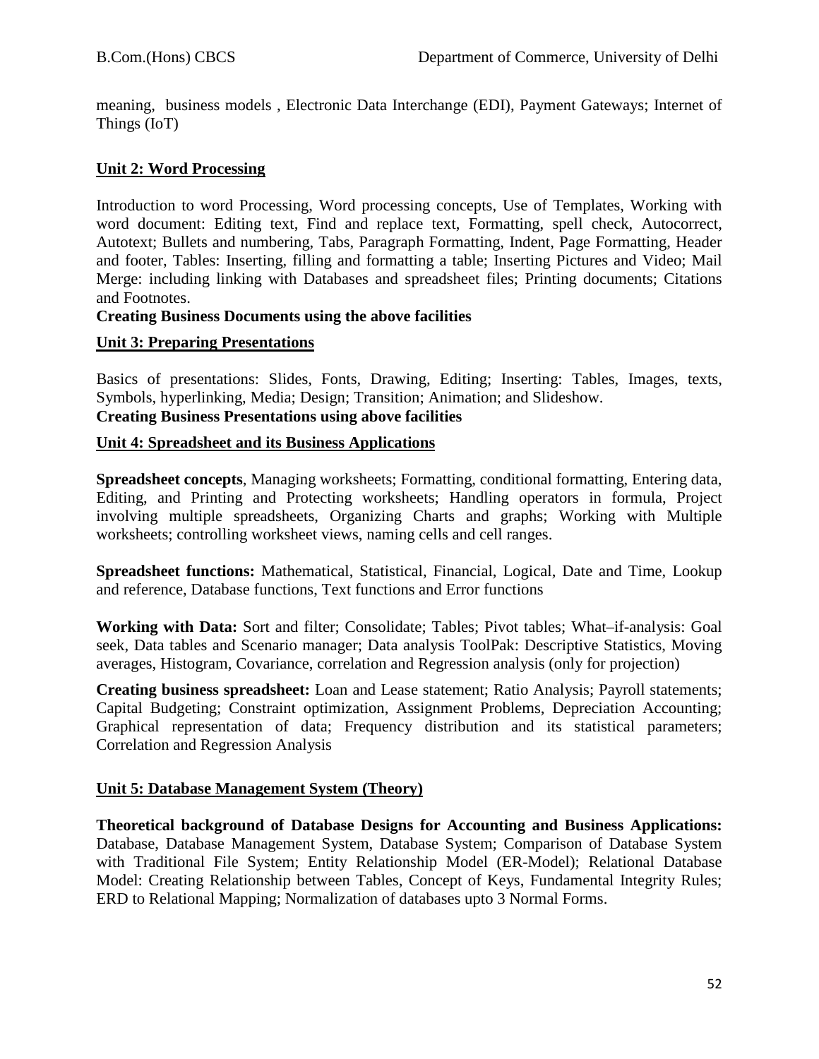meaning, business models , Electronic Data Interchange (EDI), Payment Gateways; Internet of Things (IoT)

## Unit 2: Word Processing

Introduction to word Processing, Word processing concepts, Use of Templates, Working with word document: Editing text, Find and replace text, Formatting, spell check, Autocorrect, Autotext; Bullets and numbering, Tabs, Paragraph Formatting, Indent, Page Formatting, Header and footer, Tables: Inserting, filling and formatting a table; Inserting Pictures and Video; Mail Merge: including linking with Databases and spreadsheet files; Printing documents; Citations and Footnotes.

**Creating Business Documents using the above facilities**

## Unit 3: Preparing Presentations

Basics of presentations: Slides, Fonts, Drawing, Editing; Inserting: Tables, Images, texts, Symbols, hyperlinking, Media; Design; Transition; Animation; and Slideshow.

**Creating Business Presentations using above facilities**

## Unit 4: Spreadsheet and its Business Applications

**Spreadsheet concepts**, Managing worksheets; Formatting, conditional formatting, Entering data, Editing, and Printing and Protecting worksheets; Handling operators in formula, Project involving multiple spreadsheets, Organizing Charts and graphs; Working with Multiple worksheets; controlling worksheet views, naming cells and cell ranges.

**Spreadsheet functions:** Mathematical, Statistical, Financial, Logical, Date and Time, Lookup and reference, Database functions, Text functions and Error functions

**Working with Data:** Sort and filter; Consolidate; Tables; Pivot tables; What–if-analysis: Goal seek, Data tables and Scenario manager; Data analysis ToolPak: Descriptive Statistics, Moving averages, Histogram, Covariance, correlation and Regression analysis (only for projection)

**Creating business spreadsheet:** Loan and Lease statement; Ratio Analysis; Payroll statements; Capital Budgeting; Constraint optimization, Assignment Problems, Depreciation Accounting; Graphical representation of data; Frequency distribution and its statistical parameters; Correlation and Regression Analysis

## Unit 5: Database Management System (Theory)

**Theoretical background of Database Designs for Accounting and Business Applications:** Database, Database Management System, Database System; Comparison of Database System with Traditional File System; Entity Relationship Model (ER-Model); Relational Database Model: Creating Relationship between Tables, Concept of Keys, Fundamental Integrity Rules; ERD to Relational Mapping; Normalization of databases upto 3 Normal Forms.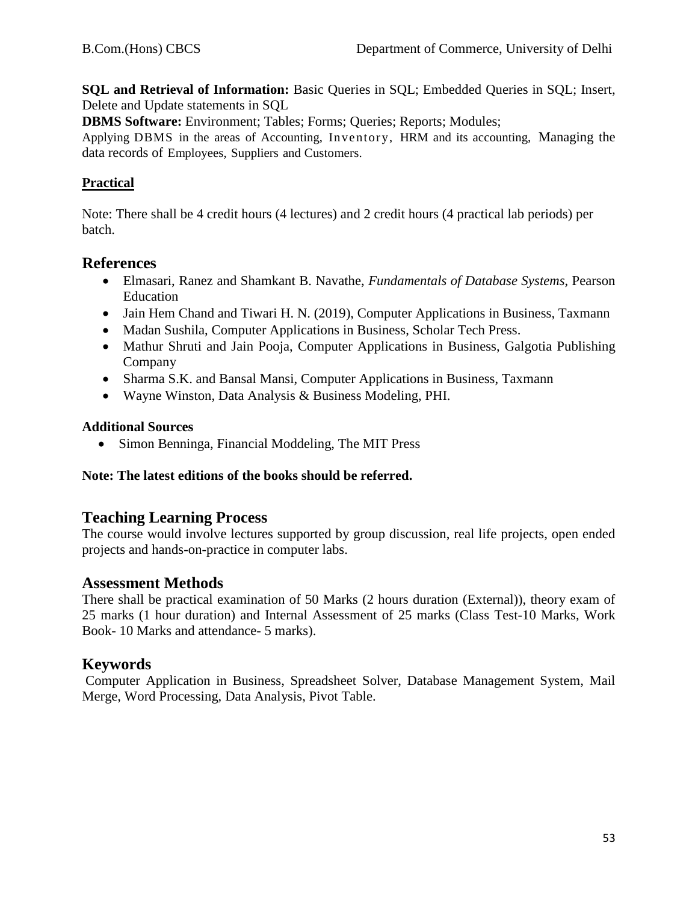**SQL and Retrieval of Information:** Basic Queries in SQL; Embedded Queries in SQL; Insert, Delete and Update statements in SQL

**DBMS Software:** Environment; Tables; Forms; Queries; Reports; Modules;

Applying DBMS in the areas of Accounting, Inventory, HRM and its accounting, Managing the data records of Employees, Suppliers and Customers.

**Practical**

Note: There shall be 4 credit hours (4 lectures) and 2 credit hours (4 practical lab periods) per batch.

## References

- Elmasari, Ranez and Shamkant B. Navathe, *Fundamentals of Database Systems*, Pearson Education
- Jain Hem Chand and Tiwari H. N. (2019), Computer Applications in Business, Taxmann
- Madan Sushila, Computer Applications in Business, Scholar Tech Press.
- Mathur Shruti and Jain Pooja, Computer Applications in Business, Galgotia Publishing Company
- Sharma S.K. and Bansal Mansi, Computer Applications in Business, Taxmann
- Wayne Winston, Data Analysis & Business Modeling, PHI.

**Additional Sources**

- Simon Benninga, Financial Moddeling, The MIT Press

**Note: The latest editions of the books should be referred.**

## Teaching Learning Process

The course would involve lectures supported by group discussion, real life projects, open ended projects and hands-on-practice in computer labs.

## Assessment Methods

There shall be practical examination of 50 Marks (2 hours duration (External)), theory exam of 25 marks (1 hour duration) and Internal Assessment of 25 marks (Class Test-10 Marks, Work Book- 10 Marks and attendance- 5 marks).

## Keywords

Computer Application in Business, Spreadsheet Solver, Database Management System, Mail Merge, Word Processing, Data Analysis, Pivot Table.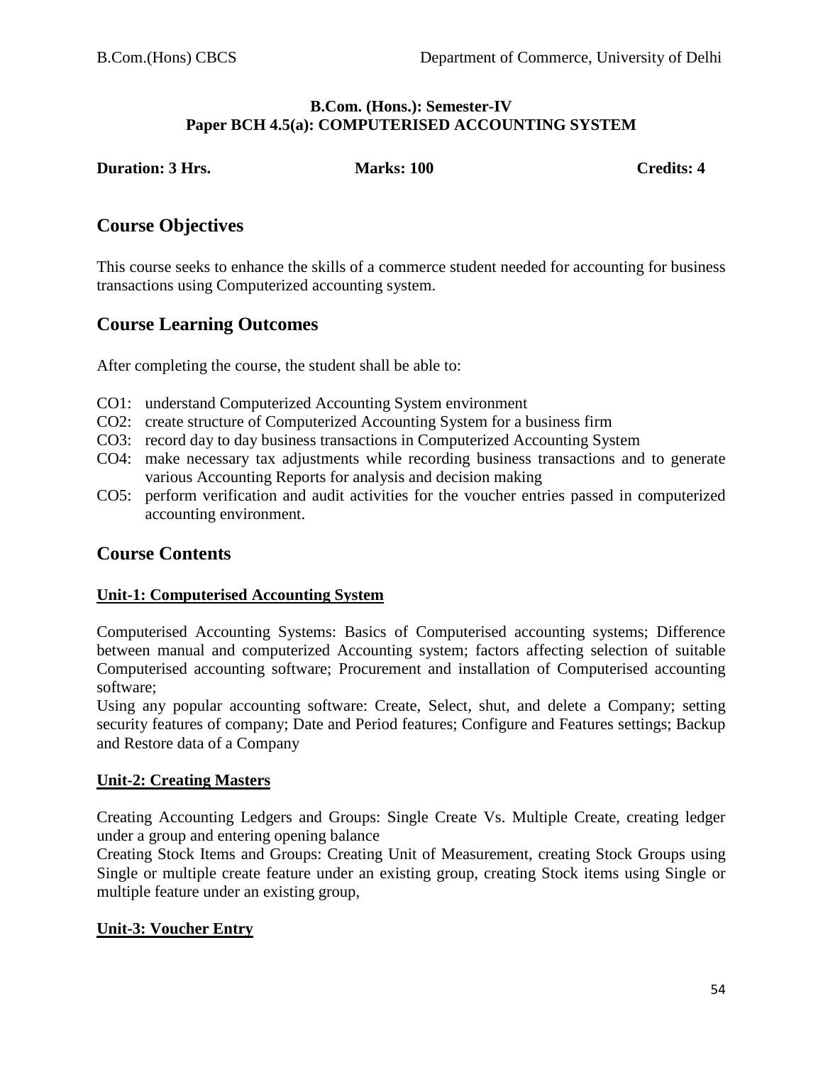**B.Com. (Hons.): Semester-IV**
**Paper BCH 4.5(a): COMPUTERISED ACCOUNTING SYSTEM**

**Duration: 3 Hrs.** **Marks: 100** **Credits: 4**

## Course Objectives

This course seeks to enhance the skills of a commerce student needed for accounting for business transactions using Computerized accounting system.

## Course Learning Outcomes

After completing the course, the student shall be able to:

- CO1: understand Computerized Accounting System environment
- CO2: create structure of Computerized Accounting System for a business firm
- CO3: record day to day business transactions in Computerized Accounting System
- CO4: make necessary tax adjustments while recording business transactions and to generate various Accounting Reports for analysis and decision making
- CO5: perform verification and audit activities for the voucher entries passed in computerized accounting environment.

## Course Contents

### Unit-1: Computerised Accounting System

Computerised Accounting Systems: Basics of Computerised accounting systems; Difference between manual and computerized Accounting system; factors affecting selection of suitable Computerised accounting software; Procurement and installation of Computerised accounting software;

Using any popular accounting software: Create, Select, shut, and delete a Company; setting security features of company; Date and Period features; Configure and Features settings; Backup and Restore data of a Company

### Unit-2: Creating Masters

Creating Accounting Ledgers and Groups: Single Create Vs. Multiple Create, creating ledger under a group and entering opening balance

Creating Stock Items and Groups: Creating Unit of Measurement, creating Stock Groups using Single or multiple create feature under an existing group, creating Stock items using Single or multiple feature under an existing group,

### Unit-3: Voucher Entry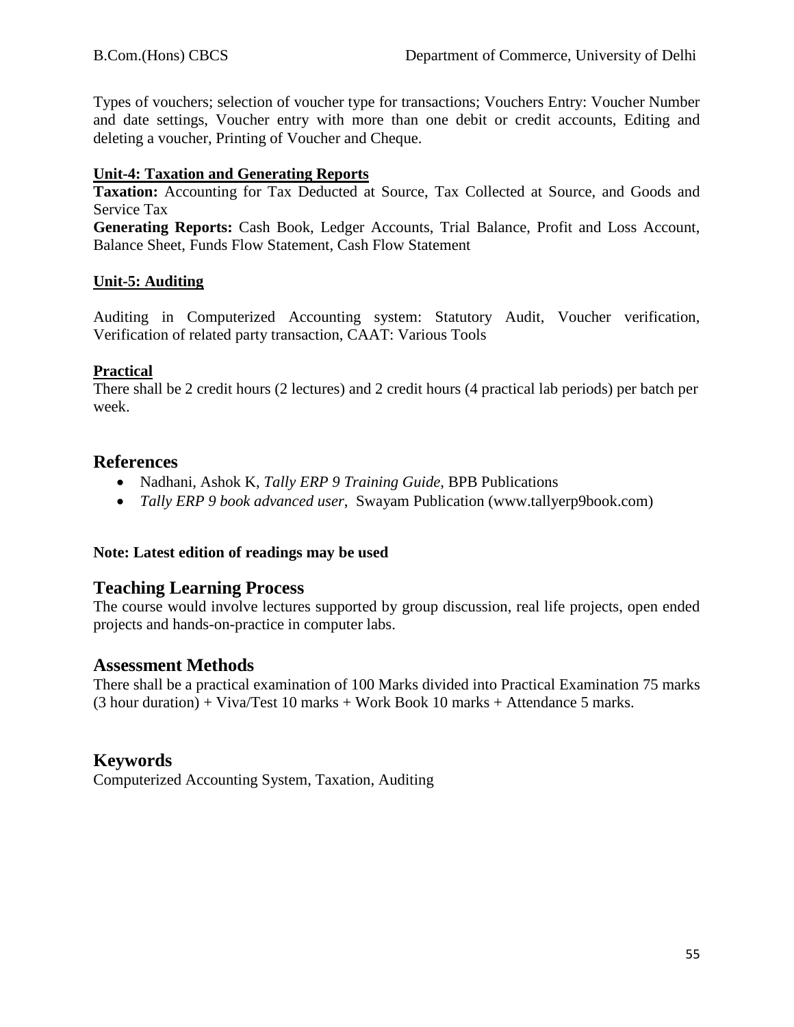Types of vouchers; selection of voucher type for transactions; Vouchers Entry: Voucher Number and date settings, Voucher entry with more than one debit or credit accounts, Editing and deleting a voucher, Printing of Voucher and Cheque.

**Unit-4: Taxation and Generating Reports**

**Taxation:** Accounting for Tax Deducted at Source, Tax Collected at Source, and Goods and Service Tax

**Generating Reports:** Cash Book, Ledger Accounts, Trial Balance, Profit and Loss Account, Balance Sheet, Funds Flow Statement, Cash Flow Statement

**Unit-5: Auditing**

Auditing in Computerized Accounting system: Statutory Audit, Voucher verification, Verification of related party transaction, CAAT: Various Tools

**Practical**

There shall be 2 credit hours (2 lectures) and 2 credit hours (4 practical lab periods) per batch per week.

## References

- Nadhani, Ashok K, *Tally ERP 9 Training Guide*, BPB Publications
- *Tally ERP 9 book advanced user*, Swayam Publication (www.tallyerp9book.com)

**Note: Latest edition of readings may be used**

## Teaching Learning Process

The course would involve lectures supported by group discussion, real life projects, open ended projects and hands-on-practice in computer labs.

## Assessment Methods

There shall be a practical examination of 100 Marks divided into Practical Examination 75 marks (3 hour duration) + Viva/Test 10 marks + Work Book 10 marks + Attendance 5 marks.

## Keywords

Computerized Accounting System, Taxation, Auditing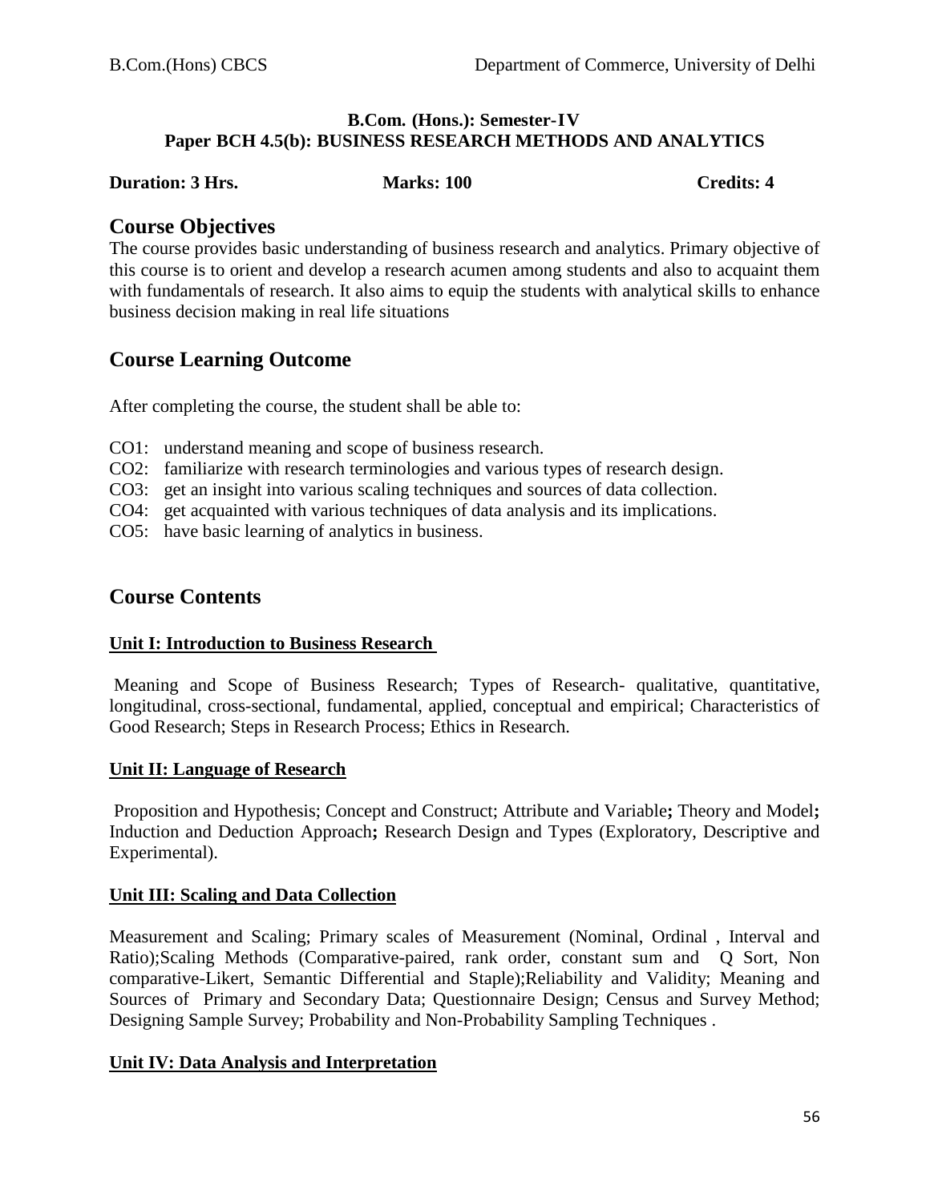**B.Com. (Hons.): Semester-IV**
**Paper BCH 4.5(b): BUSINESS RESEARCH METHODS AND ANALYTICS**

**Duration: 3 Hrs.** **Marks: 100** **Credits: 4**

## Course Objectives

The course provides basic understanding of business research and analytics. Primary objective of this course is to orient and develop a research acumen among students and also to acquaint them with fundamentals of research. It also aims to equip the students with analytical skills to enhance business decision making in real life situations

## Course Learning Outcome

After completing the course, the student shall be able to:

- CO1: understand meaning and scope of business research.
- CO2: familiarize with research terminologies and various types of research design.
- CO3: get an insight into various scaling techniques and sources of data collection.
- CO4: get acquainted with various techniques of data analysis and its implications.
- CO5: have basic learning of analytics in business.

## Course Contents

### Unit I: Introduction to Business Research

Meaning and Scope of Business Research; Types of Research- qualitative, quantitative, longitudinal, cross-sectional, fundamental, applied, conceptual and empirical; Characteristics of Good Research; Steps in Research Process; Ethics in Research.

### Unit II: Language of Research

Proposition and Hypothesis; Concept and Construct; Attribute and Variable**;** Theory and Model**;** Induction and Deduction Approach**;** Research Design and Types (Exploratory, Descriptive and Experimental).

### Unit III: Scaling and Data Collection

Measurement and Scaling; Primary scales of Measurement (Nominal, Ordinal , Interval and Ratio);Scaling Methods (Comparative-paired, rank order, constant sum and Q Sort, Non comparative-Likert, Semantic Differential and Staple);Reliability and Validity; Meaning and Sources of Primary and Secondary Data; Questionnaire Design; Census and Survey Method; Designing Sample Survey; Probability and Non-Probability Sampling Techniques .

### Unit IV: Data Analysis and Interpretation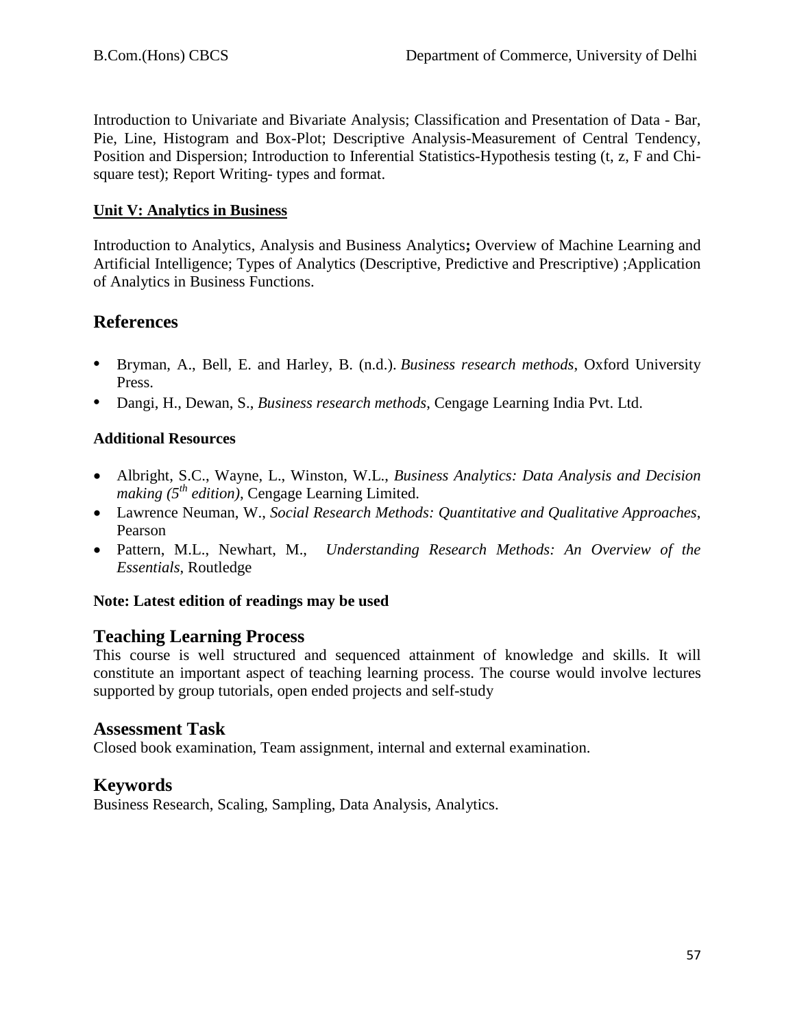Introduction to Univariate and Bivariate Analysis; Classification and Presentation of Data - Bar, Pie, Line, Histogram and Box-Plot; Descriptive Analysis-Measurement of Central Tendency, Position and Dispersion; Introduction to Inferential Statistics-Hypothesis testing (t, z, F and Chi-square test); Report Writing- types and format.

**Unit V: Analytics in Business**

Introduction to Analytics, Analysis and Business Analytics**;** Overview of Machine Learning and Artificial Intelligence; Types of Analytics (Descriptive, Predictive and Prescriptive) ;Application of Analytics in Business Functions.

## References

- Bryman, A., Bell, E. and Harley, B. (n.d.). *Business research methods*, Oxford University Press.
- Dangi, H., Dewan, S., *Business research methods*, Cengage Learning India Pvt. Ltd.

**Additional Resources**

- Albright, S.C., Wayne, L., Winston, W.L., *Business Analytics: Data Analysis and Decision making (5th edition)*, Cengage Learning Limited.
- Lawrence Neuman, W., *Social Research Methods: Quantitative and Qualitative Approaches*, Pearson
- Pattern, M.L., Newhart, M., *Understanding Research Methods: An Overview of the Essentials*, Routledge

**Note: Latest edition of readings may be used**

## Teaching Learning Process

This course is well structured and sequenced attainment of knowledge and skills. It will constitute an important aspect of teaching learning process. The course would involve lectures supported by group tutorials, open ended projects and self-study

## Assessment Task

Closed book examination, Team assignment, internal and external examination.

## Keywords

Business Research, Scaling, Sampling, Data Analysis, Analytics.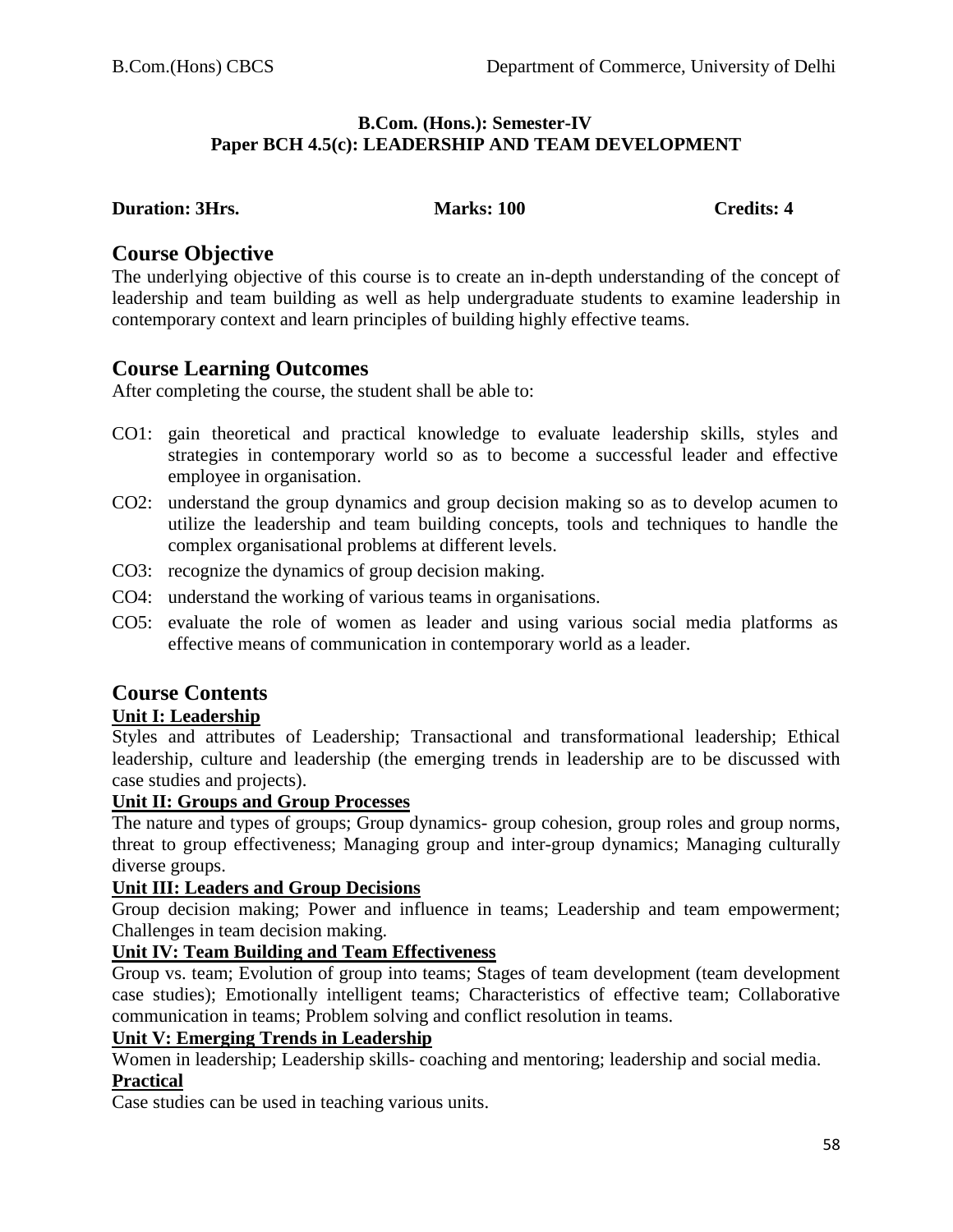**B.Com. (Hons.): Semester-IV**
**Paper BCH 4.5(c): LEADERSHIP AND TEAM DEVELOPMENT**

**Duration: 3Hrs.** **Marks: 100** **Credits: 4**

## Course Objective

The underlying objective of this course is to create an in-depth understanding of the concept of leadership and team building as well as help undergraduate students to examine leadership in contemporary context and learn principles of building highly effective teams.

## Course Learning Outcomes

After completing the course, the student shall be able to:

- CO1: gain theoretical and practical knowledge to evaluate leadership skills, styles and strategies in contemporary world so as to become a successful leader and effective employee in organisation.
- CO2: understand the group dynamics and group decision making so as to develop acumen to utilize the leadership and team building concepts, tools and techniques to handle the complex organisational problems at different levels.
- CO3: recognize the dynamics of group decision making.
- CO4: understand the working of various teams in organisations.
- CO5: evaluate the role of women as leader and using various social media platforms as effective means of communication in contemporary world as a leader.

## Course Contents

**Unit I: Leadership**

Styles and attributes of Leadership; Transactional and transformational leadership; Ethical leadership, culture and leadership (the emerging trends in leadership are to be discussed with case studies and projects).

**Unit II: Groups and Group Processes**

The nature and types of groups; Group dynamics- group cohesion, group roles and group norms, threat to group effectiveness; Managing group and inter-group dynamics; Managing culturally diverse groups.

**Unit III: Leaders and Group Decisions**

Group decision making; Power and influence in teams; Leadership and team empowerment; Challenges in team decision making.

**Unit IV: Team Building and Team Effectiveness**

Group vs. team; Evolution of group into teams; Stages of team development (team development case studies); Emotionally intelligent teams; Characteristics of effective team; Collaborative communication in teams; Problem solving and conflict resolution in teams.

**Unit V: Emerging Trends in Leadership**

Women in leadership; Leadership skills- coaching and mentoring; leadership and social media.

**Practical**

Case studies can be used in teaching various units.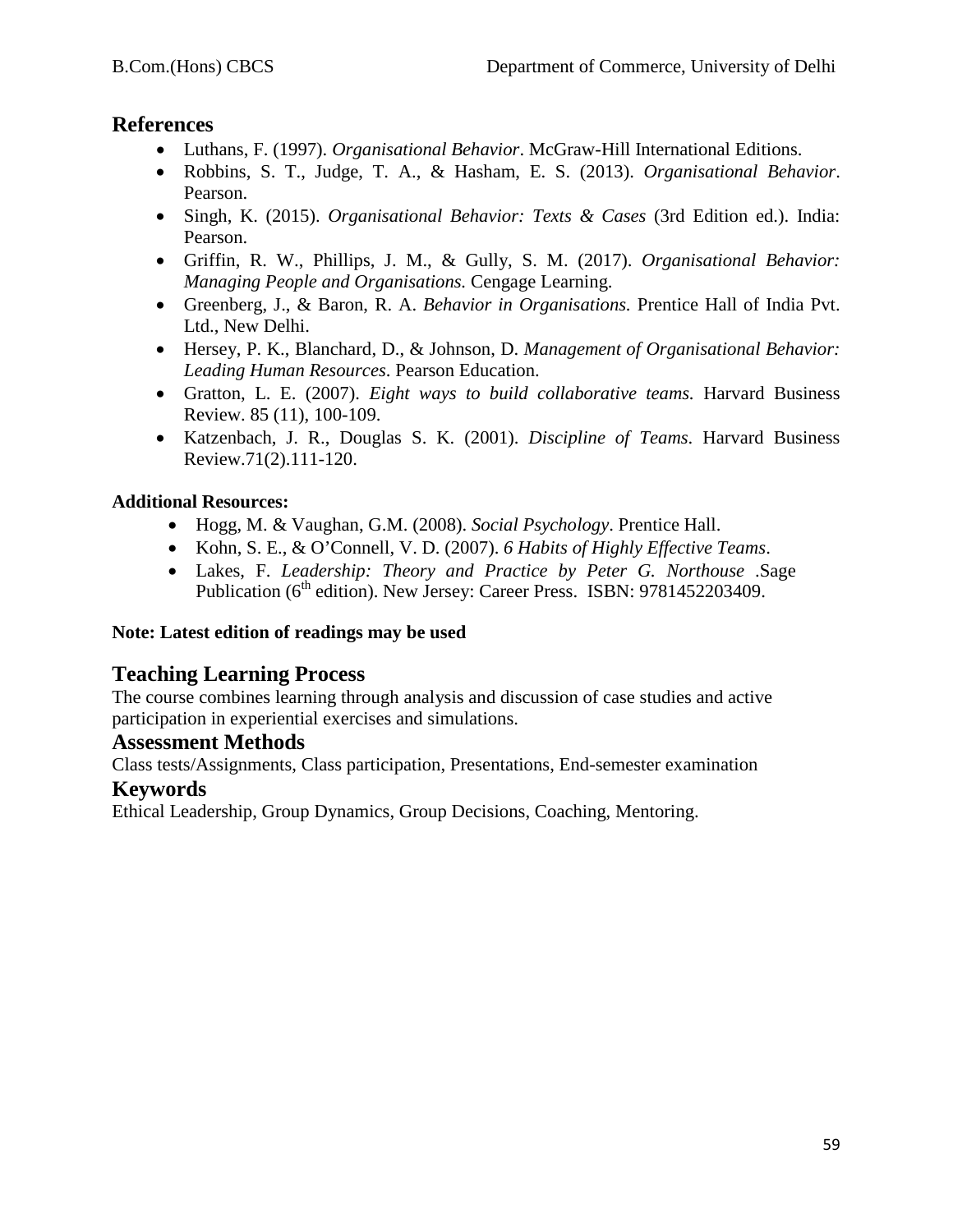## References

- Luthans, F. (1997). *Organisational Behavior*. McGraw-Hill International Editions.
- Robbins, S. T., Judge, T. A., & Hasham, E. S. (2013). *Organisational Behavior*. Pearson.
- Singh, K. (2015). *Organisational Behavior: Texts & Cases* (3rd Edition ed.). India: Pearson.
- Griffin, R. W., Phillips, J. M., & Gully, S. M. (2017). *Organisational Behavior: Managing People and Organisations.* Cengage Learning.
- Greenberg, J., & Baron, R. A. *Behavior in Organisations.* Prentice Hall of India Pvt. Ltd., New Delhi.
- Hersey, P. K., Blanchard, D., & Johnson, D. *Management of Organisational Behavior: Leading Human Resources*. Pearson Education.
- Gratton, L. E. (2007). *Eight ways to build collaborative teams.* Harvard Business Review. 85 (11), 100-109.
- Katzenbach, J. R., Douglas S. K. (2001). *Discipline of Teams*. Harvard Business Review.71(2).111-120.

**Additional Resources:**

- Hogg, M. & Vaughan, G.M. (2008). *Social Psychology*. Prentice Hall.
- Kohn, S. E., & O'Connell, V. D. (2007). *6 Habits of Highly Effective Teams*.
- Lakes, F. *Leadership: Theory and Practice by Peter G. Northouse* .Sage Publication (6th edition). New Jersey: Career Press. ISBN: 9781452203409.

**Note: Latest edition of readings may be used**

## Teaching Learning Process

The course combines learning through analysis and discussion of case studies and active participation in experiential exercises and simulations.

## Assessment Methods

Class tests/Assignments, Class participation, Presentations, End-semester examination

## Keywords

Ethical Leadership, Group Dynamics, Group Decisions, Coaching, Mentoring.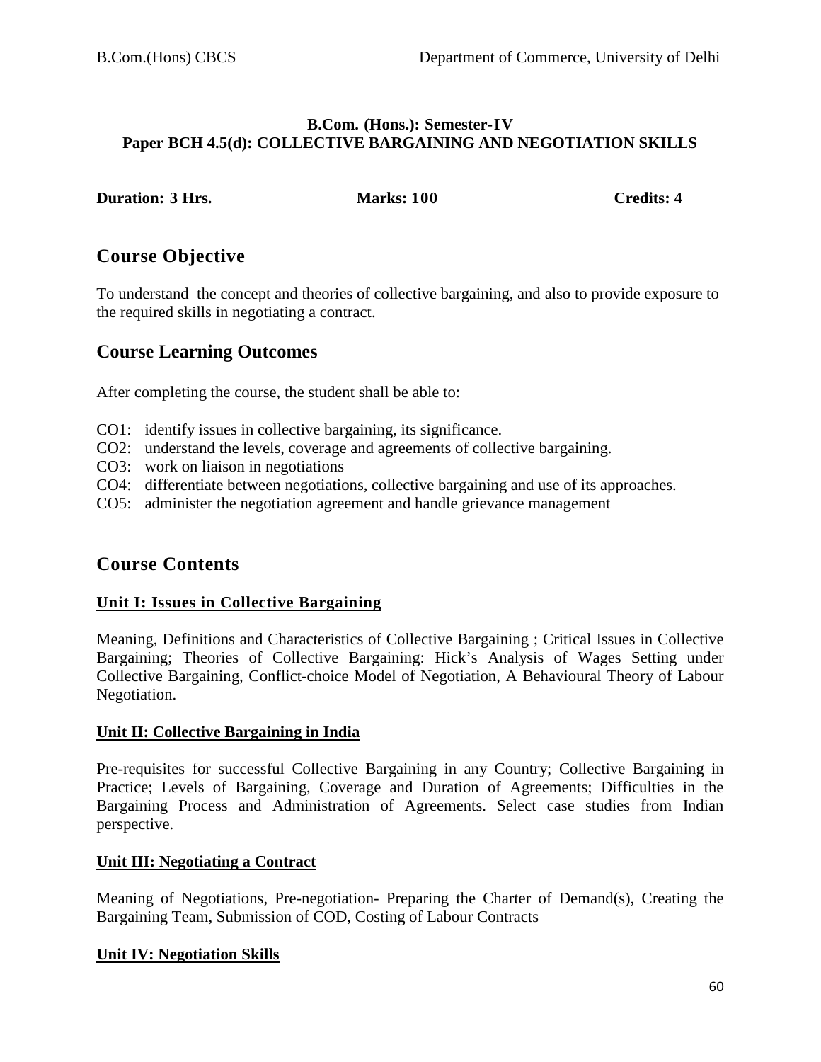**B.Com. (Hons.): Semester-IV**
**Paper BCH 4.5(d): COLLECTIVE BARGAINING AND NEGOTIATION SKILLS**

**Duration: 3 Hrs.** **Marks: 100** **Credits: 4**

## Course Objective

To understand the concept and theories of collective bargaining, and also to provide exposure to the required skills in negotiating a contract.

## Course Learning Outcomes

After completing the course, the student shall be able to:

CO1: identify issues in collective bargaining, its significance.
CO2: understand the levels, coverage and agreements of collective bargaining.
CO3: work on liaison in negotiations
CO4: differentiate between negotiations, collective bargaining and use of its approaches.
CO5: administer the negotiation agreement and handle grievance management

## Course Contents

### Unit I: Issues in Collective Bargaining

Meaning, Definitions and Characteristics of Collective Bargaining ; Critical Issues in Collective Bargaining; Theories of Collective Bargaining: Hick's Analysis of Wages Setting under Collective Bargaining, Conflict-choice Model of Negotiation, A Behavioural Theory of Labour Negotiation.

### Unit II: Collective Bargaining in India

Pre-requisites for successful Collective Bargaining in any Country; Collective Bargaining in Practice; Levels of Bargaining, Coverage and Duration of Agreements; Difficulties in the Bargaining Process and Administration of Agreements. Select case studies from Indian perspective.

### Unit III: Negotiating a Contract

Meaning of Negotiations, Pre-negotiation- Preparing the Charter of Demand(s), Creating the Bargaining Team, Submission of COD, Costing of Labour Contracts

### Unit IV: Negotiation Skills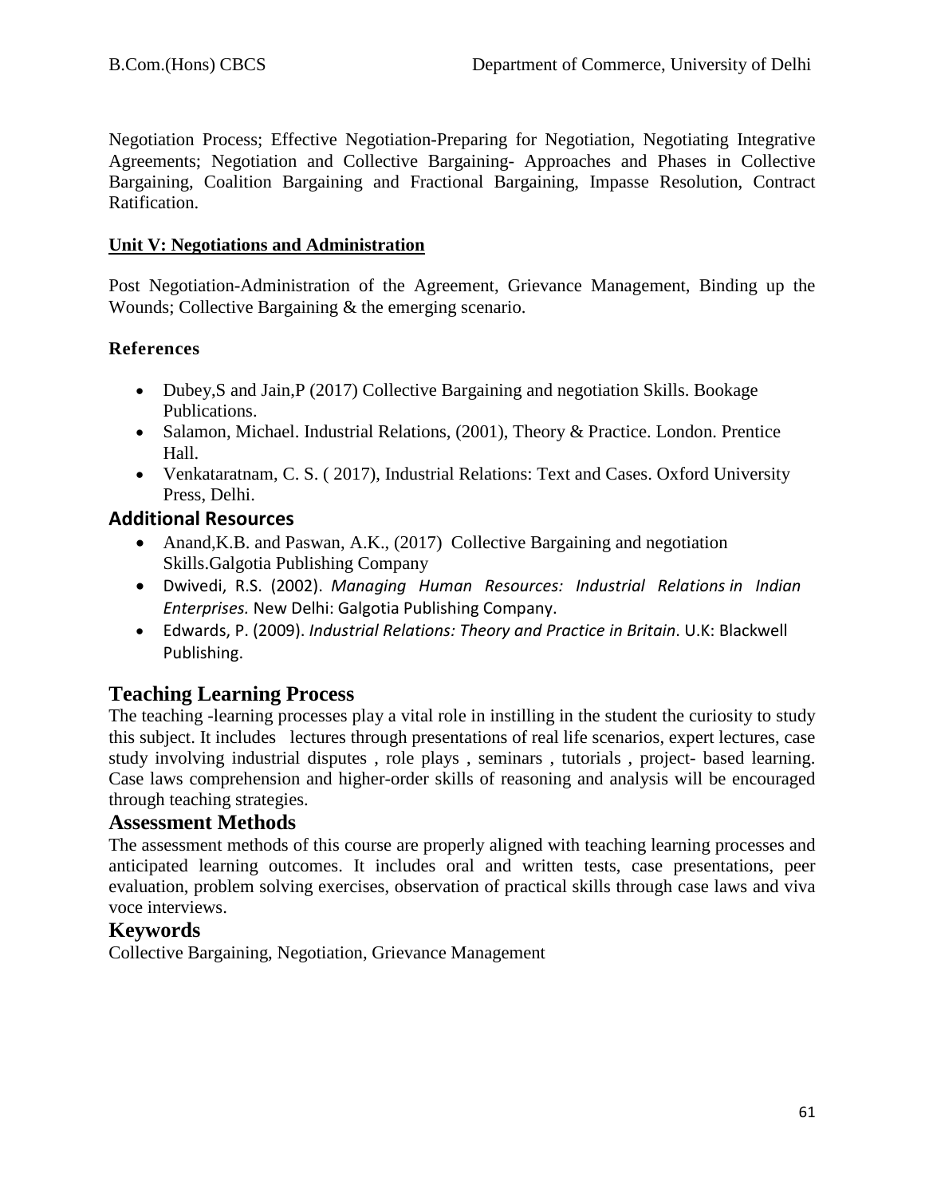Negotiation Process; Effective Negotiation-Preparing for Negotiation, Negotiating Integrative Agreements; Negotiation and Collective Bargaining- Approaches and Phases in Collective Bargaining, Coalition Bargaining and Fractional Bargaining, Impasse Resolution, Contract Ratification.

**Unit V: Negotiations and Administration**

Post Negotiation-Administration of the Agreement, Grievance Management, Binding up the Wounds; Collective Bargaining & the emerging scenario.

**References**

- Dubey,S and Jain,P (2017) Collective Bargaining and negotiation Skills. Bookage Publications.
- Salamon, Michael. Industrial Relations, (2001), Theory & Practice. London. Prentice Hall.
- Venkataratnam, C. S. ( 2017), Industrial Relations: Text and Cases. Oxford University Press, Delhi.

### Additional Resources

- Anand,K.B. and Paswan, A.K., (2017) Collective Bargaining and negotiation Skills.Galgotia Publishing Company
- Dwivedi, R.S. (2002). *Managing Human Resources: Industrial Relations in Indian Enterprises.* New Delhi: Galgotia Publishing Company.
- Edwards, P. (2009). *Industrial Relations: Theory and Practice in Britain*. U.K: Blackwell Publishing.

## Teaching Learning Process

The teaching -learning processes play a vital role in instilling in the student the curiosity to study this subject. It includes lectures through presentations of real life scenarios, expert lectures, case study involving industrial disputes , role plays , seminars , tutorials , project- based learning. Case laws comprehension and higher-order skills of reasoning and analysis will be encouraged through teaching strategies.

## Assessment Methods

The assessment methods of this course are properly aligned with teaching learning processes and anticipated learning outcomes. It includes oral and written tests, case presentations, peer evaluation, problem solving exercises, observation of practical skills through case laws and viva voce interviews.

## Keywords

Collective Bargaining, Negotiation, Grievance Management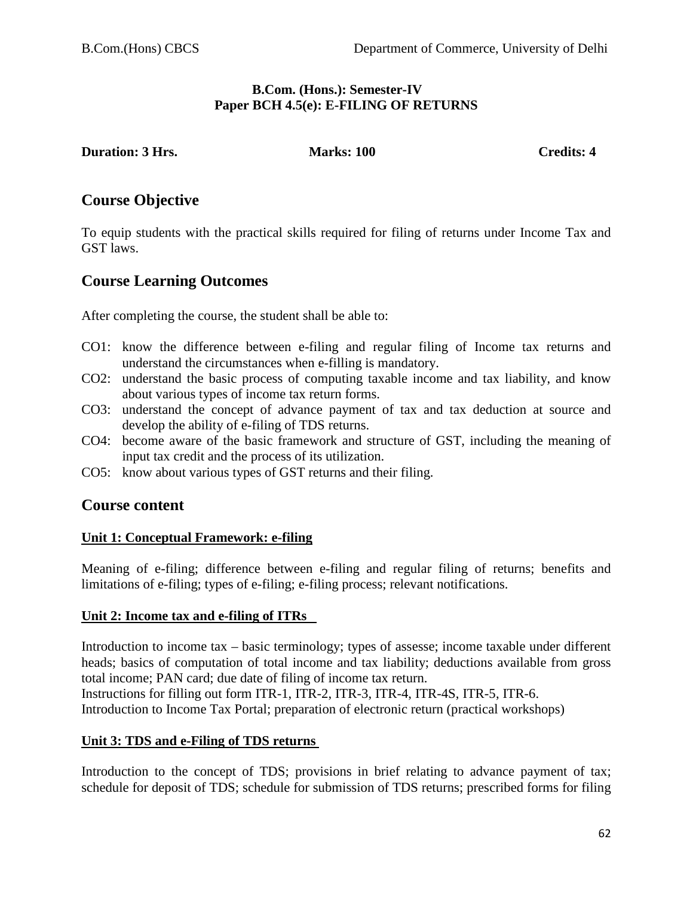**B.Com. (Hons.): Semester-IV**
**Paper BCH 4.5(e): E-FILING OF RETURNS**

**Duration: 3 Hrs.** **Marks: 100** **Credits: 4**

## Course Objective

To equip students with the practical skills required for filing of returns under Income Tax and GST laws.

## Course Learning Outcomes

After completing the course, the student shall be able to:

CO1: know the difference between e-filing and regular filing of Income tax returns and understand the circumstances when e-filling is mandatory.
CO2: understand the basic process of computing taxable income and tax liability, and know about various types of income tax return forms.
CO3: understand the concept of advance payment of tax and tax deduction at source and develop the ability of e-filing of TDS returns.
CO4: become aware of the basic framework and structure of GST, including the meaning of input tax credit and the process of its utilization.
CO5: know about various types of GST returns and their filing.

## Course content

### Unit 1: Conceptual Framework: e-filing

Meaning of e-filing; difference between e-filing and regular filing of returns; benefits and limitations of e-filing; types of e-filing; e-filing process; relevant notifications.

### Unit 2: Income tax and e-filing of ITRs

Introduction to income tax – basic terminology; types of assesse; income taxable under different heads; basics of computation of total income and tax liability; deductions available from gross total income; PAN card; due date of filing of income tax return.
Instructions for filling out form ITR-1, ITR-2, ITR-3, ITR-4, ITR-4S, ITR-5, ITR-6.
Introduction to Income Tax Portal; preparation of electronic return (practical workshops)

### Unit 3: TDS and e-Filing of TDS returns

Introduction to the concept of TDS; provisions in brief relating to advance payment of tax; schedule for deposit of TDS; schedule for submission of TDS returns; prescribed forms for filing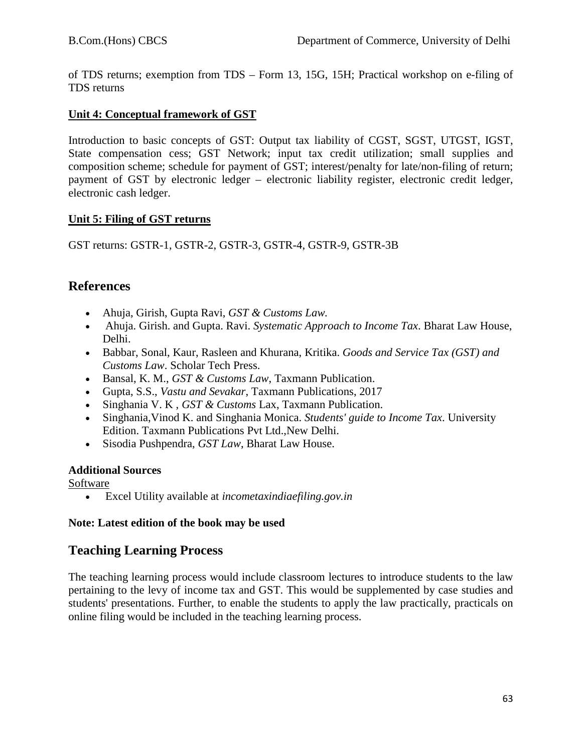of TDS returns; exemption from TDS – Form 13, 15G, 15H; Practical workshop on e-filing of TDS returns

**Unit 4: Conceptual framework of GST**

Introduction to basic concepts of GST: Output tax liability of CGST, SGST, UTGST, IGST, State compensation cess; GST Network; input tax credit utilization; small supplies and composition scheme; schedule for payment of GST; interest/penalty for late/non-filing of return; payment of GST by electronic ledger – electronic liability register, electronic credit ledger, electronic cash ledger.

**Unit 5: Filing of GST returns**

GST returns: GSTR-1, GSTR-2, GSTR-3, GSTR-4, GSTR-9, GSTR-3B

## References

- Ahuja, Girish, Gupta Ravi, *GST & Customs Law.*
- Ahuja. Girish. and Gupta. Ravi. *Systematic Approach to Income Tax*. Bharat Law House, Delhi.
- Babbar, Sonal, Kaur, Rasleen and Khurana, Kritika. *Goods and Service Tax (GST) and Customs Law*. Scholar Tech Press.
- Bansal, K. M., *GST & Customs Law*, Taxmann Publication.
- Gupta, S.S., *Vastu and Sevakar*, Taxmann Publications, 2017
- Singhania V. K , *GST & Customs* Lax, Taxmann Publication.
- Singhania,Vinod K. and Singhania Monica. *Students' guide to Income Tax*. University Edition. Taxmann Publications Pvt Ltd.,New Delhi.
- Sisodia Pushpendra, *GST Law*, Bharat Law House.

**Additional Sources**

Software

- Excel Utility available at *incometaxindiaefiling.gov.in*

**Note: Latest edition of the book may be used**

## Teaching Learning Process

The teaching learning process would include classroom lectures to introduce students to the law pertaining to the levy of income tax and GST. This would be supplemented by case studies and students' presentations. Further, to enable the students to apply the law practically, practicals on online filing would be included in the teaching learning process.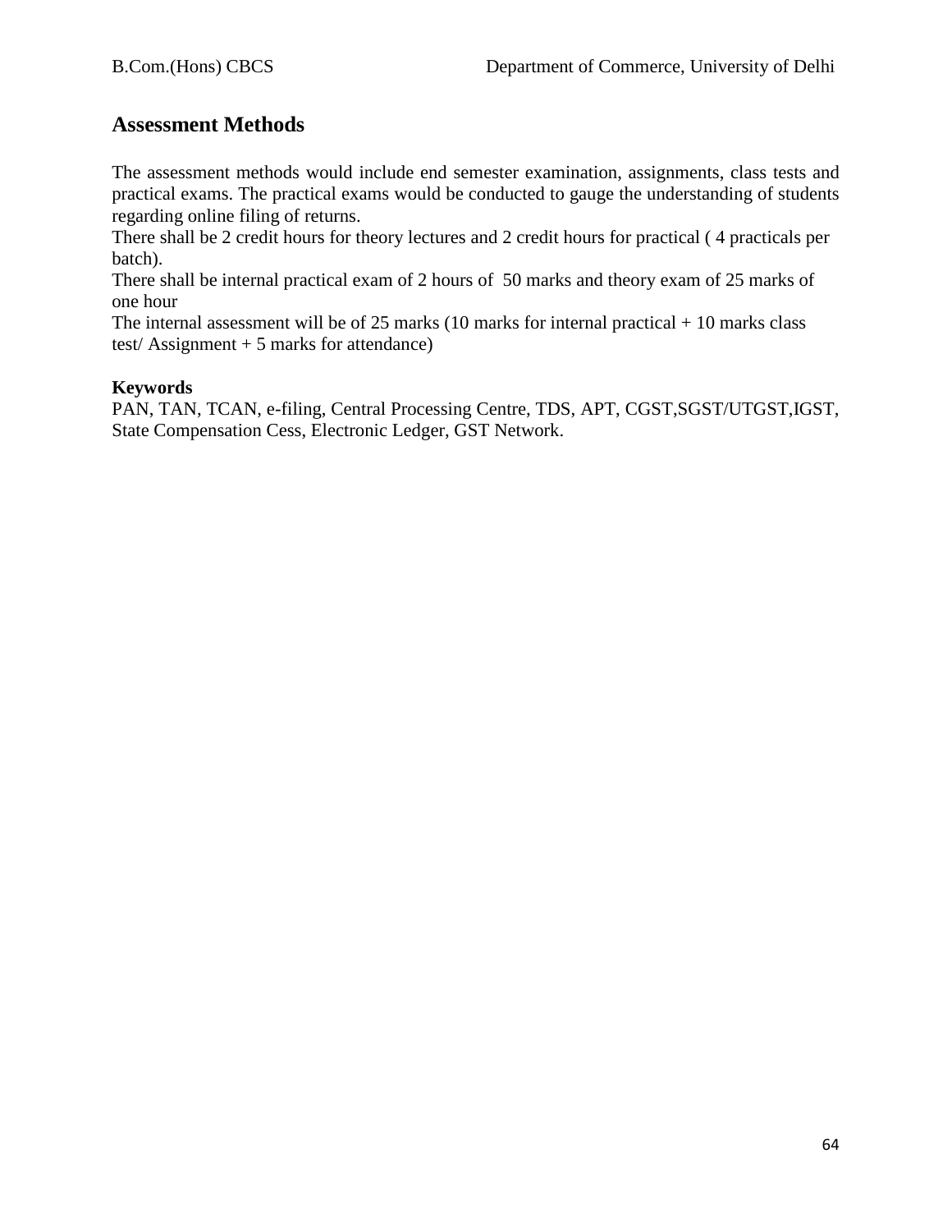## Assessment Methods

The assessment methods would include end semester examination, assignments, class tests and practical exams. The practical exams would be conducted to gauge the understanding of students regarding online filing of returns.
There shall be 2 credit hours for theory lectures and 2 credit hours for practical ( 4 practicals per batch).
There shall be internal practical exam of 2 hours of 50 marks and theory exam of 25 marks of one hour
The internal assessment will be of 25 marks (10 marks for internal practical + 10 marks class test/ Assignment + 5 marks for attendance)

**Keywords**
PAN, TAN, TCAN, e-filing, Central Processing Centre, TDS, APT, CGST,SGST/UTGST,IGST, State Compensation Cess, Electronic Ledger, GST Network.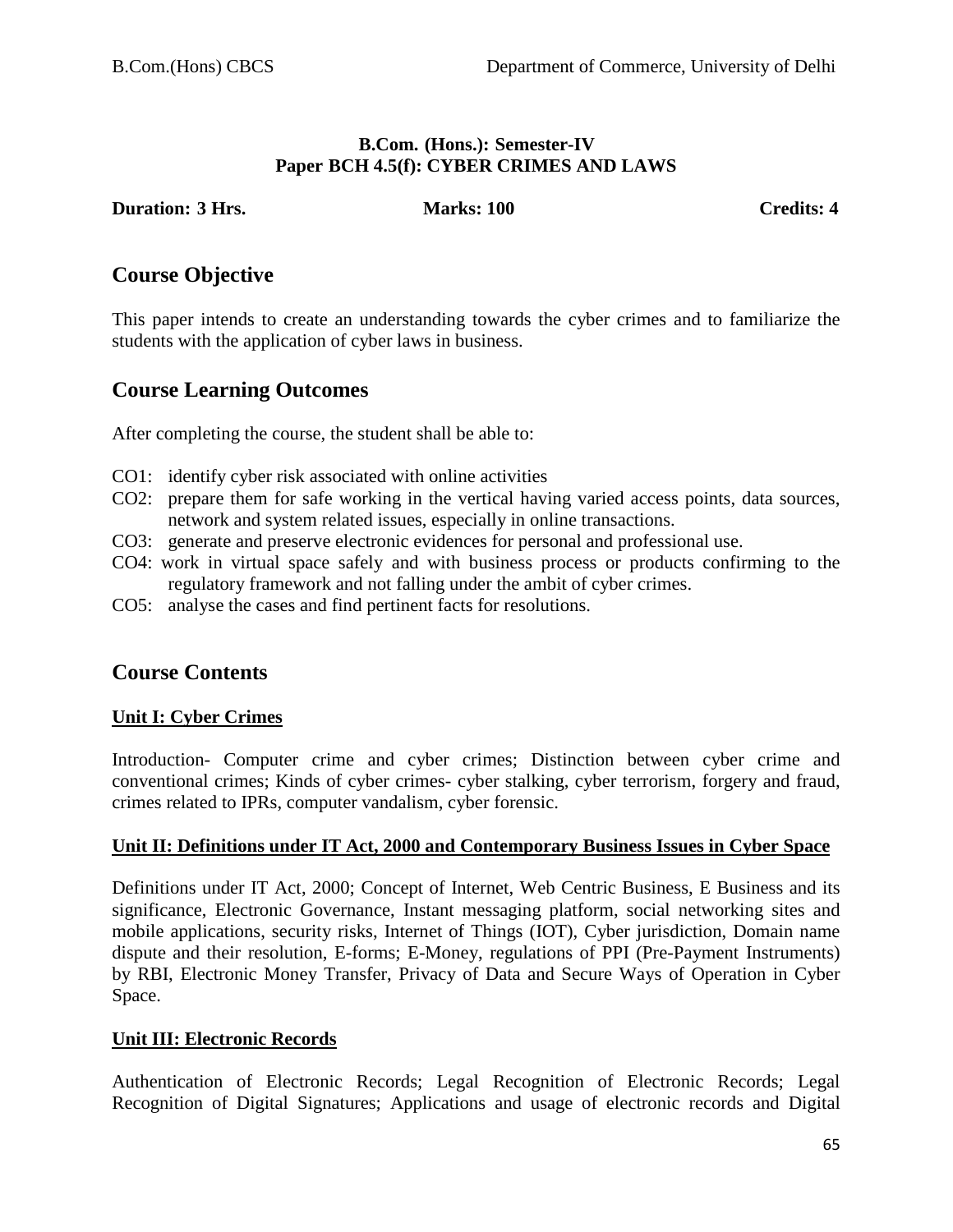**B.Com. (Hons.): Semester-IV**
**Paper BCH 4.5(f): CYBER CRIMES AND LAWS**

**Duration: 3 Hrs.** **Marks: 100** **Credits: 4**

## Course Objective

This paper intends to create an understanding towards the cyber crimes and to familiarize the students with the application of cyber laws in business.

## Course Learning Outcomes

After completing the course, the student shall be able to:

- CO1: identify cyber risk associated with online activities
- CO2: prepare them for safe working in the vertical having varied access points, data sources, network and system related issues, especially in online transactions.
- CO3: generate and preserve electronic evidences for personal and professional use.
- CO4: work in virtual space safely and with business process or products confirming to the regulatory framework and not falling under the ambit of cyber crimes.
- CO5: analyse the cases and find pertinent facts for resolutions.

## Course Contents

### Unit I: Cyber Crimes

Introduction- Computer crime and cyber crimes; Distinction between cyber crime and conventional crimes; Kinds of cyber crimes- cyber stalking, cyber terrorism, forgery and fraud, crimes related to IPRs, computer vandalism, cyber forensic.

### Unit II: Definitions under IT Act, 2000 and Contemporary Business Issues in Cyber Space

Definitions under IT Act, 2000; Concept of Internet, Web Centric Business, E Business and its significance, Electronic Governance, Instant messaging platform, social networking sites and mobile applications, security risks, Internet of Things (IOT), Cyber jurisdiction, Domain name dispute and their resolution, E-forms; E-Money, regulations of PPI (Pre-Payment Instruments) by RBI, Electronic Money Transfer, Privacy of Data and Secure Ways of Operation in Cyber Space.

### Unit III: Electronic Records

Authentication of Electronic Records; Legal Recognition of Electronic Records; Legal Recognition of Digital Signatures; Applications and usage of electronic records and Digital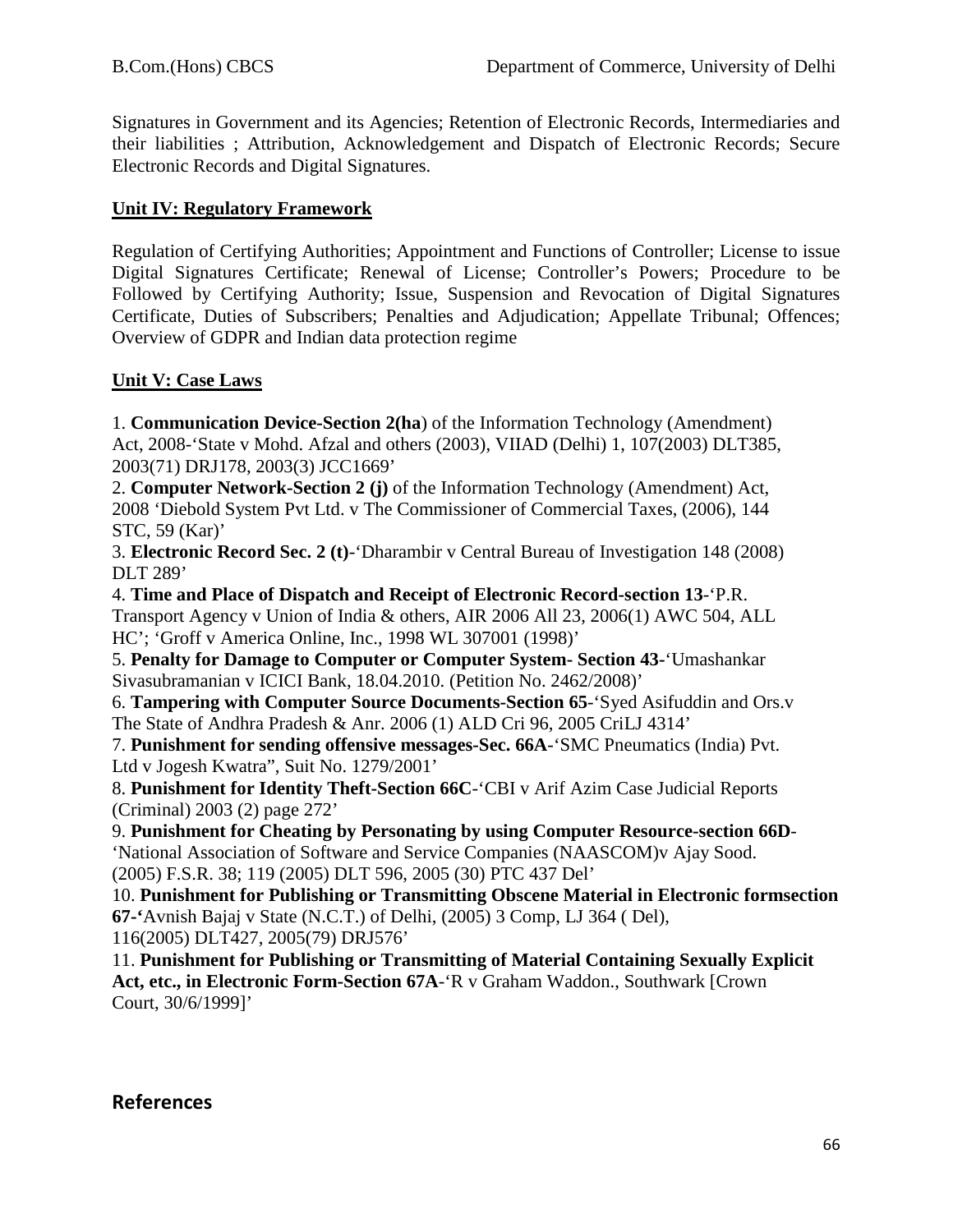Signatures in Government and its Agencies; Retention of Electronic Records, Intermediaries and their liabilities ; Attribution, Acknowledgement and Dispatch of Electronic Records; Secure Electronic Records and Digital Signatures.

**Unit IV: Regulatory Framework**

Regulation of Certifying Authorities; Appointment and Functions of Controller; License to issue Digital Signatures Certificate; Renewal of License; Controller's Powers; Procedure to be Followed by Certifying Authority; Issue, Suspension and Revocation of Digital Signatures Certificate, Duties of Subscribers; Penalties and Adjudication; Appellate Tribunal; Offences; Overview of GDPR and Indian data protection regime

**Unit V: Case Laws**

1. **Communication Device-Section 2(ha**) of the Information Technology (Amendment) Act, 2008-'State v Mohd. Afzal and others (2003), VIIAD (Delhi) 1, 107(2003) DLT385, 2003(71) DRJ178, 2003(3) JCC1669'
2. **Computer Network-Section 2 (j)** of the Information Technology (Amendment) Act, 2008 'Diebold System Pvt Ltd. v The Commissioner of Commercial Taxes, (2006), 144 STC, 59 (Kar)'
3. **Electronic Record Sec. 2 (t)**-'Dharambir v Central Bureau of Investigation 148 (2008) DLT 289'
4. **Time and Place of Dispatch and Receipt of Electronic Record-section 13**-'P.R. Transport Agency v Union of India & others, AIR 2006 All 23, 2006(1) AWC 504, ALL HC'; 'Groff v America Online, Inc., 1998 WL 307001 (1998)'
5. **Penalty for Damage to Computer or Computer System- Section 43-**'Umashankar Sivasubramanian v ICICI Bank, 18.04.2010. (Petition No. 2462/2008)'
6. **Tampering with Computer Source Documents-Section 65**-'Syed Asifuddin and Ors.v The State of Andhra Pradesh & Anr. 2006 (1) ALD Cri 96, 2005 CriLJ 4314'
7. **Punishment for sending offensive messages-Sec. 66A**-'SMC Pneumatics (India) Pvt. Ltd v Jogesh Kwatra", Suit No. 1279/2001'
8. **Punishment for Identity Theft-Section 66C**-'CBI v Arif Azim Case Judicial Reports (Criminal) 2003 (2) page 272'
9. **Punishment for Cheating by Personating by using Computer Resource-section 66D**-'National Association of Software and Service Companies (NAASCOM)v Ajay Sood. (2005) F.S.R. 38; 119 (2005) DLT 596, 2005 (30) PTC 437 Del'
10. **Punishment for Publishing or Transmitting Obscene Material in Electronic formsection 67-'**Avnish Bajaj v State (N.C.T.) of Delhi, (2005) 3 Comp, LJ 364 ( Del), 116(2005) DLT427, 2005(79) DRJ576'
11. **Punishment for Publishing or Transmitting of Material Containing Sexually Explicit Act, etc., in Electronic Form-Section 67A**-'R v Graham Waddon., Southwark [Crown Court, 30/6/1999]'

## References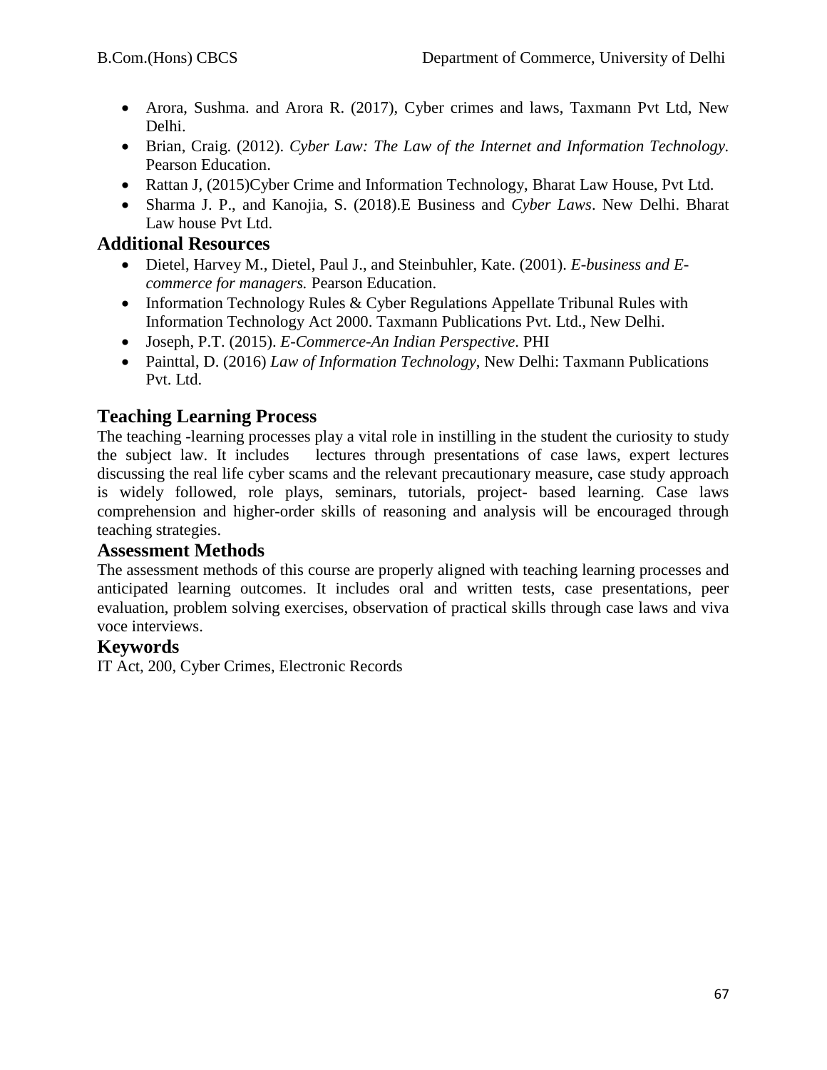- Arora, Sushma. and Arora R. (2017), Cyber crimes and laws, Taxmann Pvt Ltd, New Delhi.
- Brian, Craig. (2012). *Cyber Law: The Law of the Internet and Information Technology.* Pearson Education.
- Rattan J, (2015)Cyber Crime and Information Technology, Bharat Law House, Pvt Ltd.
- Sharma J. P., and Kanojia, S. (2018).E Business and *Cyber Laws*. New Delhi. Bharat Law house Pvt Ltd.

## Additional Resources

- Dietel, Harvey M., Dietel, Paul J., and Steinbuhler, Kate. (2001). *E-business and E-commerce for managers.* Pearson Education.
- Information Technology Rules & Cyber Regulations Appellate Tribunal Rules with Information Technology Act 2000. Taxmann Publications Pvt. Ltd., New Delhi.
- Joseph, P.T. (2015). *E-Commerce-An Indian Perspective*. PHI
- Painttal, D. (2016) *Law of Information Technology*, New Delhi: Taxmann Publications Pvt. Ltd.

## Teaching Learning Process

The teaching -learning processes play a vital role in instilling in the student the curiosity to study the subject law. It includes lectures through presentations of case laws, expert lectures discussing the real life cyber scams and the relevant precautionary measure, case study approach is widely followed, role plays, seminars, tutorials, project- based learning. Case laws comprehension and higher-order skills of reasoning and analysis will be encouraged through teaching strategies.

## Assessment Methods

The assessment methods of this course are properly aligned with teaching learning processes and anticipated learning outcomes. It includes oral and written tests, case presentations, peer evaluation, problem solving exercises, observation of practical skills through case laws and viva voce interviews.

## Keywords

IT Act, 200, Cyber Crimes, Electronic Records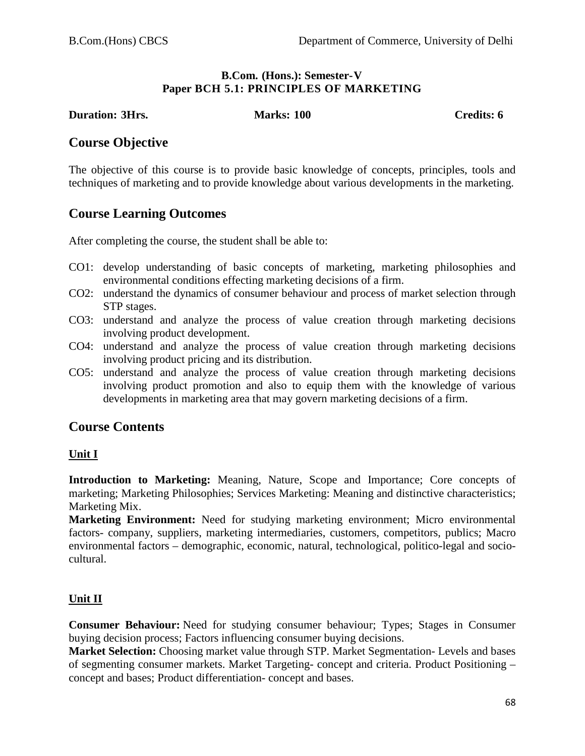**B.Com. (Hons.): Semester-V**
**Paper BCH 5.1: PRINCIPLES OF MARKETING**

**Duration: 3Hrs.** **Marks: 100** **Credits: 6**

## Course Objective

The objective of this course is to provide basic knowledge of concepts, principles, tools and techniques of marketing and to provide knowledge about various developments in the marketing.

## Course Learning Outcomes

After completing the course, the student shall be able to:

CO1: develop understanding of basic concepts of marketing, marketing philosophies and environmental conditions effecting marketing decisions of a firm.

CO2: understand the dynamics of consumer behaviour and process of market selection through STP stages.

CO3: understand and analyze the process of value creation through marketing decisions involving product development.

CO4: understand and analyze the process of value creation through marketing decisions involving product pricing and its distribution.

CO5: understand and analyze the process of value creation through marketing decisions involving product promotion and also to equip them with the knowledge of various developments in marketing area that may govern marketing decisions of a firm.

## Course Contents

### Unit I

**Introduction to Marketing:** Meaning, Nature, Scope and Importance; Core concepts of marketing; Marketing Philosophies; Services Marketing: Meaning and distinctive characteristics; Marketing Mix.

**Marketing Environment:** Need for studying marketing environment; Micro environmental factors- company, suppliers, marketing intermediaries, customers, competitors, publics; Macro environmental factors – demographic, economic, natural, technological, politico-legal and socio-cultural.

### Unit II

**Consumer Behaviour:** Need for studying consumer behaviour; Types; Stages in Consumer buying decision process; Factors influencing consumer buying decisions.

**Market Selection:** Choosing market value through STP. Market Segmentation- Levels and bases of segmenting consumer markets. Market Targeting- concept and criteria. Product Positioning – concept and bases; Product differentiation- concept and bases.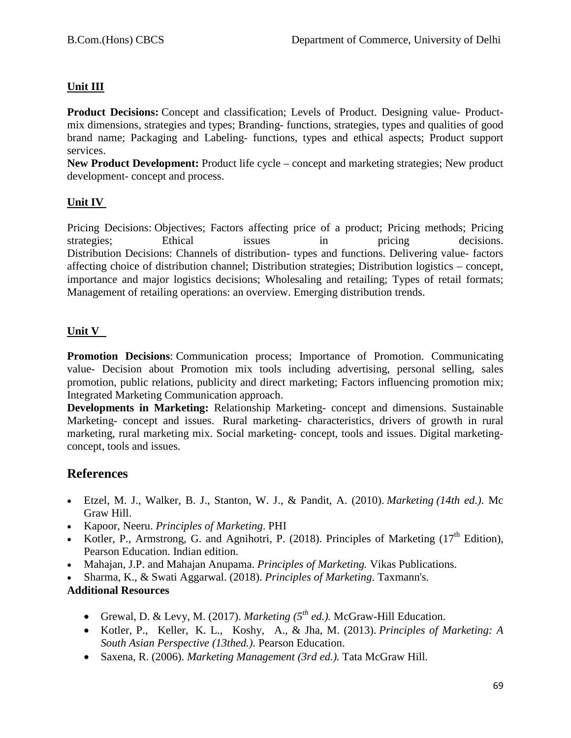**Unit III**

**Product Decisions:** Concept and classification; Levels of Product. Designing value- Product-mix dimensions, strategies and types; Branding- functions, strategies, types and qualities of good brand name; Packaging and Labeling- functions, types and ethical aspects; Product support services.

**New Product Development:** Product life cycle – concept and marketing strategies; New product development- concept and process.

**Unit IV**

Pricing Decisions: Objectives; Factors affecting price of a product; Pricing methods; Pricing strategies; Ethical issues in pricing decisions.

Distribution Decisions: Channels of distribution- types and functions. Delivering value- factors affecting choice of distribution channel; Distribution strategies; Distribution logistics – concept, importance and major logistics decisions; Wholesaling and retailing; Types of retail formats; Management of retailing operations: an overview. Emerging distribution trends.

**Unit V**

**Promotion Decisions**: Communication process; Importance of Promotion. Communicating value- Decision about Promotion mix tools including advertising, personal selling, sales promotion, public relations, publicity and direct marketing; Factors influencing promotion mix; Integrated Marketing Communication approach.

**Developments in Marketing:** Relationship Marketing- concept and dimensions. Sustainable Marketing- concept and issues. Rural marketing- characteristics, drivers of growth in rural marketing, rural marketing mix. Social marketing- concept, tools and issues. Digital marketing-concept, tools and issues.

## References

- Etzel, M. J., Walker, B. J., Stanton, W. J., & Pandit, A. (2010). *Marketing (14th ed.)*. Mc Graw Hill.
- Kapoor, Neeru. *Principles of Marketing*. PHI
- Kotler, P., Armstrong, G. and Agnihotri, P. (2018). Principles of Marketing (17th Edition), Pearson Education. Indian edition.
- Mahajan, J.P. and Mahajan Anupama. *Principles of Marketing.* Vikas Publications.
- Sharma, K., & Swati Aggarwal. (2018). *Principles of Marketing*. Taxmann's.

**Additional Resources**

- Grewal, D. & Levy, M. (2017). *Marketing (5th ed.).* McGraw-Hill Education.
- Kotler, P., Keller, K. L., Koshy, A., & Jha, M. (2013). *Principles of Marketing: A South Asian Perspective (13thed.).* Pearson Education.
- Saxena, R. (2006). *Marketing Management (3rd ed.).* Tata McGraw Hill.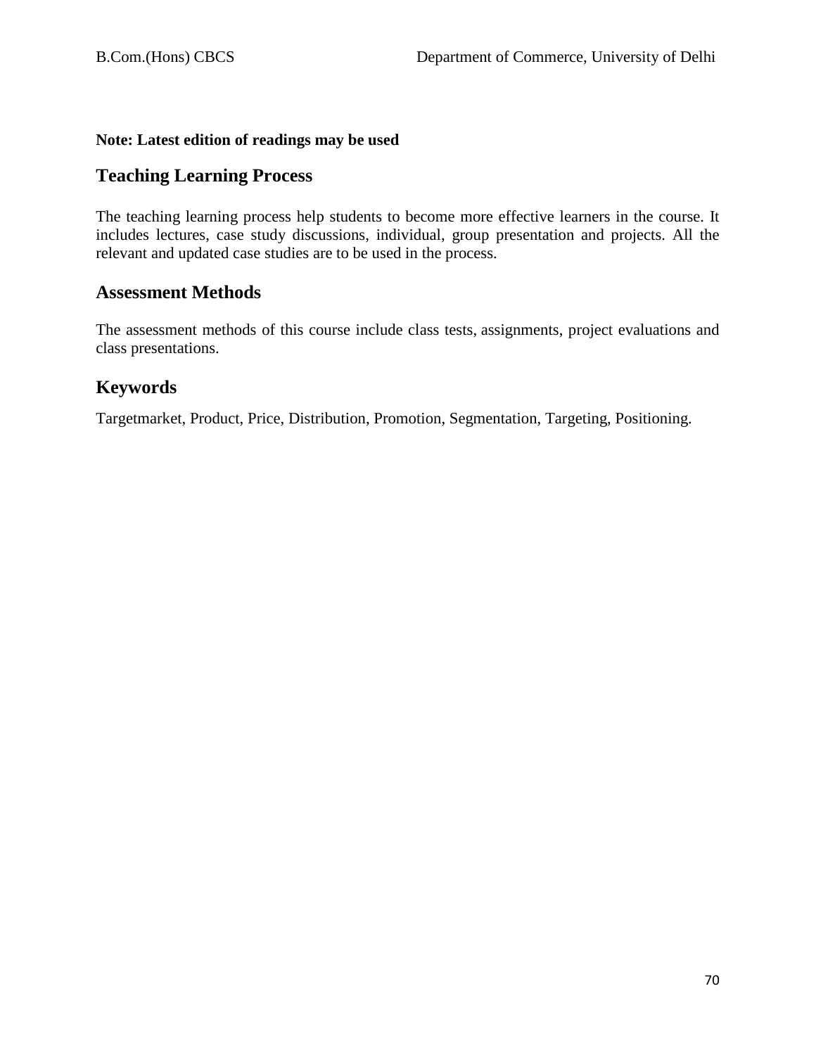**Note: Latest edition of readings may be used**

## Teaching Learning Process

The teaching learning process help students to become more effective learners in the course. It includes lectures, case study discussions, individual, group presentation and projects. All the relevant and updated case studies are to be used in the process.

## Assessment Methods

The assessment methods of this course include class tests, assignments, project evaluations and class presentations.

## Keywords

Targetmarket, Product, Price, Distribution, Promotion, Segmentation, Targeting, Positioning.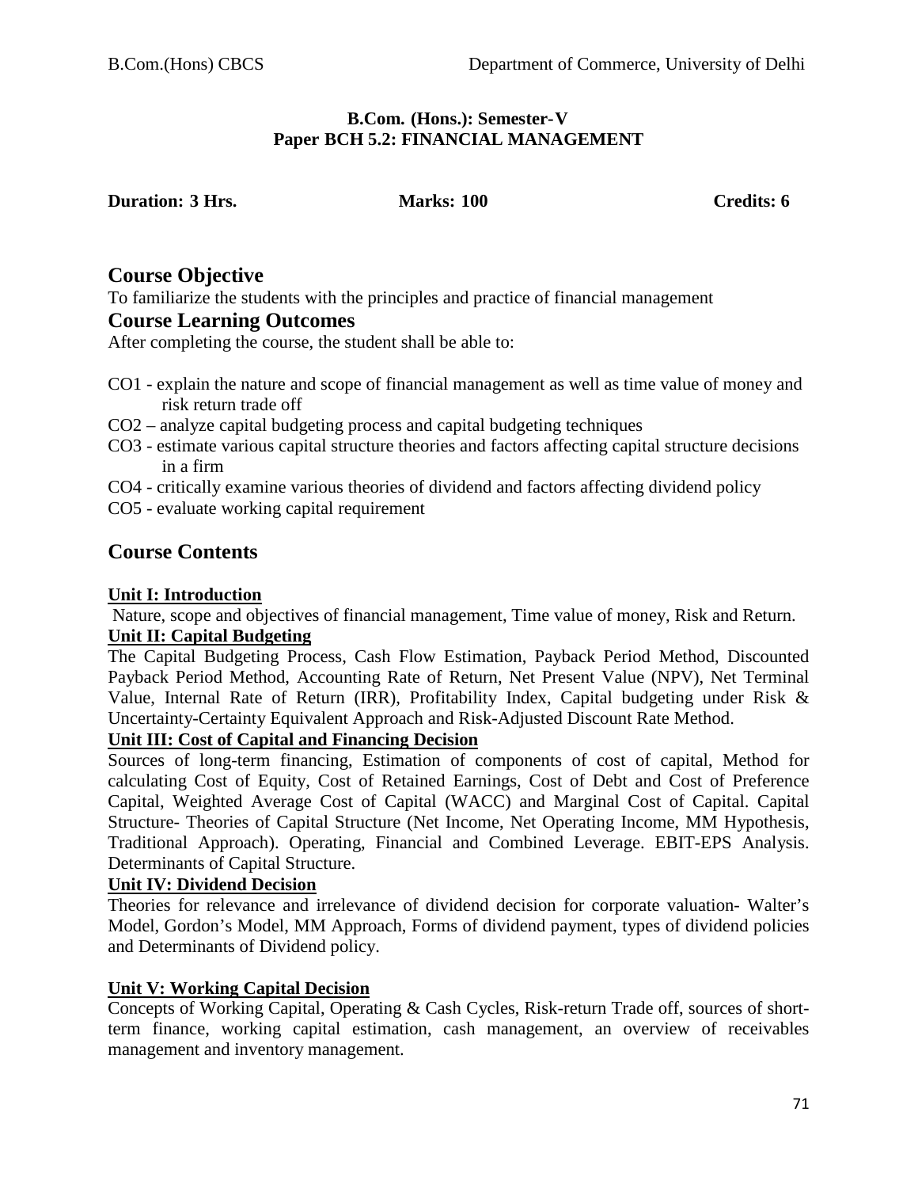**B.Com. (Hons.): Semester-V**
**Paper BCH 5.2: FINANCIAL MANAGEMENT**

**Duration: 3 Hrs.** **Marks: 100** **Credits: 6**

## Course Objective

To familiarize the students with the principles and practice of financial management

## Course Learning Outcomes

After completing the course, the student shall be able to:

- CO1 - explain the nature and scope of financial management as well as time value of money and risk return trade off
- CO2 – analyze capital budgeting process and capital budgeting techniques
- CO3 - estimate various capital structure theories and factors affecting capital structure decisions in a firm
- CO4 - critically examine various theories of dividend and factors affecting dividend policy
- CO5 - evaluate working capital requirement

## Course Contents

### Unit I: Introduction

Nature, scope and objectives of financial management, Time value of money, Risk and Return.

### Unit II: Capital Budgeting

The Capital Budgeting Process, Cash Flow Estimation, Payback Period Method, Discounted Payback Period Method, Accounting Rate of Return, Net Present Value (NPV), Net Terminal Value, Internal Rate of Return (IRR), Profitability Index, Capital budgeting under Risk & Uncertainty-Certainty Equivalent Approach and Risk-Adjusted Discount Rate Method.

### Unit III: Cost of Capital and Financing Decision

Sources of long-term financing, Estimation of components of cost of capital, Method for calculating Cost of Equity, Cost of Retained Earnings, Cost of Debt and Cost of Preference Capital, Weighted Average Cost of Capital (WACC) and Marginal Cost of Capital. Capital Structure- Theories of Capital Structure (Net Income, Net Operating Income, MM Hypothesis, Traditional Approach). Operating, Financial and Combined Leverage. EBIT-EPS Analysis. Determinants of Capital Structure.

### Unit IV: Dividend Decision

Theories for relevance and irrelevance of dividend decision for corporate valuation- Walter's Model, Gordon's Model, MM Approach, Forms of dividend payment, types of dividend policies and Determinants of Dividend policy.

### Unit V: Working Capital Decision

Concepts of Working Capital, Operating & Cash Cycles, Risk-return Trade off, sources of short-term finance, working capital estimation, cash management, an overview of receivables management and inventory management.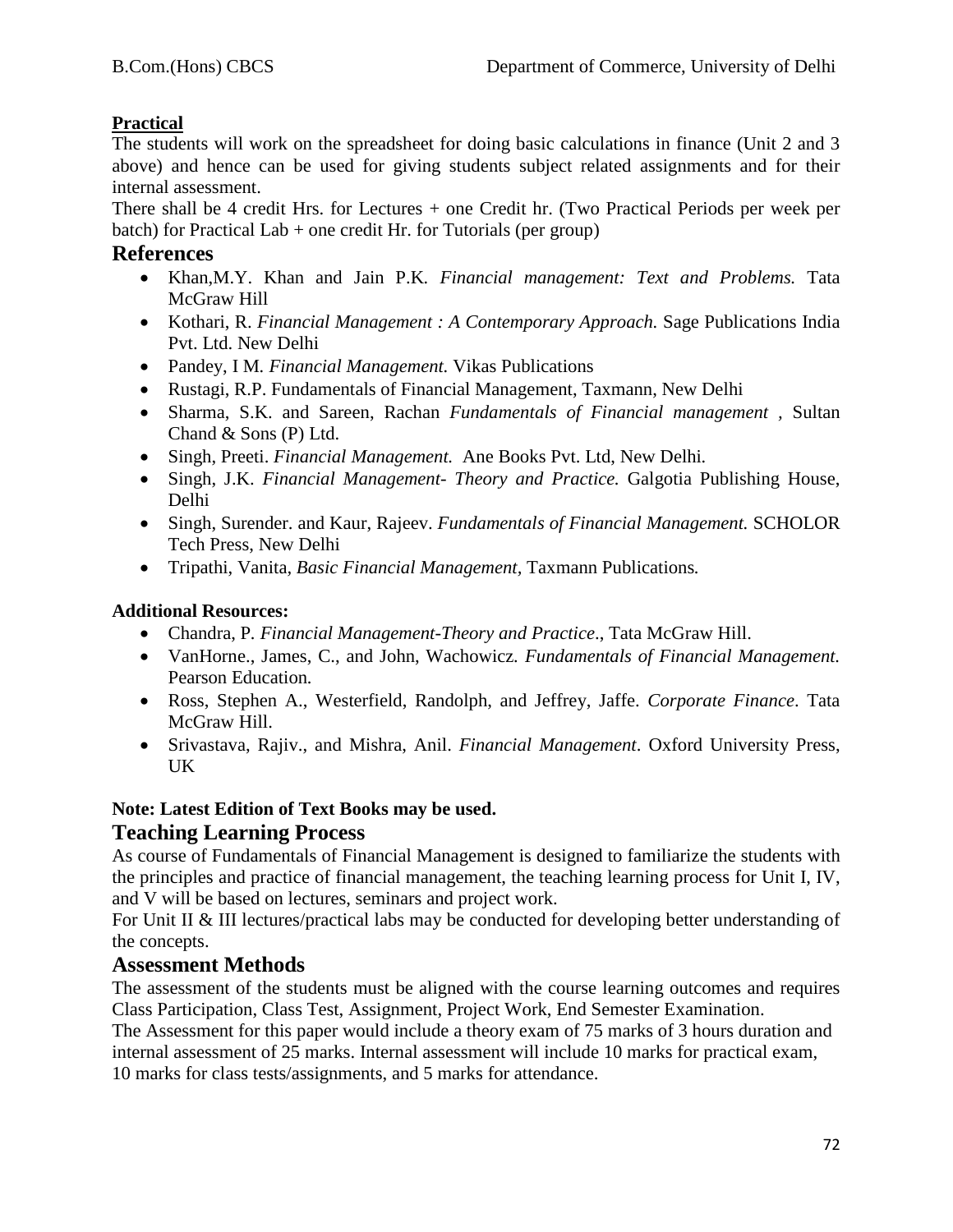**Practical**

The students will work on the spreadsheet for doing basic calculations in finance (Unit 2 and 3 above) and hence can be used for giving students subject related assignments and for their internal assessment.

There shall be 4 credit Hrs. for Lectures + one Credit hr. (Two Practical Periods per week per batch) for Practical Lab + one credit Hr. for Tutorials (per group)

## References

- Khan,M.Y. Khan and Jain P.K. *Financial management: Text and Problems.* Tata McGraw Hill
- Kothari, R. *Financial Management : A Contemporary Approach.* Sage Publications India Pvt. Ltd. New Delhi
- Pandey, I M. *Financial Management.* Vikas Publications
- Rustagi, R.P. Fundamentals of Financial Management, Taxmann, New Delhi
- Sharma, S.K. and Sareen, Rachan *Fundamentals of Financial management ,* Sultan Chand & Sons (P) Ltd.
- Singh, Preeti. *Financial Management.* Ane Books Pvt. Ltd, New Delhi.
- Singh, J.K. *Financial Management- Theory and Practice.* Galgotia Publishing House, Delhi
- Singh, Surender. and Kaur, Rajeev. *Fundamentals of Financial Management.* SCHOLOR Tech Press, New Delhi
- Tripathi, Vanita, *Basic Financial Management*, Taxmann Publications.

**Additional Resources:**

- Chandra, P. *Financial Management-Theory and Practice*., Tata McGraw Hill.
- VanHorne., James, C., and John, Wachowicz. *Fundamentals of Financial Management.* Pearson Education.
- Ross, Stephen A., Westerfield, Randolph, and Jeffrey, Jaffe. *Corporate Finance*. Tata McGraw Hill.
- Srivastava, Rajiv., and Mishra, Anil. *Financial Management*. Oxford University Press, UK

**Note: Latest Edition of Text Books may be used.**

## Teaching Learning Process

As course of Fundamentals of Financial Management is designed to familiarize the students with the principles and practice of financial management, the teaching learning process for Unit I, IV, and V will be based on lectures, seminars and project work.

For Unit II & III lectures/practical labs may be conducted for developing better understanding of the concepts.

## Assessment Methods

The assessment of the students must be aligned with the course learning outcomes and requires Class Participation, Class Test, Assignment, Project Work, End Semester Examination.

The Assessment for this paper would include a theory exam of 75 marks of 3 hours duration and internal assessment of 25 marks. Internal assessment will include 10 marks for practical exam, 10 marks for class tests/assignments, and 5 marks for attendance.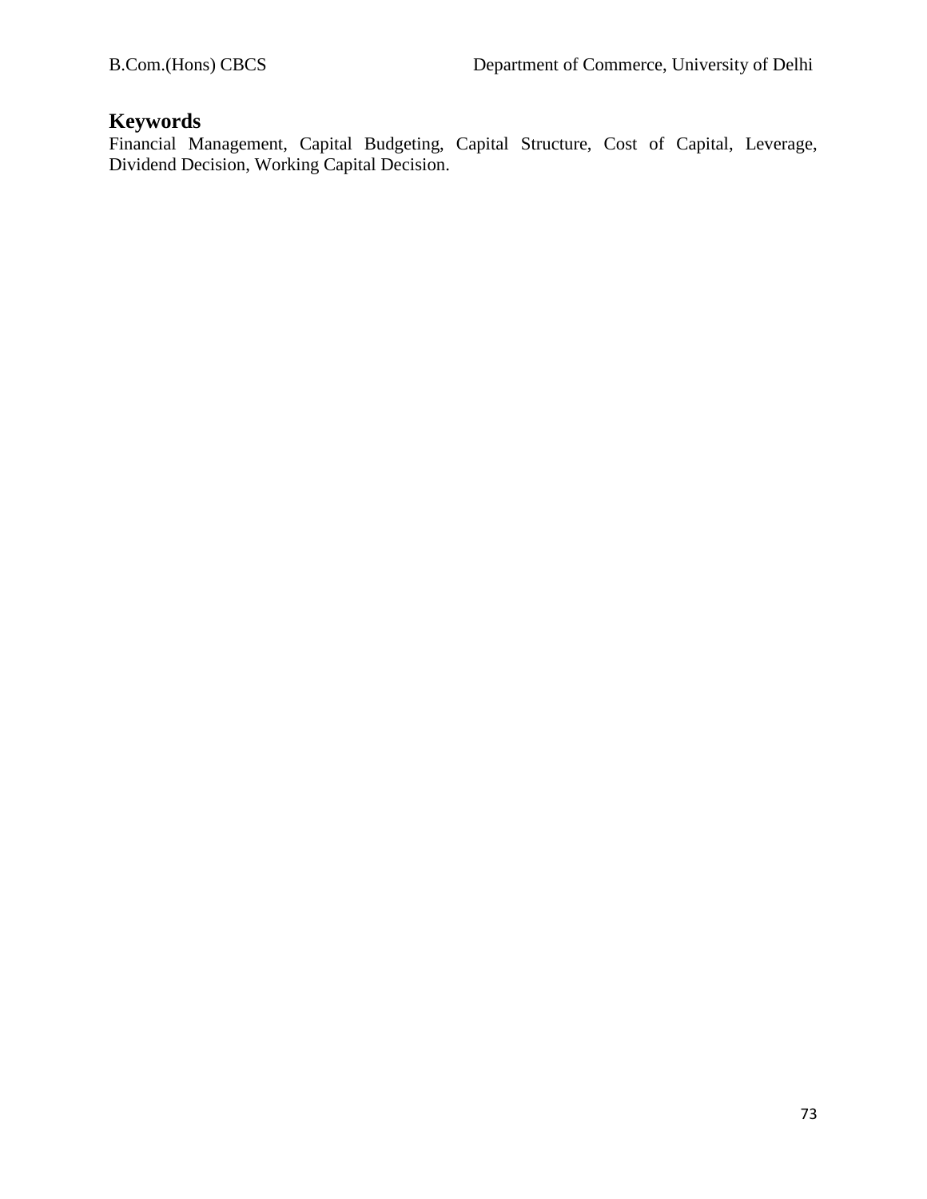## Keywords

Financial Management, Capital Budgeting, Capital Structure, Cost of Capital, Leverage, Dividend Decision, Working Capital Decision.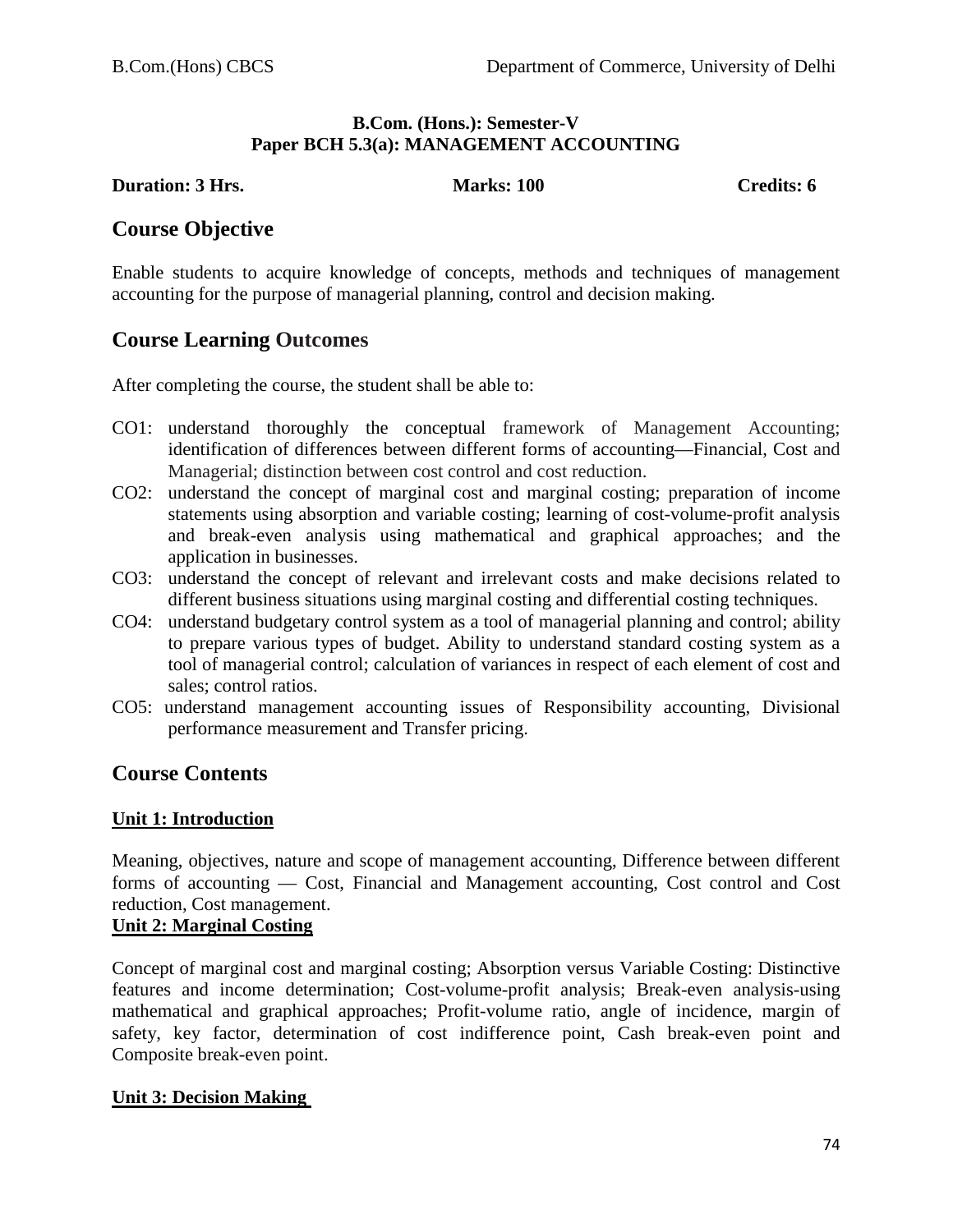**B.Com. (Hons.): Semester-V**
**Paper BCH 5.3(a): MANAGEMENT ACCOUNTING**

**Duration: 3 Hrs.** **Marks: 100** **Credits: 6**

## Course Objective

Enable students to acquire knowledge of concepts, methods and techniques of management accounting for the purpose of managerial planning, control and decision making.

## Course Learning Outcomes

After completing the course, the student shall be able to:

- CO1: understand thoroughly the conceptual framework of Management Accounting; identification of differences between different forms of accounting—Financial, Cost and Managerial; distinction between cost control and cost reduction.
- CO2: understand the concept of marginal cost and marginal costing; preparation of income statements using absorption and variable costing; learning of cost-volume-profit analysis and break-even analysis using mathematical and graphical approaches; and the application in businesses.
- CO3: understand the concept of relevant and irrelevant costs and make decisions related to different business situations using marginal costing and differential costing techniques.
- CO4: understand budgetary control system as a tool of managerial planning and control; ability to prepare various types of budget. Ability to understand standard costing system as a tool of managerial control; calculation of variances in respect of each element of cost and sales; control ratios.
- CO5: understand management accounting issues of Responsibility accounting, Divisional performance measurement and Transfer pricing.

## Course Contents

### Unit 1: Introduction

Meaning, objectives, nature and scope of management accounting, Difference between different forms of accounting — Cost, Financial and Management accounting, Cost control and Cost reduction, Cost management.

### Unit 2: Marginal Costing

Concept of marginal cost and marginal costing; Absorption versus Variable Costing: Distinctive features and income determination; Cost-volume-profit analysis; Break-even analysis-using mathematical and graphical approaches; Profit-volume ratio, angle of incidence, margin of safety, key factor, determination of cost indifference point, Cash break-even point and Composite break-even point.

### Unit 3: Decision Making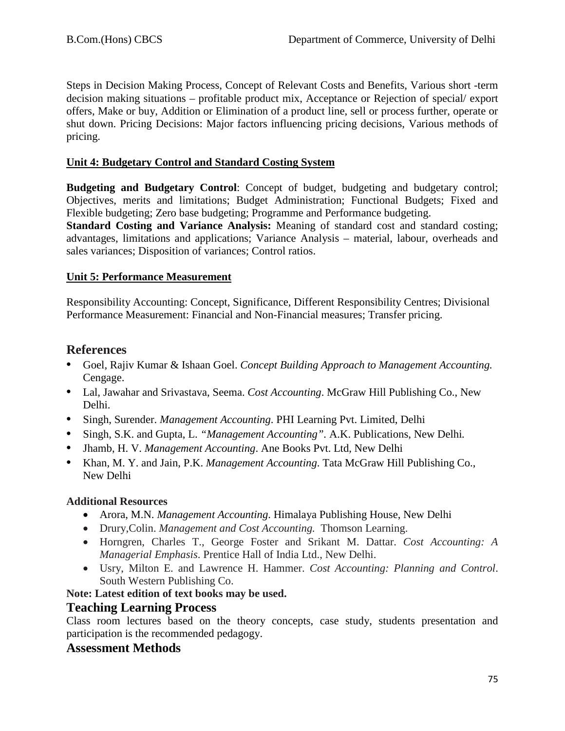Steps in Decision Making Process, Concept of Relevant Costs and Benefits, Various short -term decision making situations – profitable product mix, Acceptance or Rejection of special/ export offers, Make or buy, Addition or Elimination of a product line, sell or process further, operate or shut down. Pricing Decisions: Major factors influencing pricing decisions, Various methods of pricing.

**Unit 4: Budgetary Control and Standard Costing System**

**Budgeting and Budgetary Control**: Concept of budget, budgeting and budgetary control; Objectives, merits and limitations; Budget Administration; Functional Budgets; Fixed and Flexible budgeting; Zero base budgeting; Programme and Performance budgeting.
**Standard Costing and Variance Analysis:** Meaning of standard cost and standard costing; advantages, limitations and applications; Variance Analysis – material, labour, overheads and sales variances; Disposition of variances; Control ratios.

**Unit 5: Performance Measurement**

Responsibility Accounting: Concept, Significance, Different Responsibility Centres; Divisional Performance Measurement: Financial and Non-Financial measures; Transfer pricing.

## References

- Goel, Rajiv Kumar & Ishaan Goel. *Concept Building Approach to Management Accounting.* Cengage.
- Lal, Jawahar and Srivastava, Seema. *Cost Accounting*. McGraw Hill Publishing Co., New Delhi.
- Singh, Surender. *Management Accounting*. PHI Learning Pvt. Limited, Delhi
- Singh, S.K. and Gupta, L. *"Management Accounting"*. A.K. Publications, New Delhi.
- Jhamb, H. V. *Management Accounting*. Ane Books Pvt. Ltd, New Delhi
- Khan, M. Y. and Jain, P.K. *Management Accounting*. Tata McGraw Hill Publishing Co., New Delhi

**Additional Resources**

- Arora, M.N. *Management Accounting*. Himalaya Publishing House, New Delhi
- Drury,Colin. *Management and Cost Accounting.* Thomson Learning.
- Horngren, Charles T., George Foster and Srikant M. Dattar. *Cost Accounting: A Managerial Emphasis*. Prentice Hall of India Ltd., New Delhi.
- Usry, Milton E. and Lawrence H. Hammer. *Cost Accounting: Planning and Control*. South Western Publishing Co.

**Note: Latest edition of text books may be used.**

## Teaching Learning Process

Class room lectures based on the theory concepts, case study, students presentation and participation is the recommended pedagogy.

## Assessment Methods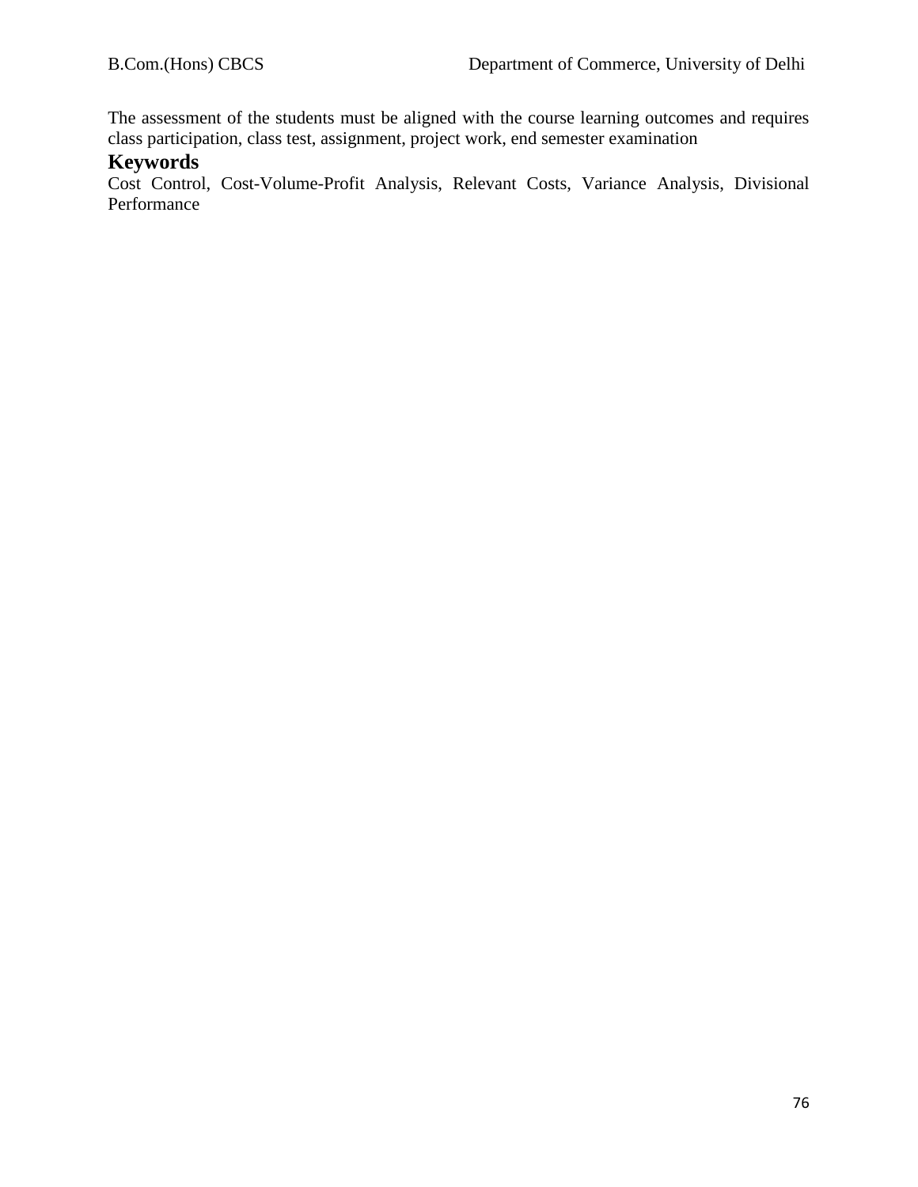The assessment of the students must be aligned with the course learning outcomes and requires class participation, class test, assignment, project work, end semester examination

## Keywords

Cost Control, Cost-Volume-Profit Analysis, Relevant Costs, Variance Analysis, Divisional Performance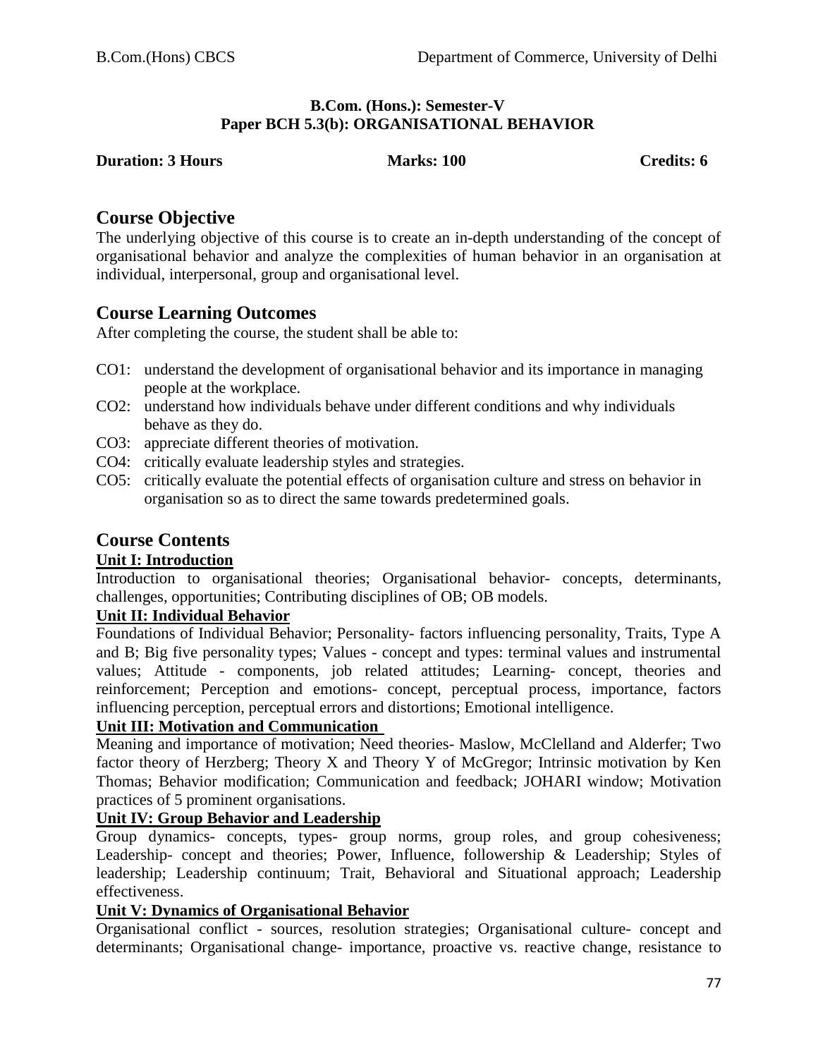**B.Com. (Hons.): Semester-V**
**Paper BCH 5.3(b): ORGANISATIONAL BEHAVIOR**

**Duration: 3 Hours** **Marks: 100** **Credits: 6**

## Course Objective

The underlying objective of this course is to create an in-depth understanding of the concept of organisational behavior and analyze the complexities of human behavior in an organisation at individual, interpersonal, group and organisational level.

## Course Learning Outcomes

After completing the course, the student shall be able to:

- CO1: understand the development of organisational behavior and its importance in managing people at the workplace.
- CO2: understand how individuals behave under different conditions and why individuals behave as they do.
- CO3: appreciate different theories of motivation.
- CO4: critically evaluate leadership styles and strategies.
- CO5: critically evaluate the potential effects of organisation culture and stress on behavior in organisation so as to direct the same towards predetermined goals.

## Course Contents

### Unit I: Introduction

Introduction to organisational theories; Organisational behavior- concepts, determinants, challenges, opportunities; Contributing disciplines of OB; OB models.

### Unit II: Individual Behavior

Foundations of Individual Behavior; Personality- factors influencing personality, Traits, Type A and B; Big five personality types; Values - concept and types: terminal values and instrumental values; Attitude - components, job related attitudes; Learning- concept, theories and reinforcement; Perception and emotions- concept, perceptual process, importance, factors influencing perception, perceptual errors and distortions; Emotional intelligence.

### Unit III: Motivation and Communication

Meaning and importance of motivation; Need theories- Maslow, McClelland and Alderfer; Two factor theory of Herzberg; Theory X and Theory Y of McGregor; Intrinsic motivation by Ken Thomas; Behavior modification; Communication and feedback; JOHARI window; Motivation practices of 5 prominent organisations.

### Unit IV: Group Behavior and Leadership

Group dynamics- concepts, types- group norms, group roles, and group cohesiveness; Leadership- concept and theories; Power, Influence, followership & Leadership; Styles of leadership; Leadership continuum; Trait, Behavioral and Situational approach; Leadership effectiveness.

### Unit V: Dynamics of Organisational Behavior

Organisational conflict - sources, resolution strategies; Organisational culture- concept and determinants; Organisational change- importance, proactive vs. reactive change, resistance to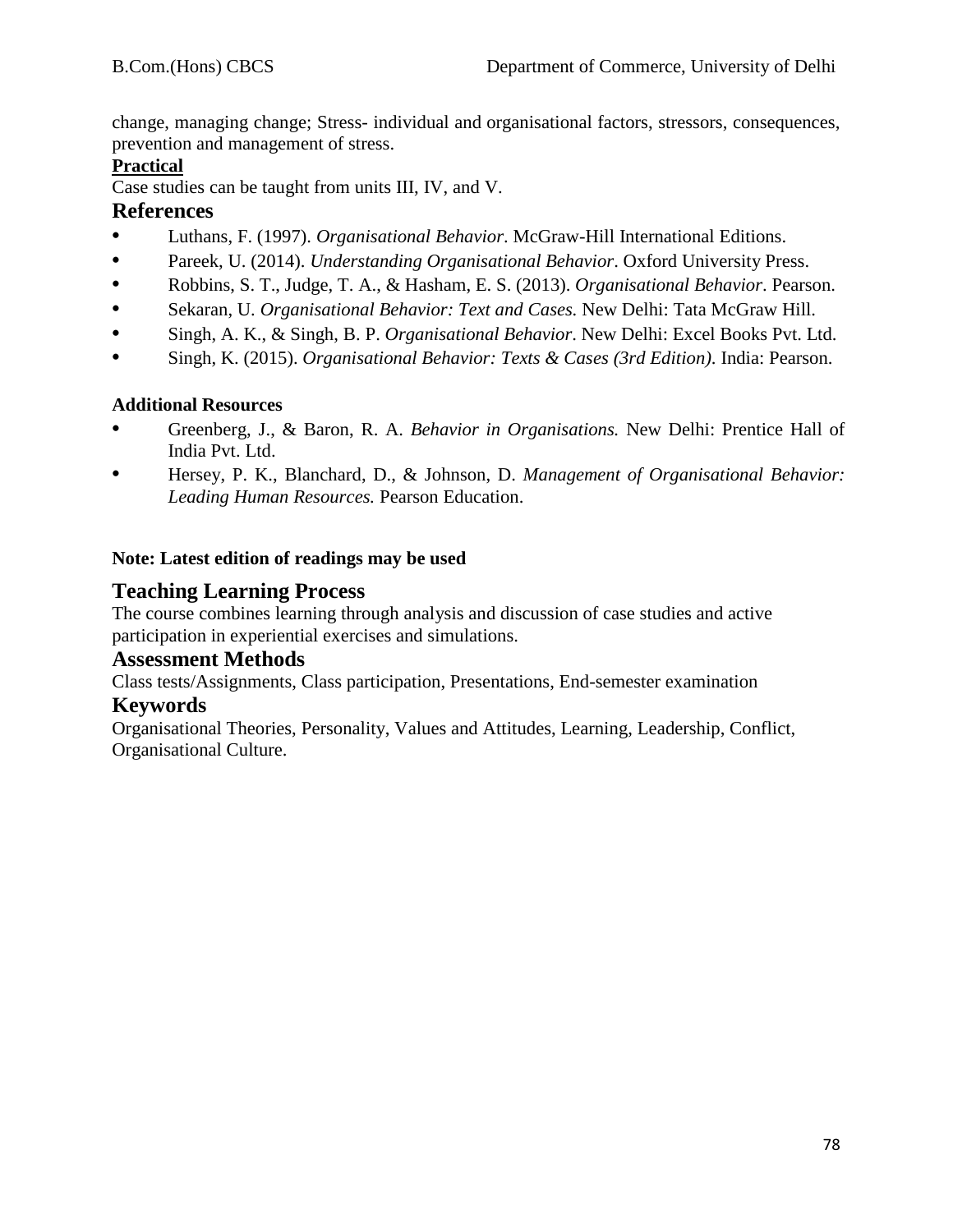change, managing change; Stress- individual and organisational factors, stressors, consequences, prevention and management of stress.

**Practical**

Case studies can be taught from units III, IV, and V.

## References

- Luthans, F. (1997). *Organisational Behavior*. McGraw-Hill International Editions.
- Pareek, U. (2014). *Understanding Organisational Behavior*. Oxford University Press.
- Robbins, S. T., Judge, T. A., & Hasham, E. S. (2013). *Organisational Behavior*. Pearson.
- Sekaran, U. *Organisational Behavior: Text and Cases.* New Delhi: Tata McGraw Hill.
- Singh, A. K., & Singh, B. P. *Organisational Behavior*. New Delhi: Excel Books Pvt. Ltd.
- Singh, K. (2015). *Organisational Behavior: Texts & Cases (3rd Edition)*. India: Pearson.

**Additional Resources**

- Greenberg, J., & Baron, R. A. *Behavior in Organisations.* New Delhi: Prentice Hall of India Pvt. Ltd.
- Hersey, P. K., Blanchard, D., & Johnson, D. *Management of Organisational Behavior: Leading Human Resources.* Pearson Education.

**Note: Latest edition of readings may be used**

## Teaching Learning Process

The course combines learning through analysis and discussion of case studies and active participation in experiential exercises and simulations.

## Assessment Methods

Class tests/Assignments, Class participation, Presentations, End-semester examination

## Keywords

Organisational Theories, Personality, Values and Attitudes, Learning, Leadership, Conflict, Organisational Culture.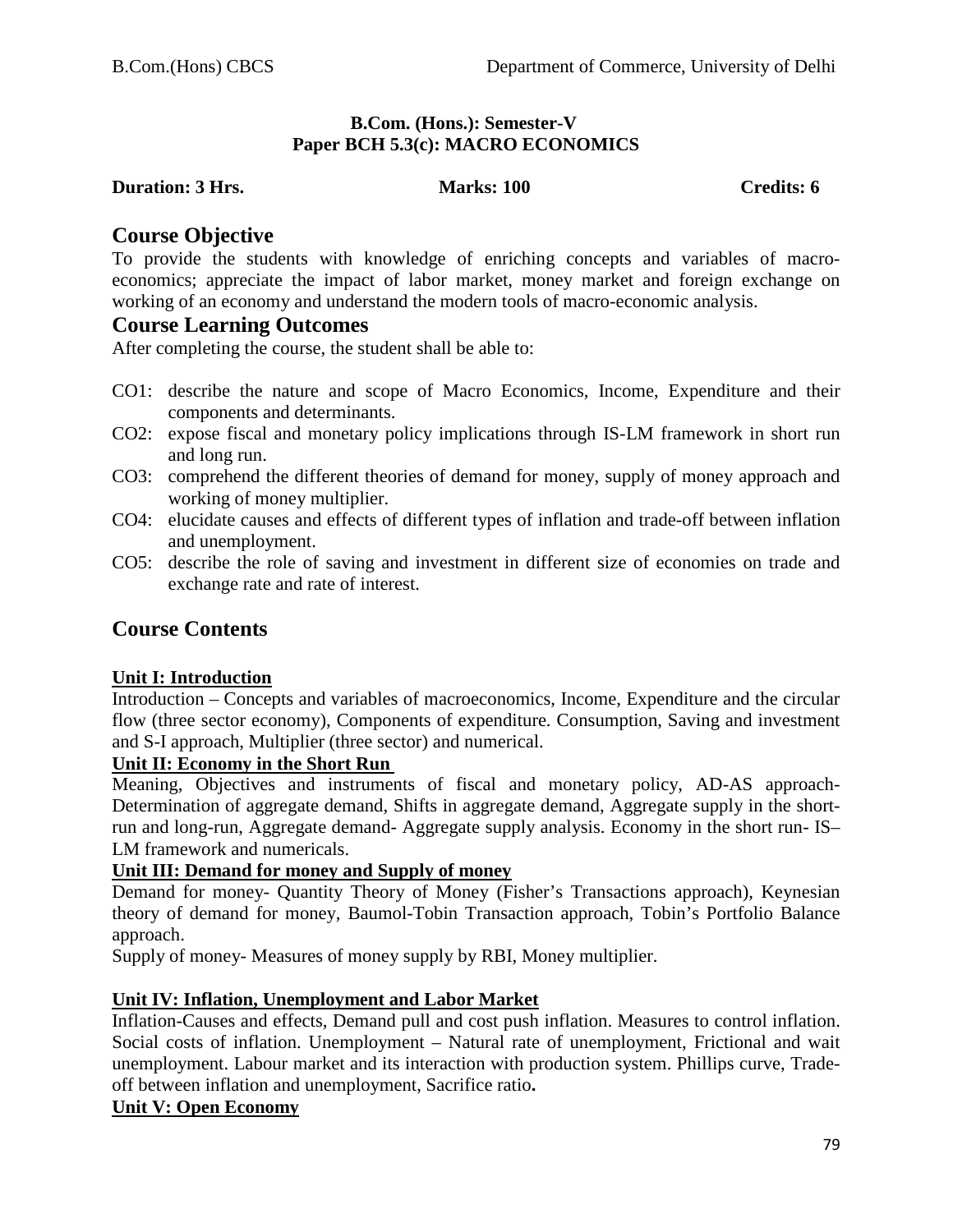**B.Com. (Hons.): Semester-V**
**Paper BCH 5.3(c): MACRO ECONOMICS**

**Duration: 3 Hrs.** **Marks: 100** **Credits: 6**

## Course Objective

To provide the students with knowledge of enriching concepts and variables of macro-economics; appreciate the impact of labor market, money market and foreign exchange on working of an economy and understand the modern tools of macro-economic analysis.

## Course Learning Outcomes

After completing the course, the student shall be able to:

- CO1: describe the nature and scope of Macro Economics, Income, Expenditure and their components and determinants.
- CO2: expose fiscal and monetary policy implications through IS-LM framework in short run and long run.
- CO3: comprehend the different theories of demand for money, supply of money approach and working of money multiplier.
- CO4: elucidate causes and effects of different types of inflation and trade-off between inflation and unemployment.
- CO5: describe the role of saving and investment in different size of economies on trade and exchange rate and rate of interest.

## Course Contents

**Unit I: Introduction**

Introduction – Concepts and variables of macroeconomics, Income, Expenditure and the circular flow (three sector economy), Components of expenditure. Consumption, Saving and investment and S-I approach, Multiplier (three sector) and numerical.

**Unit II: Economy in the Short Run**

Meaning, Objectives and instruments of fiscal and monetary policy, AD-AS approach-Determination of aggregate demand, Shifts in aggregate demand, Aggregate supply in the short-run and long-run, Aggregate demand- Aggregate supply analysis. Economy in the short run- IS–LM framework and numericals.

**Unit III: Demand for money and Supply of money**

Demand for money- Quantity Theory of Money (Fisher's Transactions approach), Keynesian theory of demand for money, Baumol-Tobin Transaction approach, Tobin's Portfolio Balance approach.

Supply of money- Measures of money supply by RBI, Money multiplier.

**Unit IV: Inflation, Unemployment and Labor Market**

Inflation-Causes and effects, Demand pull and cost push inflation. Measures to control inflation. Social costs of inflation. Unemployment – Natural rate of unemployment, Frictional and wait unemployment. Labour market and its interaction with production system. Phillips curve, Trade-off between inflation and unemployment, Sacrifice ratio**.**

**Unit V: Open Economy**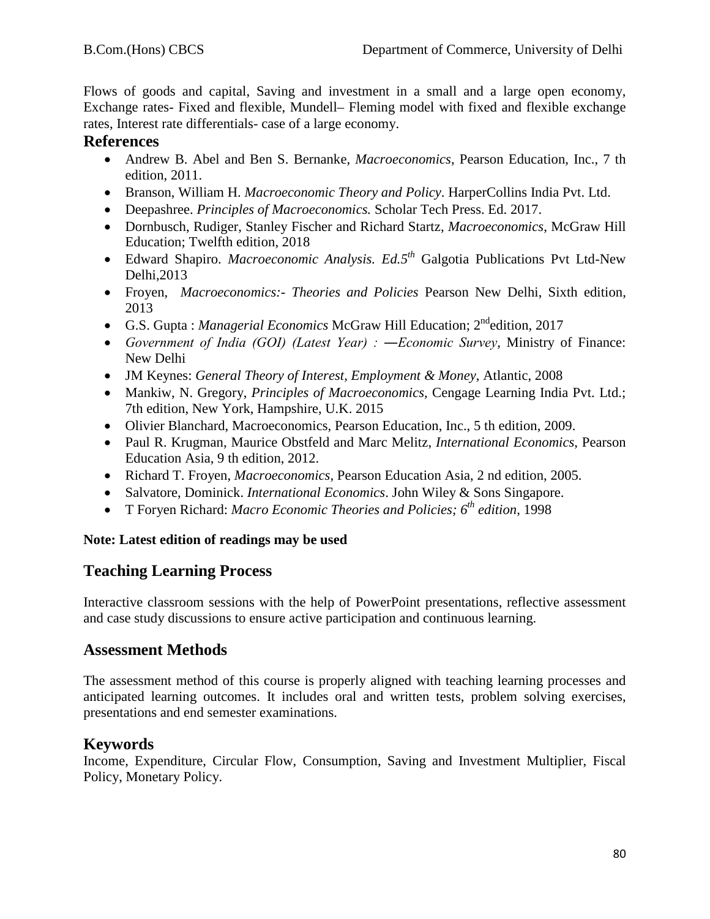Flows of goods and capital, Saving and investment in a small and a large open economy, Exchange rates- Fixed and flexible, Mundell– Fleming model with fixed and flexible exchange rates, Interest rate differentials- case of a large economy.

## References

- Andrew B. Abel and Ben S. Bernanke, *Macroeconomics*, Pearson Education, Inc., 7 th edition, 2011.
- Branson, William H. *Macroeconomic Theory and Policy*. HarperCollins India Pvt. Ltd.
- Deepashree. *Principles of Macroeconomics.* Scholar Tech Press. Ed. 2017.
- Dornbusch, Rudiger, Stanley Fischer and Richard Startz, *Macroeconomics*, McGraw Hill Education; Twelfth edition, 2018
- Edward Shapiro. *Macroeconomic Analysis. Ed.5th* Galgotia Publications Pvt Ltd-New Delhi,2013
- Froyen, *Macroeconomics:- Theories and Policies* Pearson New Delhi, Sixth edition, 2013
- G.S. Gupta : *Managerial Economics* McGraw Hill Education; 2nd edition, 2017
- *Government of India (GOI) (Latest Year) : ―Economic Survey*, Ministry of Finance: New Delhi
- JM Keynes: *General Theory of Interest, Employment & Money*, Atlantic, 2008
- Mankiw, N. Gregory, *Principles of Macroeconomics,* Cengage Learning India Pvt. Ltd.; 7th edition, New York, Hampshire, U.K. 2015
- Olivier Blanchard, Macroeconomics, Pearson Education, Inc., 5 th edition, 2009.
- Paul R. Krugman, Maurice Obstfeld and Marc Melitz, *International Economics*, Pearson Education Asia, 9 th edition, 2012.
- Richard T. Froyen, *Macroeconomics*, Pearson Education Asia, 2 nd edition, 2005.
- Salvatore, Dominick. *International Economics*. John Wiley & Sons Singapore.
- T Foryen Richard: *Macro Economic Theories and Policies; 6th edition*, 1998

**Note: Latest edition of readings may be used**

## Teaching Learning Process

Interactive classroom sessions with the help of PowerPoint presentations, reflective assessment and case study discussions to ensure active participation and continuous learning.

## Assessment Methods

The assessment method of this course is properly aligned with teaching learning processes and anticipated learning outcomes. It includes oral and written tests, problem solving exercises, presentations and end semester examinations.

## Keywords

Income, Expenditure, Circular Flow, Consumption, Saving and Investment Multiplier, Fiscal Policy, Monetary Policy.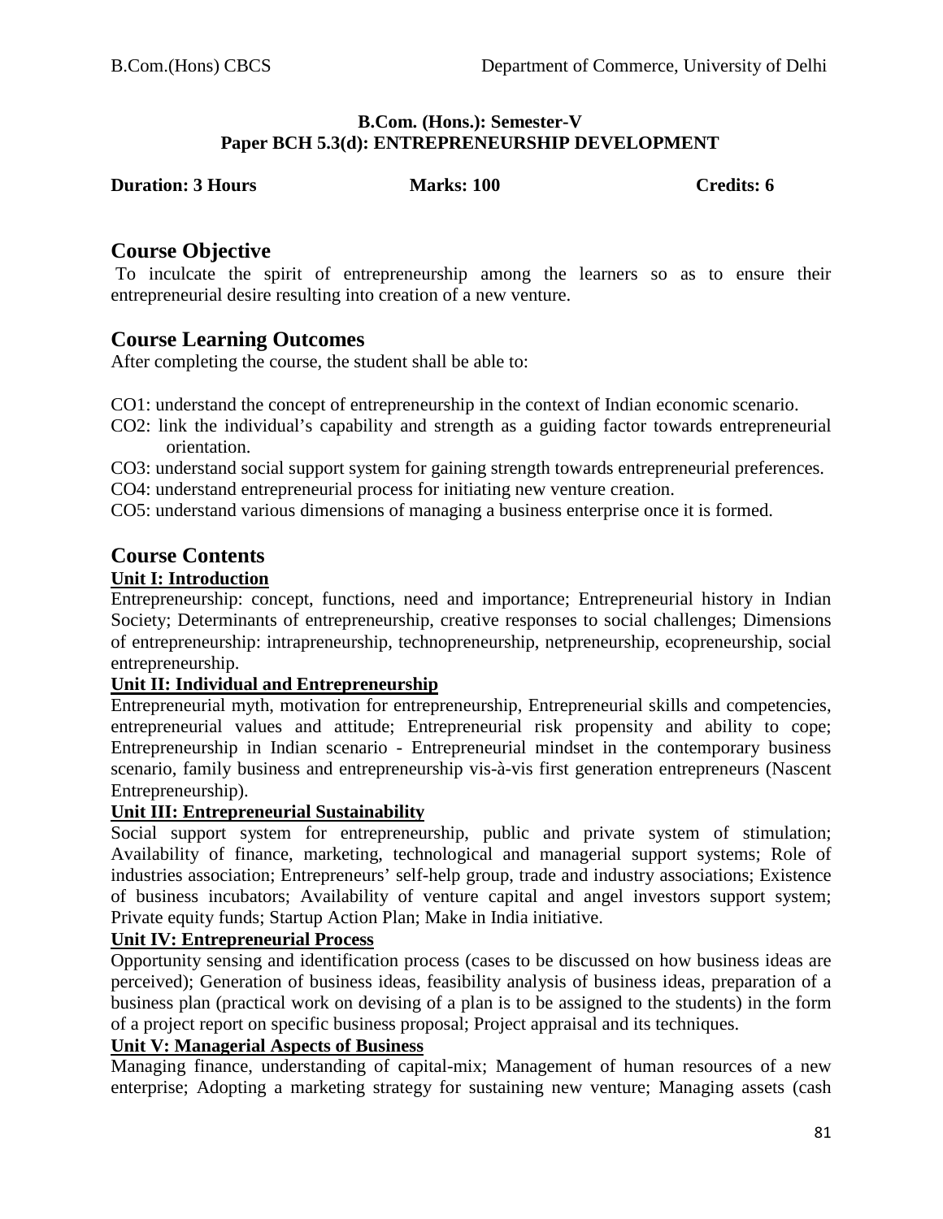**B.Com. (Hons.): Semester-V**
**Paper BCH 5.3(d): ENTREPRENEURSHIP DEVELOPMENT**

**Duration: 3 Hours** **Marks: 100** **Credits: 6**

## Course Objective

To inculcate the spirit of entrepreneurship among the learners so as to ensure their entrepreneurial desire resulting into creation of a new venture.

## Course Learning Outcomes

After completing the course, the student shall be able to:

CO1: understand the concept of entrepreneurship in the context of Indian economic scenario.

CO2: link the individual's capability and strength as a guiding factor towards entrepreneurial orientation.

CO3: understand social support system for gaining strength towards entrepreneurial preferences.

CO4: understand entrepreneurial process for initiating new venture creation.

CO5: understand various dimensions of managing a business enterprise once it is formed.

## Course Contents

**Unit I: Introduction**

Entrepreneurship: concept, functions, need and importance; Entrepreneurial history in Indian Society; Determinants of entrepreneurship, creative responses to social challenges; Dimensions of entrepreneurship: intrapreneurship, technopreneurship, netpreneurship, ecopreneurship, social entrepreneurship.

**Unit II: Individual and Entrepreneurship**

Entrepreneurial myth, motivation for entrepreneurship, Entrepreneurial skills and competencies, entrepreneurial values and attitude; Entrepreneurial risk propensity and ability to cope; Entrepreneurship in Indian scenario - Entrepreneurial mindset in the contemporary business scenario, family business and entrepreneurship vis-à-vis first generation entrepreneurs (Nascent Entrepreneurship).

**Unit III: Entrepreneurial Sustainability**

Social support system for entrepreneurship, public and private system of stimulation; Availability of finance, marketing, technological and managerial support systems; Role of industries association; Entrepreneurs' self-help group, trade and industry associations; Existence of business incubators; Availability of venture capital and angel investors support system; Private equity funds; Startup Action Plan; Make in India initiative.

**Unit IV: Entrepreneurial Process**

Opportunity sensing and identification process (cases to be discussed on how business ideas are perceived); Generation of business ideas, feasibility analysis of business ideas, preparation of a business plan (practical work on devising of a plan is to be assigned to the students) in the form of a project report on specific business proposal; Project appraisal and its techniques.

**Unit V: Managerial Aspects of Business**

Managing finance, understanding of capital-mix; Management of human resources of a new enterprise; Adopting a marketing strategy for sustaining new venture; Managing assets (cash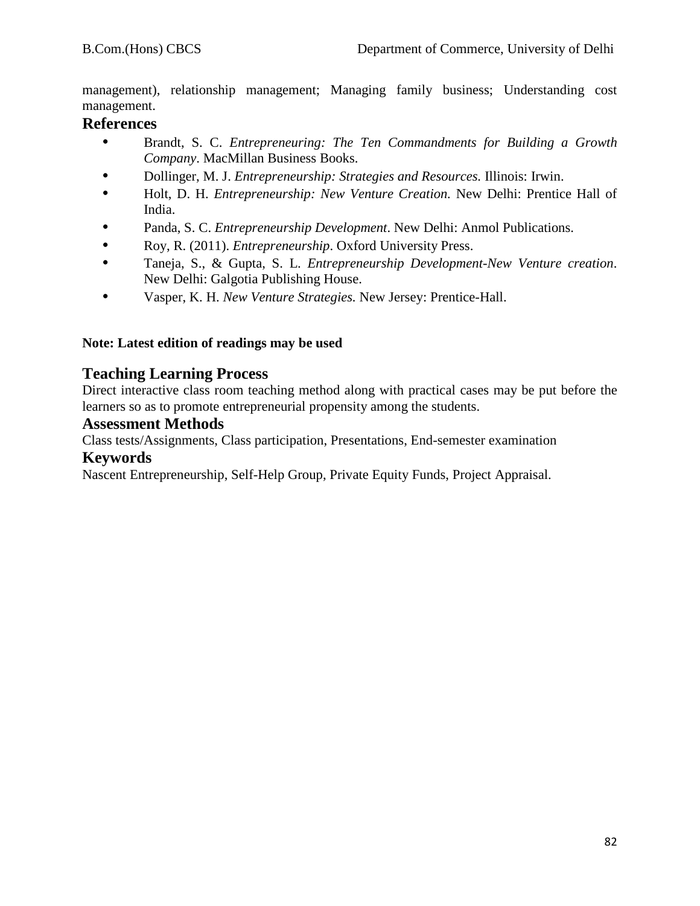management), relationship management; Managing family business; Understanding cost management.

## References

- Brandt, S. C. *Entrepreneuring: The Ten Commandments for Building a Growth Company*. MacMillan Business Books.
- Dollinger, M. J. *Entrepreneurship: Strategies and Resources.* Illinois: Irwin.
- Holt, D. H. *Entrepreneurship: New Venture Creation.* New Delhi: Prentice Hall of India.
- Panda, S. C. *Entrepreneurship Development*. New Delhi: Anmol Publications.
- Roy, R. (2011). *Entrepreneurship*. Oxford University Press.
- Taneja, S., & Gupta, S. L. *Entrepreneurship Development-New Venture creation*. New Delhi: Galgotia Publishing House.
- Vasper, K. H. *New Venture Strategies.* New Jersey: Prentice-Hall.

**Note: Latest edition of readings may be used**

## Teaching Learning Process

Direct interactive class room teaching method along with practical cases may be put before the learners so as to promote entrepreneurial propensity among the students.

## Assessment Methods

Class tests/Assignments, Class participation, Presentations, End-semester examination

## Keywords

Nascent Entrepreneurship, Self-Help Group, Private Equity Funds, Project Appraisal.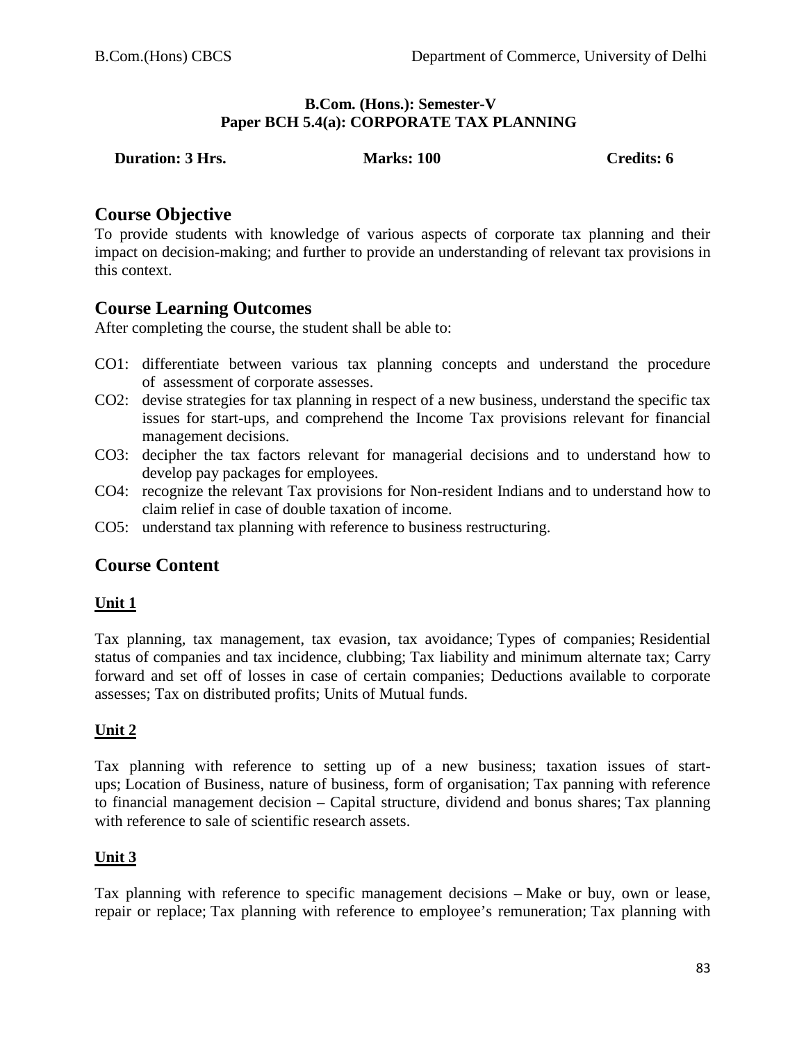**B.Com. (Hons.): Semester-V**
**Paper BCH 5.4(a): CORPORATE TAX PLANNING**

**Duration: 3 Hrs.** **Marks: 100** **Credits: 6**

## Course Objective

To provide students with knowledge of various aspects of corporate tax planning and their impact on decision-making; and further to provide an understanding of relevant tax provisions in this context.

## Course Learning Outcomes

After completing the course, the student shall be able to:

- CO1: differentiate between various tax planning concepts and understand the procedure of assessment of corporate assesses.
- CO2: devise strategies for tax planning in respect of a new business, understand the specific tax issues for start-ups, and comprehend the Income Tax provisions relevant for financial management decisions.
- CO3: decipher the tax factors relevant for managerial decisions and to understand how to develop pay packages for employees.
- CO4: recognize the relevant Tax provisions for Non-resident Indians and to understand how to claim relief in case of double taxation of income.
- CO5: understand tax planning with reference to business restructuring.

## Course Content

### Unit 1

Tax planning, tax management, tax evasion, tax avoidance; Types of companies; Residential status of companies and tax incidence, clubbing; Tax liability and minimum alternate tax; Carry forward and set off of losses in case of certain companies; Deductions available to corporate assesses; Tax on distributed profits; Units of Mutual funds.

### Unit 2

Tax planning with reference to setting up of a new business; taxation issues of start-ups; Location of Business, nature of business, form of organisation; Tax panning with reference to financial management decision – Capital structure, dividend and bonus shares; Tax planning with reference to sale of scientific research assets.

### Unit 3

Tax planning with reference to specific management decisions – Make or buy, own or lease, repair or replace; Tax planning with reference to employee's remuneration; Tax planning with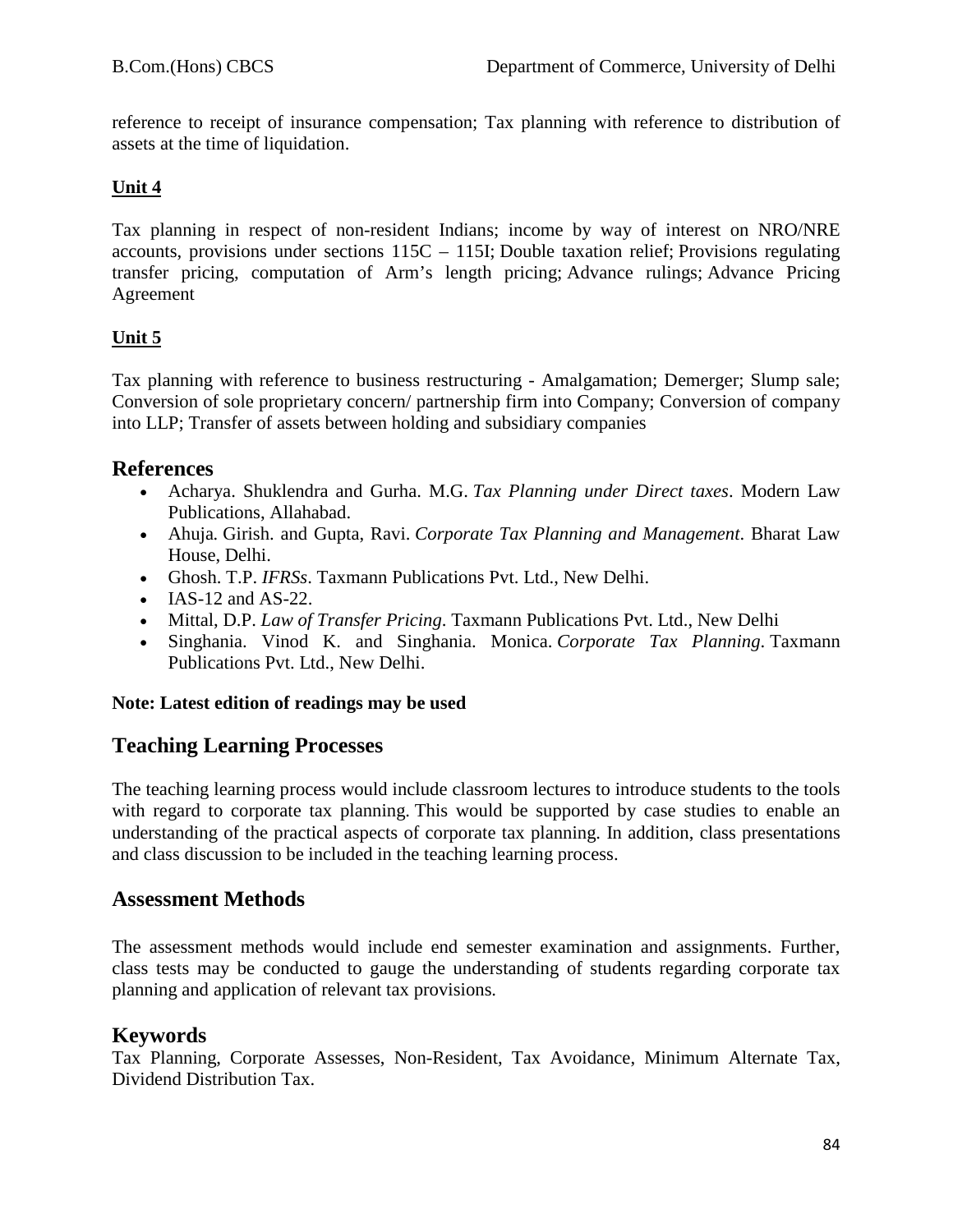reference to receipt of insurance compensation; Tax planning with reference to distribution of assets at the time of liquidation.

**Unit 4**

Tax planning in respect of non-resident Indians; income by way of interest on NRO/NRE accounts, provisions under sections 115C – 115I; Double taxation relief; Provisions regulating transfer pricing, computation of Arm's length pricing; Advance rulings; Advance Pricing Agreement

**Unit 5**

Tax planning with reference to business restructuring - Amalgamation; Demerger; Slump sale; Conversion of sole proprietary concern/ partnership firm into Company; Conversion of company into LLP; Transfer of assets between holding and subsidiary companies

## References

- Acharya. Shuklendra and Gurha. M.G. *Tax Planning under Direct taxes*. Modern Law Publications, Allahabad.
- Ahuja. Girish. and Gupta, Ravi. *Corporate Tax Planning and Management*. Bharat Law House, Delhi.
- Ghosh. T.P. *IFRSs*. Taxmann Publications Pvt. Ltd., New Delhi.
- IAS-12 and AS-22.
- Mittal, D.P. *Law of Transfer Pricing*. Taxmann Publications Pvt. Ltd., New Delhi
- Singhania. Vinod K. and Singhania. Monica. *Corporate Tax Planning*. Taxmann Publications Pvt. Ltd., New Delhi.

**Note: Latest edition of readings may be used**

## Teaching Learning Processes

The teaching learning process would include classroom lectures to introduce students to the tools with regard to corporate tax planning. This would be supported by case studies to enable an understanding of the practical aspects of corporate tax planning. In addition, class presentations and class discussion to be included in the teaching learning process.

## Assessment Methods

The assessment methods would include end semester examination and assignments. Further, class tests may be conducted to gauge the understanding of students regarding corporate tax planning and application of relevant tax provisions.

## Keywords

Tax Planning, Corporate Assesses, Non-Resident, Tax Avoidance, Minimum Alternate Tax, Dividend Distribution Tax.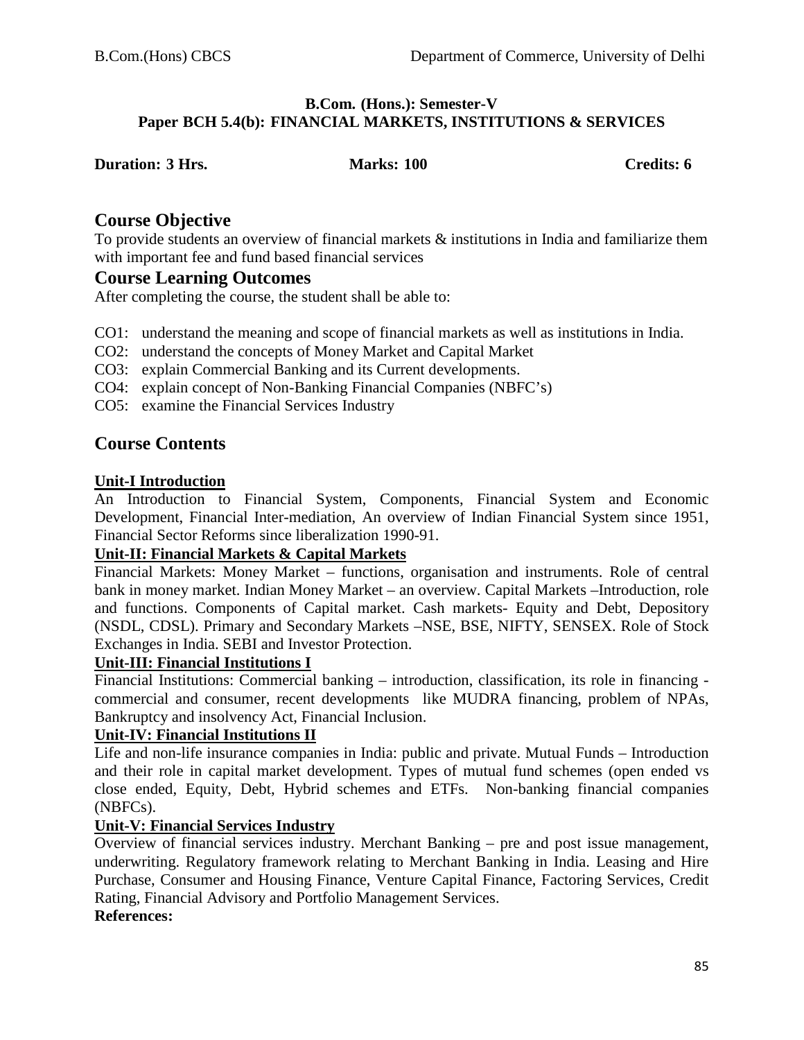**B.Com. (Hons.): Semester-V**
**Paper BCH 5.4(b): FINANCIAL MARKETS, INSTITUTIONS & SERVICES**

**Duration: 3 Hrs.** **Marks: 100** **Credits: 6**

## Course Objective

To provide students an overview of financial markets & institutions in India and familiarize them with important fee and fund based financial services

## Course Learning Outcomes

After completing the course, the student shall be able to:

CO1: understand the meaning and scope of financial markets as well as institutions in India.
CO2: understand the concepts of Money Market and Capital Market
CO3: explain Commercial Banking and its Current developments.
CO4: explain concept of Non-Banking Financial Companies (NBFC's)
CO5: examine the Financial Services Industry

## Course Contents

**Unit-I Introduction**

An Introduction to Financial System, Components, Financial System and Economic Development, Financial Inter-mediation, An overview of Indian Financial System since 1951, Financial Sector Reforms since liberalization 1990-91.

**Unit-II: Financial Markets & Capital Markets**

Financial Markets: Money Market – functions, organisation and instruments. Role of central bank in money market. Indian Money Market – an overview. Capital Markets –Introduction, role and functions. Components of Capital market. Cash markets- Equity and Debt, Depository (NSDL, CDSL). Primary and Secondary Markets –NSE, BSE, NIFTY, SENSEX. Role of Stock Exchanges in India. SEBI and Investor Protection.

**Unit-III: Financial Institutions I**

Financial Institutions: Commercial banking – introduction, classification, its role in financing - commercial and consumer, recent developments like MUDRA financing, problem of NPAs, Bankruptcy and insolvency Act, Financial Inclusion.

**Unit-IV: Financial Institutions II**

Life and non-life insurance companies in India: public and private. Mutual Funds – Introduction and their role in capital market development. Types of mutual fund schemes (open ended vs close ended, Equity, Debt, Hybrid schemes and ETFs. Non-banking financial companies (NBFCs).

**Unit-V: Financial Services Industry**

Overview of financial services industry. Merchant Banking – pre and post issue management, underwriting. Regulatory framework relating to Merchant Banking in India. Leasing and Hire Purchase, Consumer and Housing Finance, Venture Capital Finance, Factoring Services, Credit Rating, Financial Advisory and Portfolio Management Services.

**References:**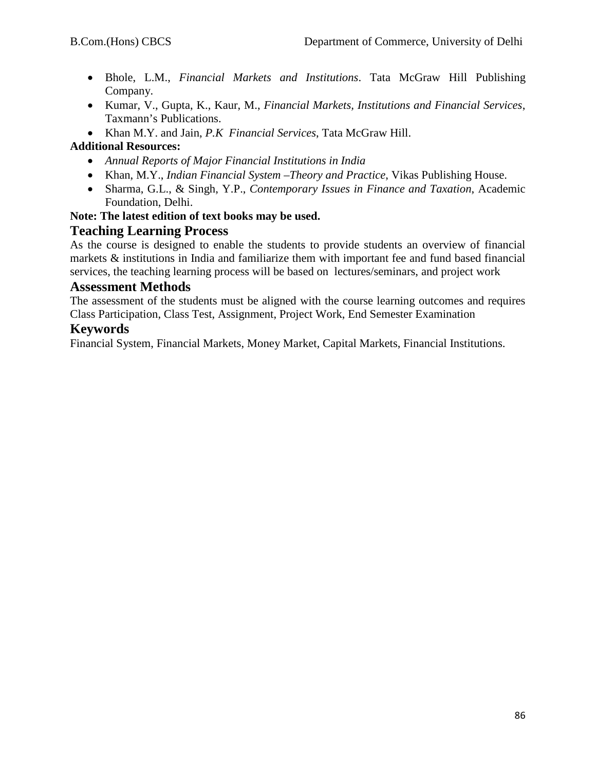- Bhole, L.M., *Financial Markets and Institutions*. Tata McGraw Hill Publishing Company.
- Kumar, V., Gupta, K., Kaur, M., *Financial Markets, Institutions and Financial Services*, Taxmann's Publications.
- Khan M.Y. and Jain, *P.K Financial Services*, Tata McGraw Hill.

**Additional Resources:**

- *Annual Reports of Major Financial Institutions in India*
- Khan, M.Y., *Indian Financial System –Theory and Practice*, Vikas Publishing House.
- Sharma, G.L., & Singh, Y.P., *Contemporary Issues in Finance and Taxation*, Academic Foundation, Delhi.

**Note: The latest edition of text books may be used.**

## Teaching Learning Process

As the course is designed to enable the students to provide students an overview of financial markets & institutions in India and familiarize them with important fee and fund based financial services, the teaching learning process will be based on lectures/seminars, and project work

## Assessment Methods

The assessment of the students must be aligned with the course learning outcomes and requires Class Participation, Class Test, Assignment, Project Work, End Semester Examination

## Keywords

Financial System, Financial Markets, Money Market, Capital Markets, Financial Institutions.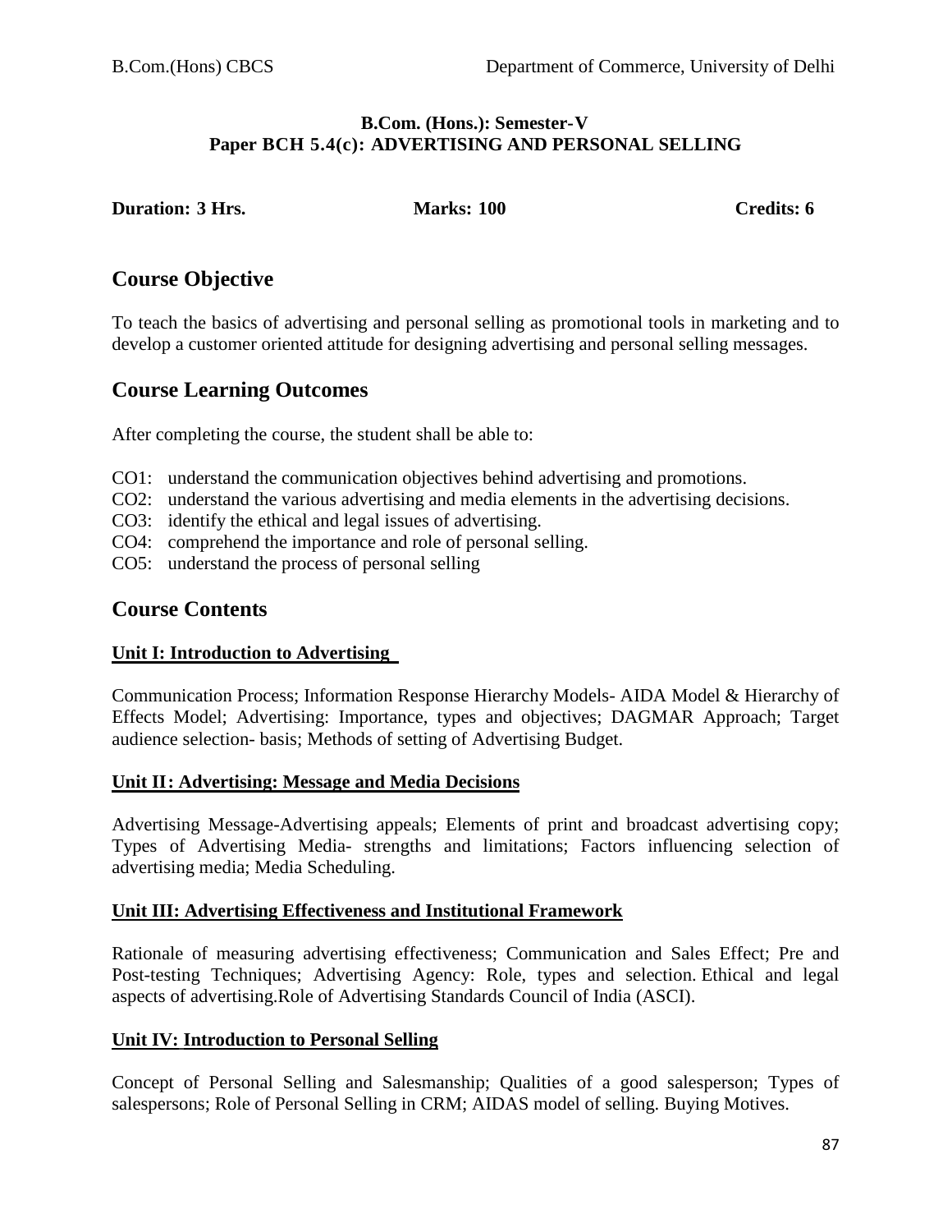**B.Com. (Hons.): Semester-V**
**Paper BCH 5.4(c): ADVERTISING AND PERSONAL SELLING**

**Duration: 3 Hrs.** **Marks: 100** **Credits: 6**

## Course Objective

To teach the basics of advertising and personal selling as promotional tools in marketing and to develop a customer oriented attitude for designing advertising and personal selling messages.

## Course Learning Outcomes

After completing the course, the student shall be able to:

CO1: understand the communication objectives behind advertising and promotions.
CO2: understand the various advertising and media elements in the advertising decisions.
CO3: identify the ethical and legal issues of advertising.
CO4: comprehend the importance and role of personal selling.
CO5: understand the process of personal selling

## Course Contents

**Unit I: Introduction to Advertising**

Communication Process; Information Response Hierarchy Models- AIDA Model & Hierarchy of Effects Model; Advertising: Importance, types and objectives; DAGMAR Approach; Target audience selection- basis; Methods of setting of Advertising Budget.

**Unit II: Advertising: Message and Media Decisions**

Advertising Message-Advertising appeals; Elements of print and broadcast advertising copy; Types of Advertising Media- strengths and limitations; Factors influencing selection of advertising media; Media Scheduling.

**Unit III: Advertising Effectiveness and Institutional Framework**

Rationale of measuring advertising effectiveness; Communication and Sales Effect; Pre and Post-testing Techniques; Advertising Agency: Role, types and selection. Ethical and legal aspects of advertising.Role of Advertising Standards Council of India (ASCI).

**Unit IV: Introduction to Personal Selling**

Concept of Personal Selling and Salesmanship; Qualities of a good salesperson; Types of salespersons; Role of Personal Selling in CRM; AIDAS model of selling. Buying Motives.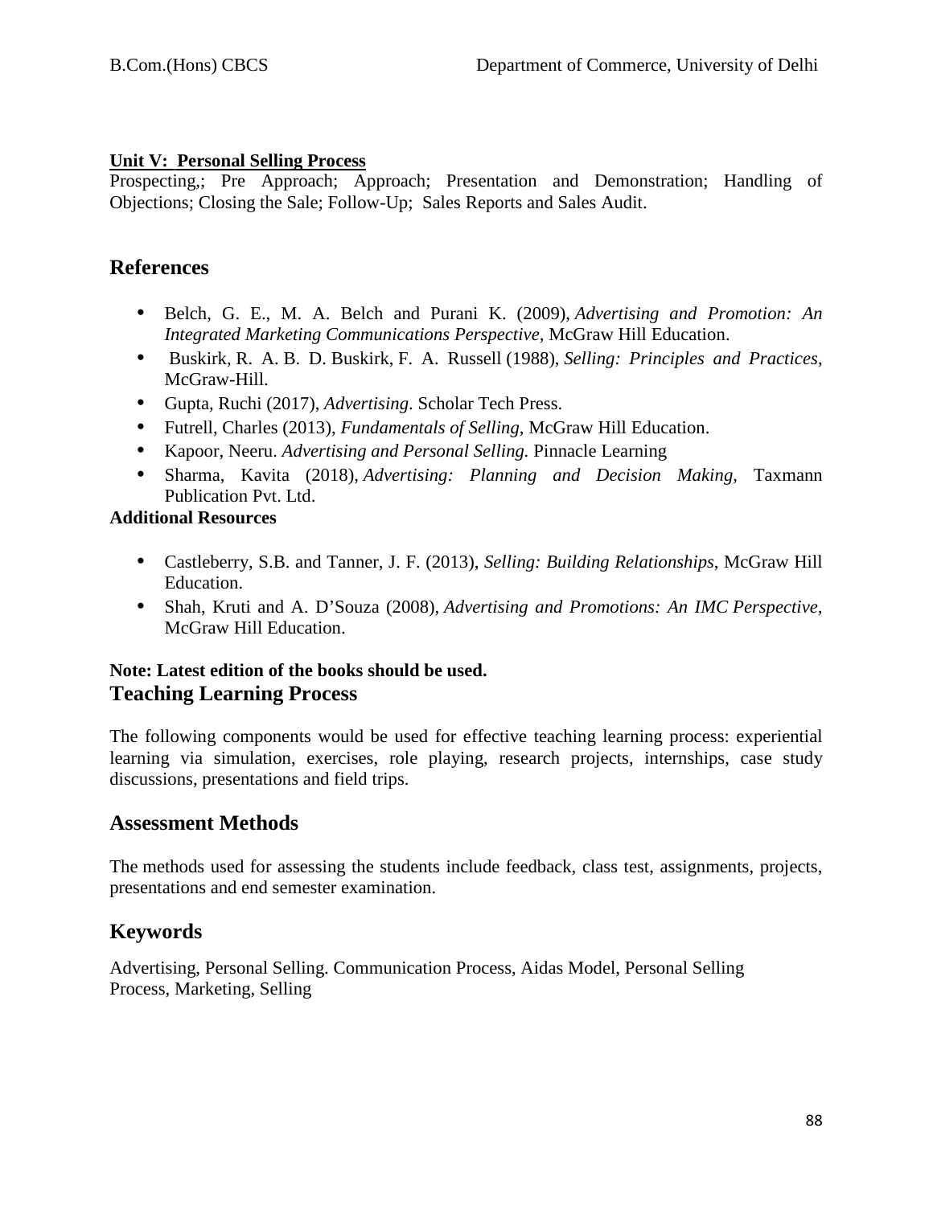**Unit V: Personal Selling Process**

Prospecting,; Pre Approach; Approach; Presentation and Demonstration; Handling of Objections; Closing the Sale; Follow-Up; Sales Reports and Sales Audit.

## References

- Belch, G. E., M. A. Belch and Purani K. (2009), *Advertising and Promotion: An Integrated Marketing Communications Perspective,* McGraw Hill Education.
- Buskirk, R. A. B. D. Buskirk, F. A. Russell (1988), *Selling: Principles and Practices*, McGraw-Hill.
- Gupta, Ruchi (2017), *Advertising*. Scholar Tech Press.
- Futrell, Charles (2013), *Fundamentals of Selling,* McGraw Hill Education.
- Kapoor, Neeru. *Advertising and Personal Selling.* Pinnacle Learning
- Sharma, Kavita (2018), *Advertising: Planning and Decision Making,* Taxmann Publication Pvt. Ltd.

**Additional Resources**

- Castleberry, S.B. and Tanner, J. F. (2013), *Selling: Building Relationships*, McGraw Hill Education.
- Shah, Kruti and A. D'Souza (2008), *Advertising and Promotions: An IMC Perspective,* McGraw Hill Education.

**Note: Latest edition of the books should be used.**

## Teaching Learning Process

The following components would be used for effective teaching learning process: experiential learning via simulation, exercises, role playing, research projects, internships, case study discussions, presentations and field trips.

## Assessment Methods

The methods used for assessing the students include feedback, class test, assignments, projects, presentations and end semester examination.

## Keywords

Advertising, Personal Selling. Communication Process, Aidas Model, Personal Selling Process, Marketing, Selling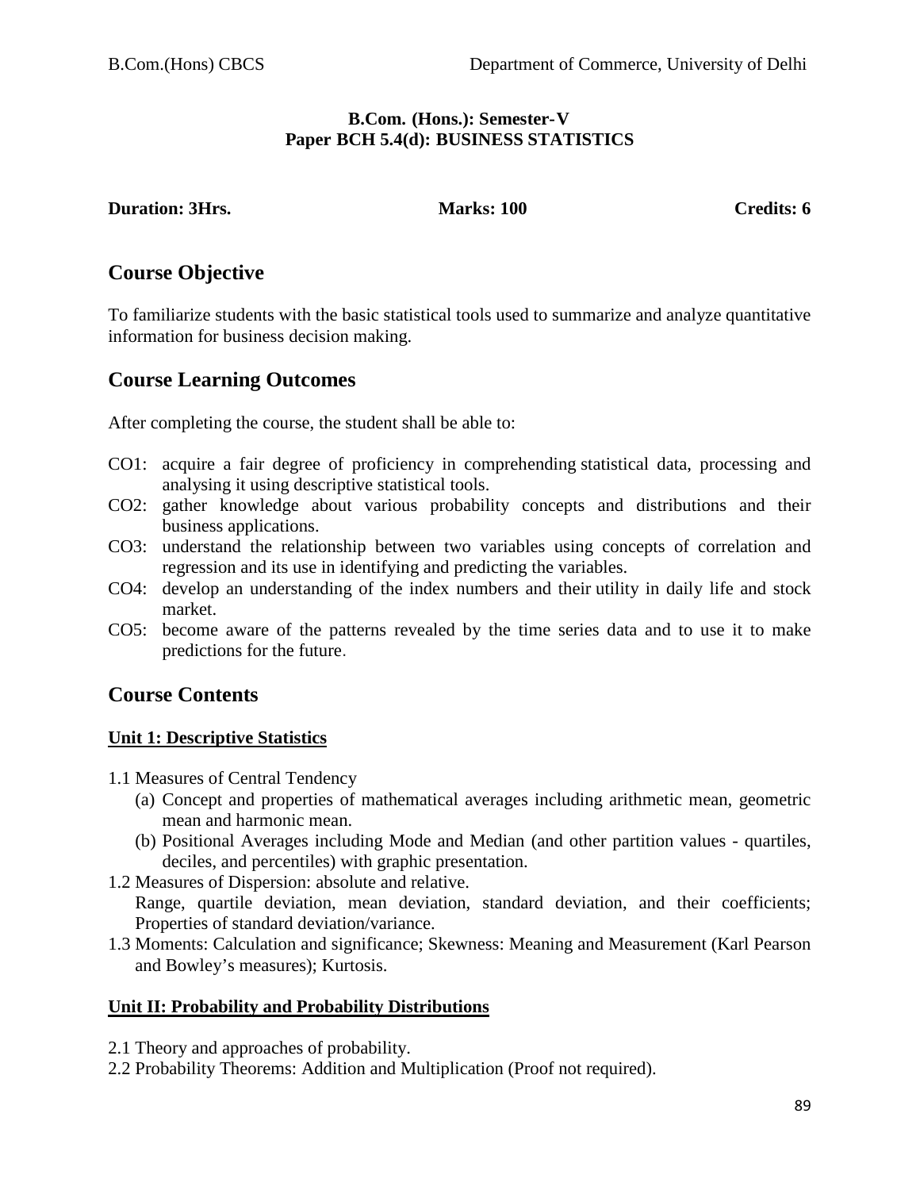**B.Com. (Hons.): Semester-V**
**Paper BCH 5.4(d): BUSINESS STATISTICS**

**Duration: 3Hrs.** **Marks: 100** **Credits: 6**

## Course Objective

To familiarize students with the basic statistical tools used to summarize and analyze quantitative information for business decision making.

## Course Learning Outcomes

After completing the course, the student shall be able to:

- CO1: acquire a fair degree of proficiency in comprehending statistical data, processing and analysing it using descriptive statistical tools.
- CO2: gather knowledge about various probability concepts and distributions and their business applications.
- CO3: understand the relationship between two variables using concepts of correlation and regression and its use in identifying and predicting the variables.
- CO4: develop an understanding of the index numbers and their utility in daily life and stock market.
- CO5: become aware of the patterns revealed by the time series data and to use it to make predictions for the future.

## Course Contents

### Unit 1: Descriptive Statistics

1.1 Measures of Central Tendency
   - (a) Concept and properties of mathematical averages including arithmetic mean, geometric mean and harmonic mean.
   - (b) Positional Averages including Mode and Median (and other partition values - quartiles, deciles, and percentiles) with graphic presentation.

1.2 Measures of Dispersion: absolute and relative.
   Range, quartile deviation, mean deviation, standard deviation, and their coefficients; Properties of standard deviation/variance.

1.3 Moments: Calculation and significance; Skewness: Meaning and Measurement (Karl Pearson and Bowley's measures); Kurtosis.

### Unit II: Probability and Probability Distributions

2.1 Theory and approaches of probability.

2.2 Probability Theorems: Addition and Multiplication (Proof not required).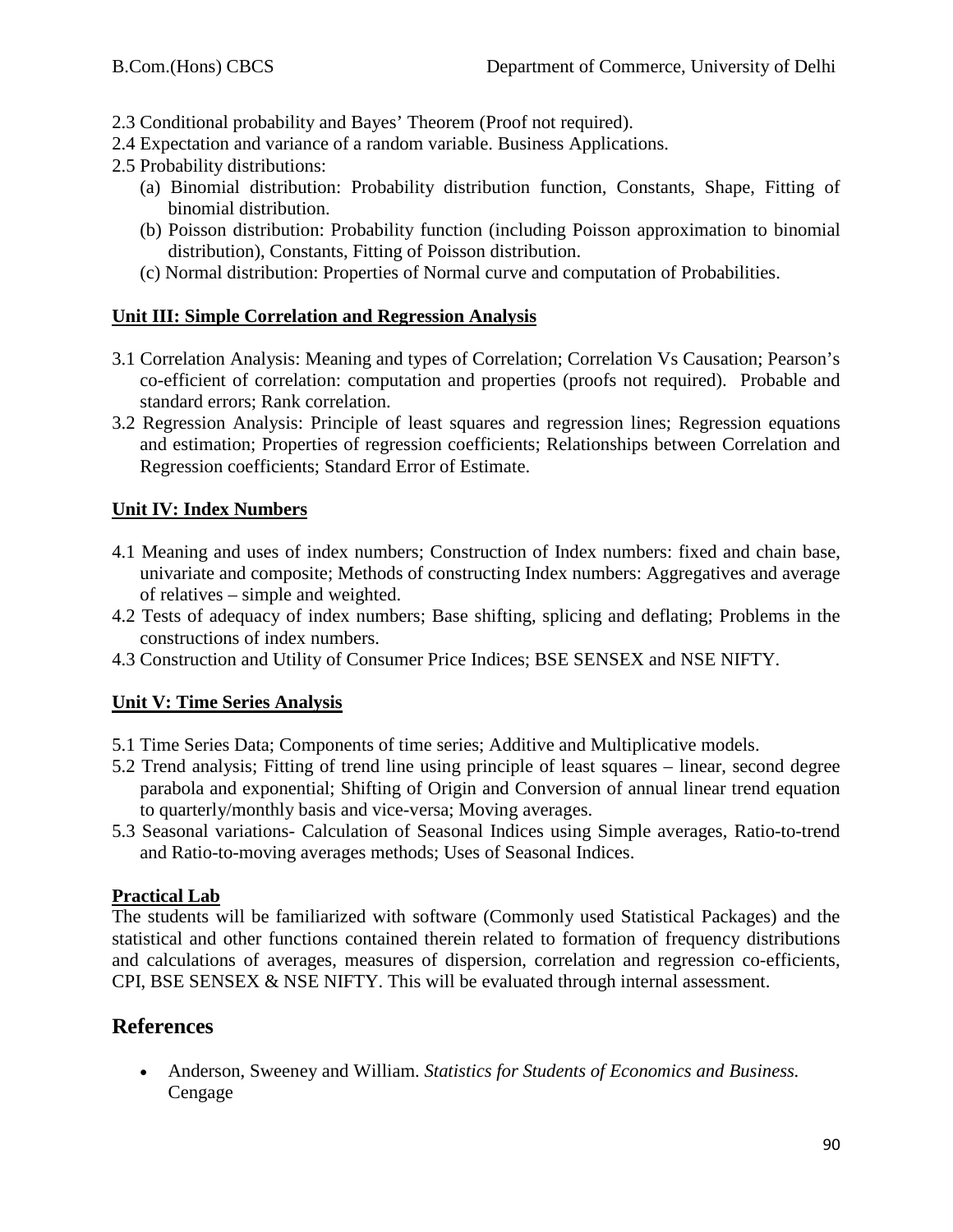2.3 Conditional probability and Bayes' Theorem (Proof not required).

2.4 Expectation and variance of a random variable. Business Applications.

2.5 Probability distributions:

(a) Binomial distribution: Probability distribution function, Constants, Shape, Fitting of binomial distribution.

(b) Poisson distribution: Probability function (including Poisson approximation to binomial distribution), Constants, Fitting of Poisson distribution.

(c) Normal distribution: Properties of Normal curve and computation of Probabilities.

**Unit III: Simple Correlation and Regression Analysis**

3.1 Correlation Analysis: Meaning and types of Correlation; Correlation Vs Causation; Pearson's co-efficient of correlation: computation and properties (proofs not required). Probable and standard errors; Rank correlation.

3.2 Regression Analysis: Principle of least squares and regression lines; Regression equations and estimation; Properties of regression coefficients; Relationships between Correlation and Regression coefficients; Standard Error of Estimate.

**Unit IV: Index Numbers**

4.1 Meaning and uses of index numbers; Construction of Index numbers: fixed and chain base, univariate and composite; Methods of constructing Index numbers: Aggregatives and average of relatives – simple and weighted.

4.2 Tests of adequacy of index numbers; Base shifting, splicing and deflating; Problems in the constructions of index numbers.

4.3 Construction and Utility of Consumer Price Indices; BSE SENSEX and NSE NIFTY.

**Unit V: Time Series Analysis**

5.1 Time Series Data; Components of time series; Additive and Multiplicative models.

5.2 Trend analysis; Fitting of trend line using principle of least squares – linear, second degree parabola and exponential; Shifting of Origin and Conversion of annual linear trend equation to quarterly/monthly basis and vice-versa; Moving averages.

5.3 Seasonal variations- Calculation of Seasonal Indices using Simple averages, Ratio-to-trend and Ratio-to-moving averages methods; Uses of Seasonal Indices.

**Practical Lab**

The students will be familiarized with software (Commonly used Statistical Packages) and the statistical and other functions contained therein related to formation of frequency distributions and calculations of averages, measures of dispersion, correlation and regression co-efficients, CPI, BSE SENSEX & NSE NIFTY. This will be evaluated through internal assessment.

## References

- Anderson, Sweeney and William. *Statistics for Students of Economics and Business.* Cengage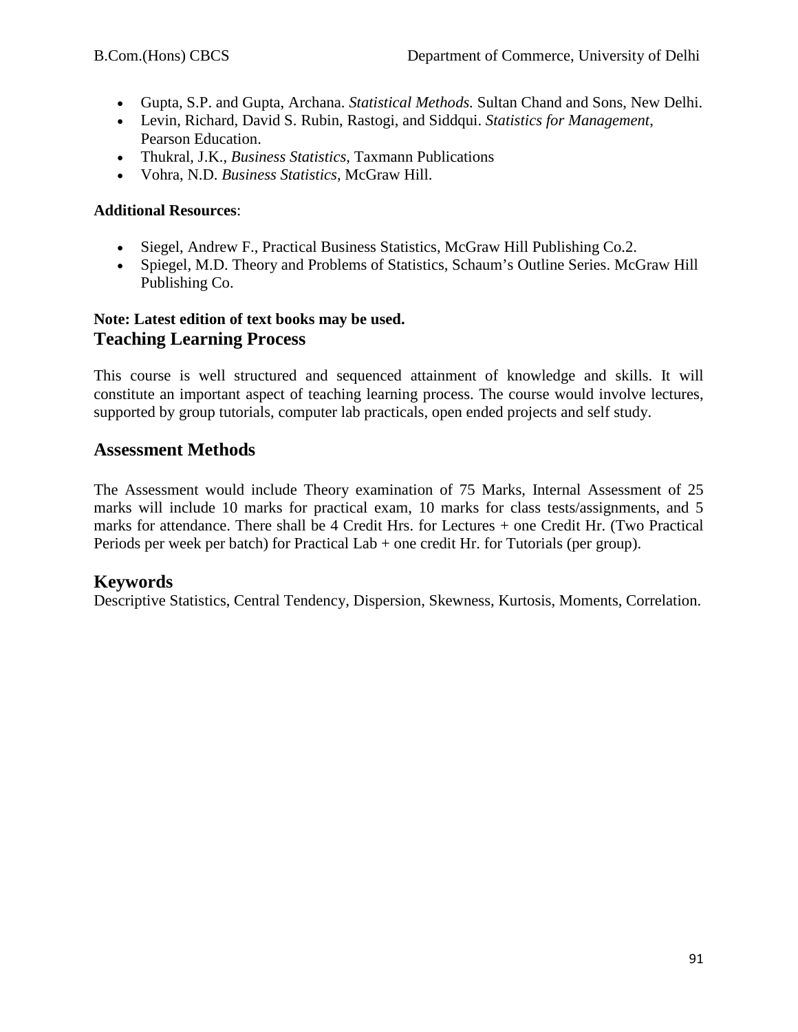- Gupta, S.P. and Gupta, Archana. *Statistical Methods.* Sultan Chand and Sons, New Delhi.
- Levin, Richard, David S. Rubin, Rastogi, and Siddqui. *Statistics for Management*, Pearson Education.
- Thukral, J.K., *Business Statistics*, Taxmann Publications
- Vohra, N.D. *Business Statistics*, McGraw Hill.

**Additional Resources**:

- Siegel, Andrew F., Practical Business Statistics, McGraw Hill Publishing Co.2.
- Spiegel, M.D. Theory and Problems of Statistics, Schaum's Outline Series. McGraw Hill Publishing Co.

**Note: Latest edition of text books may be used.**

## Teaching Learning Process

This course is well structured and sequenced attainment of knowledge and skills. It will constitute an important aspect of teaching learning process. The course would involve lectures, supported by group tutorials, computer lab practicals, open ended projects and self study.

## Assessment Methods

The Assessment would include Theory examination of 75 Marks, Internal Assessment of 25 marks will include 10 marks for practical exam, 10 marks for class tests/assignments, and 5 marks for attendance. There shall be 4 Credit Hrs. for Lectures + one Credit Hr. (Two Practical Periods per week per batch) for Practical Lab + one credit Hr. for Tutorials (per group).

## Keywords

Descriptive Statistics, Central Tendency, Dispersion, Skewness, Kurtosis, Moments, Correlation.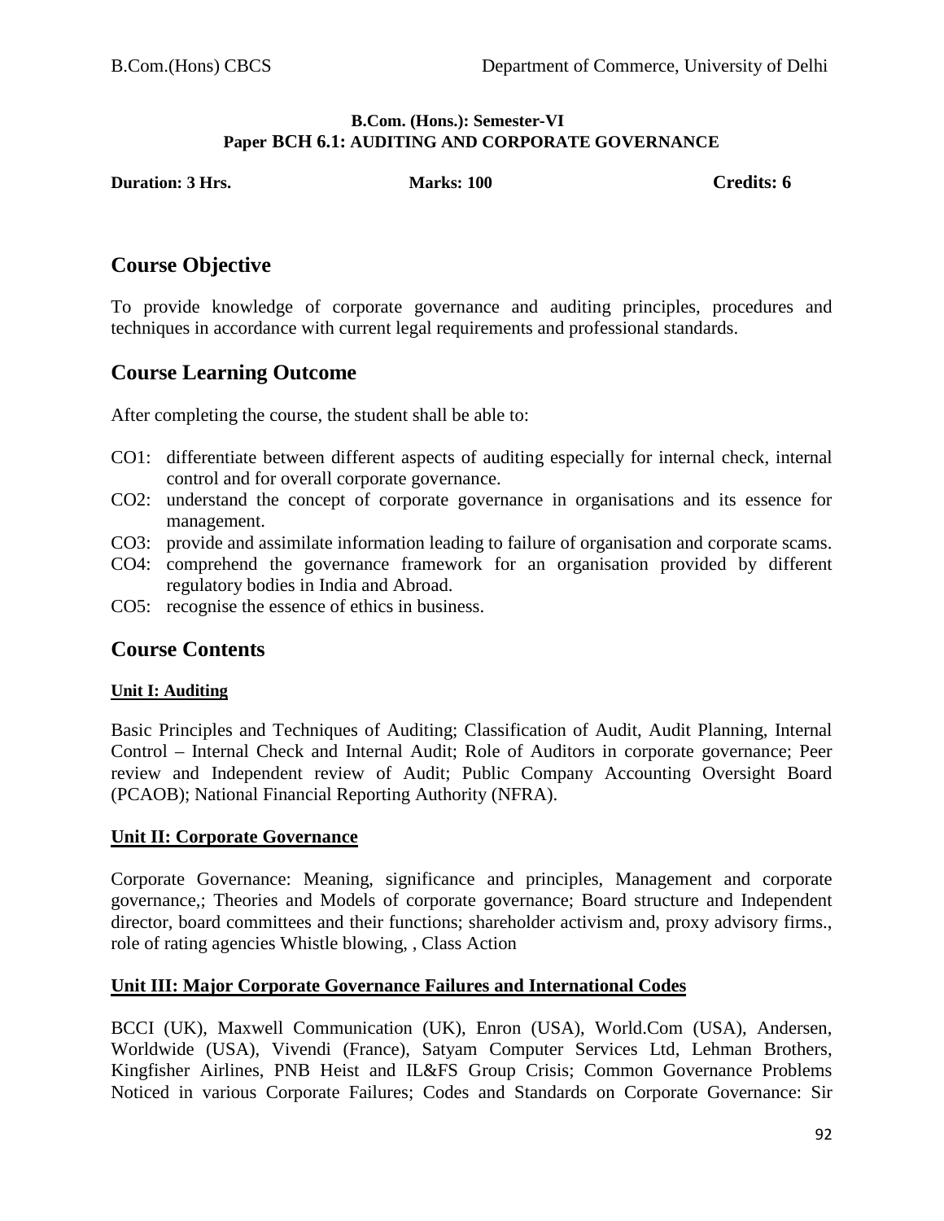**B.Com. (Hons.): Semester-VI**
**Paper BCH 6.1: AUDITING AND CORPORATE GOVERNANCE**

**Duration: 3 Hrs.** **Marks: 100** **Credits: 6**

## Course Objective

To provide knowledge of corporate governance and auditing principles, procedures and techniques in accordance with current legal requirements and professional standards.

## Course Learning Outcome

After completing the course, the student shall be able to:

- CO1: differentiate between different aspects of auditing especially for internal check, internal control and for overall corporate governance.
- CO2: understand the concept of corporate governance in organisations and its essence for management.
- CO3: provide and assimilate information leading to failure of organisation and corporate scams.
- CO4: comprehend the governance framework for an organisation provided by different regulatory bodies in India and Abroad.
- CO5: recognise the essence of ethics in business.

## Course Contents

### Unit I: Auditing

Basic Principles and Techniques of Auditing; Classification of Audit, Audit Planning, Internal Control – Internal Check and Internal Audit; Role of Auditors in corporate governance; Peer review and Independent review of Audit; Public Company Accounting Oversight Board (PCAOB); National Financial Reporting Authority (NFRA).

### Unit II: Corporate Governance

Corporate Governance: Meaning, significance and principles, Management and corporate governance,; Theories and Models of corporate governance; Board structure and Independent director, board committees and their functions; shareholder activism and, proxy advisory firms., role of rating agencies Whistle blowing, , Class Action

### Unit III: Major Corporate Governance Failures and International Codes

BCCI (UK), Maxwell Communication (UK), Enron (USA), World.Com (USA), Andersen, Worldwide (USA), Vivendi (France), Satyam Computer Services Ltd, Lehman Brothers, Kingfisher Airlines, PNB Heist and IL&FS Group Crisis; Common Governance Problems Noticed in various Corporate Failures; Codes and Standards on Corporate Governance: Sir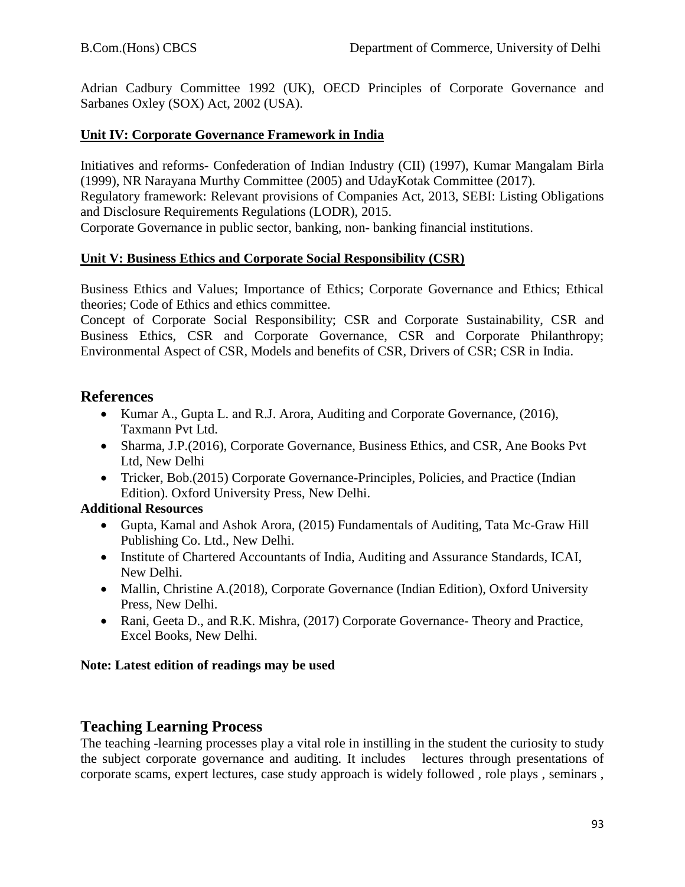Adrian Cadbury Committee 1992 (UK), OECD Principles of Corporate Governance and Sarbanes Oxley (SOX) Act, 2002 (USA).

**Unit IV: Corporate Governance Framework in India**

Initiatives and reforms- Confederation of Indian Industry (CII) (1997), Kumar Mangalam Birla (1999), NR Narayana Murthy Committee (2005) and UdayKotak Committee (2017).
Regulatory framework: Relevant provisions of Companies Act, 2013, SEBI: Listing Obligations and Disclosure Requirements Regulations (LODR), 2015.
Corporate Governance in public sector, banking, non- banking financial institutions.

**Unit V: Business Ethics and Corporate Social Responsibility (CSR)**

Business Ethics and Values; Importance of Ethics; Corporate Governance and Ethics; Ethical theories; Code of Ethics and ethics committee.
Concept of Corporate Social Responsibility; CSR and Corporate Sustainability, CSR and Business Ethics, CSR and Corporate Governance, CSR and Corporate Philanthropy; Environmental Aspect of CSR, Models and benefits of CSR, Drivers of CSR; CSR in India.

## References

- Kumar A., Gupta L. and R.J. Arora, Auditing and Corporate Governance, (2016), Taxmann Pvt Ltd.
- Sharma, J.P.(2016), Corporate Governance, Business Ethics, and CSR, Ane Books Pvt Ltd, New Delhi
- Tricker, Bob.(2015) Corporate Governance-Principles, Policies, and Practice (Indian Edition). Oxford University Press, New Delhi.

**Additional Resources**

- Gupta, Kamal and Ashok Arora, (2015) Fundamentals of Auditing, Tata Mc-Graw Hill Publishing Co. Ltd., New Delhi.
- Institute of Chartered Accountants of India, Auditing and Assurance Standards, ICAI, New Delhi.
- Mallin, Christine A.(2018), Corporate Governance (Indian Edition), Oxford University Press, New Delhi.
- Rani, Geeta D., and R.K. Mishra, (2017) Corporate Governance- Theory and Practice, Excel Books, New Delhi.

**Note: Latest edition of readings may be used**

## Teaching Learning Process

The teaching -learning processes play a vital role in instilling in the student the curiosity to study the subject corporate governance and auditing. It includes lectures through presentations of corporate scams, expert lectures, case study approach is widely followed , role plays , seminars ,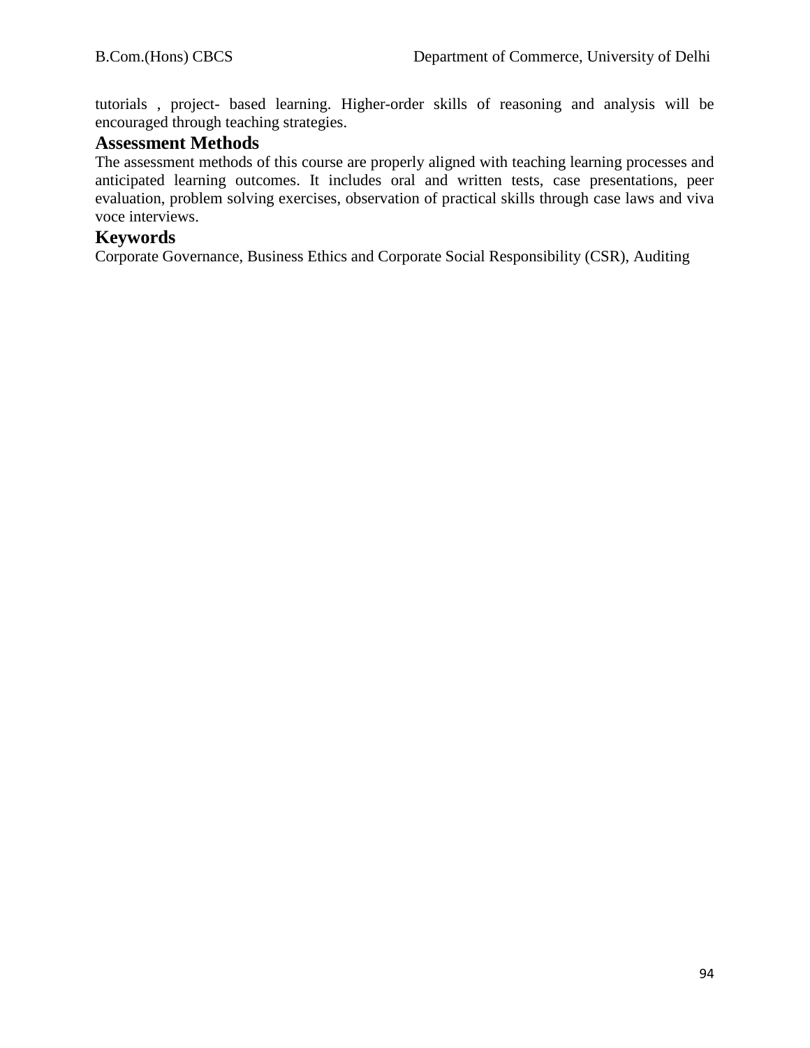tutorials , project- based learning. Higher-order skills of reasoning and analysis will be encouraged through teaching strategies.

## Assessment Methods

The assessment methods of this course are properly aligned with teaching learning processes and anticipated learning outcomes. It includes oral and written tests, case presentations, peer evaluation, problem solving exercises, observation of practical skills through case laws and viva voce interviews.

## Keywords

Corporate Governance, Business Ethics and Corporate Social Responsibility (CSR), Auditing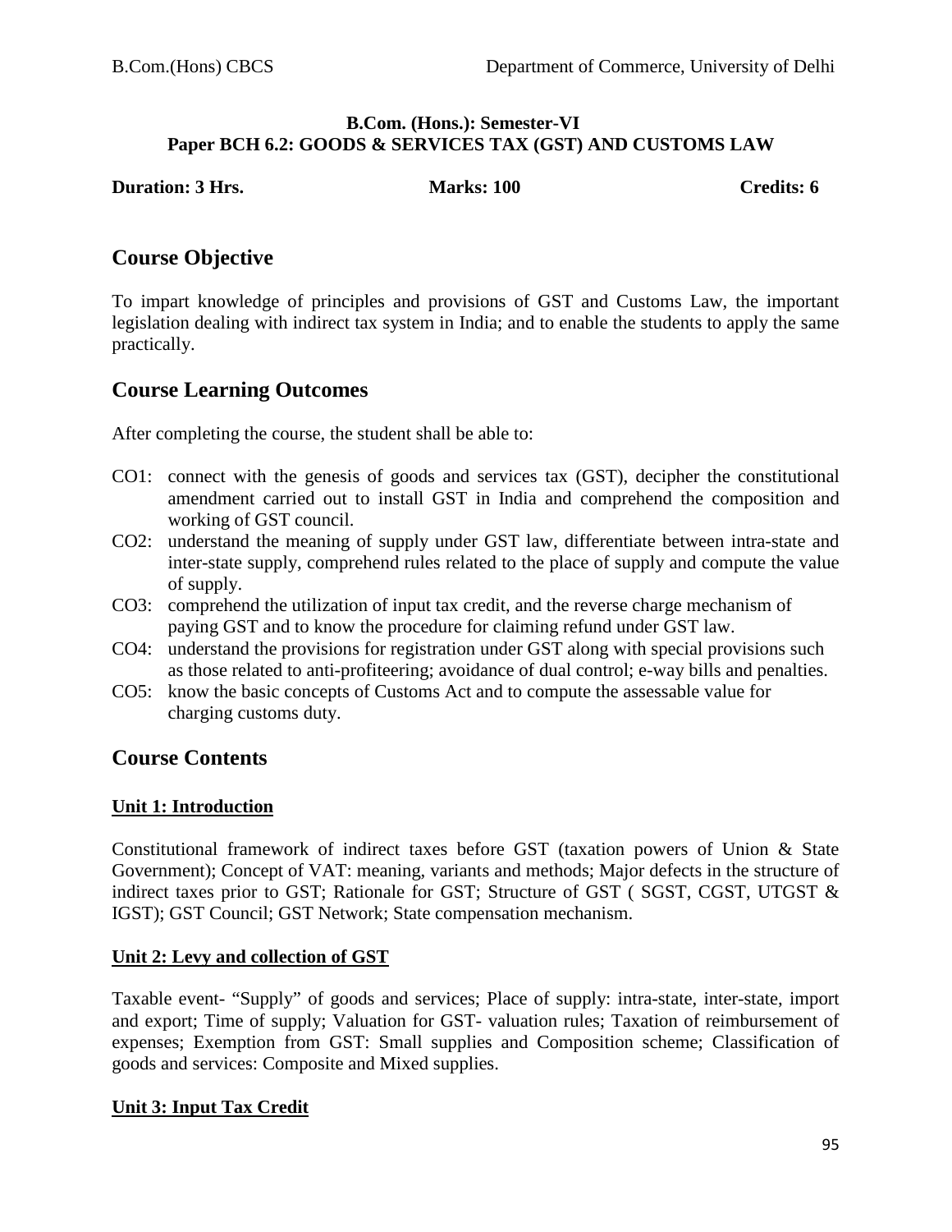**B.Com. (Hons.): Semester-VI**
**Paper BCH 6.2: GOODS & SERVICES TAX (GST) AND CUSTOMS LAW**

**Duration: 3 Hrs.** **Marks: 100** **Credits: 6**

## Course Objective

To impart knowledge of principles and provisions of GST and Customs Law, the important legislation dealing with indirect tax system in India; and to enable the students to apply the same practically.

## Course Learning Outcomes

After completing the course, the student shall be able to:

- CO1: connect with the genesis of goods and services tax (GST), decipher the constitutional amendment carried out to install GST in India and comprehend the composition and working of GST council.
- CO2: understand the meaning of supply under GST law, differentiate between intra-state and inter-state supply, comprehend rules related to the place of supply and compute the value of supply.
- CO3: comprehend the utilization of input tax credit, and the reverse charge mechanism of paying GST and to know the procedure for claiming refund under GST law.
- CO4: understand the provisions for registration under GST along with special provisions such as those related to anti-profiteering; avoidance of dual control; e-way bills and penalties.
- CO5: know the basic concepts of Customs Act and to compute the assessable value for charging customs duty.

## Course Contents

### Unit 1: Introduction

Constitutional framework of indirect taxes before GST (taxation powers of Union & State Government); Concept of VAT: meaning, variants and methods; Major defects in the structure of indirect taxes prior to GST; Rationale for GST; Structure of GST ( SGST, CGST, UTGST & IGST); GST Council; GST Network; State compensation mechanism.

### Unit 2: Levy and collection of GST

Taxable event- "Supply" of goods and services; Place of supply: intra-state, inter-state, import and export; Time of supply; Valuation for GST- valuation rules; Taxation of reimbursement of expenses; Exemption from GST: Small supplies and Composition scheme; Classification of goods and services: Composite and Mixed supplies.

### Unit 3: Input Tax Credit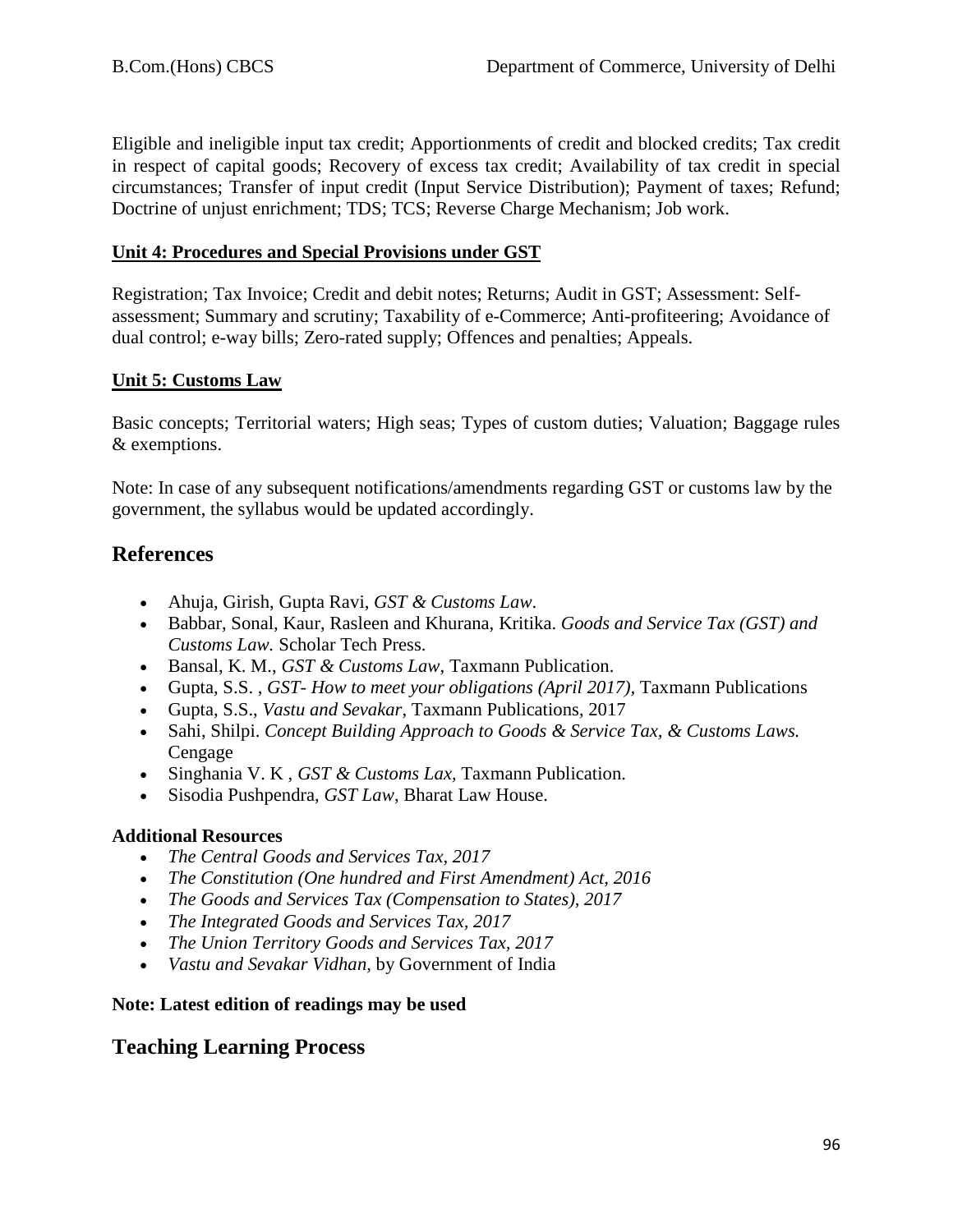Eligible and ineligible input tax credit; Apportionments of credit and blocked credits; Tax credit in respect of capital goods; Recovery of excess tax credit; Availability of tax credit in special circumstances; Transfer of input credit (Input Service Distribution); Payment of taxes; Refund; Doctrine of unjust enrichment; TDS; TCS; Reverse Charge Mechanism; Job work.

**Unit 4: Procedures and Special Provisions under GST**

Registration; Tax Invoice; Credit and debit notes; Returns; Audit in GST; Assessment: Self-assessment; Summary and scrutiny; Taxability of e-Commerce; Anti-profiteering; Avoidance of dual control; e-way bills; Zero-rated supply; Offences and penalties; Appeals.

**Unit 5: Customs Law**

Basic concepts; Territorial waters; High seas; Types of custom duties; Valuation; Baggage rules & exemptions.

Note: In case of any subsequent notifications/amendments regarding GST or customs law by the government, the syllabus would be updated accordingly.

## References

- Ahuja, Girish, Gupta Ravi, *GST & Customs Law*.
- Babbar, Sonal, Kaur, Rasleen and Khurana, Kritika. *Goods and Service Tax (GST) and Customs Law.* Scholar Tech Press.
- Bansal, K. M., *GST & Customs Law*, Taxmann Publication.
- Gupta, S.S. , *GST- How to meet your obligations (April 2017),* Taxmann Publications
- Gupta, S.S., *Vastu and Sevakar*, Taxmann Publications, 2017
- Sahi, Shilpi. *Concept Building Approach to Goods & Service Tax, & Customs Laws.* Cengage
- Singhania V. K , *GST & Customs Lax,* Taxmann Publication.
- Sisodia Pushpendra, *GST Law*, Bharat Law House.

**Additional Resources**

- *The Central Goods and Services Tax, 2017*
- *The Constitution (One hundred and First Amendment) Act, 2016*
- *The Goods and Services Tax (Compensation to States), 2017*
- *The Integrated Goods and Services Tax, 2017*
- *The Union Territory Goods and Services Tax, 2017*
- *Vastu and Sevakar Vidhan,* by Government of India

**Note: Latest edition of readings may be used**

## Teaching Learning Process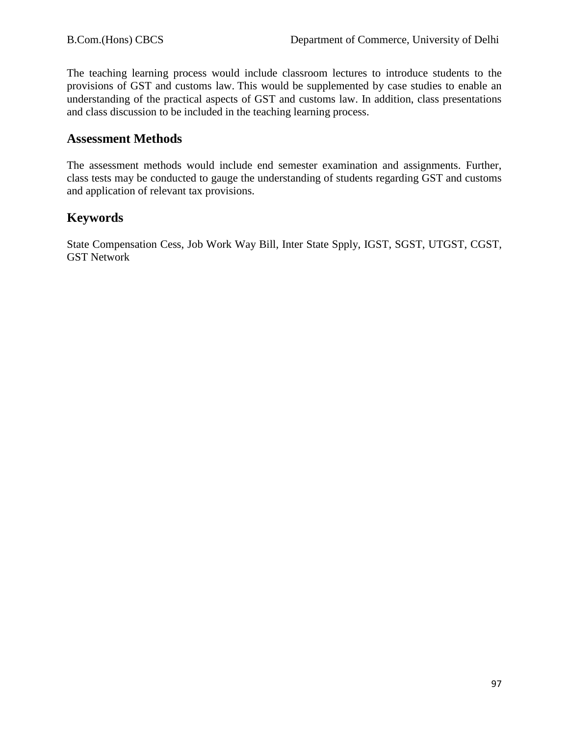The teaching learning process would include classroom lectures to introduce students to the provisions of GST and customs law. This would be supplemented by case studies to enable an understanding of the practical aspects of GST and customs law. In addition, class presentations and class discussion to be included in the teaching learning process.

## Assessment Methods

The assessment methods would include end semester examination and assignments. Further, class tests may be conducted to gauge the understanding of students regarding GST and customs and application of relevant tax provisions.

## Keywords

State Compensation Cess, Job Work Way Bill, Inter State Spply, IGST, SGST, UTGST, CGST, GST Network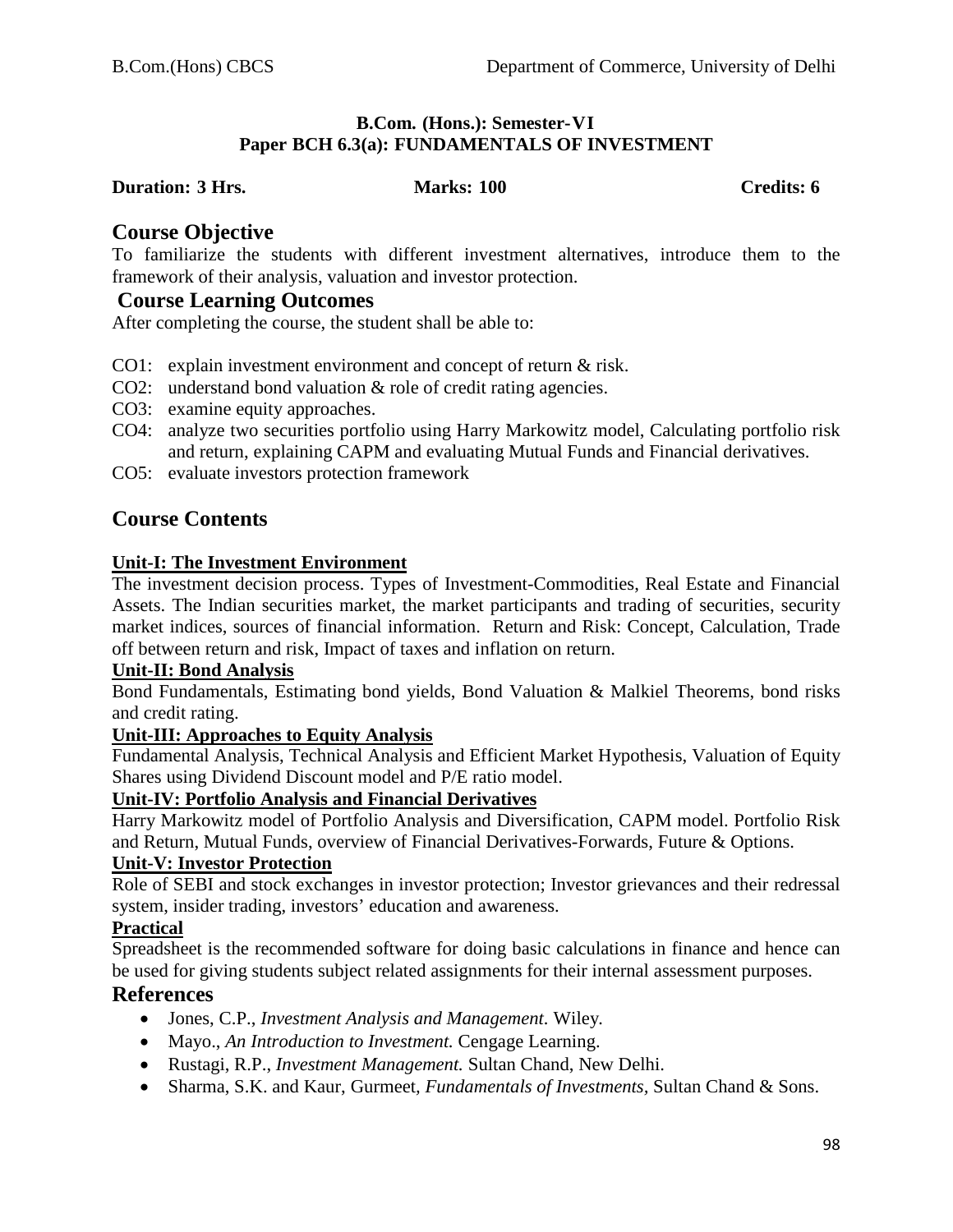**B.Com. (Hons.): Semester-VI**
**Paper BCH 6.3(a): FUNDAMENTALS OF INVESTMENT**

**Duration: 3 Hrs.** **Marks: 100** **Credits: 6**

## Course Objective

To familiarize the students with different investment alternatives, introduce them to the framework of their analysis, valuation and investor protection.

## Course Learning Outcomes

After completing the course, the student shall be able to:

CO1: explain investment environment and concept of return & risk.
CO2: understand bond valuation & role of credit rating agencies.
CO3: examine equity approaches.
CO4: analyze two securities portfolio using Harry Markowitz model, Calculating portfolio risk and return, explaining CAPM and evaluating Mutual Funds and Financial derivatives.
CO5: evaluate investors protection framework

## Course Contents

### Unit-I: The Investment Environment

The investment decision process. Types of Investment-Commodities, Real Estate and Financial Assets. The Indian securities market, the market participants and trading of securities, security market indices, sources of financial information. Return and Risk: Concept, Calculation, Trade off between return and risk, Impact of taxes and inflation on return.

### Unit-II: Bond Analysis

Bond Fundamentals, Estimating bond yields, Bond Valuation & Malkiel Theorems, bond risks and credit rating.

### Unit-III: Approaches to Equity Analysis

Fundamental Analysis, Technical Analysis and Efficient Market Hypothesis, Valuation of Equity Shares using Dividend Discount model and P/E ratio model.

### Unit-IV: Portfolio Analysis and Financial Derivatives

Harry Markowitz model of Portfolio Analysis and Diversification, CAPM model. Portfolio Risk and Return, Mutual Funds, overview of Financial Derivatives-Forwards, Future & Options.

### Unit-V: Investor Protection

Role of SEBI and stock exchanges in investor protection; Investor grievances and their redressal system, insider trading, investors' education and awareness.

### Practical

Spreadsheet is the recommended software for doing basic calculations in finance and hence can be used for giving students subject related assignments for their internal assessment purposes.

## References

- Jones, C.P., *Investment Analysis and Management*. Wiley.
- Mayo., *An Introduction to Investment.* Cengage Learning.
- Rustagi, R.P., *Investment Management.* Sultan Chand, New Delhi.
- Sharma, S.K. and Kaur, Gurmeet, *Fundamentals of Investments*, Sultan Chand & Sons.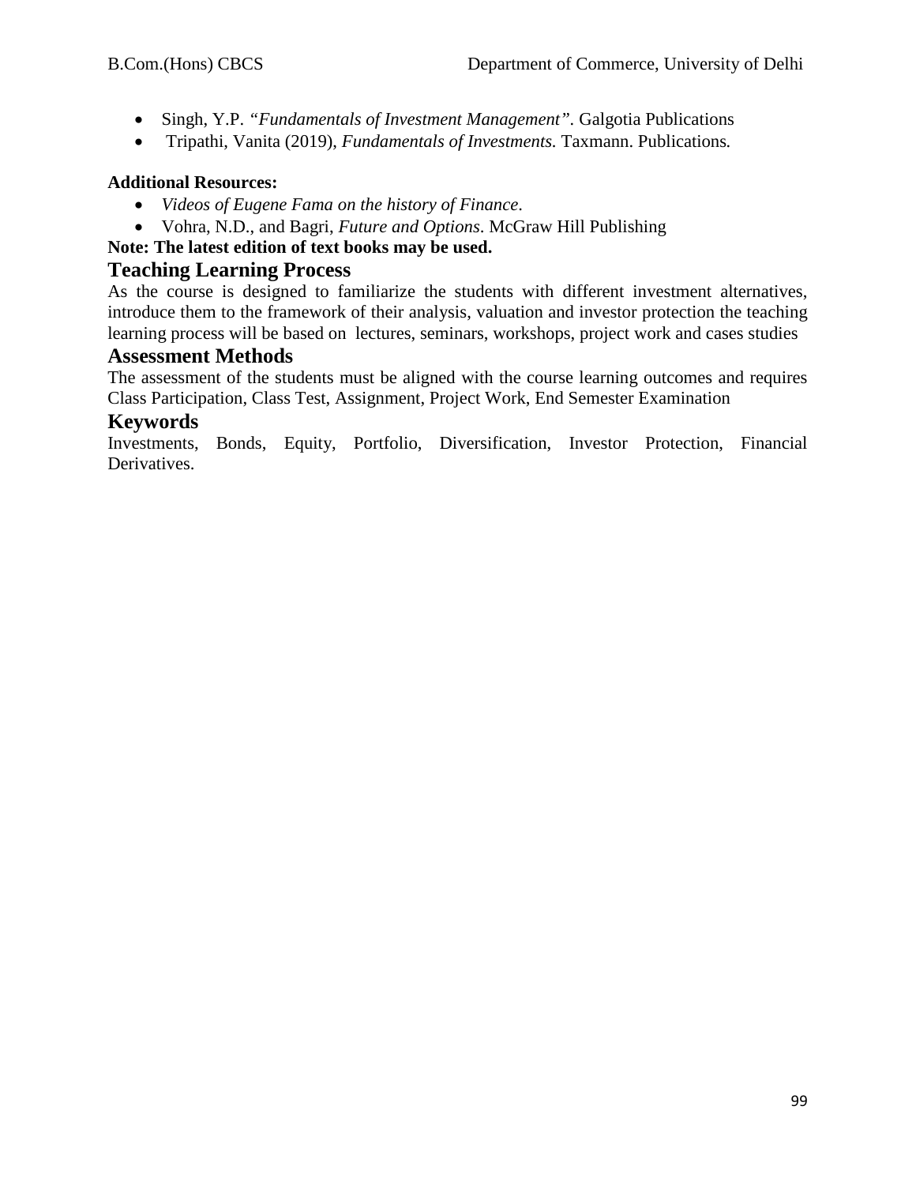- Singh, Y.P. *"Fundamentals of Investment Management"*. Galgotia Publications
- Tripathi, Vanita (2019), *Fundamentals of Investments.* Taxmann. Publications*.*

**Additional Resources:**

- *Videos of Eugene Fama on the history of Finance*.
- Vohra, N.D., and Bagri, *Future and Options*. McGraw Hill Publishing

**Note: The latest edition of text books may be used.**

## Teaching Learning Process

As the course is designed to familiarize the students with different investment alternatives, introduce them to the framework of their analysis, valuation and investor protection the teaching learning process will be based on lectures, seminars, workshops, project work and cases studies

## Assessment Methods

The assessment of the students must be aligned with the course learning outcomes and requires Class Participation, Class Test, Assignment, Project Work, End Semester Examination

## Keywords

Investments, Bonds, Equity, Portfolio, Diversification, Investor Protection, Financial Derivatives.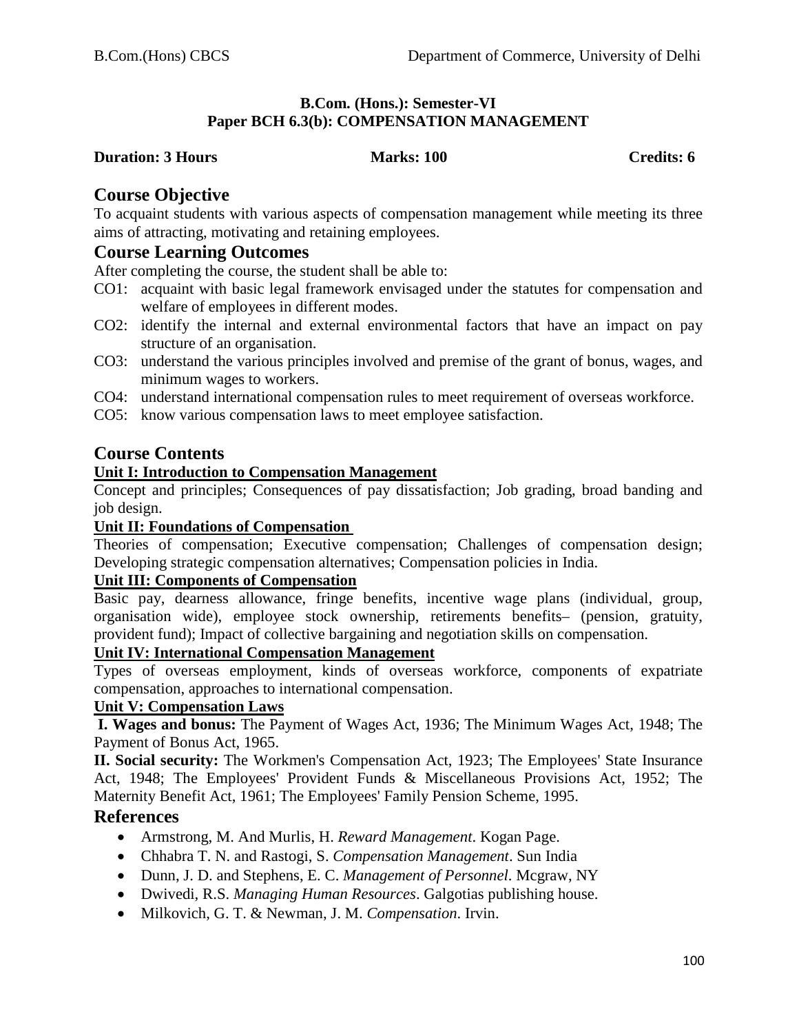**B.Com. (Hons.): Semester-VI**
**Paper BCH 6.3(b): COMPENSATION MANAGEMENT**

**Duration: 3 Hours** **Marks: 100** **Credits: 6**

## Course Objective

To acquaint students with various aspects of compensation management while meeting its three aims of attracting, motivating and retaining employees.

## Course Learning Outcomes

After completing the course, the student shall be able to:

- CO1: acquaint with basic legal framework envisaged under the statutes for compensation and welfare of employees in different modes.
- CO2: identify the internal and external environmental factors that have an impact on pay structure of an organisation.
- CO3: understand the various principles involved and premise of the grant of bonus, wages, and minimum wages to workers.
- CO4: understand international compensation rules to meet requirement of overseas workforce.
- CO5: know various compensation laws to meet employee satisfaction.

## Course Contents

**Unit I: Introduction to Compensation Management**

Concept and principles; Consequences of pay dissatisfaction; Job grading, broad banding and job design.

**Unit II: Foundations of Compensation**

Theories of compensation; Executive compensation; Challenges of compensation design; Developing strategic compensation alternatives; Compensation policies in India.

**Unit III: Components of Compensation**

Basic pay, dearness allowance, fringe benefits, incentive wage plans (individual, group, organisation wide), employee stock ownership, retirements benefits– (pension, gratuity, provident fund); Impact of collective bargaining and negotiation skills on compensation.

**Unit IV: International Compensation Management**

Types of overseas employment, kinds of overseas workforce, components of expatriate compensation, approaches to international compensation.

**Unit V: Compensation Laws**

**I. Wages and bonus:** The Payment of Wages Act, 1936; The Minimum Wages Act, 1948; The Payment of Bonus Act, 1965.

**II. Social security:** The Workmen's Compensation Act, 1923; The Employees' State Insurance Act, 1948; The Employees' Provident Funds & Miscellaneous Provisions Act, 1952; The Maternity Benefit Act, 1961; The Employees' Family Pension Scheme, 1995.

## References

- Armstrong, M. And Murlis, H. *Reward Management*. Kogan Page.
- Chhabra T. N. and Rastogi, S. *Compensation Management*. Sun India
- Dunn, J. D. and Stephens, E. C. *Management of Personnel*. Mcgraw, NY
- Dwivedi, R.S. *Managing Human Resources*. Galgotias publishing house.
- Milkovich, G. T. & Newman, J. M. *Compensation*. Irvin.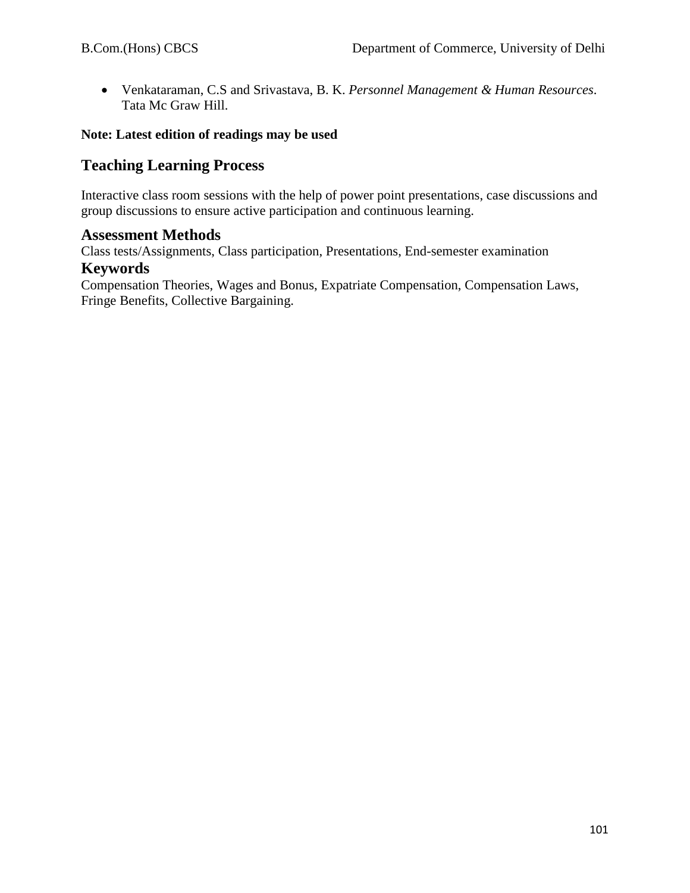- Venkataraman, C.S and Srivastava, B. K. *Personnel Management & Human Resources*. Tata Mc Graw Hill.

**Note: Latest edition of readings may be used**

## Teaching Learning Process

Interactive class room sessions with the help of power point presentations, case discussions and group discussions to ensure active participation and continuous learning.

### Assessment Methods

Class tests/Assignments, Class participation, Presentations, End-semester examination

### Keywords

Compensation Theories, Wages and Bonus, Expatriate Compensation, Compensation Laws, Fringe Benefits, Collective Bargaining.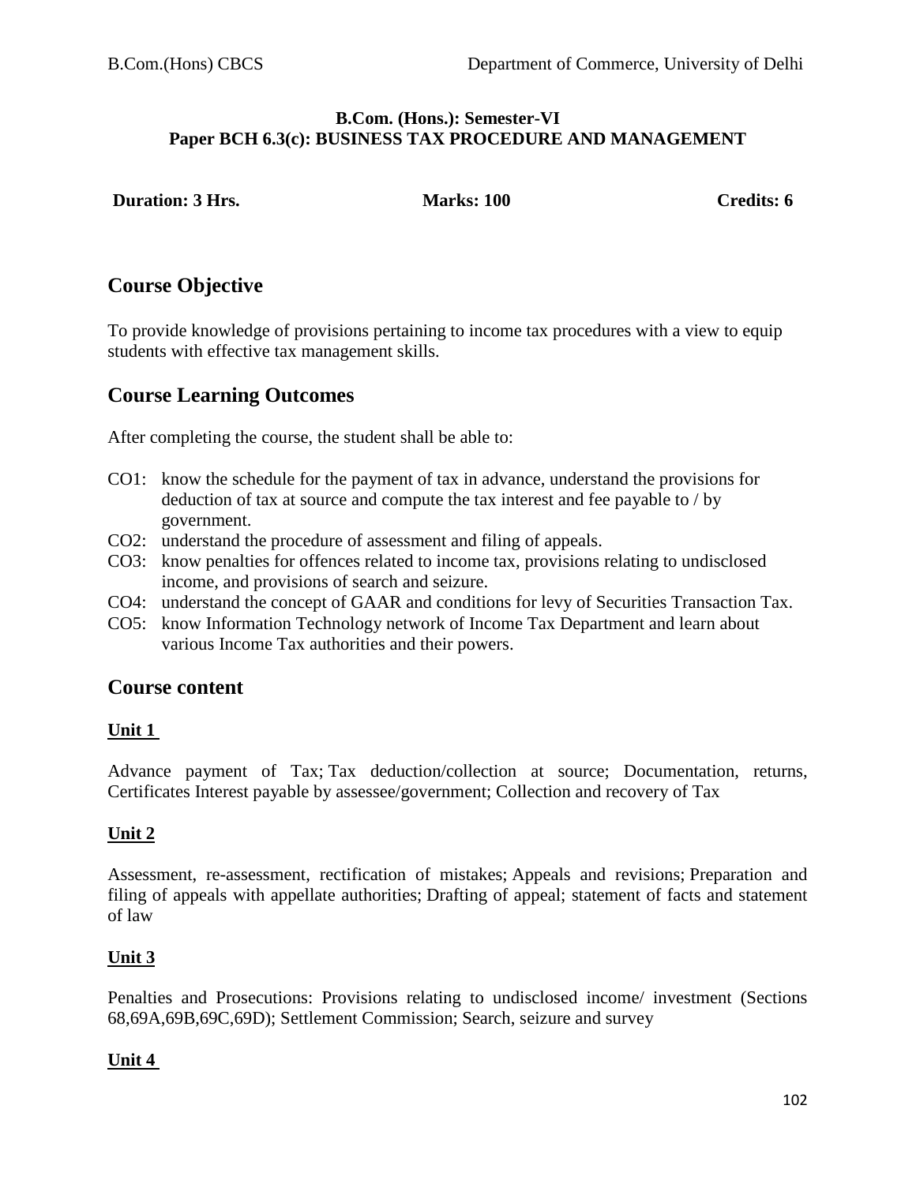**B.Com. (Hons.): Semester-VI**
**Paper BCH 6.3(c): BUSINESS TAX PROCEDURE AND MANAGEMENT**

**Duration: 3 Hrs.** **Marks: 100** **Credits: 6**

## Course Objective

To provide knowledge of provisions pertaining to income tax procedures with a view to equip students with effective tax management skills.

## Course Learning Outcomes

After completing the course, the student shall be able to:

- CO1: know the schedule for the payment of tax in advance, understand the provisions for deduction of tax at source and compute the tax interest and fee payable to / by government.
- CO2: understand the procedure of assessment and filing of appeals.
- CO3: know penalties for offences related to income tax, provisions relating to undisclosed income, and provisions of search and seizure.
- CO4: understand the concept of GAAR and conditions for levy of Securities Transaction Tax.
- CO5: know Information Technology network of Income Tax Department and learn about various Income Tax authorities and their powers.

## Course content

### Unit 1

Advance payment of Tax; Tax deduction/collection at source; Documentation, returns, Certificates Interest payable by assessee/government; Collection and recovery of Tax

### Unit 2

Assessment, re-assessment, rectification of mistakes; Appeals and revisions; Preparation and filing of appeals with appellate authorities; Drafting of appeal; statement of facts and statement of law

### Unit 3

Penalties and Prosecutions: Provisions relating to undisclosed income/ investment (Sections 68,69A,69B,69C,69D); Settlement Commission; Search, seizure and survey

### Unit 4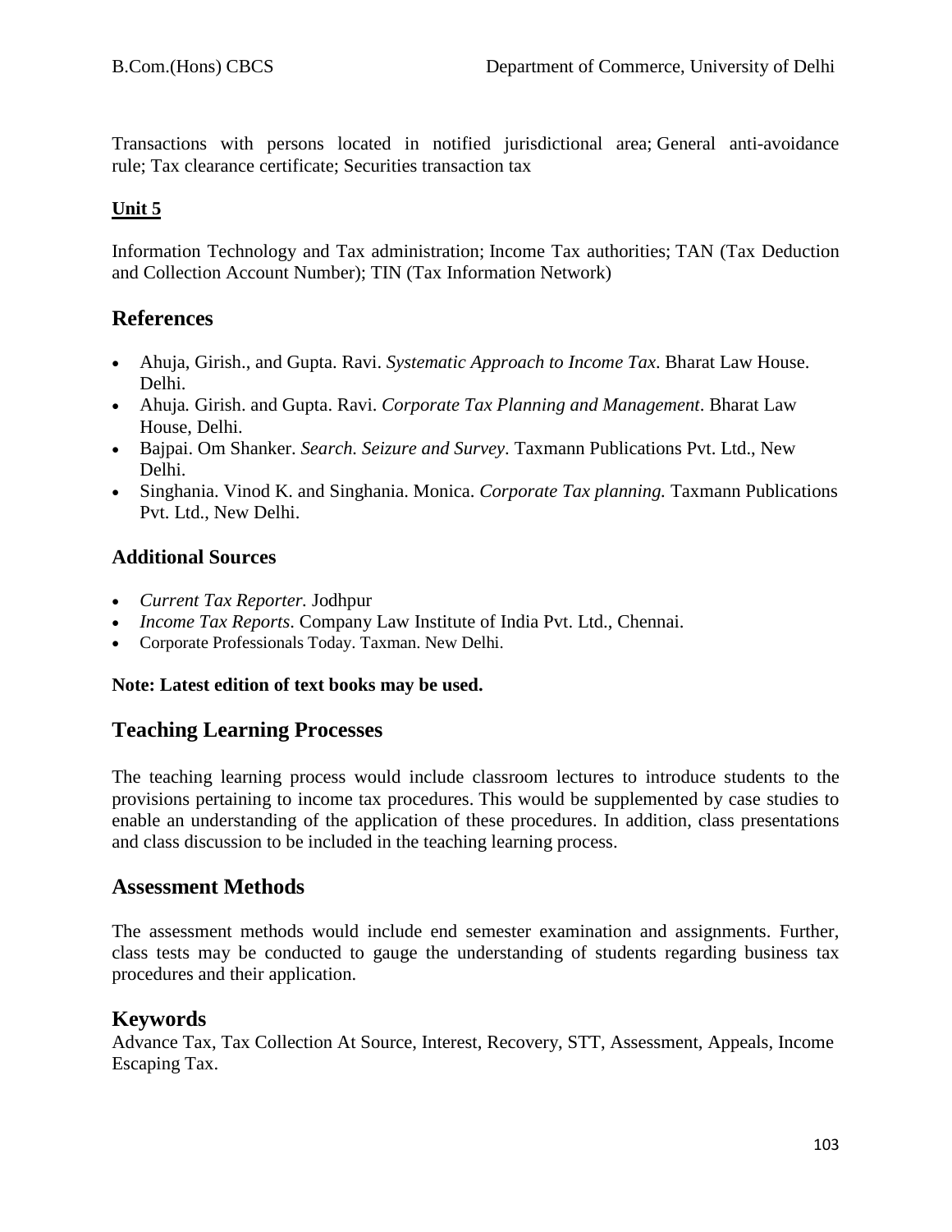Transactions with persons located in notified jurisdictional area; General anti-avoidance rule; Tax clearance certificate; Securities transaction tax

**Unit 5**

Information Technology and Tax administration; Income Tax authorities; TAN (Tax Deduction and Collection Account Number); TIN (Tax Information Network)

## References

- Ahuja, Girish., and Gupta. Ravi. *Systematic Approach to Income Tax*. Bharat Law House. Delhi.
- Ahuja. Girish. and Gupta. Ravi. *Corporate Tax Planning and Management*. Bharat Law House, Delhi.
- Bajpai. Om Shanker. *Search. Seizure and Survey*. Taxmann Publications Pvt. Ltd., New Delhi.
- Singhania. Vinod K. and Singhania. Monica. *Corporate Tax planning.* Taxmann Publications Pvt. Ltd., New Delhi.

### Additional Sources

- *Current Tax Reporter.* Jodhpur
- *Income Tax Reports*. Company Law Institute of India Pvt. Ltd., Chennai.
- Corporate Professionals Today. Taxman. New Delhi.

**Note: Latest edition of text books may be used.**

## Teaching Learning Processes

The teaching learning process would include classroom lectures to introduce students to the provisions pertaining to income tax procedures. This would be supplemented by case studies to enable an understanding of the application of these procedures. In addition, class presentations and class discussion to be included in the teaching learning process.

## Assessment Methods

The assessment methods would include end semester examination and assignments. Further, class tests may be conducted to gauge the understanding of students regarding business tax procedures and their application.

## Keywords

Advance Tax, Tax Collection At Source, Interest, Recovery, STT, Assessment, Appeals, Income Escaping Tax.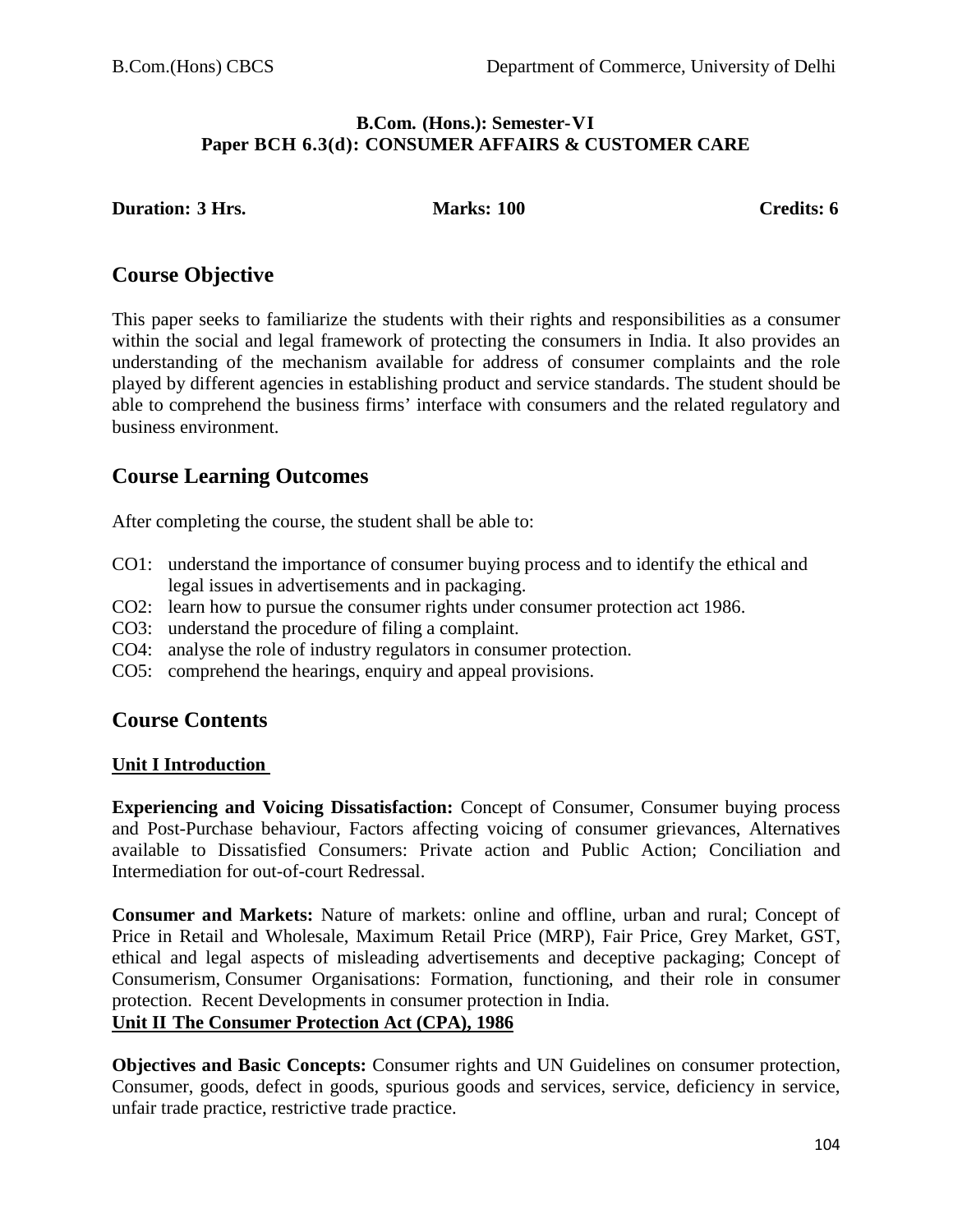**B.Com. (Hons.): Semester-VI**
**Paper BCH 6.3(d): CONSUMER AFFAIRS & CUSTOMER CARE**

**Duration: 3 Hrs.** **Marks: 100** **Credits: 6**

## Course Objective

This paper seeks to familiarize the students with their rights and responsibilities as a consumer within the social and legal framework of protecting the consumers in India. It also provides an understanding of the mechanism available for address of consumer complaints and the role played by different agencies in establishing product and service standards. The student should be able to comprehend the business firms' interface with consumers and the related regulatory and business environment.

## Course Learning Outcomes

After completing the course, the student shall be able to:

- CO1: understand the importance of consumer buying process and to identify the ethical and legal issues in advertisements and in packaging.
- CO2: learn how to pursue the consumer rights under consumer protection act 1986.
- CO3: understand the procedure of filing a complaint.
- CO4: analyse the role of industry regulators in consumer protection.
- CO5: comprehend the hearings, enquiry and appeal provisions.

## Course Contents

### Unit I Introduction

**Experiencing and Voicing Dissatisfaction:** Concept of Consumer, Consumer buying process and Post-Purchase behaviour, Factors affecting voicing of consumer grievances, Alternatives available to Dissatisfied Consumers: Private action and Public Action; Conciliation and Intermediation for out-of-court Redressal.

**Consumer and Markets:** Nature of markets: online and offline, urban and rural; Concept of Price in Retail and Wholesale, Maximum Retail Price (MRP), Fair Price, Grey Market, GST, ethical and legal aspects of misleading advertisements and deceptive packaging; Concept of Consumerism, Consumer Organisations: Formation, functioning, and their role in consumer protection. Recent Developments in consumer protection in India.

### Unit II The Consumer Protection Act (CPA), 1986

**Objectives and Basic Concepts:** Consumer rights and UN Guidelines on consumer protection, Consumer, goods, defect in goods, spurious goods and services, service, deficiency in service, unfair trade practice, restrictive trade practice.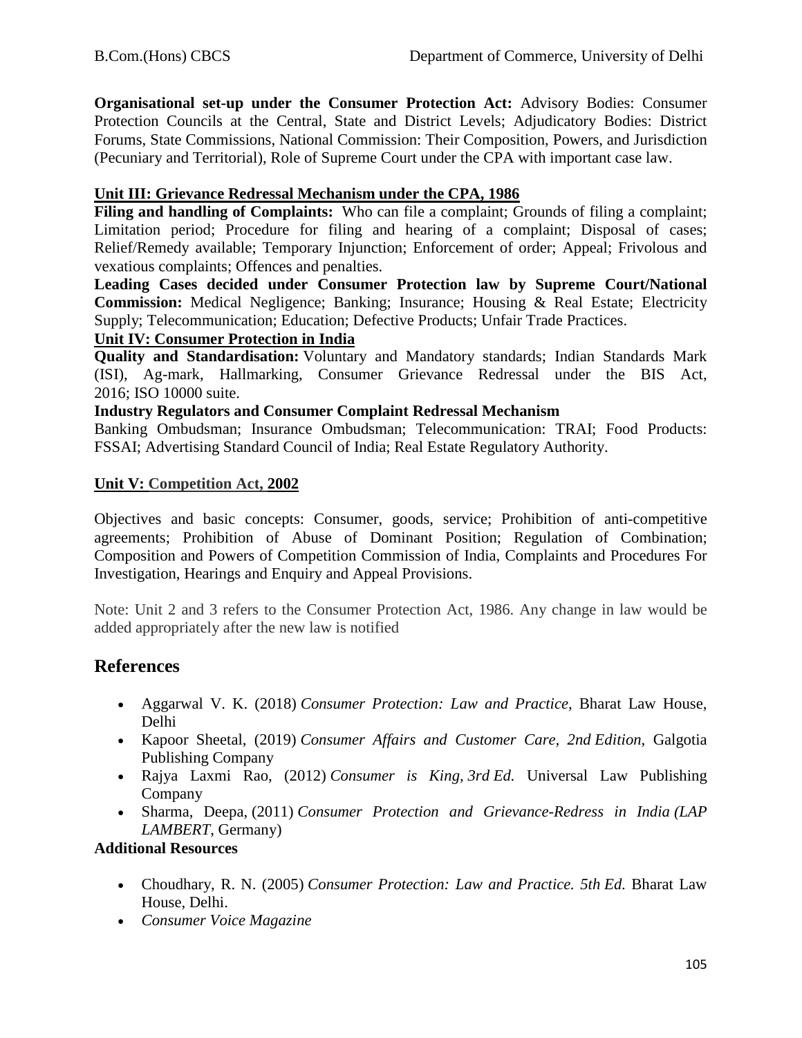**Organisational set-up under the Consumer Protection Act:** Advisory Bodies: Consumer Protection Councils at the Central, State and District Levels; Adjudicatory Bodies: District Forums, State Commissions, National Commission: Their Composition, Powers, and Jurisdiction (Pecuniary and Territorial), Role of Supreme Court under the CPA with important case law.

**Unit III: Grievance Redressal Mechanism under the CPA, 1986**

**Filing and handling of Complaints:** Who can file a complaint; Grounds of filing a complaint; Limitation period; Procedure for filing and hearing of a complaint; Disposal of cases; Relief/Remedy available; Temporary Injunction; Enforcement of order; Appeal; Frivolous and vexatious complaints; Offences and penalties.

**Leading Cases decided under Consumer Protection law by Supreme Court/National Commission:** Medical Negligence; Banking; Insurance; Housing & Real Estate; Electricity Supply; Telecommunication; Education; Defective Products; Unfair Trade Practices.

**Unit IV: Consumer Protection in India**

**Quality and Standardisation:** Voluntary and Mandatory standards; Indian Standards Mark (ISI), Ag-mark, Hallmarking, Consumer Grievance Redressal under the BIS Act, 2016; ISO 10000 suite.

**Industry Regulators and Consumer Complaint Redressal Mechanism**

Banking Ombudsman; Insurance Ombudsman; Telecommunication: TRAI; Food Products: FSSAI; Advertising Standard Council of India; Real Estate Regulatory Authority.

**Unit V: Competition Act, 2002**

Objectives and basic concepts: Consumer, goods, service; Prohibition of anti-competitive agreements; Prohibition of Abuse of Dominant Position; Regulation of Combination; Composition and Powers of Competition Commission of India, Complaints and Procedures For Investigation, Hearings and Enquiry and Appeal Provisions.

Note: Unit 2 and 3 refers to the Consumer Protection Act, 1986. Any change in law would be added appropriately after the new law is notified

## References

- Aggarwal V. K. (2018) *Consumer Protection: Law and Practice,* Bharat Law House, Delhi
- Kapoor Sheetal, (2019) *Consumer Affairs and Customer Care, 2nd Edition*, Galgotia Publishing Company
- Rajya Laxmi Rao, (2012) *Consumer is King, 3rd Ed.* Universal Law Publishing Company
- Sharma, Deepa, (2011) *Consumer Protection and Grievance-Redress in India (LAP LAMBERT*, Germany)

**Additional Resources**

- Choudhary, R. N. (2005) *Consumer Protection: Law and Practice. 5th Ed.* Bharat Law House, Delhi.
- *Consumer Voice Magazine*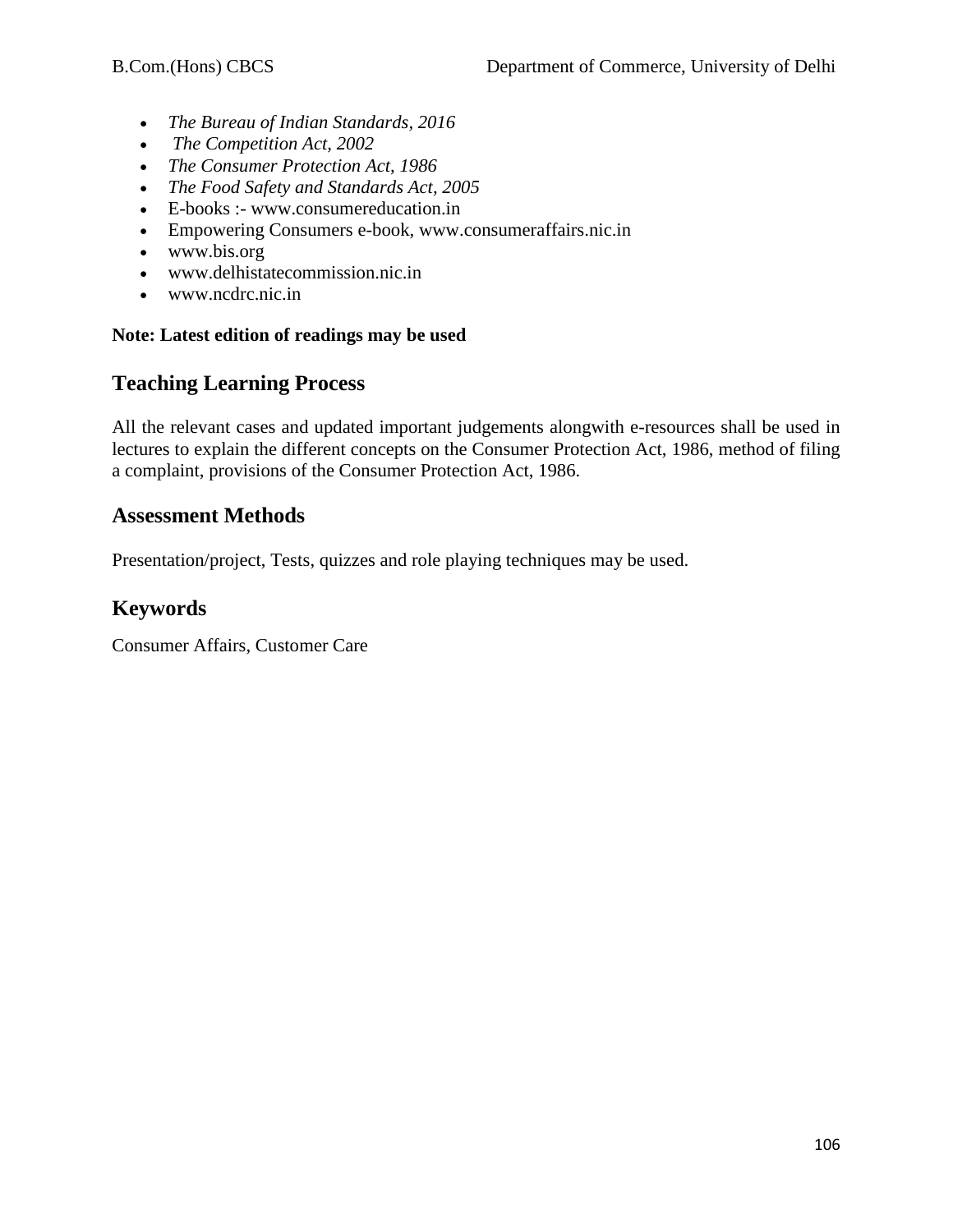- *The Bureau of Indian Standards, 2016*
- *The Competition Act, 2002*
- *The Consumer Protection Act, 1986*
- *The Food Safety and Standards Act, 2005*
- E-books :- www.consumereducation.in
- Empowering Consumers e-book, www.consumeraffairs.nic.in
- www.bis.org
- www.delhistatecommission.nic.in
- www.ncdrc.nic.in

**Note: Latest edition of readings may be used**

## Teaching Learning Process

All the relevant cases and updated important judgements alongwith e-resources shall be used in lectures to explain the different concepts on the Consumer Protection Act, 1986, method of filing a complaint, provisions of the Consumer Protection Act, 1986.

## Assessment Methods

Presentation/project, Tests, quizzes and role playing techniques may be used.

## Keywords

Consumer Affairs, Customer Care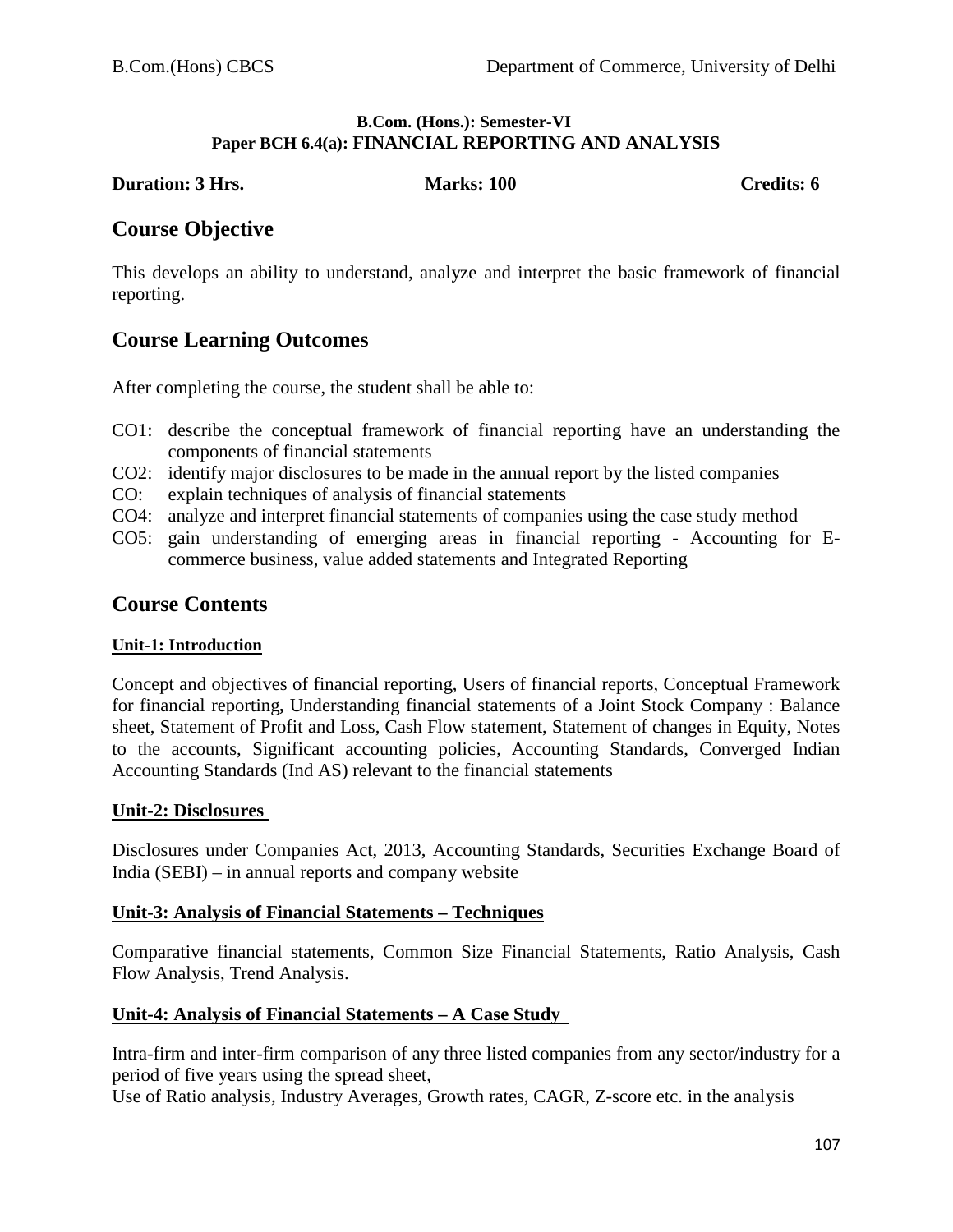**B.Com. (Hons.): Semester-VI**
**Paper BCH 6.4(a): FINANCIAL REPORTING AND ANALYSIS**

**Duration: 3 Hrs.** **Marks: 100** **Credits: 6**

## Course Objective

This develops an ability to understand, analyze and interpret the basic framework of financial reporting.

## Course Learning Outcomes

After completing the course, the student shall be able to:

- CO1: describe the conceptual framework of financial reporting have an understanding the components of financial statements
- CO2: identify major disclosures to be made in the annual report by the listed companies
- CO: explain techniques of analysis of financial statements
- CO4: analyze and interpret financial statements of companies using the case study method
- CO5: gain understanding of emerging areas in financial reporting - Accounting for E-commerce business, value added statements and Integrated Reporting

## Course Contents

### Unit-1: Introduction

Concept and objectives of financial reporting, Users of financial reports, Conceptual Framework for financial reporting**,** Understanding financial statements of a Joint Stock Company : Balance sheet, Statement of Profit and Loss, Cash Flow statement, Statement of changes in Equity, Notes to the accounts, Significant accounting policies, Accounting Standards, Converged Indian Accounting Standards (Ind AS) relevant to the financial statements

### Unit-2: Disclosures

Disclosures under Companies Act, 2013, Accounting Standards, Securities Exchange Board of India (SEBI) – in annual reports and company website

### Unit-3: Analysis of Financial Statements – Techniques

Comparative financial statements, Common Size Financial Statements, Ratio Analysis, Cash Flow Analysis, Trend Analysis.

### Unit-4: Analysis of Financial Statements – A Case Study

Intra-firm and inter-firm comparison of any three listed companies from any sector/industry for a period of five years using the spread sheet,
Use of Ratio analysis, Industry Averages, Growth rates, CAGR, Z-score etc. in the analysis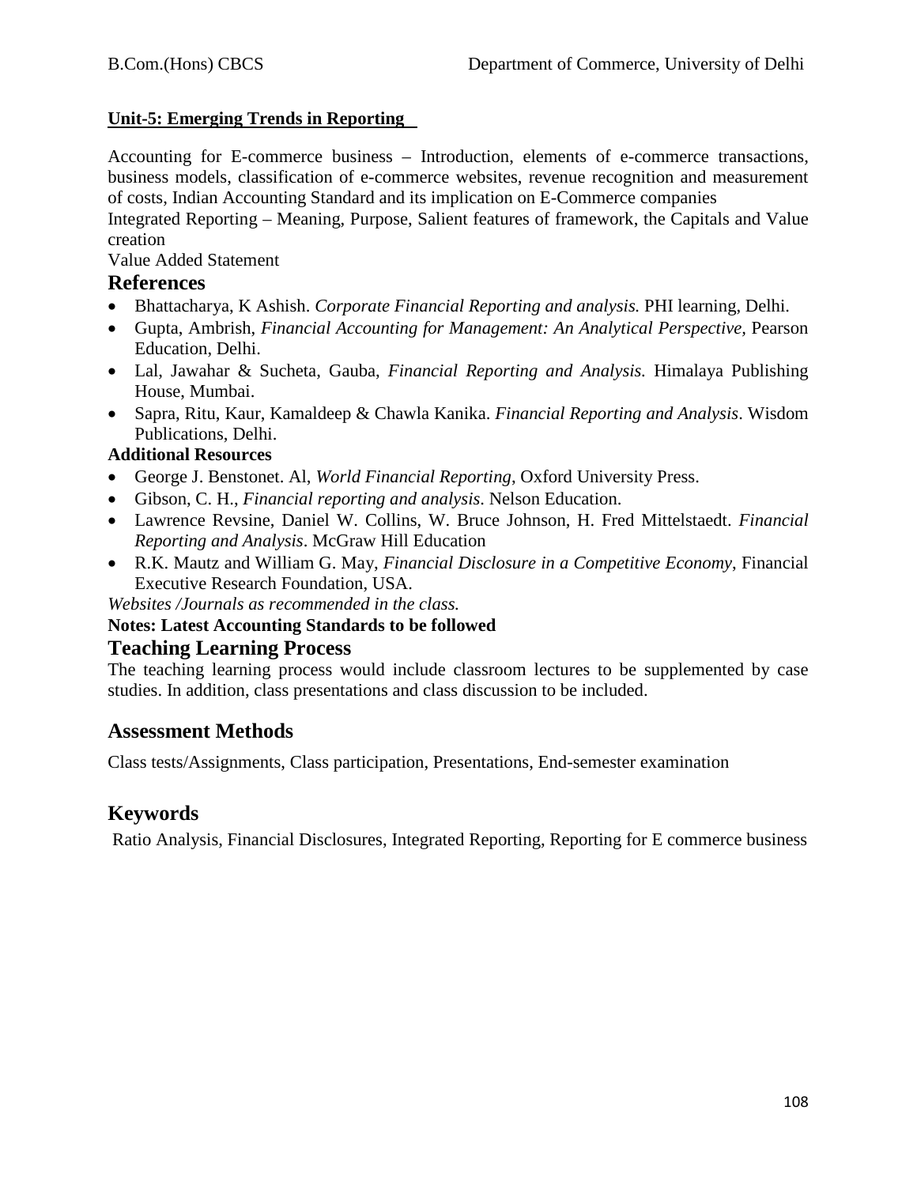**Unit-5: Emerging Trends in Reporting**

Accounting for E-commerce business – Introduction, elements of e-commerce transactions, business models, classification of e-commerce websites, revenue recognition and measurement of costs, Indian Accounting Standard and its implication on E-Commerce companies

Integrated Reporting – Meaning, Purpose, Salient features of framework, the Capitals and Value creation

Value Added Statement

## References

- Bhattacharya, K Ashish. *Corporate Financial Reporting and analysis.* PHI learning, Delhi.
- Gupta, Ambrish, *Financial Accounting for Management: An Analytical Perspective,* Pearson Education, Delhi.
- Lal, Jawahar & Sucheta, Gauba, *Financial Reporting and Analysis.* Himalaya Publishing House, Mumbai.
- Sapra, Ritu, Kaur, Kamaldeep & Chawla Kanika. *Financial Reporting and Analysis*. Wisdom Publications, Delhi.

**Additional Resources**

- George J. Benstonet. Al, *World Financial Reporting*, Oxford University Press.
- Gibson, C. H., *Financial reporting and analysis*. Nelson Education.
- Lawrence Revsine, Daniel W. Collins, W. Bruce Johnson, H. Fred Mittelstaedt. *Financial Reporting and Analysis*. McGraw Hill Education
- R.K. Mautz and William G. May, *Financial Disclosure in a Competitive Economy*, Financial Executive Research Foundation, USA.

*Websites /Journals as recommended in the class.*

**Notes: Latest Accounting Standards to be followed**

## Teaching Learning Process

The teaching learning process would include classroom lectures to be supplemented by case studies. In addition, class presentations and class discussion to be included.

## Assessment Methods

Class tests/Assignments, Class participation, Presentations, End-semester examination

## Keywords

Ratio Analysis, Financial Disclosures, Integrated Reporting, Reporting for E commerce business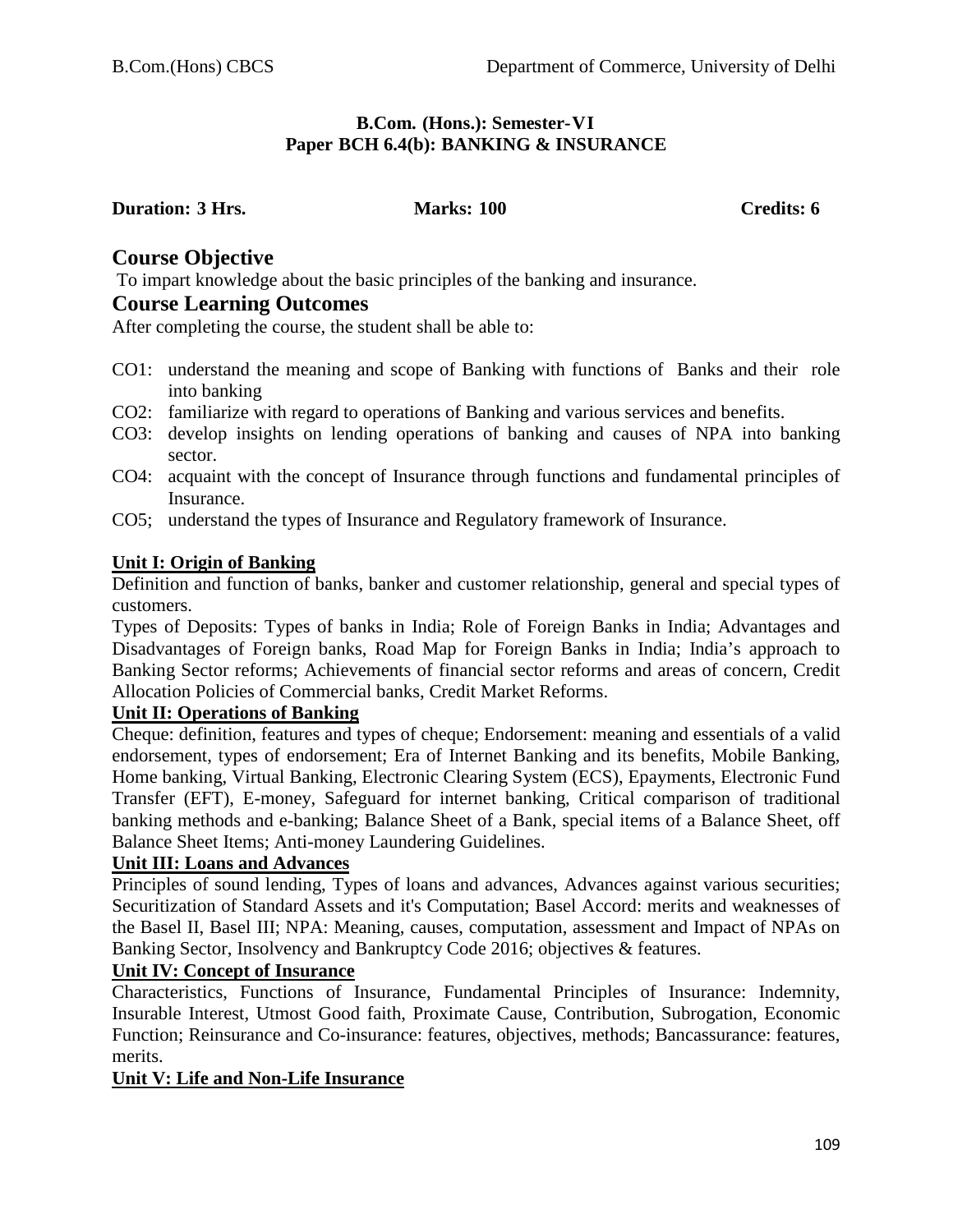**B.Com. (Hons.): Semester-VI**
**Paper BCH 6.4(b): BANKING & INSURANCE**

**Duration: 3 Hrs.** **Marks: 100** **Credits: 6**

## Course Objective

To impart knowledge about the basic principles of the banking and insurance.

## Course Learning Outcomes

After completing the course, the student shall be able to:

- CO1: understand the meaning and scope of Banking with functions of Banks and their role into banking
- CO2: familiarize with regard to operations of Banking and various services and benefits.
- CO3: develop insights on lending operations of banking and causes of NPA into banking sector.
- CO4: acquaint with the concept of Insurance through functions and fundamental principles of Insurance.
- CO5; understand the types of Insurance and Regulatory framework of Insurance.

**Unit I: Origin of Banking**

Definition and function of banks, banker and customer relationship, general and special types of customers.

Types of Deposits: Types of banks in India; Role of Foreign Banks in India; Advantages and Disadvantages of Foreign banks, Road Map for Foreign Banks in India; India's approach to Banking Sector reforms; Achievements of financial sector reforms and areas of concern, Credit Allocation Policies of Commercial banks, Credit Market Reforms.

**Unit II: Operations of Banking**

Cheque: definition, features and types of cheque; Endorsement: meaning and essentials of a valid endorsement, types of endorsement; Era of Internet Banking and its benefits, Mobile Banking, Home banking, Virtual Banking, Electronic Clearing System (ECS), Epayments, Electronic Fund Transfer (EFT), E-money, Safeguard for internet banking, Critical comparison of traditional banking methods and e-banking; Balance Sheet of a Bank, special items of a Balance Sheet, off Balance Sheet Items; Anti-money Laundering Guidelines.

**Unit III: Loans and Advances**

Principles of sound lending, Types of loans and advances, Advances against various securities; Securitization of Standard Assets and it's Computation; Basel Accord: merits and weaknesses of the Basel II, Basel III; NPA: Meaning, causes, computation, assessment and Impact of NPAs on Banking Sector, Insolvency and Bankruptcy Code 2016; objectives & features.

**Unit IV: Concept of Insurance**

Characteristics, Functions of Insurance, Fundamental Principles of Insurance: Indemnity, Insurable Interest, Utmost Good faith, Proximate Cause, Contribution, Subrogation, Economic Function; Reinsurance and Co-insurance: features, objectives, methods; Bancassurance: features, merits.

**Unit V: Life and Non-Life Insurance**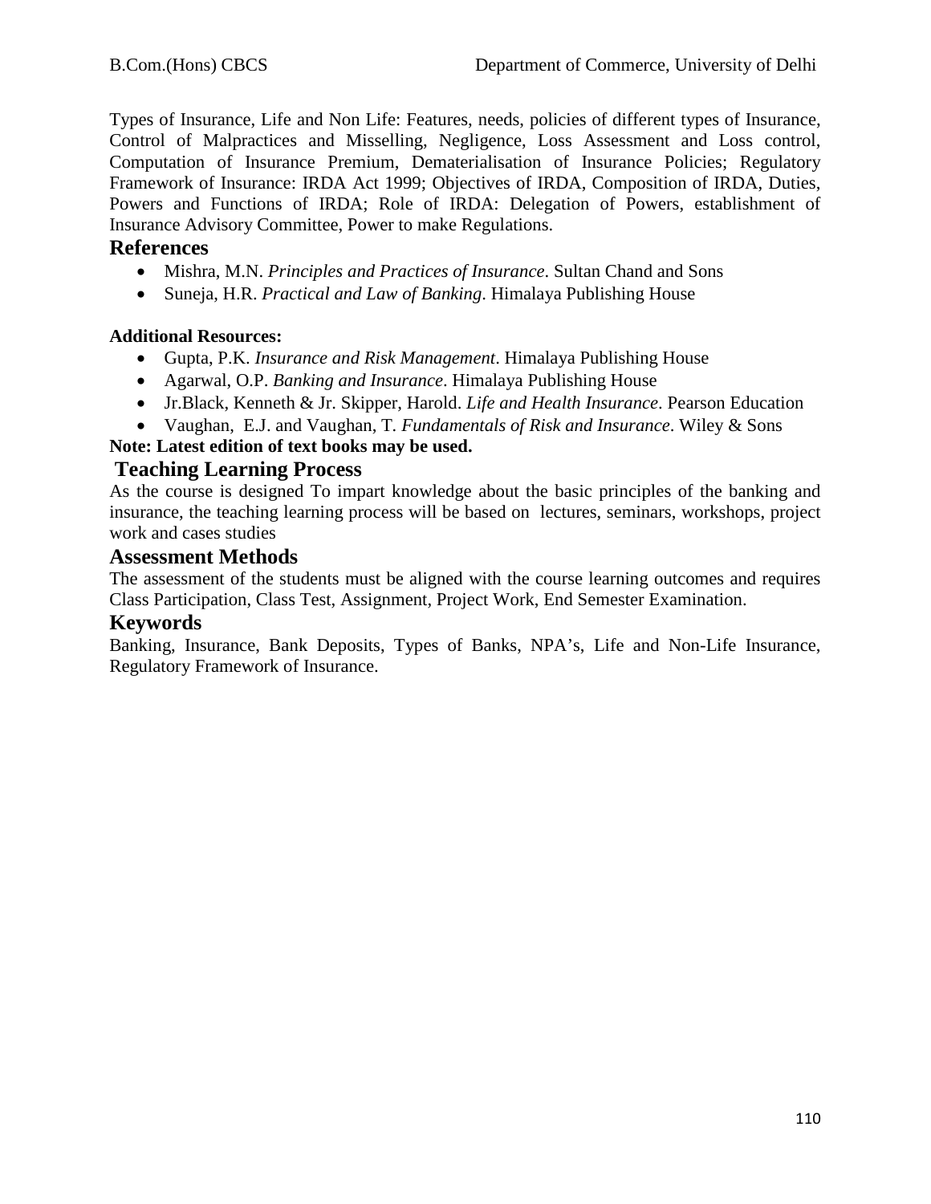Types of Insurance, Life and Non Life: Features, needs, policies of different types of Insurance, Control of Malpractices and Misselling, Negligence, Loss Assessment and Loss control, Computation of Insurance Premium, Dematerialisation of Insurance Policies; Regulatory Framework of Insurance: IRDA Act 1999; Objectives of IRDA, Composition of IRDA, Duties, Powers and Functions of IRDA; Role of IRDA: Delegation of Powers, establishment of Insurance Advisory Committee, Power to make Regulations.

## References

- Mishra, M.N. *Principles and Practices of Insurance*. Sultan Chand and Sons
- Suneja, H.R. *Practical and Law of Banking*. Himalaya Publishing House

**Additional Resources:**

- Gupta, P.K. *Insurance and Risk Management*. Himalaya Publishing House
- Agarwal, O.P. *Banking and Insurance*. Himalaya Publishing House
- Jr.Black, Kenneth & Jr. Skipper, Harold. *Life and Health Insurance*. Pearson Education
- Vaughan, E.J. and Vaughan, T. *Fundamentals of Risk and Insurance*. Wiley & Sons

**Note: Latest edition of text books may be used.**

## Teaching Learning Process

As the course is designed To impart knowledge about the basic principles of the banking and insurance, the teaching learning process will be based on lectures, seminars, workshops, project work and cases studies

## Assessment Methods

The assessment of the students must be aligned with the course learning outcomes and requires Class Participation, Class Test, Assignment, Project Work, End Semester Examination.

## Keywords

Banking, Insurance, Bank Deposits, Types of Banks, NPA's, Life and Non-Life Insurance, Regulatory Framework of Insurance.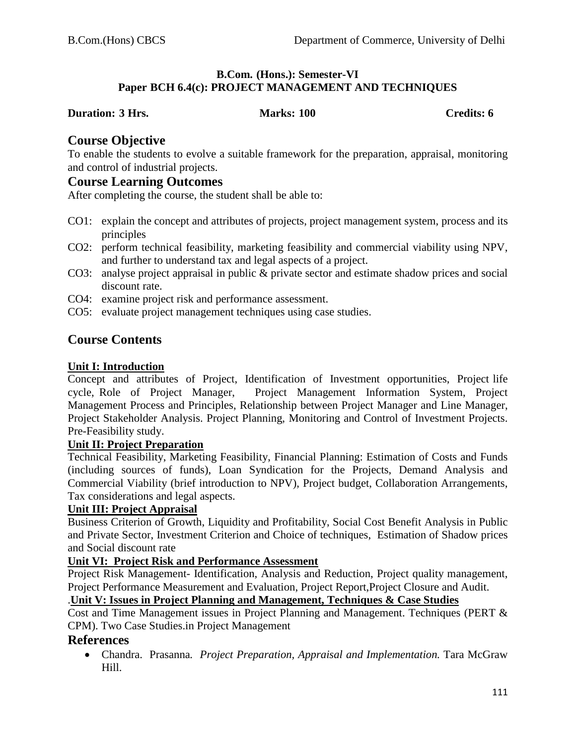**B.Com. (Hons.): Semester-VI**
**Paper BCH 6.4(c): PROJECT MANAGEMENT AND TECHNIQUES**

**Duration: 3 Hrs.** **Marks: 100** **Credits: 6**

## Course Objective

To enable the students to evolve a suitable framework for the preparation, appraisal, monitoring and control of industrial projects.

## Course Learning Outcomes

After completing the course, the student shall be able to:

- CO1: explain the concept and attributes of projects, project management system, process and its principles
- CO2: perform technical feasibility, marketing feasibility and commercial viability using NPV, and further to understand tax and legal aspects of a project.
- CO3: analyse project appraisal in public & private sector and estimate shadow prices and social discount rate.
- CO4: examine project risk and performance assessment.
- CO5: evaluate project management techniques using case studies.

## Course Contents

**Unit I: Introduction**

Concept and attributes of Project, Identification of Investment opportunities, Project life cycle, Role of Project Manager, Project Management Information System, Project Management Process and Principles, Relationship between Project Manager and Line Manager, Project Stakeholder Analysis. Project Planning, Monitoring and Control of Investment Projects. Pre-Feasibility study.

**Unit II: Project Preparation**

Technical Feasibility, Marketing Feasibility, Financial Planning: Estimation of Costs and Funds (including sources of funds), Loan Syndication for the Projects, Demand Analysis and Commercial Viability (brief introduction to NPV), Project budget, Collaboration Arrangements, Tax considerations and legal aspects.

**Unit III: Project Appraisal**

Business Criterion of Growth, Liquidity and Profitability, Social Cost Benefit Analysis in Public and Private Sector, Investment Criterion and Choice of techniques, Estimation of Shadow prices and Social discount rate

**Unit VI: Project Risk and Performance Assessment**

Project Risk Management- Identification, Analysis and Reduction, Project quality management, Project Performance Measurement and Evaluation, Project Report,Project Closure and Audit.

.**Unit V: Issues in Project Planning and Management, Techniques & Case Studies**

Cost and Time Management issues in Project Planning and Management. Techniques (PERT & CPM). Two Case Studies.in Project Management

## References

- Chandra. Prasanna. *Project Preparation, Appraisal and Implementation.* Tara McGraw Hill.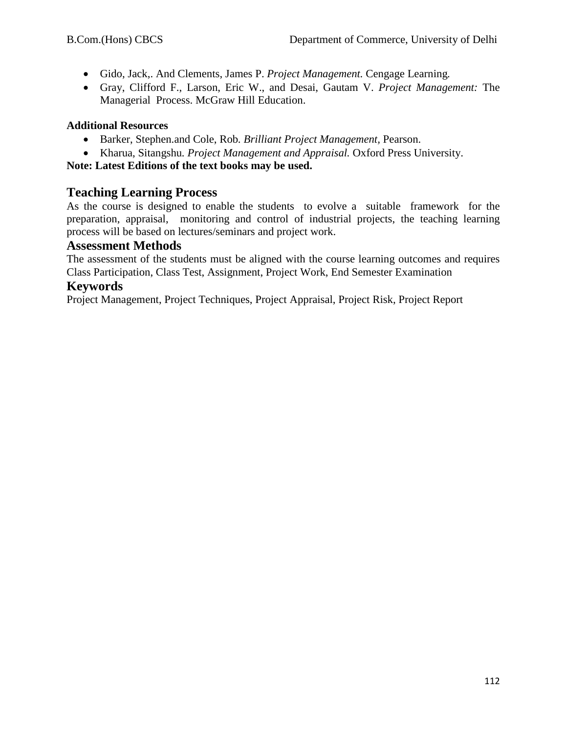- Gido, Jack,. And Clements, James P. *Project Management.* Cengage Learning*.*
- Gray, Clifford F., Larson, Eric W., and Desai, Gautam V. *Project Management:* The Managerial Process. McGraw Hill Education.

**Additional Resources**

- Barker, Stephen.and Cole, Rob*. Brilliant Project Management*, Pearson.
- Kharua, Sitangshu*. Project Management and Appraisal.* Oxford Press University.

**Note: Latest Editions of the text books may be used.**

## Teaching Learning Process

As the course is designed to enable the students to evolve a suitable framework for the preparation, appraisal, monitoring and control of industrial projects, the teaching learning process will be based on lectures/seminars and project work.

## Assessment Methods

The assessment of the students must be aligned with the course learning outcomes and requires Class Participation, Class Test, Assignment, Project Work, End Semester Examination

## Keywords

Project Management, Project Techniques, Project Appraisal, Project Risk, Project Report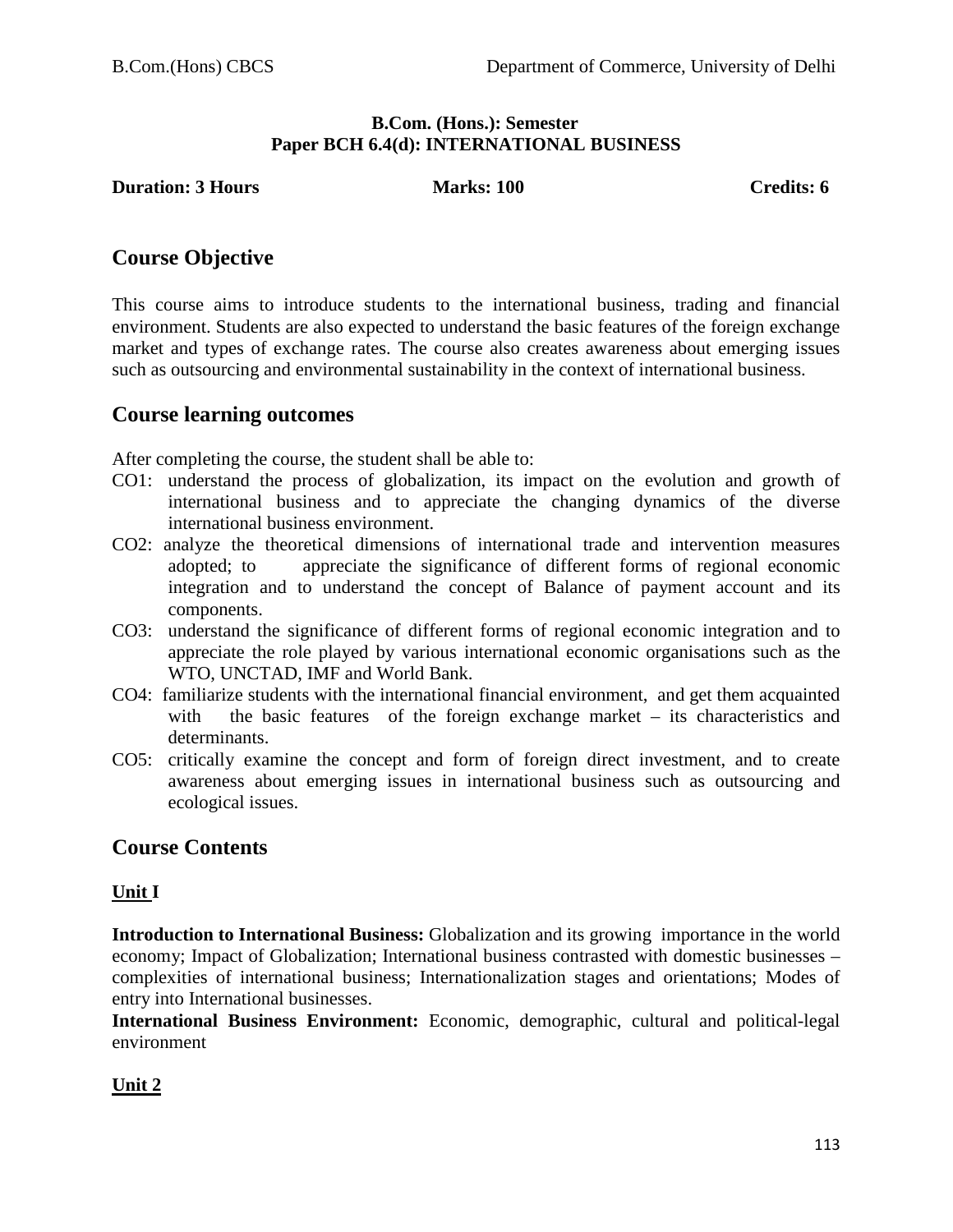**B.Com. (Hons.): Semester**
**Paper BCH 6.4(d): INTERNATIONAL BUSINESS**

**Duration: 3 Hours** **Marks: 100** **Credits: 6**

## Course Objective

This course aims to introduce students to the international business, trading and financial environment. Students are also expected to understand the basic features of the foreign exchange market and types of exchange rates. The course also creates awareness about emerging issues such as outsourcing and environmental sustainability in the context of international business.

## Course learning outcomes

After completing the course, the student shall be able to:

- CO1: understand the process of globalization, its impact on the evolution and growth of international business and to appreciate the changing dynamics of the diverse international business environment.
- CO2: analyze the theoretical dimensions of international trade and intervention measures adopted; to appreciate the significance of different forms of regional economic integration and to understand the concept of Balance of payment account and its components.
- CO3: understand the significance of different forms of regional economic integration and to appreciate the role played by various international economic organisations such as the WTO, UNCTAD, IMF and World Bank.
- CO4: familiarize students with the international financial environment, and get them acquainted with the basic features of the foreign exchange market – its characteristics and determinants.
- CO5: critically examine the concept and form of foreign direct investment, and to create awareness about emerging issues in international business such as outsourcing and ecological issues.

## Course Contents

### Unit I

**Introduction to International Business:** Globalization and its growing importance in the world economy; Impact of Globalization; International business contrasted with domestic businesses – complexities of international business; Internationalization stages and orientations; Modes of entry into International businesses.

**International Business Environment:** Economic, demographic, cultural and political-legal environment

### Unit 2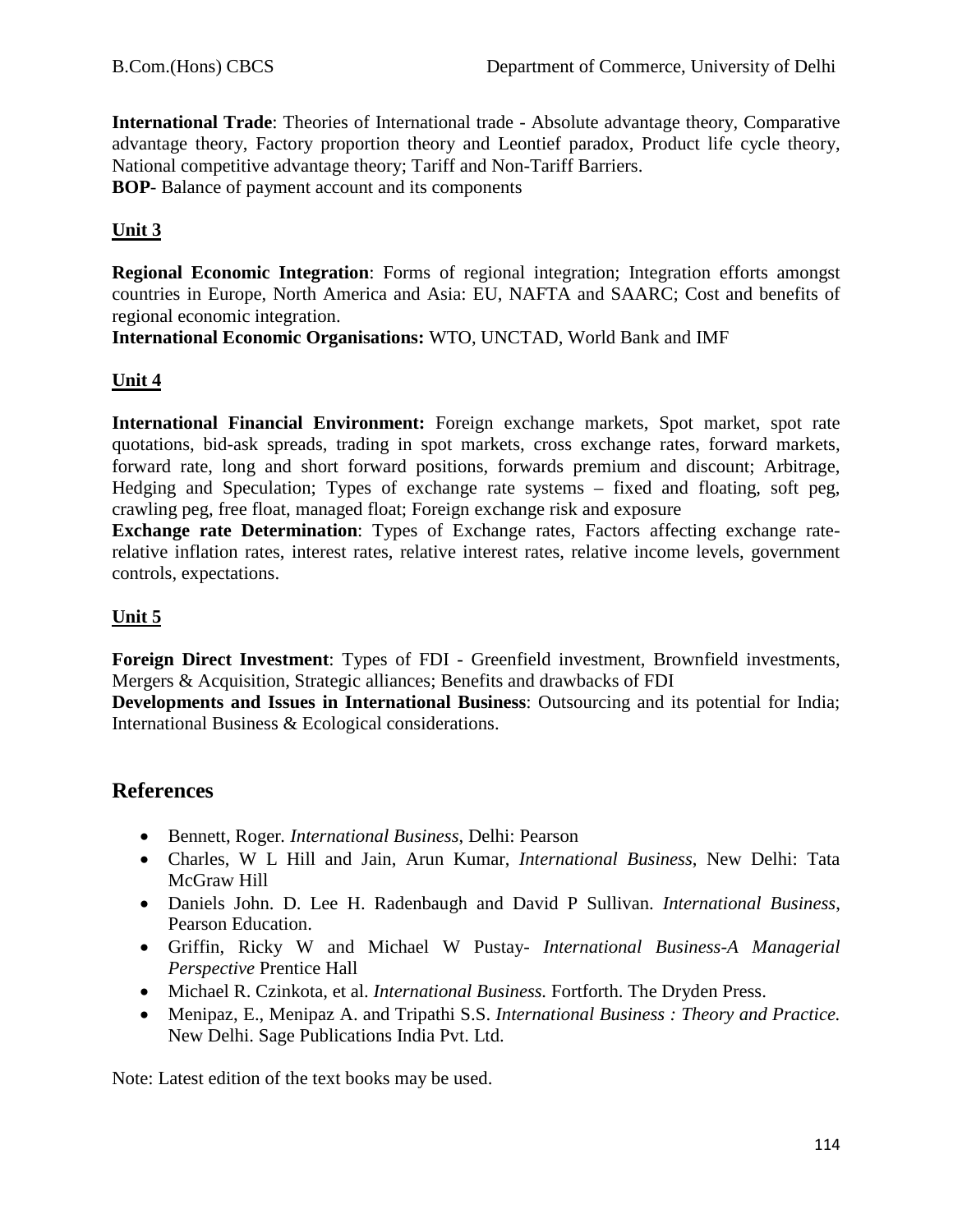**International Trade**: Theories of International trade - Absolute advantage theory, Comparative advantage theory, Factory proportion theory and Leontief paradox, Product life cycle theory, National competitive advantage theory; Tariff and Non-Tariff Barriers.
**BOP**- Balance of payment account and its components

**Unit 3**

**Regional Economic Integration**: Forms of regional integration; Integration efforts amongst countries in Europe, North America and Asia: EU, NAFTA and SAARC; Cost and benefits of regional economic integration.
**International Economic Organisations:** WTO, UNCTAD, World Bank and IMF

**Unit 4**

**International Financial Environment:** Foreign exchange markets, Spot market, spot rate quotations, bid-ask spreads, trading in spot markets, cross exchange rates, forward markets, forward rate, long and short forward positions, forwards premium and discount; Arbitrage, Hedging and Speculation; Types of exchange rate systems – fixed and floating, soft peg, crawling peg, free float, managed float; Foreign exchange risk and exposure
**Exchange rate Determination**: Types of Exchange rates, Factors affecting exchange rate-relative inflation rates, interest rates, relative interest rates, relative income levels, government controls, expectations.

**Unit 5**

**Foreign Direct Investment**: Types of FDI - Greenfield investment, Brownfield investments, Mergers & Acquisition, Strategic alliances; Benefits and drawbacks of FDI
**Developments and Issues in International Business**: Outsourcing and its potential for India; International Business & Ecological considerations.

## References

- Bennett, Roger. *International Business*, Delhi: Pearson
- Charles, W L Hill and Jain, Arun Kumar, *International Business*, New Delhi: Tata McGraw Hill
- Daniels John. D. Lee H. Radenbaugh and David P Sullivan. *International Business*, Pearson Education.
- Griffin, Ricky W and Michael W Pustay- *International Business-A Managerial Perspective* Prentice Hall
- Michael R. Czinkota, et al. *International Business.* Fortforth. The Dryden Press.
- Menipaz, E., Menipaz A. and Tripathi S.S. *International Business : Theory and Practice.* New Delhi. Sage Publications India Pvt. Ltd.

Note: Latest edition of the text books may be used.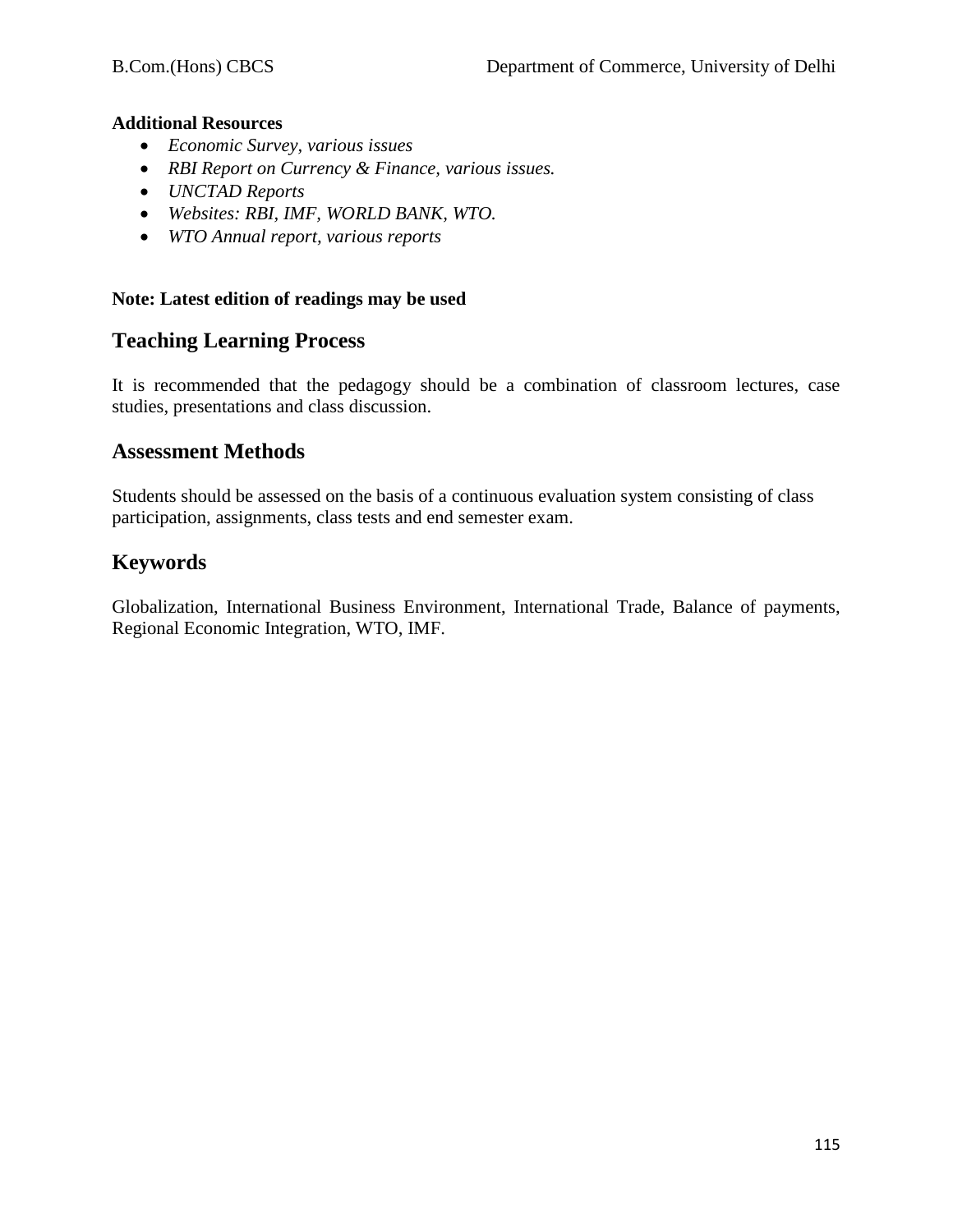**Additional Resources**

- *Economic Survey, various issues*
- *RBI Report on Currency & Finance, various issues.*
- *UNCTAD Reports*
- *Websites: RBI, IMF, WORLD BANK, WTO.*
- *WTO Annual report, various reports*

**Note: Latest edition of readings may be used**

## Teaching Learning Process

It is recommended that the pedagogy should be a combination of classroom lectures, case studies, presentations and class discussion.

## Assessment Methods

Students should be assessed on the basis of a continuous evaluation system consisting of class participation, assignments, class tests and end semester exam.

## Keywords

Globalization, International Business Environment, International Trade, Balance of payments, Regional Economic Integration, WTO, IMF.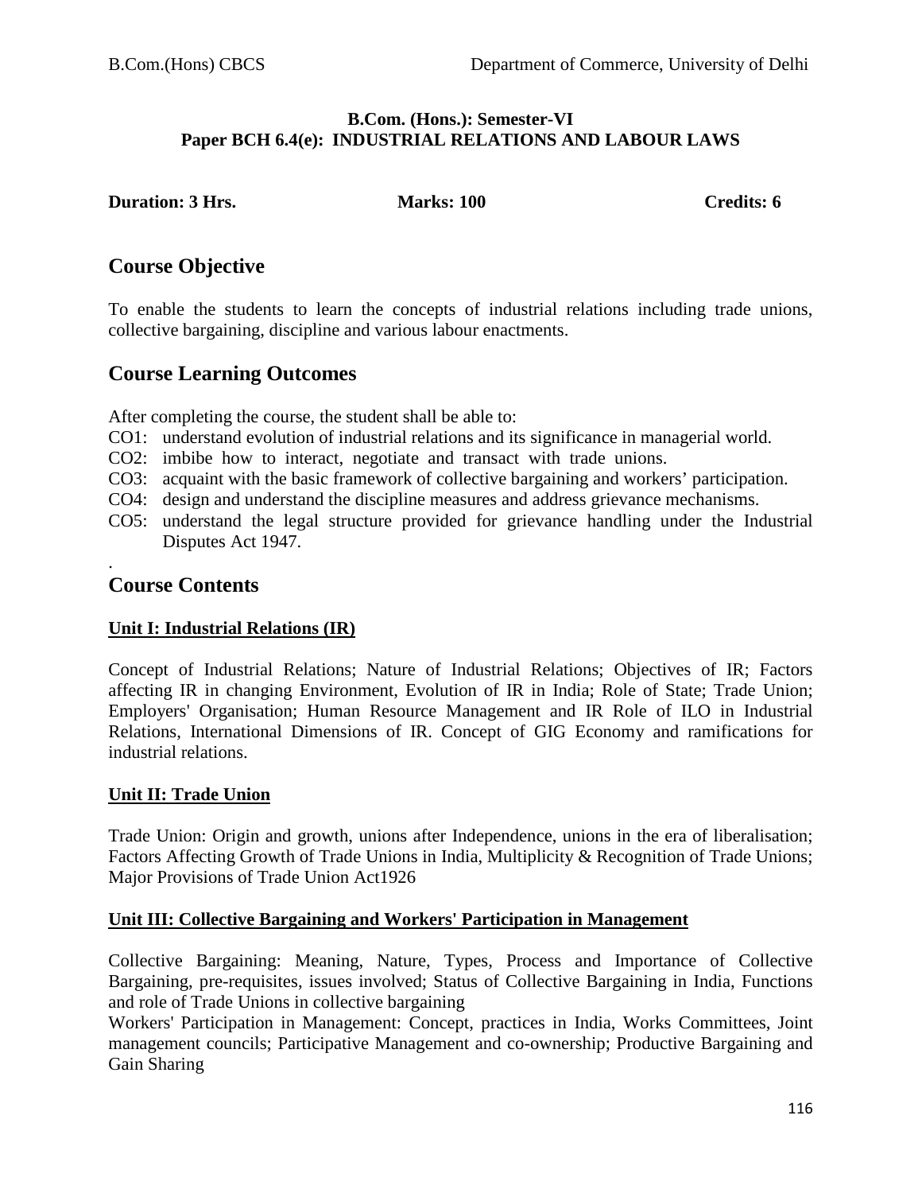**B.Com. (Hons.): Semester-VI**
**Paper BCH 6.4(e): INDUSTRIAL RELATIONS AND LABOUR LAWS**

**Duration: 3 Hrs.** **Marks: 100** **Credits: 6**

## Course Objective

To enable the students to learn the concepts of industrial relations including trade unions, collective bargaining, discipline and various labour enactments.

## Course Learning Outcomes

After completing the course, the student shall be able to:

- CO1: understand evolution of industrial relations and its significance in managerial world.
- CO2: imbibe how to interact, negotiate and transact with trade unions.
- CO3: acquaint with the basic framework of collective bargaining and workers' participation.
- CO4: design and understand the discipline measures and address grievance mechanisms.
- CO5: understand the legal structure provided for grievance handling under the Industrial Disputes Act 1947.

## Course Contents

### Unit I: Industrial Relations (IR)

Concept of Industrial Relations; Nature of Industrial Relations; Objectives of IR; Factors affecting IR in changing Environment, Evolution of IR in India; Role of State; Trade Union; Employers' Organisation; Human Resource Management and IR Role of ILO in Industrial Relations, International Dimensions of IR. Concept of GIG Economy and ramifications for industrial relations.

### Unit II: Trade Union

Trade Union: Origin and growth, unions after Independence, unions in the era of liberalisation; Factors Affecting Growth of Trade Unions in India, Multiplicity & Recognition of Trade Unions; Major Provisions of Trade Union Act1926

### Unit III: Collective Bargaining and Workers' Participation in Management

Collective Bargaining: Meaning, Nature, Types, Process and Importance of Collective Bargaining, pre-requisites, issues involved; Status of Collective Bargaining in India, Functions and role of Trade Unions in collective bargaining

Workers' Participation in Management: Concept, practices in India, Works Committees, Joint management councils; Participative Management and co-ownership; Productive Bargaining and Gain Sharing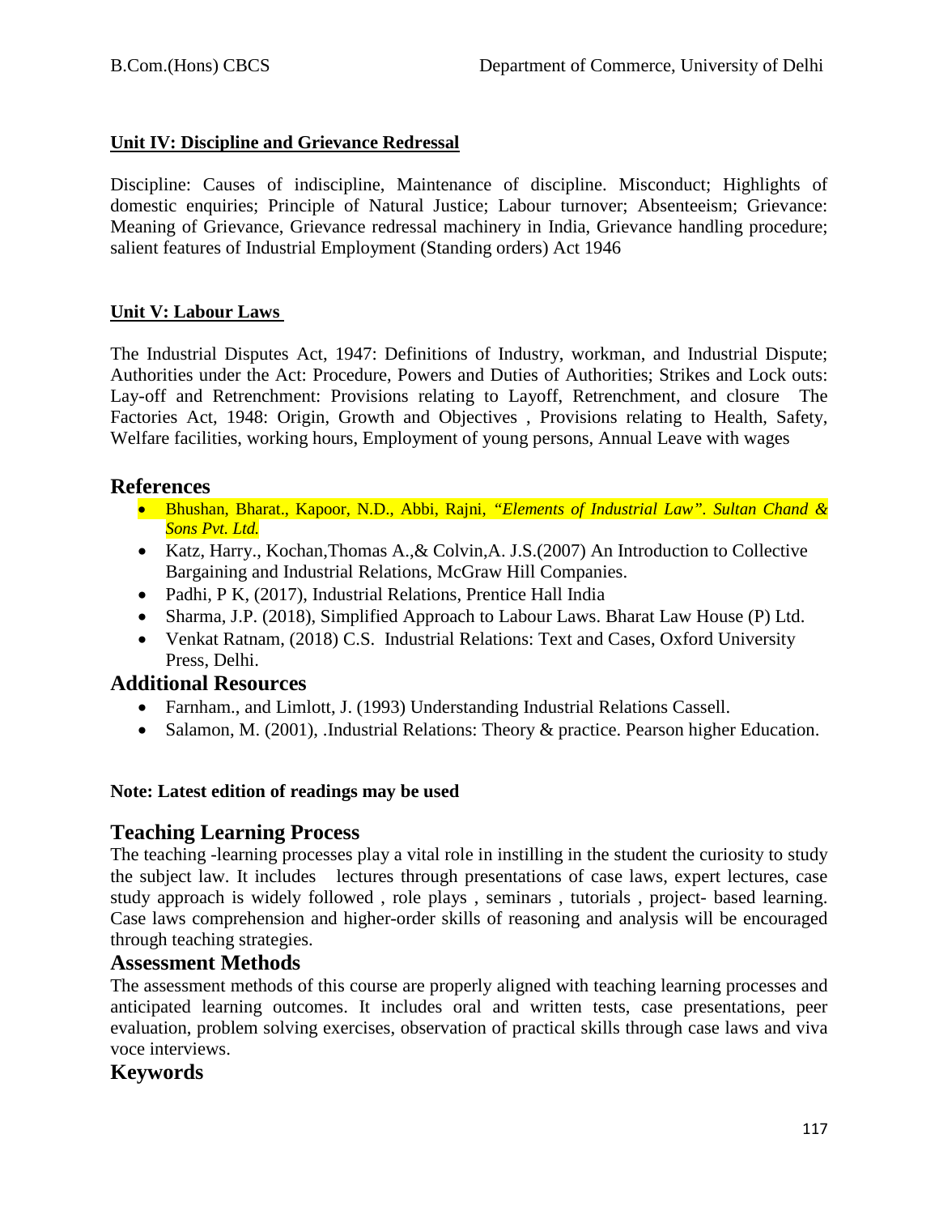**Unit IV: Discipline and Grievance Redressal**

Discipline: Causes of indiscipline, Maintenance of discipline. Misconduct; Highlights of domestic enquiries; Principle of Natural Justice; Labour turnover; Absenteeism; Grievance: Meaning of Grievance, Grievance redressal machinery in India, Grievance handling procedure; salient features of Industrial Employment (Standing orders) Act 1946

**Unit V: Labour Laws**

The Industrial Disputes Act, 1947: Definitions of Industry, workman, and Industrial Dispute; Authorities under the Act: Procedure, Powers and Duties of Authorities; Strikes and Lock outs: Lay-off and Retrenchment: Provisions relating to Layoff, Retrenchment, and closure The Factories Act, 1948: Origin, Growth and Objectives , Provisions relating to Health, Safety, Welfare facilities, working hours, Employment of young persons, Annual Leave with wages

## References

- Bhushan, Bharat., Kapoor, N.D., Abbi, Rajni, *"Elements of Industrial Law". Sultan Chand & Sons Pvt. Ltd.*
- Katz, Harry., Kochan,Thomas A.,& Colvin,A. J.S.(2007) An Introduction to Collective Bargaining and Industrial Relations, McGraw Hill Companies.
- Padhi, P K, (2017), Industrial Relations, Prentice Hall India
- Sharma, J.P. (2018), Simplified Approach to Labour Laws. Bharat Law House (P) Ltd.
- Venkat Ratnam, (2018) C.S. Industrial Relations: Text and Cases, Oxford University Press, Delhi.

## Additional Resources

- Farnham., and Limlott, J. (1993) Understanding Industrial Relations Cassell.
- Salamon, M. (2001), .Industrial Relations: Theory & practice. Pearson higher Education.

**Note: Latest edition of readings may be used**

## Teaching Learning Process

The teaching -learning processes play a vital role in instilling in the student the curiosity to study the subject law. It includes lectures through presentations of case laws, expert lectures, case study approach is widely followed , role plays , seminars , tutorials , project- based learning. Case laws comprehension and higher-order skills of reasoning and analysis will be encouraged through teaching strategies.

## Assessment Methods

The assessment methods of this course are properly aligned with teaching learning processes and anticipated learning outcomes. It includes oral and written tests, case presentations, peer evaluation, problem solving exercises, observation of practical skills through case laws and viva voce interviews.

## Keywords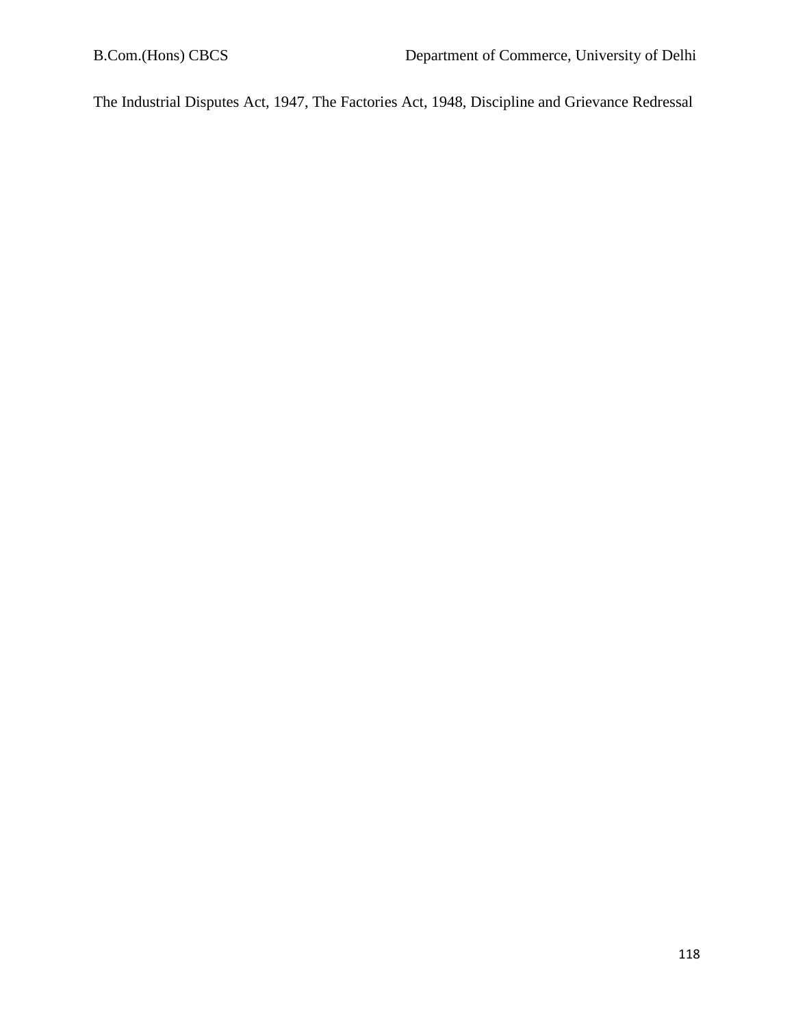The Industrial Disputes Act, 1947, The Factories Act, 1948, Discipline and Grievance Redressal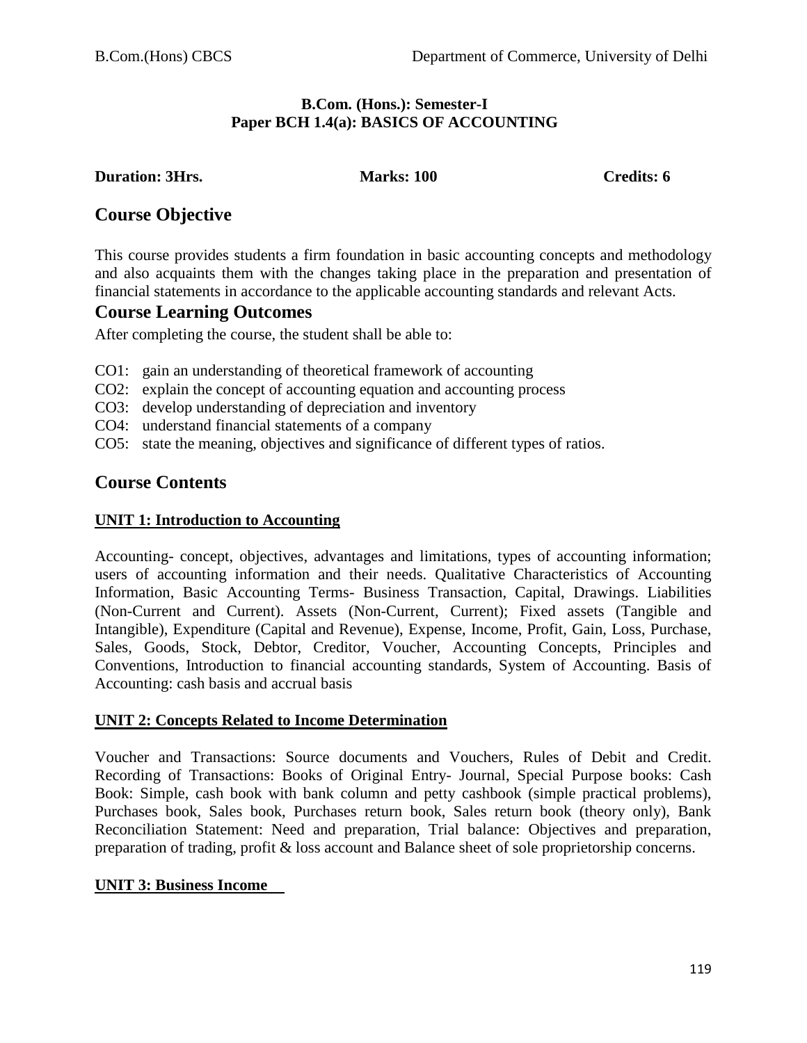**B.Com. (Hons.): Semester-I**
**Paper BCH 1.4(a): BASICS OF ACCOUNTING**

**Duration: 3Hrs.** **Marks: 100** **Credits: 6**

## Course Objective

This course provides students a firm foundation in basic accounting concepts and methodology and also acquaints them with the changes taking place in the preparation and presentation of financial statements in accordance to the applicable accounting standards and relevant Acts.

## Course Learning Outcomes

After completing the course, the student shall be able to:

- CO1: gain an understanding of theoretical framework of accounting
- CO2: explain the concept of accounting equation and accounting process
- CO3: develop understanding of depreciation and inventory
- CO4: understand financial statements of a company
- CO5: state the meaning, objectives and significance of different types of ratios.

## Course Contents

### UNIT 1: Introduction to Accounting

Accounting- concept, objectives, advantages and limitations, types of accounting information; users of accounting information and their needs. Qualitative Characteristics of Accounting Information, Basic Accounting Terms- Business Transaction, Capital, Drawings. Liabilities (Non-Current and Current). Assets (Non-Current, Current); Fixed assets (Tangible and Intangible), Expenditure (Capital and Revenue), Expense, Income, Profit, Gain, Loss, Purchase, Sales, Goods, Stock, Debtor, Creditor, Voucher, Accounting Concepts, Principles and Conventions, Introduction to financial accounting standards, System of Accounting. Basis of Accounting: cash basis and accrual basis

### UNIT 2: Concepts Related to Income Determination

Voucher and Transactions: Source documents and Vouchers, Rules of Debit and Credit. Recording of Transactions: Books of Original Entry- Journal, Special Purpose books: Cash Book: Simple, cash book with bank column and petty cashbook (simple practical problems), Purchases book, Sales book, Purchases return book, Sales return book (theory only), Bank Reconciliation Statement: Need and preparation, Trial balance: Objectives and preparation, preparation of trading, profit & loss account and Balance sheet of sole proprietorship concerns.

### UNIT 3: Business Income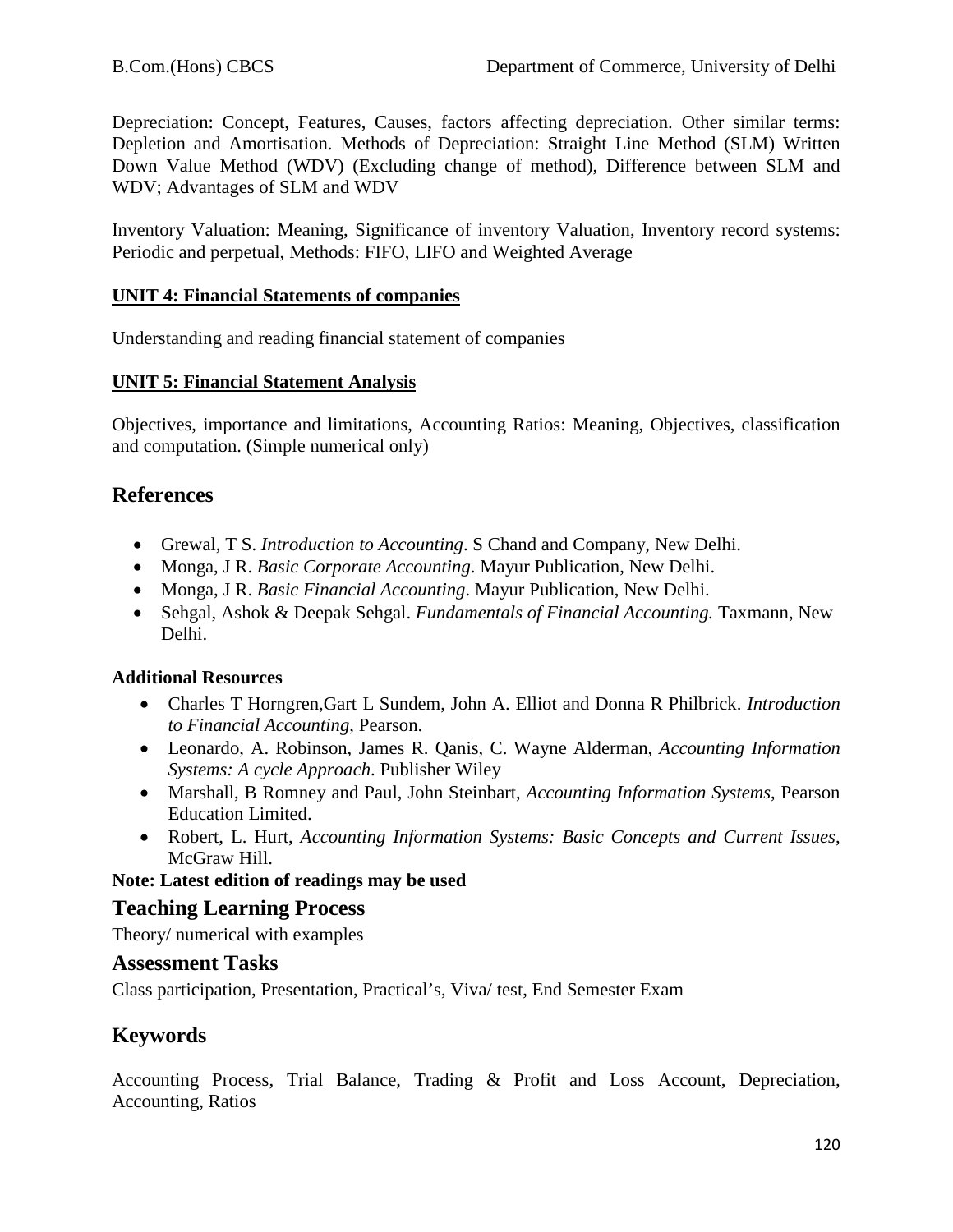Depreciation: Concept, Features, Causes, factors affecting depreciation. Other similar terms: Depletion and Amortisation. Methods of Depreciation: Straight Line Method (SLM) Written Down Value Method (WDV) (Excluding change of method), Difference between SLM and WDV; Advantages of SLM and WDV

Inventory Valuation: Meaning, Significance of inventory Valuation, Inventory record systems: Periodic and perpetual, Methods: FIFO, LIFO and Weighted Average

**UNIT 4: Financial Statements of companies**

Understanding and reading financial statement of companies

**UNIT 5: Financial Statement Analysis**

Objectives, importance and limitations, Accounting Ratios: Meaning, Objectives, classification and computation. (Simple numerical only)

## References

- Grewal, T S. *Introduction to Accounting*. S Chand and Company, New Delhi.
- Monga, J R. *Basic Corporate Accounting*. Mayur Publication, New Delhi.
- Monga, J R. *Basic Financial Accounting*. Mayur Publication, New Delhi.
- Sehgal, Ashok & Deepak Sehgal. *Fundamentals of Financial Accounting.* Taxmann, New Delhi.

**Additional Resources**

- Charles T Horngren,Gart L Sundem, John A. Elliot and Donna R Philbrick. *Introduction to Financial Accounting*, Pearson.
- Leonardo, A. Robinson, James R. Qanis, C. Wayne Alderman, *Accounting Information Systems: A cycle Approach*. Publisher Wiley
- Marshall, B Romney and Paul, John Steinbart, *Accounting Information Systems*, Pearson Education Limited.
- Robert, L. Hurt, *Accounting Information Systems: Basic Concepts and Current Issues*, McGraw Hill.

**Note: Latest edition of readings may be used**

## Teaching Learning Process

Theory/ numerical with examples

## Assessment Tasks

Class participation, Presentation, Practical's, Viva/ test, End Semester Exam

## Keywords

Accounting Process, Trial Balance, Trading & Profit and Loss Account, Depreciation, Accounting, Ratios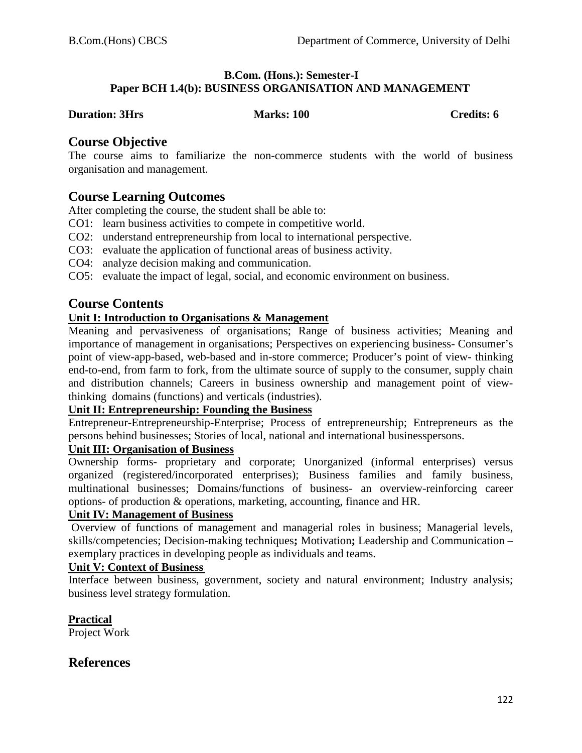**B.Com. (Hons.): Semester-I**
**Paper BCH 1.4(b): BUSINESS ORGANISATION AND MANAGEMENT**

**Duration: 3Hrs** **Marks: 100** **Credits: 6**

## Course Objective

The course aims to familiarize the non-commerce students with the world of business organisation and management.

## Course Learning Outcomes

After completing the course, the student shall be able to:

CO1: learn business activities to compete in competitive world.
CO2: understand entrepreneurship from local to international perspective.
CO3: evaluate the application of functional areas of business activity.
CO4: analyze decision making and communication.
CO5: evaluate the impact of legal, social, and economic environment on business.

## Course Contents

**Unit I: Introduction to Organisations & Management**

Meaning and pervasiveness of organisations; Range of business activities; Meaning and importance of management in organisations; Perspectives on experiencing business- Consumer's point of view-app-based, web-based and in-store commerce; Producer's point of view- thinking end-to-end, from farm to fork, from the ultimate source of supply to the consumer, supply chain and distribution channels; Careers in business ownership and management point of view- thinking domains (functions) and verticals (industries).

**Unit II: Entrepreneurship: Founding the Business**

Entrepreneur-Entrepreneurship-Enterprise; Process of entrepreneurship; Entrepreneurs as the persons behind businesses; Stories of local, national and international businesspersons.

**Unit III: Organisation of Business**

Ownership forms- proprietary and corporate; Unorganized (informal enterprises) versus organized (registered/incorporated enterprises); Business families and family business, multinational businesses; Domains/functions of business- an overview-reinforcing career options- of production & operations, marketing, accounting, finance and HR.

**Unit IV: Management of Business**

Overview of functions of management and managerial roles in business; Managerial levels, skills/competencies; Decision-making techniques**;** Motivation**;** Leadership and Communication – exemplary practices in developing people as individuals and teams.

**Unit V: Context of Business**

Interface between business, government, society and natural environment; Industry analysis; business level strategy formulation.

**Practical**

Project Work

## References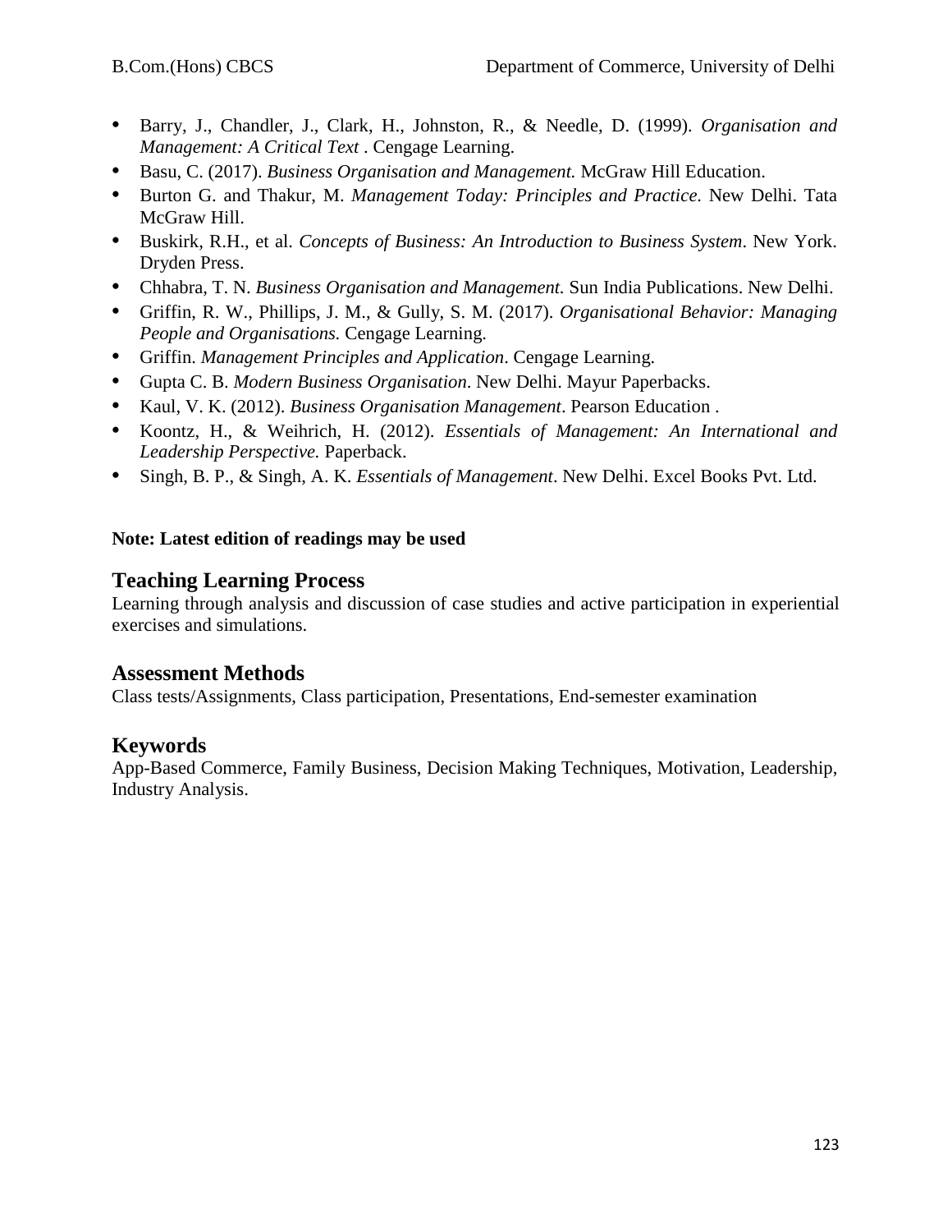- Barry, J., Chandler, J., Clark, H., Johnston, R., & Needle, D. (1999). *Organisation and Management: A Critical Text* . Cengage Learning.
- Basu, C. (2017). *Business Organisation and Management.* McGraw Hill Education.
- Burton G. and Thakur, M. *Management Today: Principles and Practice*. New Delhi. Tata McGraw Hill.
- Buskirk, R.H., et al. *Concepts of Business: An Introduction to Business System*. New York. Dryden Press.
- Chhabra, T. N. *Business Organisation and Management.* Sun India Publications. New Delhi.
- Griffin, R. W., Phillips, J. M., & Gully, S. M. (2017). *Organisational Behavior: Managing People and Organisations.* Cengage Learning.
- Griffin. *Management Principles and Application*. Cengage Learning.
- Gupta C. B. *Modern Business Organisation*. New Delhi. Mayur Paperbacks.
- Kaul, V. K. (2012). *Business Organisation Management*. Pearson Education .
- Koontz, H., & Weihrich, H. (2012). *Essentials of Management: An International and Leadership Perspective.* Paperback.
- Singh, B. P., & Singh, A. K. *Essentials of Management*. New Delhi. Excel Books Pvt. Ltd.

**Note: Latest edition of readings may be used**

## Teaching Learning Process

Learning through analysis and discussion of case studies and active participation in experiential exercises and simulations.

## Assessment Methods

Class tests/Assignments, Class participation, Presentations, End-semester examination

## Keywords

App-Based Commerce, Family Business, Decision Making Techniques, Motivation, Leadership, Industry Analysis.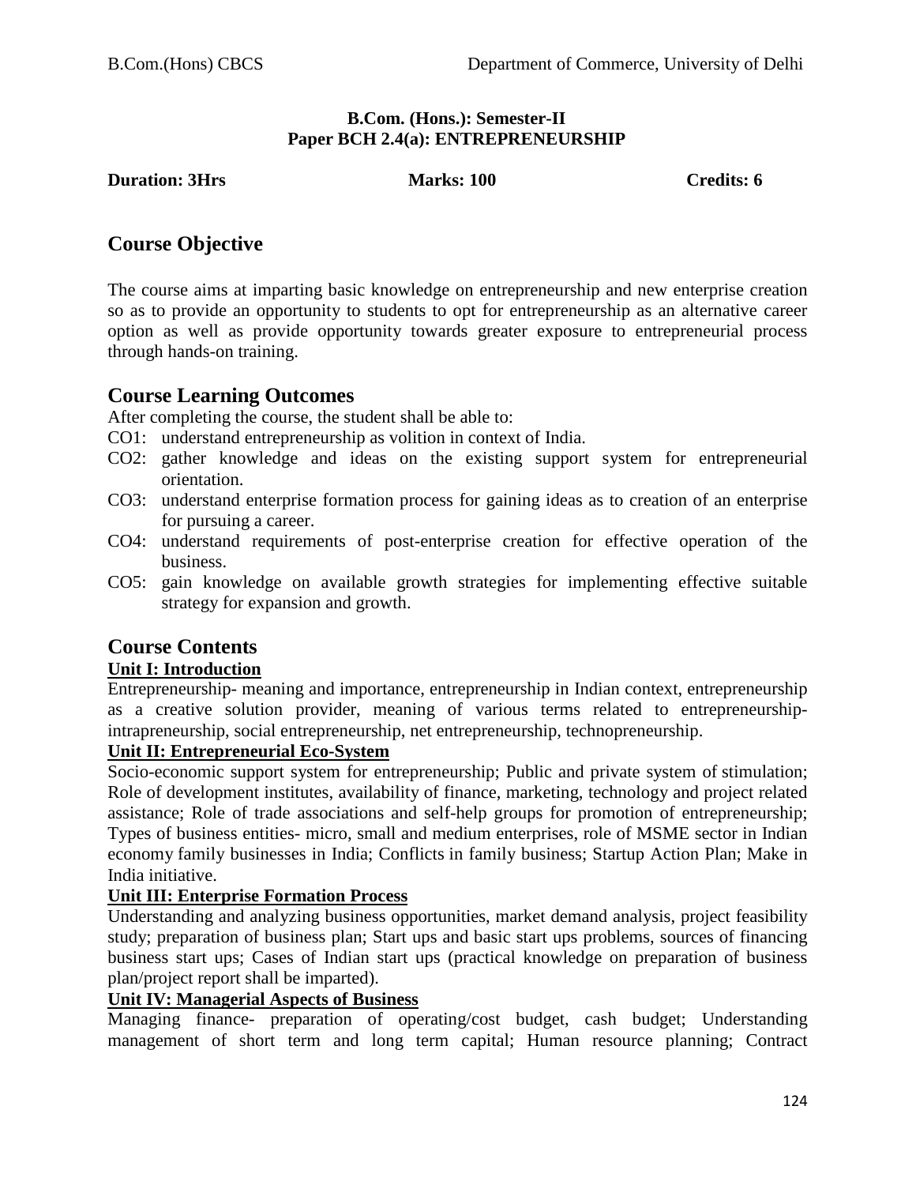**B.Com. (Hons.): Semester-II**
**Paper BCH 2.4(a): ENTREPRENEURSHIP**

**Duration: 3Hrs** **Marks: 100** **Credits: 6**

## Course Objective

The course aims at imparting basic knowledge on entrepreneurship and new enterprise creation so as to provide an opportunity to students to opt for entrepreneurship as an alternative career option as well as provide opportunity towards greater exposure to entrepreneurial process through hands-on training.

## Course Learning Outcomes

After completing the course, the student shall be able to:

- CO1: understand entrepreneurship as volition in context of India.
- CO2: gather knowledge and ideas on the existing support system for entrepreneurial orientation.
- CO3: understand enterprise formation process for gaining ideas as to creation of an enterprise for pursuing a career.
- CO4: understand requirements of post-enterprise creation for effective operation of the business.
- CO5: gain knowledge on available growth strategies for implementing effective suitable strategy for expansion and growth.

## Course Contents

**Unit I: Introduction**

Entrepreneurship- meaning and importance, entrepreneurship in Indian context, entrepreneurship as a creative solution provider, meaning of various terms related to entrepreneurship- intrapreneurship, social entrepreneurship, net entrepreneurship, technopreneurship.

**Unit II: Entrepreneurial Eco-System**

Socio-economic support system for entrepreneurship; Public and private system of stimulation; Role of development institutes, availability of finance, marketing, technology and project related assistance; Role of trade associations and self-help groups for promotion of entrepreneurship; Types of business entities- micro, small and medium enterprises, role of MSME sector in Indian economy family businesses in India; Conflicts in family business; Startup Action Plan; Make in India initiative.

**Unit III: Enterprise Formation Process**

Understanding and analyzing business opportunities, market demand analysis, project feasibility study; preparation of business plan; Start ups and basic start ups problems, sources of financing business start ups; Cases of Indian start ups (practical knowledge on preparation of business plan/project report shall be imparted).

**Unit IV: Managerial Aspects of Business**

Managing finance- preparation of operating/cost budget, cash budget; Understanding management of short term and long term capital; Human resource planning; Contract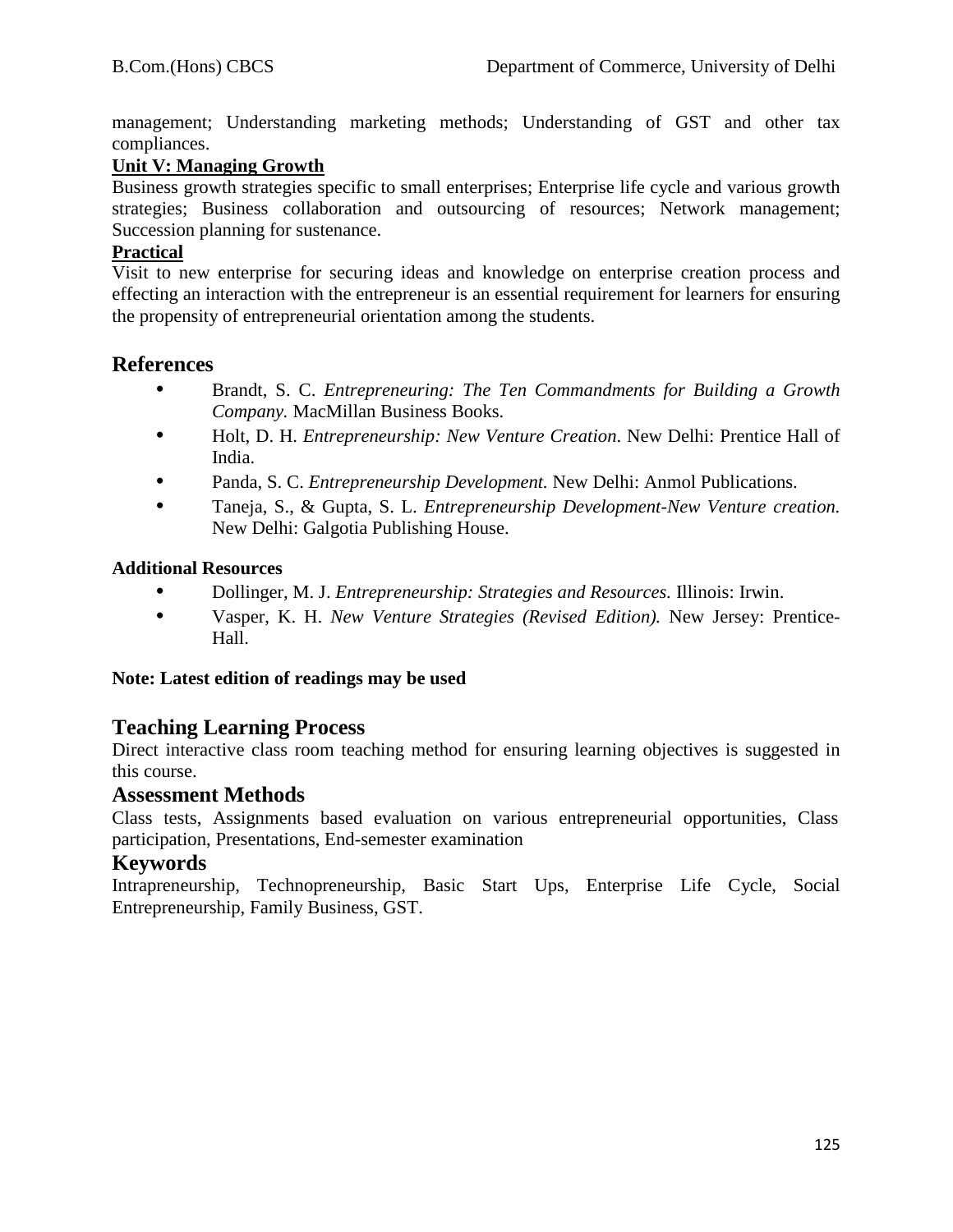management; Understanding marketing methods; Understanding of GST and other tax compliances.

**Unit V: Managing Growth**

Business growth strategies specific to small enterprises; Enterprise life cycle and various growth strategies; Business collaboration and outsourcing of resources; Network management; Succession planning for sustenance.

**Practical**

Visit to new enterprise for securing ideas and knowledge on enterprise creation process and effecting an interaction with the entrepreneur is an essential requirement for learners for ensuring the propensity of entrepreneurial orientation among the students.

## References

- Brandt, S. C. *Entrepreneuring: The Ten Commandments for Building a Growth Company.* MacMillan Business Books.
- Holt, D. H. *Entrepreneurship: New Venture Creation*. New Delhi: Prentice Hall of India.
- Panda, S. C. *Entrepreneurship Development.* New Delhi: Anmol Publications.
- Taneja, S., & Gupta, S. L. *Entrepreneurship Development-New Venture creation.* New Delhi: Galgotia Publishing House.

**Additional Resources**

- Dollinger, M. J. *Entrepreneurship: Strategies and Resources.* Illinois: Irwin.
- Vasper, K. H. *New Venture Strategies (Revised Edition).* New Jersey: Prentice-Hall.

**Note: Latest edition of readings may be used**

## Teaching Learning Process

Direct interactive class room teaching method for ensuring learning objectives is suggested in this course.

## Assessment Methods

Class tests, Assignments based evaluation on various entrepreneurial opportunities, Class participation, Presentations, End-semester examination

## Keywords

Intrapreneurship, Technopreneurship, Basic Start Ups, Enterprise Life Cycle, Social Entrepreneurship, Family Business, GST.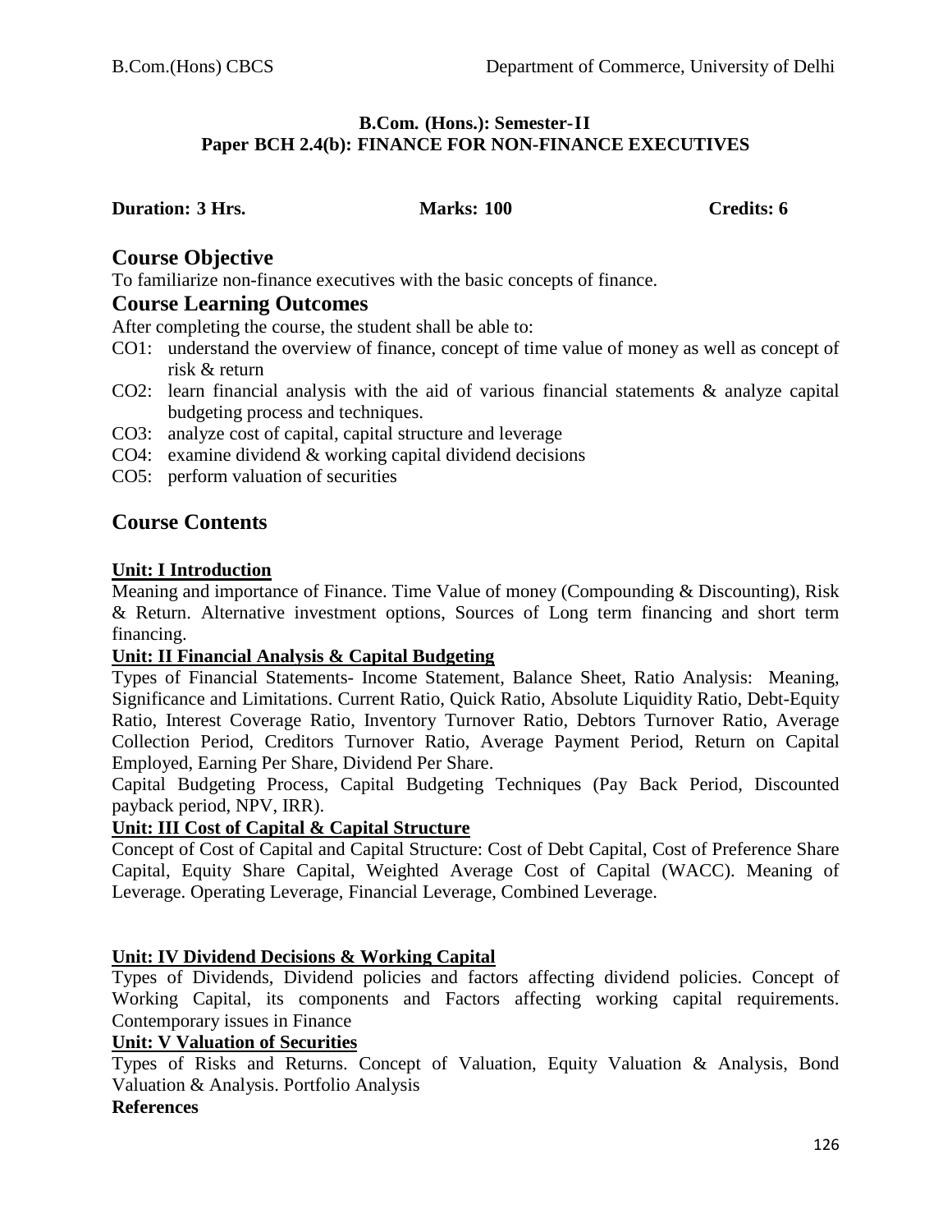**B.Com. (Hons.): Semester-II**
**Paper BCH 2.4(b): FINANCE FOR NON-FINANCE EXECUTIVES**

**Duration: 3 Hrs.** **Marks: 100** **Credits: 6**

## Course Objective

To familiarize non-finance executives with the basic concepts of finance.

## Course Learning Outcomes

After completing the course, the student shall be able to:

- CO1: understand the overview of finance, concept of time value of money as well as concept of risk & return
- CO2: learn financial analysis with the aid of various financial statements & analyze capital budgeting process and techniques.
- CO3: analyze cost of capital, capital structure and leverage
- CO4: examine dividend & working capital dividend decisions
- CO5: perform valuation of securities

## Course Contents

**Unit: I Introduction**

Meaning and importance of Finance. Time Value of money (Compounding & Discounting), Risk & Return. Alternative investment options, Sources of Long term financing and short term financing.

**Unit: II Financial Analysis & Capital Budgeting**

Types of Financial Statements- Income Statement, Balance Sheet, Ratio Analysis: Meaning, Significance and Limitations. Current Ratio, Quick Ratio, Absolute Liquidity Ratio, Debt-Equity Ratio, Interest Coverage Ratio, Inventory Turnover Ratio, Debtors Turnover Ratio, Average Collection Period, Creditors Turnover Ratio, Average Payment Period, Return on Capital Employed, Earning Per Share, Dividend Per Share.

Capital Budgeting Process, Capital Budgeting Techniques (Pay Back Period, Discounted payback period, NPV, IRR).

**Unit: III Cost of Capital & Capital Structure**

Concept of Cost of Capital and Capital Structure: Cost of Debt Capital, Cost of Preference Share Capital, Equity Share Capital, Weighted Average Cost of Capital (WACC). Meaning of Leverage. Operating Leverage, Financial Leverage, Combined Leverage.

**Unit: IV Dividend Decisions & Working Capital**

Types of Dividends, Dividend policies and factors affecting dividend policies. Concept of Working Capital, its components and Factors affecting working capital requirements. Contemporary issues in Finance

**Unit: V Valuation of Securities**

Types of Risks and Returns. Concept of Valuation, Equity Valuation & Analysis, Bond Valuation & Analysis. Portfolio Analysis

**References**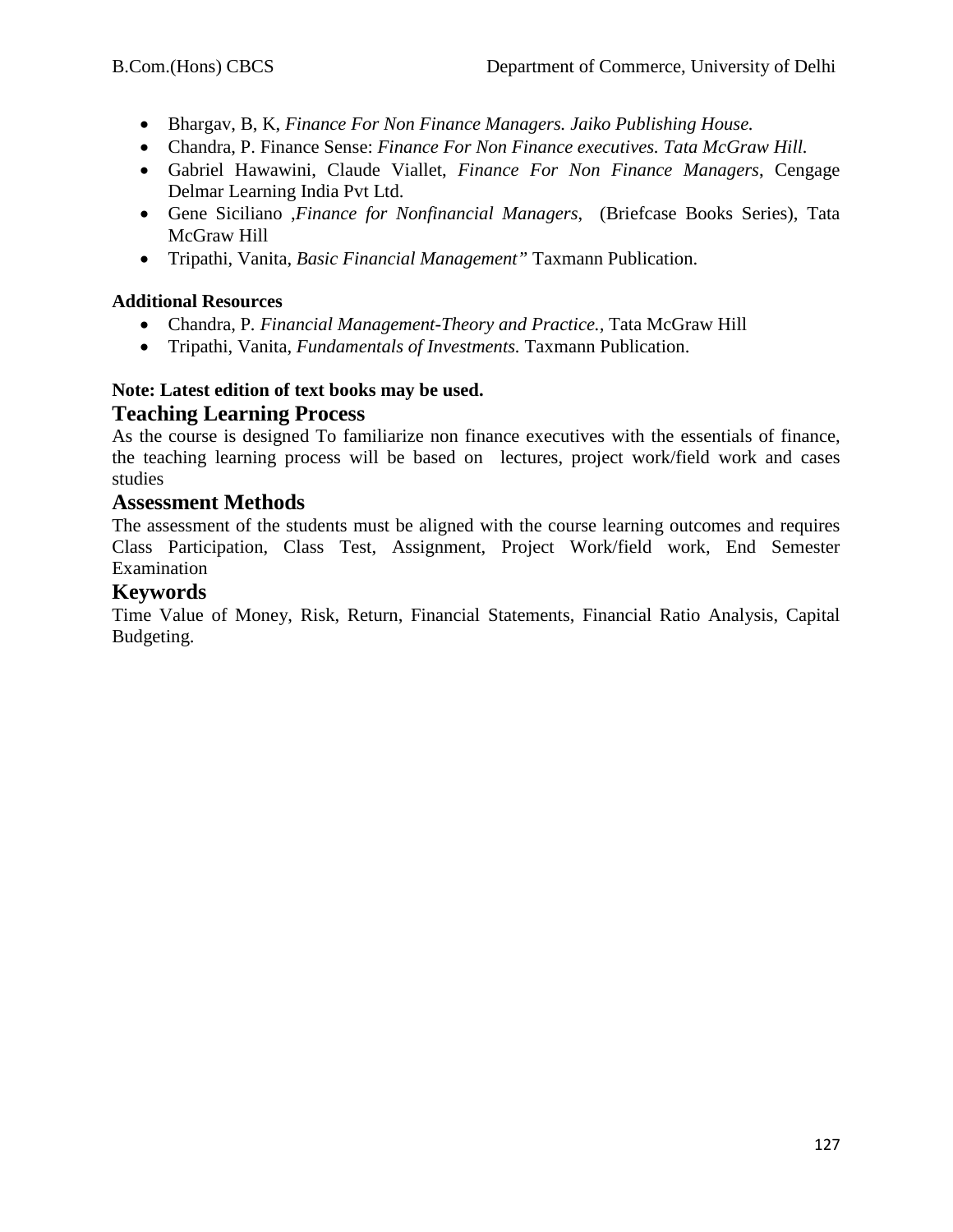- Bhargav, B, K, *Finance For Non Finance Managers. Jaiko Publishing House.*
- Chandra, P. Finance Sense: *Finance For Non Finance executives. Tata McGraw Hill.*
- Gabriel Hawawini, Claude Viallet, *Finance For Non Finance Managers*, Cengage Delmar Learning India Pvt Ltd.
- Gene Siciliano ,*Finance for Nonfinancial Managers*, (Briefcase Books Series), Tata McGraw Hill
- Tripathi, Vanita, *Basic Financial Management"* Taxmann Publication.

**Additional Resources**

- Chandra, P. *Financial Management-Theory and Practice.*, Tata McGraw Hill
- Tripathi, Vanita, *Fundamentals of Investments.* Taxmann Publication.

**Note: Latest edition of text books may be used.**

## Teaching Learning Process

As the course is designed To familiarize non finance executives with the essentials of finance, the teaching learning process will be based on lectures, project work/field work and cases studies

## Assessment Methods

The assessment of the students must be aligned with the course learning outcomes and requires Class Participation, Class Test, Assignment, Project Work/field work, End Semester Examination

## Keywords

Time Value of Money, Risk, Return, Financial Statements, Financial Ratio Analysis, Capital Budgeting.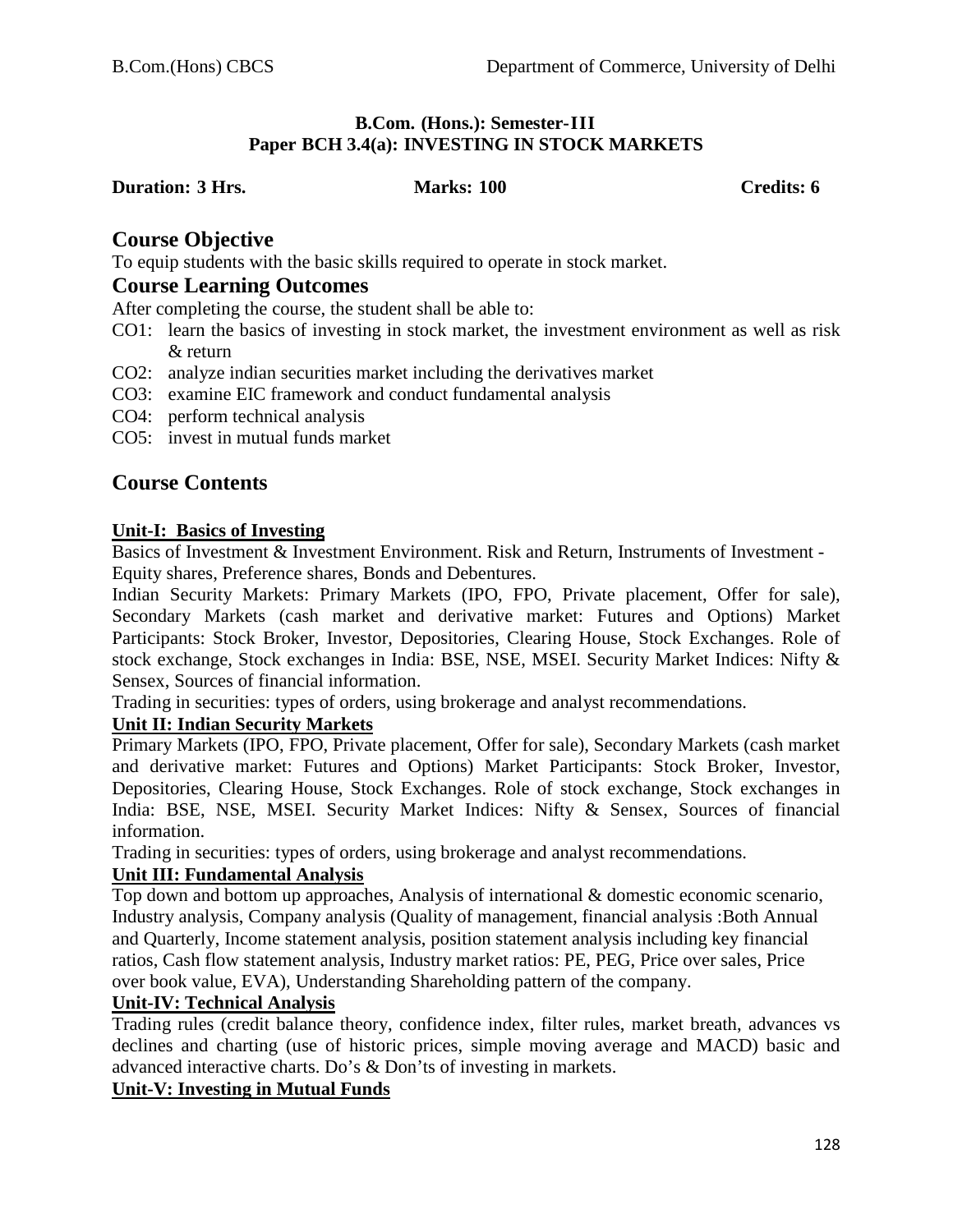**B.Com. (Hons.): Semester-III**
**Paper BCH 3.4(a): INVESTING IN STOCK MARKETS**

**Duration: 3 Hrs. Marks: 100 Credits: 6**

## Course Objective

To equip students with the basic skills required to operate in stock market.

## Course Learning Outcomes

After completing the course, the student shall be able to:

- CO1: learn the basics of investing in stock market, the investment environment as well as risk & return
- CO2: analyze indian securities market including the derivatives market
- CO3: examine EIC framework and conduct fundamental analysis
- CO4: perform technical analysis
- CO5: invest in mutual funds market

## Course Contents

### Unit-I: Basics of Investing

Basics of Investment & Investment Environment. Risk and Return, Instruments of Investment - Equity shares, Preference shares, Bonds and Debentures.

Indian Security Markets: Primary Markets (IPO, FPO, Private placement, Offer for sale), Secondary Markets (cash market and derivative market: Futures and Options) Market Participants: Stock Broker, Investor, Depositories, Clearing House, Stock Exchanges. Role of stock exchange, Stock exchanges in India: BSE, NSE, MSEI. Security Market Indices: Nifty & Sensex, Sources of financial information.

Trading in securities: types of orders, using brokerage and analyst recommendations.

### Unit II: Indian Security Markets

Primary Markets (IPO, FPO, Private placement, Offer for sale), Secondary Markets (cash market and derivative market: Futures and Options) Market Participants: Stock Broker, Investor, Depositories, Clearing House, Stock Exchanges. Role of stock exchange, Stock exchanges in India: BSE, NSE, MSEI. Security Market Indices: Nifty & Sensex, Sources of financial information.

Trading in securities: types of orders, using brokerage and analyst recommendations.

### Unit III: Fundamental Analysis

Top down and bottom up approaches, Analysis of international & domestic economic scenario, Industry analysis, Company analysis (Quality of management, financial analysis :Both Annual and Quarterly, Income statement analysis, position statement analysis including key financial ratios, Cash flow statement analysis, Industry market ratios: PE, PEG, Price over sales, Price over book value, EVA), Understanding Shareholding pattern of the company.

### Unit-IV: Technical Analysis

Trading rules (credit balance theory, confidence index, filter rules, market breath, advances vs declines and charting (use of historic prices, simple moving average and MACD) basic and advanced interactive charts. Do's & Don'ts of investing in markets.

### Unit-V: Investing in Mutual Funds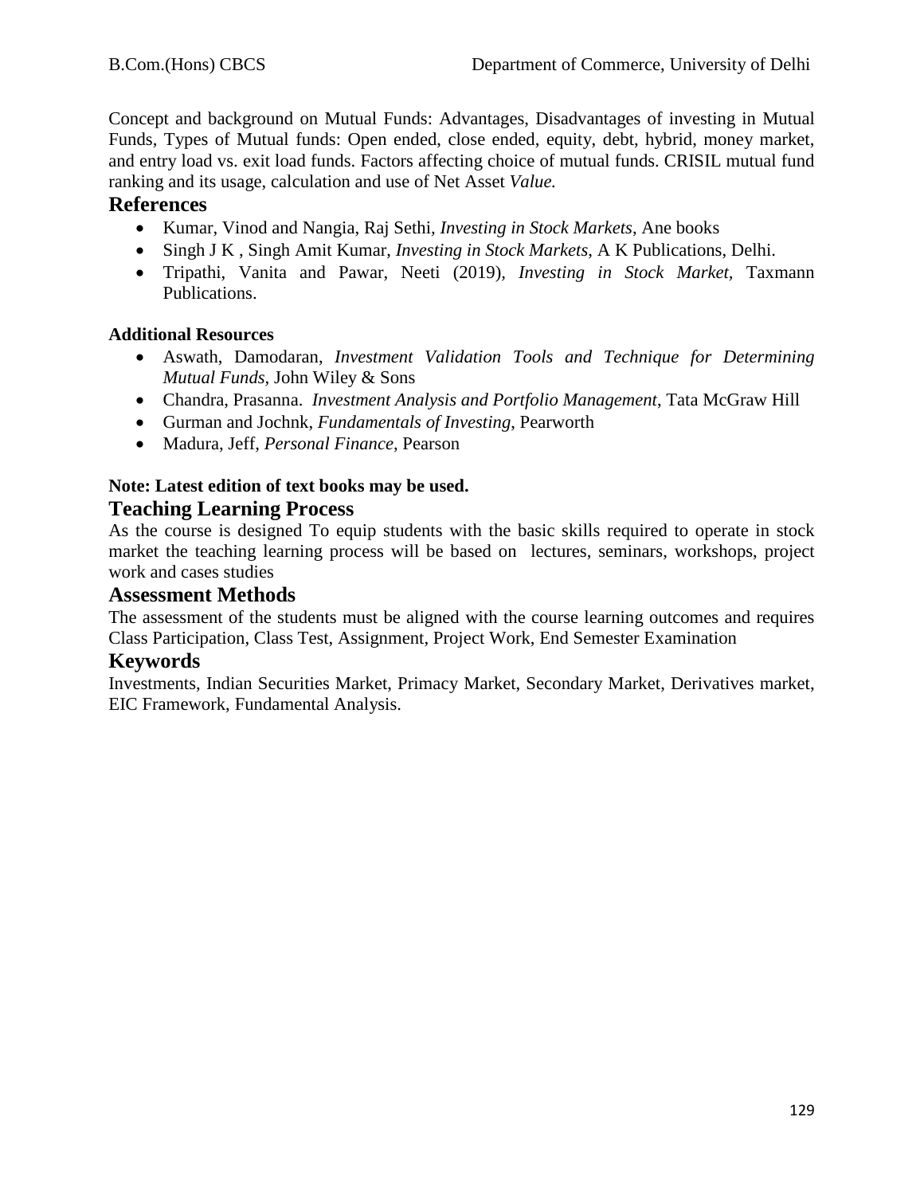Concept and background on Mutual Funds: Advantages, Disadvantages of investing in Mutual Funds, Types of Mutual funds: Open ended, close ended, equity, debt, hybrid, money market, and entry load vs. exit load funds. Factors affecting choice of mutual funds. CRISIL mutual fund ranking and its usage, calculation and use of Net Asset *Value.*

## References

- Kumar, Vinod and Nangia, Raj Sethi, *Investing in Stock Markets*, Ane books
- Singh J K , Singh Amit Kumar, *Investing in Stock Markets*, A K Publications, Delhi.
- Tripathi, Vanita and Pawar, Neeti (2019), *Investing in Stock Market*, Taxmann Publications.

**Additional Resources**

- Aswath, Damodaran, *Investment Validation Tools and Technique for Determining Mutual Funds*, John Wiley & Sons
- Chandra, Prasanna. *Investment Analysis and Portfolio Management*, Tata McGraw Hill
- Gurman and Jochnk, *Fundamentals of Investing*, Pearworth
- Madura, Jeff, *Personal Finance*, Pearson

**Note: Latest edition of text books may be used.**

## Teaching Learning Process

As the course is designed To equip students with the basic skills required to operate in stock market the teaching learning process will be based on lectures, seminars, workshops, project work and cases studies

## Assessment Methods

The assessment of the students must be aligned with the course learning outcomes and requires Class Participation, Class Test, Assignment, Project Work, End Semester Examination

## Keywords

Investments, Indian Securities Market, Primacy Market, Secondary Market, Derivatives market, EIC Framework, Fundamental Analysis.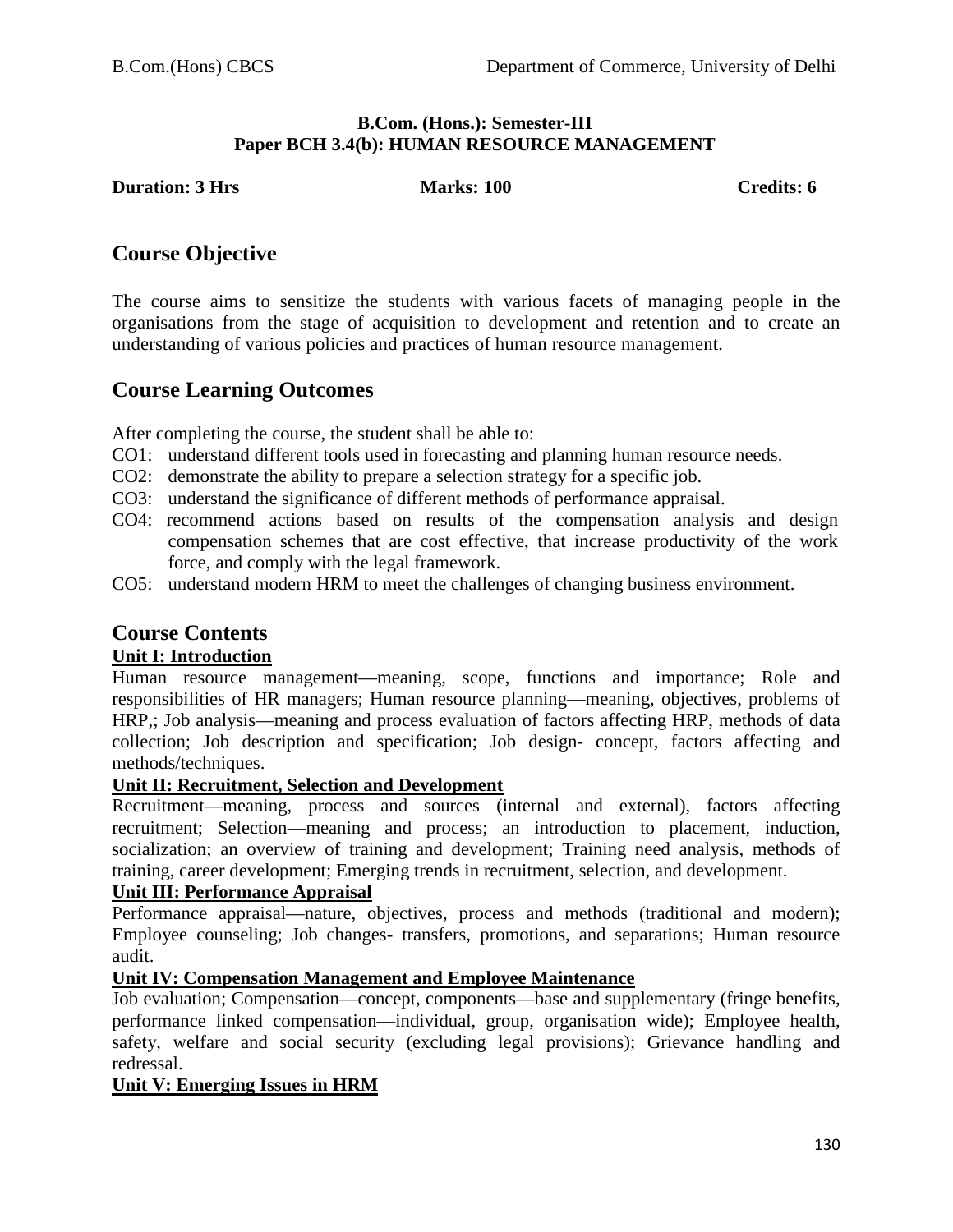**B.Com. (Hons.): Semester-III**
**Paper BCH 3.4(b): HUMAN RESOURCE MANAGEMENT**

**Duration: 3 Hrs** **Marks: 100** **Credits: 6**

## Course Objective

The course aims to sensitize the students with various facets of managing people in the organisations from the stage of acquisition to development and retention and to create an understanding of various policies and practices of human resource management.

## Course Learning Outcomes

After completing the course, the student shall be able to:

CO1: understand different tools used in forecasting and planning human resource needs.
CO2: demonstrate the ability to prepare a selection strategy for a specific job.
CO3: understand the significance of different methods of performance appraisal.
CO4: recommend actions based on results of the compensation analysis and design compensation schemes that are cost effective, that increase productivity of the work force, and comply with the legal framework.
CO5: understand modern HRM to meet the challenges of changing business environment.

## Course Contents

**Unit I: Introduction**

Human resource management—meaning, scope, functions and importance; Role and responsibilities of HR managers; Human resource planning—meaning, objectives, problems of HRP,; Job analysis—meaning and process evaluation of factors affecting HRP, methods of data collection; Job description and specification; Job design- concept, factors affecting and methods/techniques.

**Unit II: Recruitment, Selection and Development**

Recruitment—meaning, process and sources (internal and external), factors affecting recruitment; Selection—meaning and process; an introduction to placement, induction, socialization; an overview of training and development; Training need analysis, methods of training, career development; Emerging trends in recruitment, selection, and development.

**Unit III: Performance Appraisal**

Performance appraisal—nature, objectives, process and methods (traditional and modern); Employee counseling; Job changes- transfers, promotions, and separations; Human resource audit.

**Unit IV: Compensation Management and Employee Maintenance**

Job evaluation; Compensation—concept, components—base and supplementary (fringe benefits, performance linked compensation—individual, group, organisation wide); Employee health, safety, welfare and social security (excluding legal provisions); Grievance handling and redressal.

**Unit V: Emerging Issues in HRM**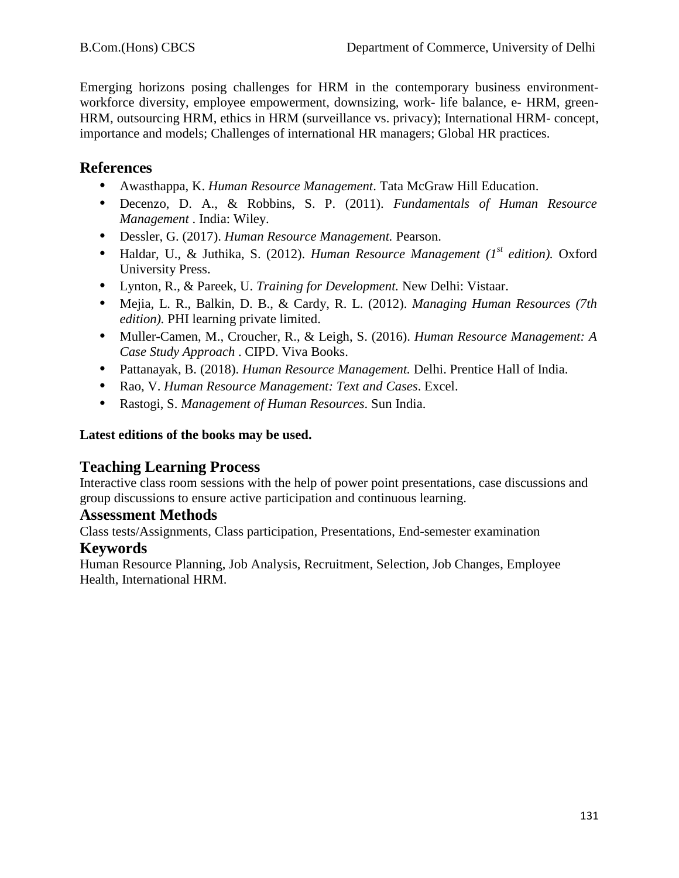Emerging horizons posing challenges for HRM in the contemporary business environment- workforce diversity, employee empowerment, downsizing, work- life balance, e- HRM, green-HRM, outsourcing HRM, ethics in HRM (surveillance vs. privacy); International HRM- concept, importance and models; Challenges of international HR managers; Global HR practices.

## References

- Awasthappa, K. *Human Resource Management*. Tata McGraw Hill Education.
- Decenzo, D. A., & Robbins, S. P. (2011). *Fundamentals of Human Resource Management* . India: Wiley.
- Dessler, G. (2017). *Human Resource Management.* Pearson.
- Haldar, U., & Juthika, S. (2012). *Human Resource Management (1st edition).* Oxford University Press.
- Lynton, R., & Pareek, U. *Training for Development.* New Delhi: Vistaar.
- Mejia, L. R., Balkin, D. B., & Cardy, R. L. (2012). *Managing Human Resources (7th edition).* PHI learning private limited.
- Muller-Camen, M., Croucher, R., & Leigh, S. (2016). *Human Resource Management: A Case Study Approach* . CIPD. Viva Books.
- Pattanayak, B. (2018). *Human Resource Management.* Delhi. Prentice Hall of India.
- Rao, V. *Human Resource Management: Text and Cases*. Excel.
- Rastogi, S. *Management of Human Resources*. Sun India.

**Latest editions of the books may be used.**

## Teaching Learning Process

Interactive class room sessions with the help of power point presentations, case discussions and group discussions to ensure active participation and continuous learning.

## Assessment Methods

Class tests/Assignments, Class participation, Presentations, End-semester examination

## Keywords

Human Resource Planning, Job Analysis, Recruitment, Selection, Job Changes, Employee Health, International HRM.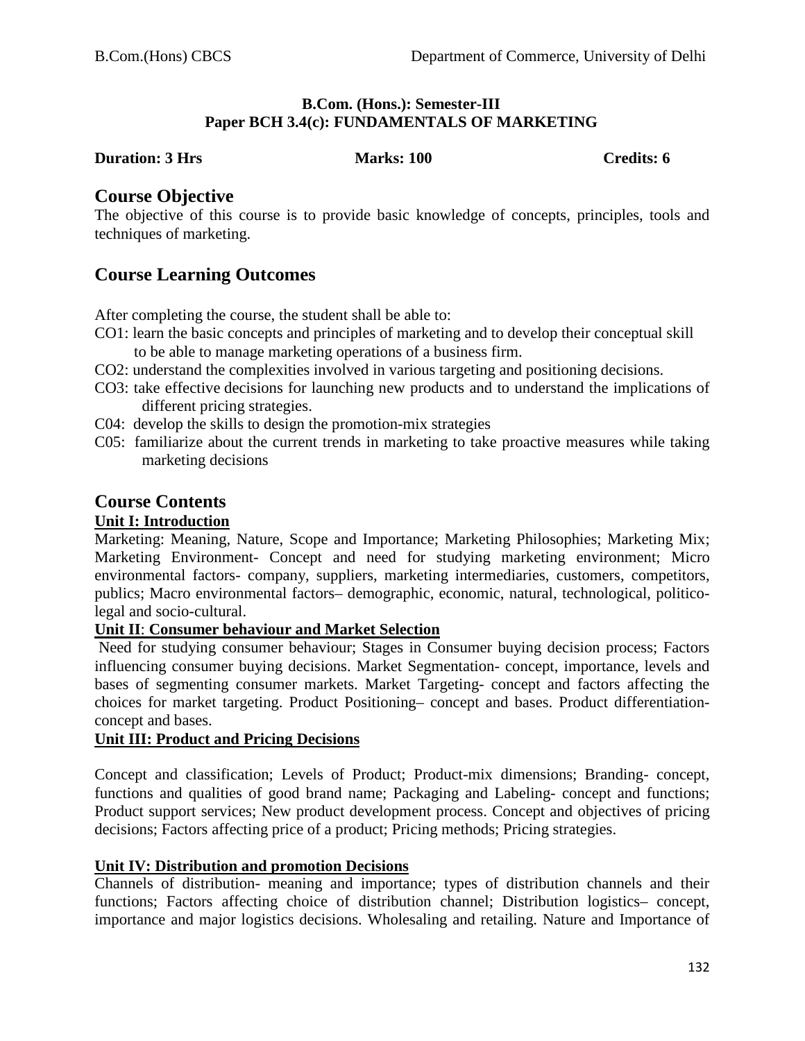**B.Com. (Hons.): Semester-III**
**Paper BCH 3.4(c): FUNDAMENTALS OF MARKETING**

**Duration: 3 Hrs** **Marks: 100** **Credits: 6**

## Course Objective

The objective of this course is to provide basic knowledge of concepts, principles, tools and techniques of marketing.

## Course Learning Outcomes

After completing the course, the student shall be able to:

CO1: learn the basic concepts and principles of marketing and to develop their conceptual skill to be able to manage marketing operations of a business firm.
CO2: understand the complexities involved in various targeting and positioning decisions.
CO3: take effective decisions for launching new products and to understand the implications of different pricing strategies.
C04: develop the skills to design the promotion-mix strategies
C05: familiarize about the current trends in marketing to take proactive measures while taking marketing decisions

## Course Contents

### Unit I: Introduction

Marketing: Meaning, Nature, Scope and Importance; Marketing Philosophies; Marketing Mix; Marketing Environment- Concept and need for studying marketing environment; Micro environmental factors- company, suppliers, marketing intermediaries, customers, competitors, publics; Macro environmental factors– demographic, economic, natural, technological, politico-legal and socio-cultural.

### Unit II: Consumer behaviour and Market Selection

Need for studying consumer behaviour; Stages in Consumer buying decision process; Factors influencing consumer buying decisions. Market Segmentation- concept, importance, levels and bases of segmenting consumer markets. Market Targeting- concept and factors affecting the choices for market targeting. Product Positioning– concept and bases. Product differentiation-concept and bases.

### Unit III: Product and Pricing Decisions

Concept and classification; Levels of Product; Product-mix dimensions; Branding- concept, functions and qualities of good brand name; Packaging and Labeling- concept and functions; Product support services; New product development process. Concept and objectives of pricing decisions; Factors affecting price of a product; Pricing methods; Pricing strategies.

### Unit IV: Distribution and promotion Decisions

Channels of distribution- meaning and importance; types of distribution channels and their functions; Factors affecting choice of distribution channel; Distribution logistics– concept, importance and major logistics decisions. Wholesaling and retailing. Nature and Importance of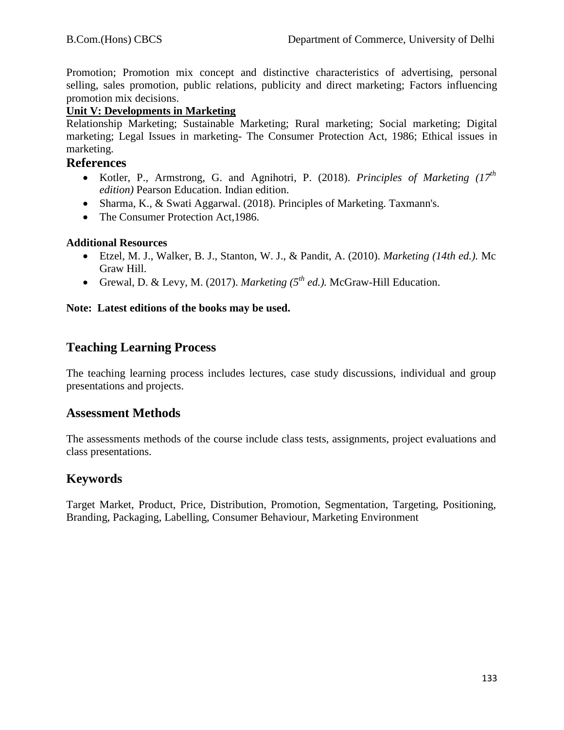Promotion; Promotion mix concept and distinctive characteristics of advertising, personal selling, sales promotion, public relations, publicity and direct marketing; Factors influencing promotion mix decisions.

**Unit V: Developments in Marketing**

Relationship Marketing; Sustainable Marketing; Rural marketing; Social marketing; Digital marketing; Legal Issues in marketing- The Consumer Protection Act, 1986; Ethical issues in marketing.

## References

- Kotler, P., Armstrong, G. and Agnihotri, P. (2018). *Principles of Marketing ($17^{th}$ edition)* Pearson Education. Indian edition.
- Sharma, K., & Swati Aggarwal. (2018). Principles of Marketing. Taxmann's.
- The Consumer Protection Act,1986.

**Additional Resources**

- Etzel, M. J., Walker, B. J., Stanton, W. J., & Pandit, A. (2010). *Marketing (14th ed.).* Mc Graw Hill.
- Grewal, D. & Levy, M. (2017). *Marketing ($5^{th}$ ed.).* McGraw-Hill Education.

**Note: Latest editions of the books may be used.**

## Teaching Learning Process

The teaching learning process includes lectures, case study discussions, individual and group presentations and projects.

## Assessment Methods

The assessments methods of the course include class tests, assignments, project evaluations and class presentations.

## Keywords

Target Market, Product, Price, Distribution, Promotion, Segmentation, Targeting, Positioning, Branding, Packaging, Labelling, Consumer Behaviour, Marketing Environment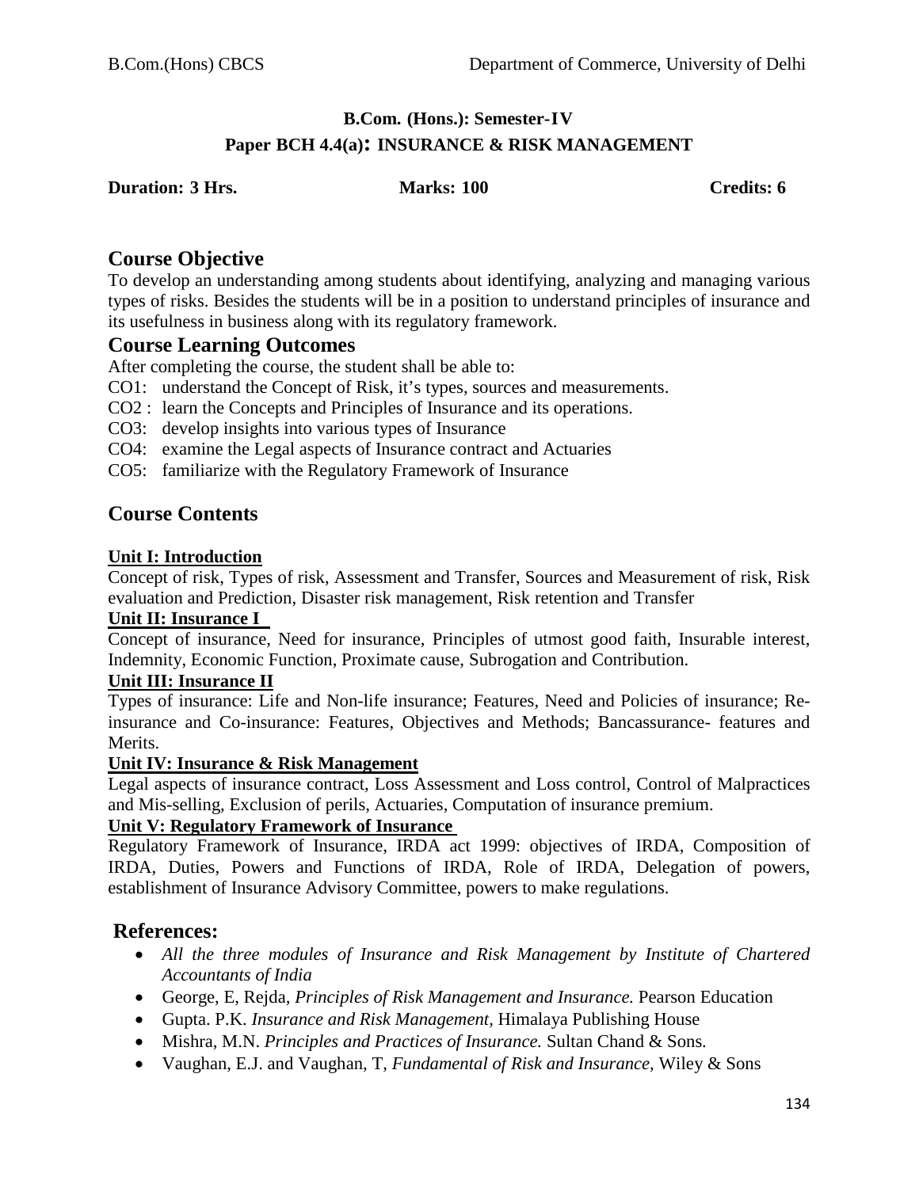**B.Com. (Hons.): Semester-IV**

**Paper BCH 4.4(a): INSURANCE & RISK MANAGEMENT**

**Duration: 3 Hrs.** **Marks: 100** **Credits: 6**

## Course Objective

To develop an understanding among students about identifying, analyzing and managing various types of risks. Besides the students will be in a position to understand principles of insurance and its usefulness in business along with its regulatory framework.

## Course Learning Outcomes

After completing the course, the student shall be able to:

CO1: understand the Concept of Risk, it's types, sources and measurements.

CO2 : learn the Concepts and Principles of Insurance and its operations.

CO3: develop insights into various types of Insurance

CO4: examine the Legal aspects of Insurance contract and Actuaries

CO5: familiarize with the Regulatory Framework of Insurance

## Course Contents

**Unit I: Introduction**

Concept of risk, Types of risk, Assessment and Transfer, Sources and Measurement of risk, Risk evaluation and Prediction, Disaster risk management, Risk retention and Transfer

**Unit II: Insurance I**

Concept of insurance, Need for insurance, Principles of utmost good faith, Insurable interest, Indemnity, Economic Function, Proximate cause, Subrogation and Contribution.

**Unit III: Insurance II**

Types of insurance: Life and Non-life insurance; Features, Need and Policies of insurance; Re-insurance and Co-insurance: Features, Objectives and Methods; Bancassurance- features and Merits.

**Unit IV: Insurance & Risk Management**

Legal aspects of insurance contract, Loss Assessment and Loss control, Control of Malpractices and Mis-selling, Exclusion of perils, Actuaries, Computation of insurance premium.

**Unit V: Regulatory Framework of Insurance**

Regulatory Framework of Insurance, IRDA act 1999: objectives of IRDA, Composition of IRDA, Duties, Powers and Functions of IRDA, Role of IRDA, Delegation of powers, establishment of Insurance Advisory Committee, powers to make regulations.

## References:

- *All the three modules of Insurance and Risk Management by Institute of Chartered Accountants of India*
- George, E, Rejda, *Principles of Risk Management and Insurance.* Pearson Education
- Gupta. P.K. *Insurance and Risk Management,* Himalaya Publishing House
- Mishra, M.N. *Principles and Practices of Insurance.* Sultan Chand & Sons.
- Vaughan, E.J. and Vaughan, T, *Fundamental of Risk and Insurance,* Wiley & Sons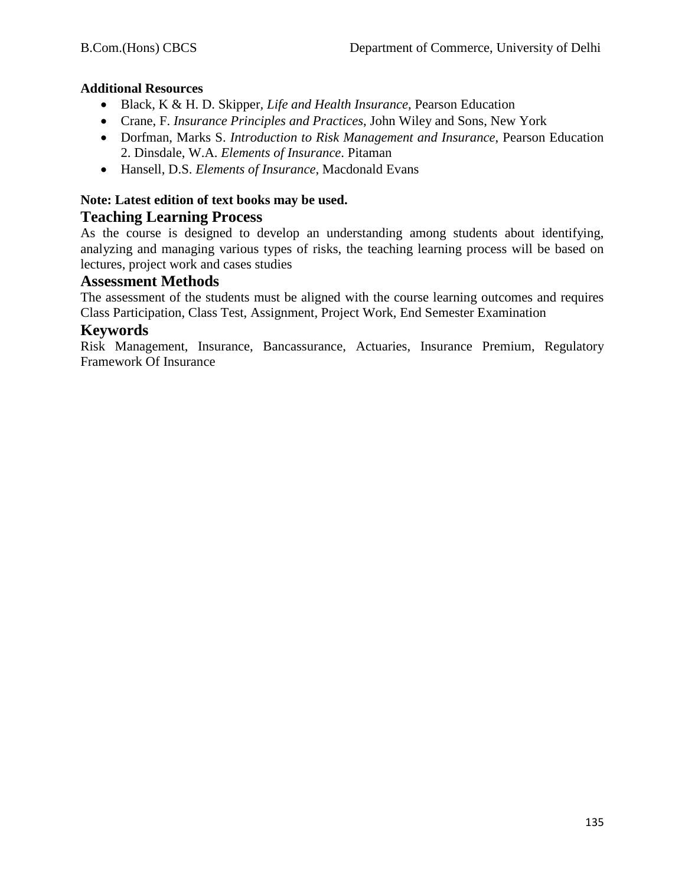**Additional Resources**

- Black, K & H. D. Skipper, *Life and Health Insurance*, Pearson Education
- Crane, F. *Insurance Principles and Practices*, John Wiley and Sons, New York
- Dorfman, Marks S. *Introduction to Risk Management and Insurance*, Pearson Education 2. Dinsdale, W.A. *Elements of Insurance*. Pitaman
- Hansell, D.S. *Elements of Insurance*, Macdonald Evans

**Note: Latest edition of text books may be used.**

## Teaching Learning Process

As the course is designed to develop an understanding among students about identifying, analyzing and managing various types of risks, the teaching learning process will be based on lectures, project work and cases studies

## Assessment Methods

The assessment of the students must be aligned with the course learning outcomes and requires Class Participation, Class Test, Assignment, Project Work, End Semester Examination

## Keywords

Risk Management, Insurance, Bancassurance, Actuaries, Insurance Premium, Regulatory Framework Of Insurance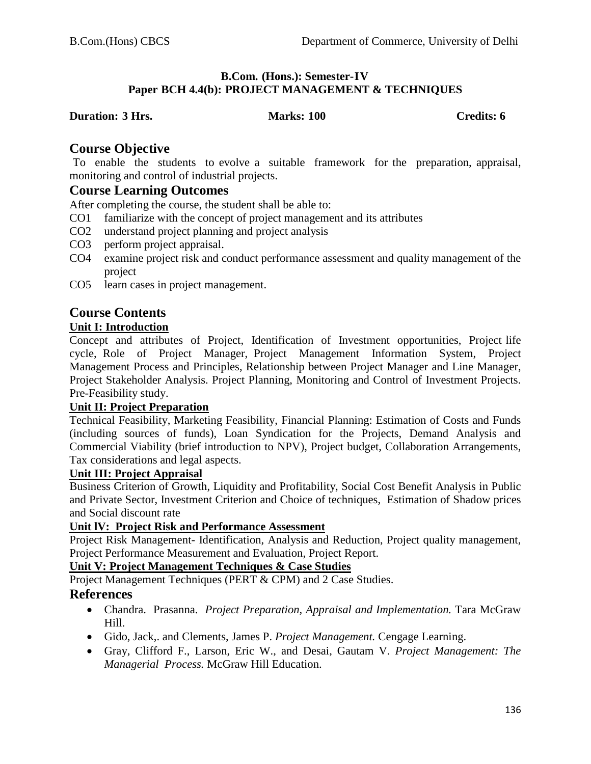**B.Com. (Hons.): Semester-IV**
**Paper BCH 4.4(b): PROJECT MANAGEMENT & TECHNIQUES**

**Duration: 3 Hrs.** **Marks: 100** **Credits: 6**

## Course Objective

To enable the students to evolve a suitable framework for the preparation, appraisal, monitoring and control of industrial projects.

## Course Learning Outcomes

After completing the course, the student shall be able to:

- CO1 familiarize with the concept of project management and its attributes
- CO2 understand project planning and project analysis
- CO3 perform project appraisal.
- CO4 examine project risk and conduct performance assessment and quality management of the project
- CO5 learn cases in project management.

## Course Contents

### Unit I: Introduction

Concept and attributes of Project, Identification of Investment opportunities, Project life cycle, Role of Project Manager, Project Management Information System, Project Management Process and Principles, Relationship between Project Manager and Line Manager, Project Stakeholder Analysis. Project Planning, Monitoring and Control of Investment Projects. Pre-Feasibility study.

### Unit II: Project Preparation

Technical Feasibility, Marketing Feasibility, Financial Planning: Estimation of Costs and Funds (including sources of funds), Loan Syndication for the Projects, Demand Analysis and Commercial Viability (brief introduction to NPV), Project budget, Collaboration Arrangements, Tax considerations and legal aspects.

### Unit III: Project Appraisal

Business Criterion of Growth, Liquidity and Profitability, Social Cost Benefit Analysis in Public and Private Sector, Investment Criterion and Choice of techniques, Estimation of Shadow prices and Social discount rate

### Unit lV: Project Risk and Performance Assessment

Project Risk Management- Identification, Analysis and Reduction, Project quality management, Project Performance Measurement and Evaluation, Project Report.

### Unit V: Project Management Techniques & Case Studies

Project Management Techniques (PERT & CPM) and 2 Case Studies.

## References

- Chandra. Prasanna. *Project Preparation, Appraisal and Implementation.* Tara McGraw Hill.
- Gido, Jack,. and Clements, James P. *Project Management.* Cengage Learning.
- Gray, Clifford F., Larson, Eric W., and Desai, Gautam V. *Project Management: The Managerial Process.* McGraw Hill Education.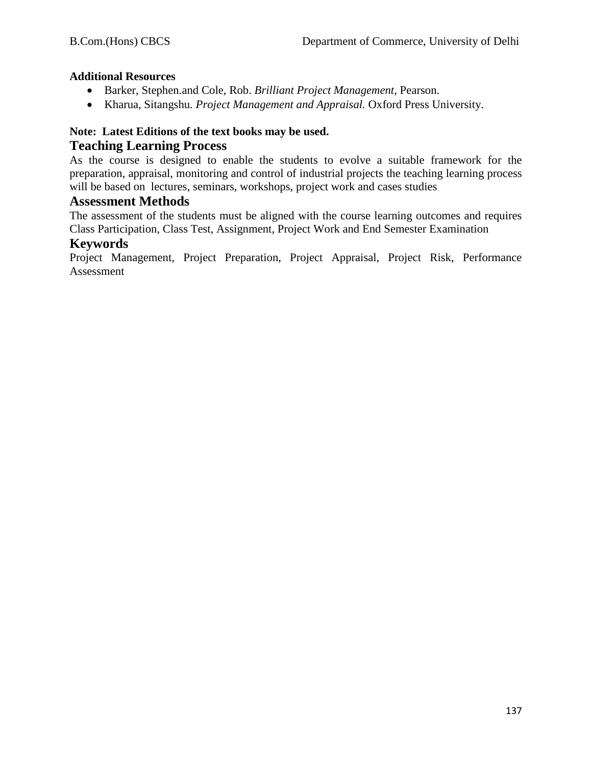**Additional Resources**

- Barker, Stephen.and Cole, Rob. *Brilliant Project Management,* Pearson.
- Kharua, Sitangshu. *Project Management and Appraisal.* Oxford Press University.

**Note: Latest Editions of the text books may be used.**

## Teaching Learning Process

As the course is designed to enable the students to evolve a suitable framework for the preparation, appraisal, monitoring and control of industrial projects the teaching learning process will be based on lectures, seminars, workshops, project work and cases studies

## Assessment Methods

The assessment of the students must be aligned with the course learning outcomes and requires Class Participation, Class Test, Assignment, Project Work and End Semester Examination

## Keywords

Project Management, Project Preparation, Project Appraisal, Project Risk, Performance Assessment